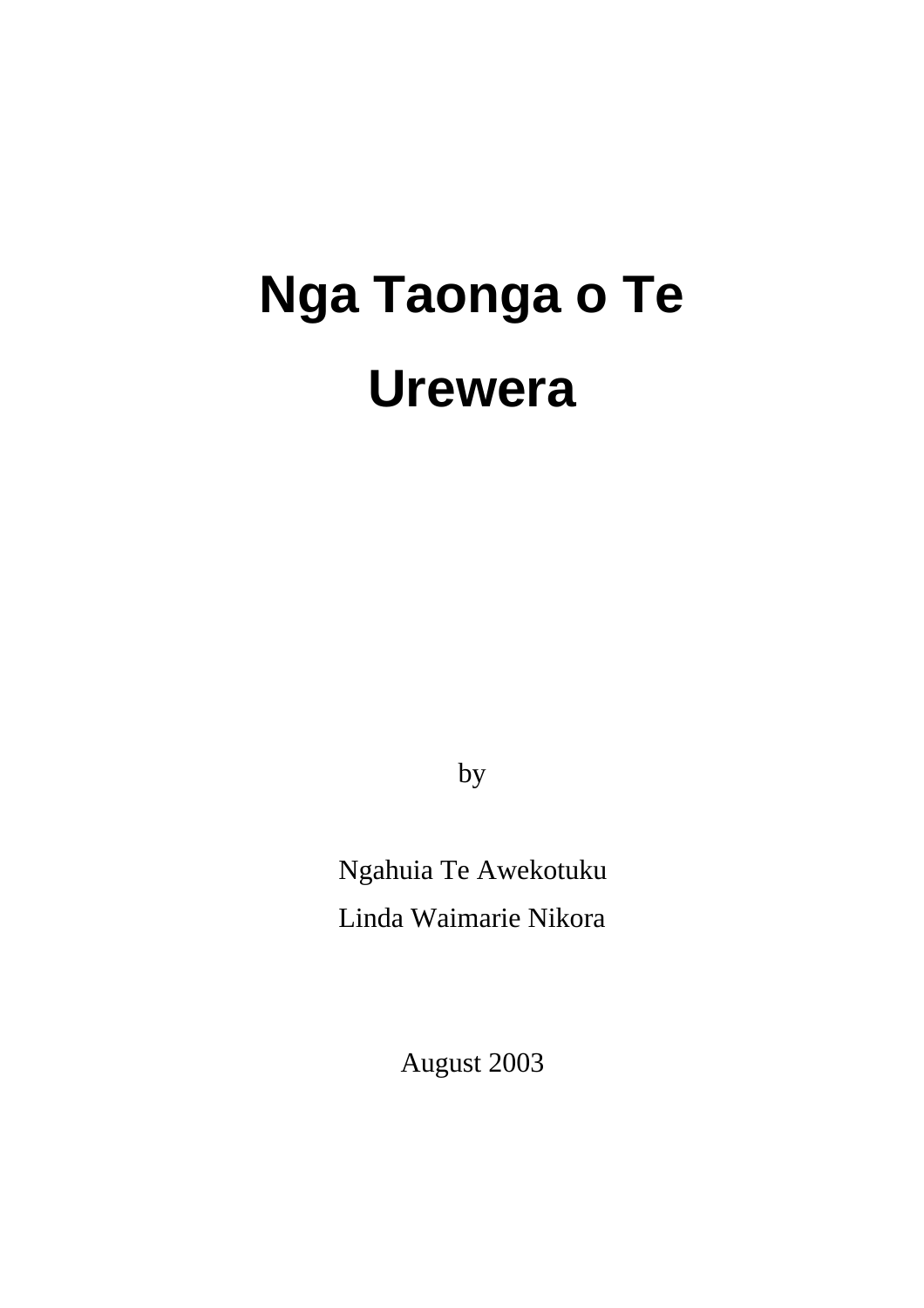# Nga Taonga o Te Urewera

by

Ngahuia Te Awekotuku

Linda Waimarie Nikora

August 2003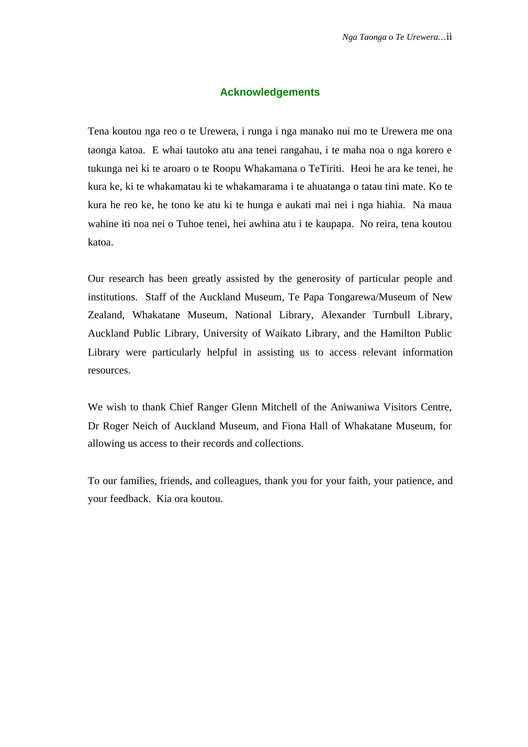## Acknowledgements

Tena koutou nga reo o te Urewera, i runga i nga manako nui mo te Urewera me ona taonga katoa. E whai tautoko atu ana tenei rangahau, i te maha noa o nga korero e tukunga nei ki te aroaro o te Roopu Whakamana o TeTiriti. Heoi he ara ke tenei, he kura ke, ki te whakamatau ki te whakamarama i te ahuatanga o tatau tini mate. Ko te kura he reo ke, he tono ke atu ki te hunga e aukati mai nei i nga hiahia. Na maua wahine iti noa nei o Tuhoe tenei, hei awhina atu i te kaupapa. No reira, tena koutou katoa.

Our research has been greatly assisted by the generosity of particular people and institutions. Staff of the Auckland Museum, Te Papa Tongarewa/Museum of New Zealand, Whakatane Museum, National Library, Alexander Turnbull Library, Auckland Public Library, University of Waikato Library, and the Hamilton Public Library were particularly helpful in assisting us to access relevant information resources.

We wish to thank Chief Ranger Glenn Mitchell of the Aniwaniwa Visitors Centre, Dr Roger Neich of Auckland Museum, and Fiona Hall of Whakatane Museum, for allowing us access to their records and collections.

To our families, friends, and colleagues, thank you for your faith, your patience, and your feedback. Kia ora koutou.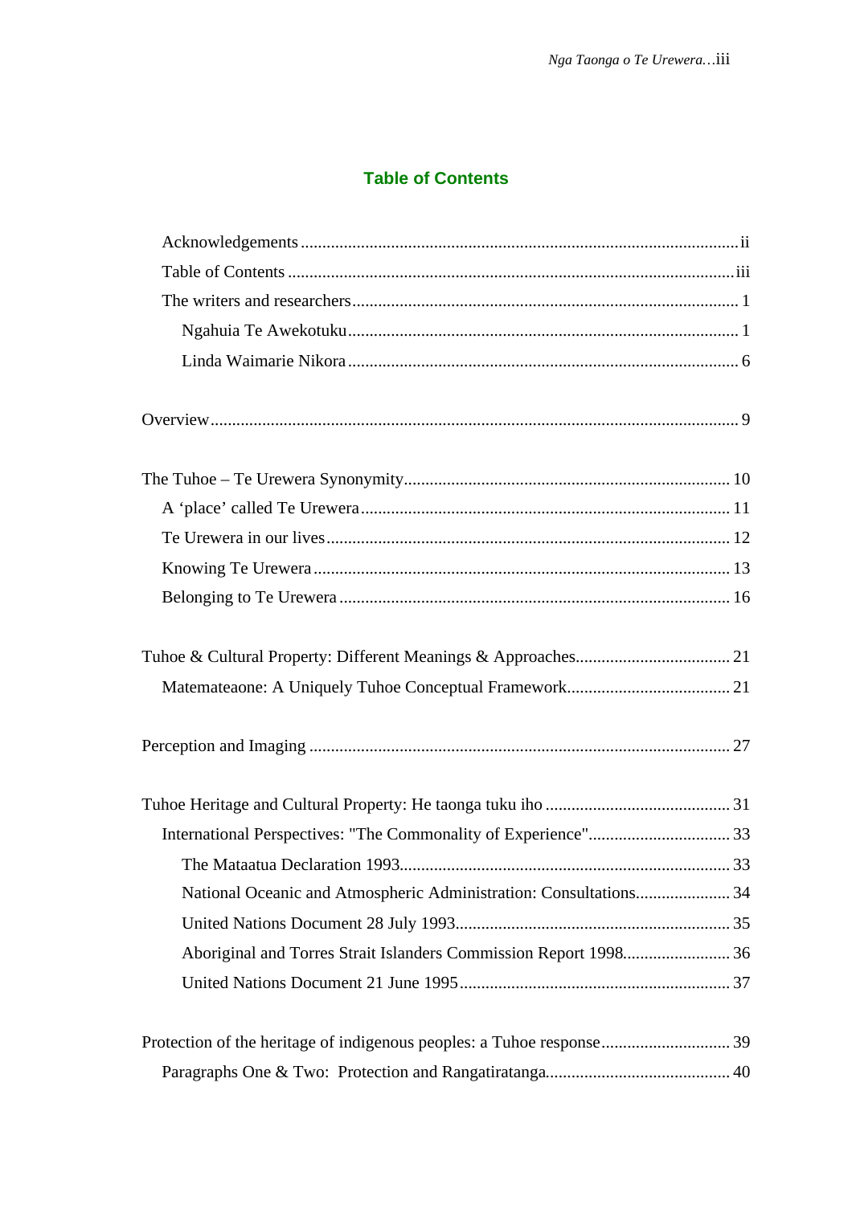## Table of Contents

- Acknowledgements ... ii
- Table of Contents ... iii
- The writers and researchers ... 1
  - Ngahuia Te Awekotuku ... 1
  - Linda Waimarie Nikora ... 6

Overview ... 9

The Tuhoe – Te Urewera Synonymity ... 10
- A 'place' called Te Urewera ... 11
- Te Urewera in our lives ... 12
- Knowing Te Urewera ... 13
- Belonging to Te Urewera ... 16

Tuhoe & Cultural Property: Different Meanings & Approaches ... 21
- Matemateaone: A Uniquely Tuhoe Conceptual Framework ... 21

Perception and Imaging ... 27

Tuhoe Heritage and Cultural Property: He taonga tuku iho ... 31
- International Perspectives: "The Commonality of Experience" ... 33
  - The Mataatua Declaration 1993 ... 33
  - National Oceanic and Atmospheric Administration: Consultations ... 34
  - United Nations Document 28 July 1993 ... 35
  - Aboriginal and Torres Strait Islanders Commission Report 1998 ... 36
  - United Nations Document 21 June 1995 ... 37

Protection of the heritage of indigenous peoples: a Tuhoe response ... 39
- Paragraphs One & Two: Protection and Rangatiratanga ... 40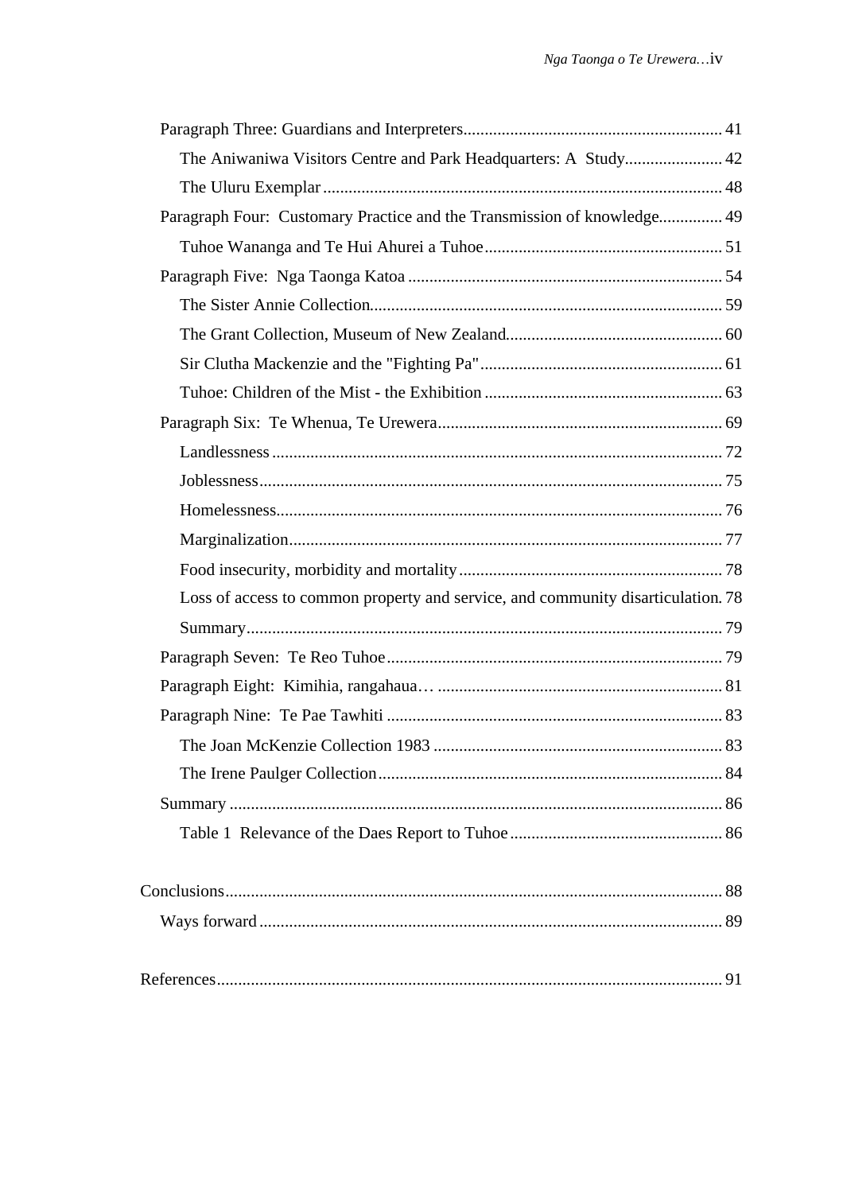- Paragraph Three: Guardians and Interpreters ... 41
  - The Aniwaniwa Visitors Centre and Park Headquarters: A Study ... 42
  - The Uluru Exemplar ... 48
- Paragraph Four: Customary Practice and the Transmission of knowledge ... 49
  - Tuhoe Wananga and Te Hui Ahurei a Tuhoe ... 51
- Paragraph Five: Nga Taonga Katoa ... 54
  - The Sister Annie Collection ... 59
  - The Grant Collection, Museum of New Zealand ... 60
  - Sir Clutha Mackenzie and the "Fighting Pa" ... 61
  - Tuhoe: Children of the Mist - the Exhibition ... 63
- Paragraph Six: Te Whenua, Te Urewera ... 69
  - Landlessness ... 72
  - Joblessness ... 75
  - Homelessness ... 76
  - Marginalization ... 77
  - Food insecurity, morbidity and mortality ... 78
  - Loss of access to common property and service, and community disarticulation ... 78
  - Summary ... 79
- Paragraph Seven: Te Reo Tuhoe ... 79
- Paragraph Eight: Kimihia, rangahaua… ... 81
- Paragraph Nine: Te Pae Tawhiti ... 83
  - The Joan McKenzie Collection 1983 ... 83
  - The Irene Paulger Collection ... 84
- Summary ... 86
  - Table 1 Relevance of the Daes Report to Tuhoe ... 86

Conclusions ... 88

- Ways forward ... 89

References ... 91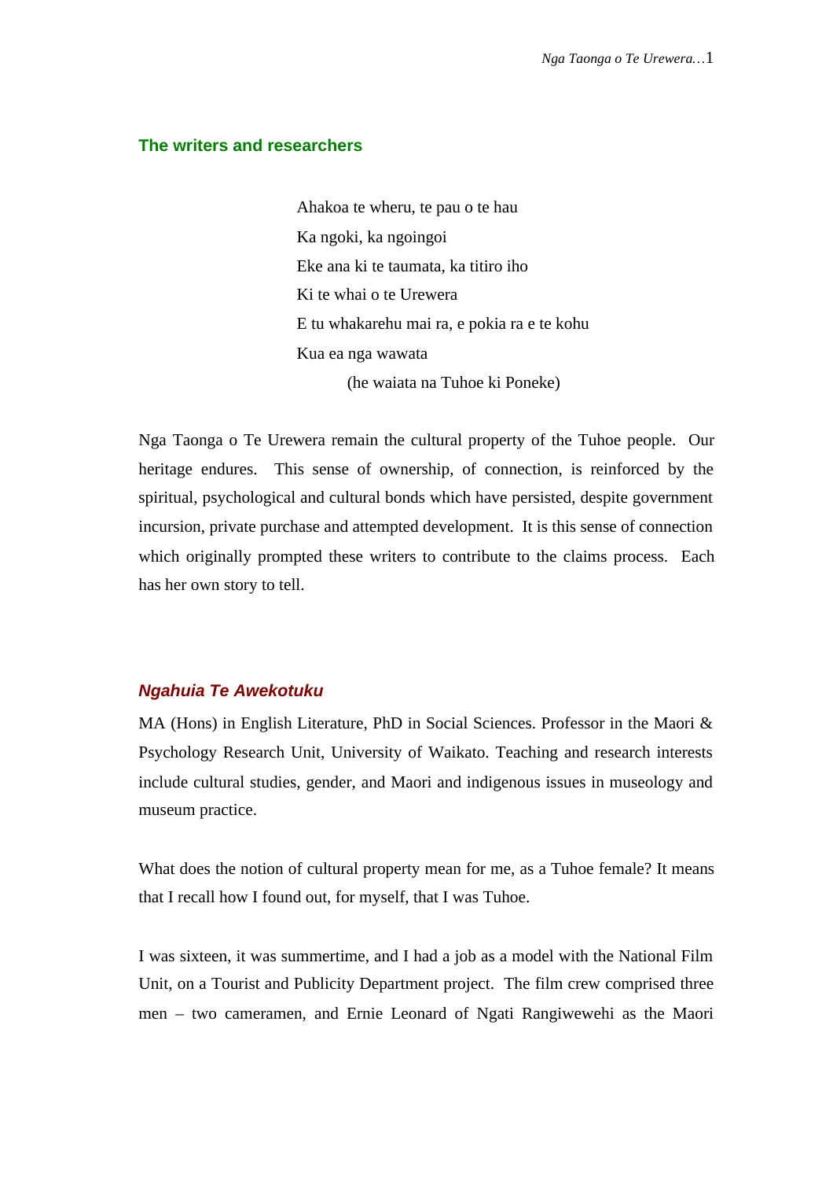## The writers and researchers

> Ahakoa te wheru, te pau o te hau
> Ka ngoki, ka ngoingoi
> Eke ana ki te taumata, ka titiro iho
> Ki te whai o te Urewera
> E tu whakarehu mai ra, e pokia ra e te kohu
> Kua ea nga wawata
>
> (he waiata na Tuhoe ki Poneke)

Nga Taonga o Te Urewera remain the cultural property of the Tuhoe people. Our heritage endures. This sense of ownership, of connection, is reinforced by the spiritual, psychological and cultural bonds which have persisted, despite government incursion, private purchase and attempted development. It is this sense of connection which originally prompted these writers to contribute to the claims process. Each has her own story to tell.

### *Ngahuia Te Awekotuku*

MA (Hons) in English Literature, PhD in Social Sciences. Professor in the Maori & Psychology Research Unit, University of Waikato. Teaching and research interests include cultural studies, gender, and Maori and indigenous issues in museology and museum practice.

What does the notion of cultural property mean for me, as a Tuhoe female? It means that I recall how I found out, for myself, that I was Tuhoe.

I was sixteen, it was summertime, and I had a job as a model with the National Film Unit, on a Tourist and Publicity Department project. The film crew comprised three men – two cameramen, and Ernie Leonard of Ngati Rangiwewehi as the Maori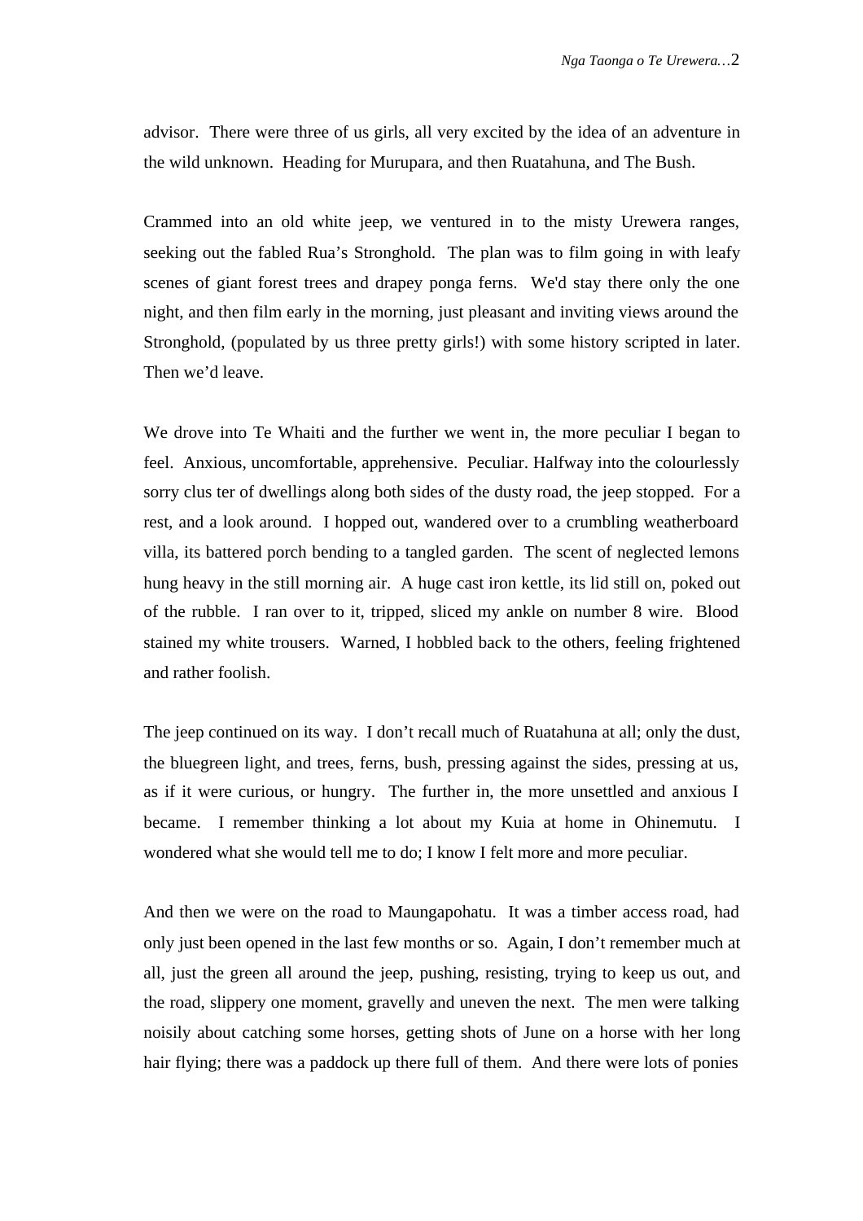advisor. There were three of us girls, all very excited by the idea of an adventure in the wild unknown. Heading for Murupara, and then Ruatahuna, and The Bush.

Crammed into an old white jeep, we ventured in to the misty Urewera ranges, seeking out the fabled Rua's Stronghold. The plan was to film going in with leafy scenes of giant forest trees and drapey ponga ferns. We'd stay there only the one night, and then film early in the morning, just pleasant and inviting views around the Stronghold, (populated by us three pretty girls!) with some history scripted in later. Then we'd leave.

We drove into Te Whaiti and the further we went in, the more peculiar I began to feel. Anxious, uncomfortable, apprehensive. Peculiar. Halfway into the colourlessly sorry clus ter of dwellings along both sides of the dusty road, the jeep stopped. For a rest, and a look around. I hopped out, wandered over to a crumbling weatherboard villa, its battered porch bending to a tangled garden. The scent of neglected lemons hung heavy in the still morning air. A huge cast iron kettle, its lid still on, poked out of the rubble. I ran over to it, tripped, sliced my ankle on number 8 wire. Blood stained my white trousers. Warned, I hobbled back to the others, feeling frightened and rather foolish.

The jeep continued on its way. I don't recall much of Ruatahuna at all; only the dust, the bluegreen light, and trees, ferns, bush, pressing against the sides, pressing at us, as if it were curious, or hungry. The further in, the more unsettled and anxious I became. I remember thinking a lot about my Kuia at home in Ohinemutu. I wondered what she would tell me to do; I know I felt more and more peculiar.

And then we were on the road to Maungapohatu. It was a timber access road, had only just been opened in the last few months or so. Again, I don't remember much at all, just the green all around the jeep, pushing, resisting, trying to keep us out, and the road, slippery one moment, gravelly and uneven the next. The men were talking noisily about catching some horses, getting shots of June on a horse with her long hair flying; there was a paddock up there full of them. And there were lots of ponies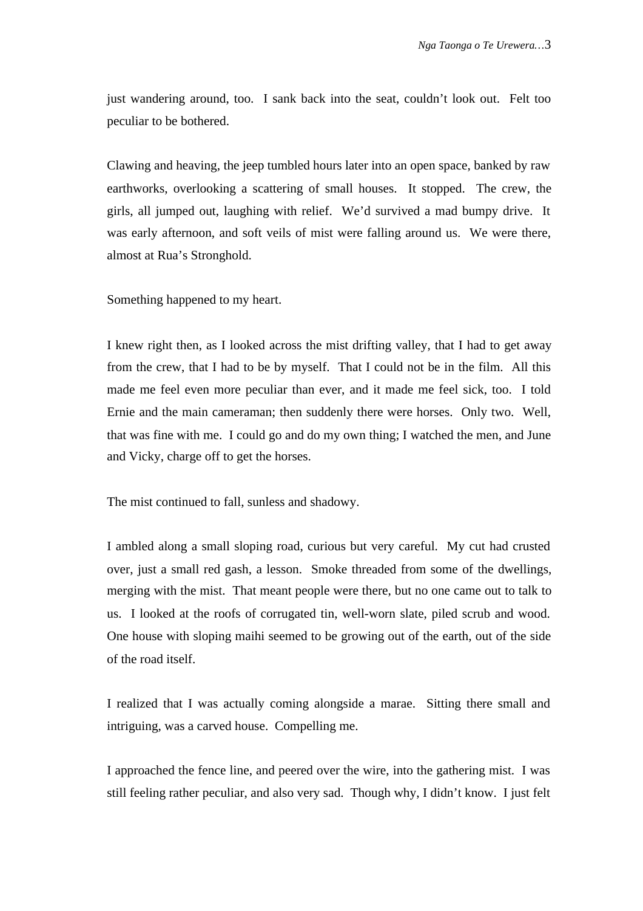just wandering around, too. I sank back into the seat, couldn't look out. Felt too peculiar to be bothered.

Clawing and heaving, the jeep tumbled hours later into an open space, banked by raw earthworks, overlooking a scattering of small houses. It stopped. The crew, the girls, all jumped out, laughing with relief. We'd survived a mad bumpy drive. It was early afternoon, and soft veils of mist were falling around us. We were there, almost at Rua's Stronghold.

Something happened to my heart.

I knew right then, as I looked across the mist drifting valley, that I had to get away from the crew, that I had to be by myself. That I could not be in the film. All this made me feel even more peculiar than ever, and it made me feel sick, too. I told Ernie and the main cameraman; then suddenly there were horses. Only two. Well, that was fine with me. I could go and do my own thing; I watched the men, and June and Vicky, charge off to get the horses.

The mist continued to fall, sunless and shadowy.

I ambled along a small sloping road, curious but very careful. My cut had crusted over, just a small red gash, a lesson. Smoke threaded from some of the dwellings, merging with the mist. That meant people were there, but no one came out to talk to us. I looked at the roofs of corrugated tin, well-worn slate, piled scrub and wood. One house with sloping maihi seemed to be growing out of the earth, out of the side of the road itself.

I realized that I was actually coming alongside a marae. Sitting there small and intriguing, was a carved house. Compelling me.

I approached the fence line, and peered over the wire, into the gathering mist. I was still feeling rather peculiar, and also very sad. Though why, I didn't know. I just felt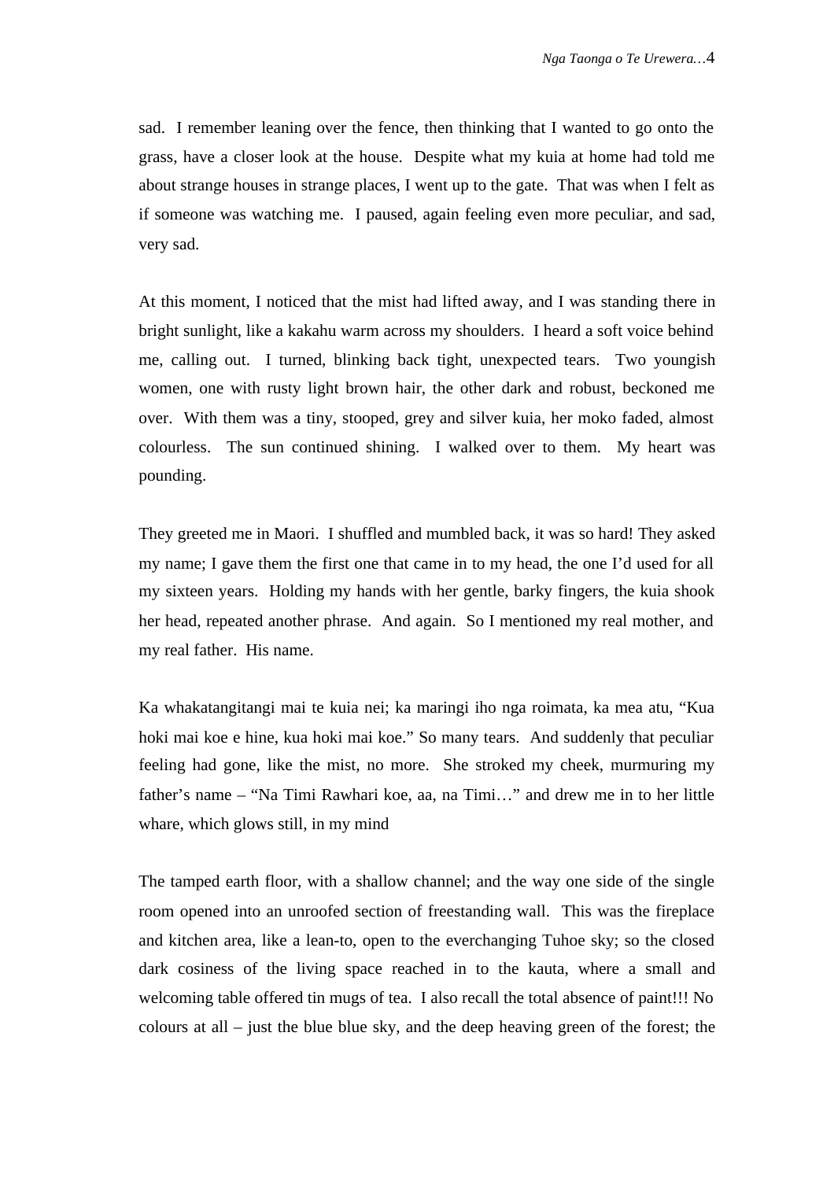sad. I remember leaning over the fence, then thinking that I wanted to go onto the grass, have a closer look at the house. Despite what my kuia at home had told me about strange houses in strange places, I went up to the gate. That was when I felt as if someone was watching me. I paused, again feeling even more peculiar, and sad, very sad.

At this moment, I noticed that the mist had lifted away, and I was standing there in bright sunlight, like a kakahu warm across my shoulders. I heard a soft voice behind me, calling out. I turned, blinking back tight, unexpected tears. Two youngish women, one with rusty light brown hair, the other dark and robust, beckoned me over. With them was a tiny, stooped, grey and silver kuia, her moko faded, almost colourless. The sun continued shining. I walked over to them. My heart was pounding.

They greeted me in Maori. I shuffled and mumbled back, it was so hard! They asked my name; I gave them the first one that came in to my head, the one I'd used for all my sixteen years. Holding my hands with her gentle, barky fingers, the kuia shook her head, repeated another phrase. And again. So I mentioned my real mother, and my real father. His name.

Ka whakatangitangi mai te kuia nei; ka maringi iho nga roimata, ka mea atu, "Kua hoki mai koe e hine, kua hoki mai koe." So many tears. And suddenly that peculiar feeling had gone, like the mist, no more. She stroked my cheek, murmuring my father's name – "Na Timi Rawhari koe, aa, na Timi…" and drew me in to her little whare, which glows still, in my mind

The tamped earth floor, with a shallow channel; and the way one side of the single room opened into an unroofed section of freestanding wall. This was the fireplace and kitchen area, like a lean-to, open to the everchanging Tuhoe sky; so the closed dark cosiness of the living space reached in to the kauta, where a small and welcoming table offered tin mugs of tea. I also recall the total absence of paint!!! No colours at all – just the blue blue sky, and the deep heaving green of the forest; the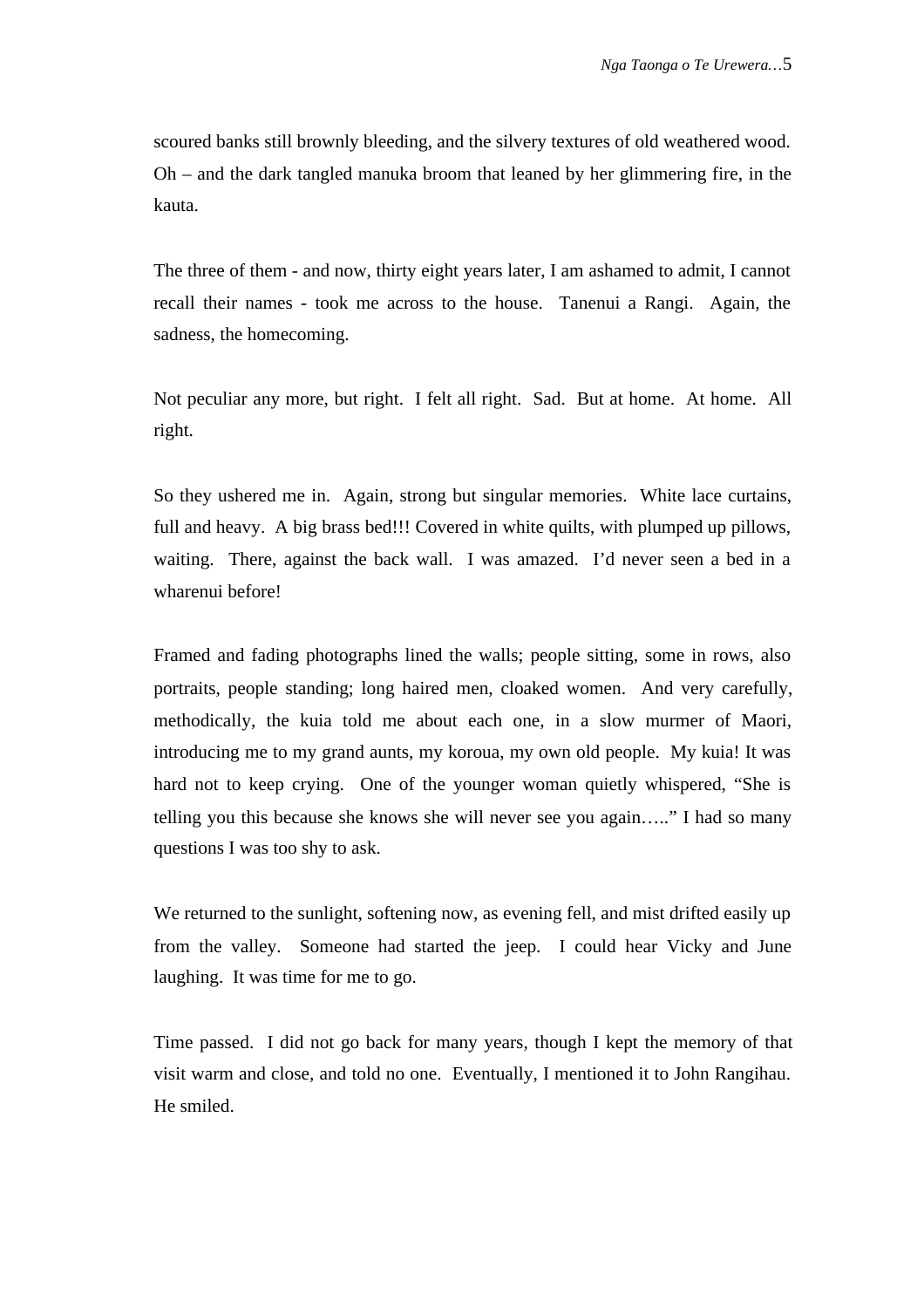scoured banks still brownly bleeding, and the silvery textures of old weathered wood. Oh – and the dark tangled manuka broom that leaned by her glimmering fire, in the kauta.

The three of them - and now, thirty eight years later, I am ashamed to admit, I cannot recall their names - took me across to the house. Tanenui a Rangi. Again, the sadness, the homecoming.

Not peculiar any more, but right. I felt all right. Sad. But at home. At home. All right.

So they ushered me in. Again, strong but singular memories. White lace curtains, full and heavy. A big brass bed!!! Covered in white quilts, with plumped up pillows, waiting. There, against the back wall. I was amazed. I'd never seen a bed in a wharenui before!

Framed and fading photographs lined the walls; people sitting, some in rows, also portraits, people standing; long haired men, cloaked women. And very carefully, methodically, the kuia told me about each one, in a slow murmer of Maori, introducing me to my grand aunts, my koroua, my own old people. My kuia! It was hard not to keep crying. One of the younger woman quietly whispered, "She is telling you this because she knows she will never see you again….." I had so many questions I was too shy to ask.

We returned to the sunlight, softening now, as evening fell, and mist drifted easily up from the valley. Someone had started the jeep. I could hear Vicky and June laughing. It was time for me to go.

Time passed. I did not go back for many years, though I kept the memory of that visit warm and close, and told no one. Eventually, I mentioned it to John Rangihau. He smiled.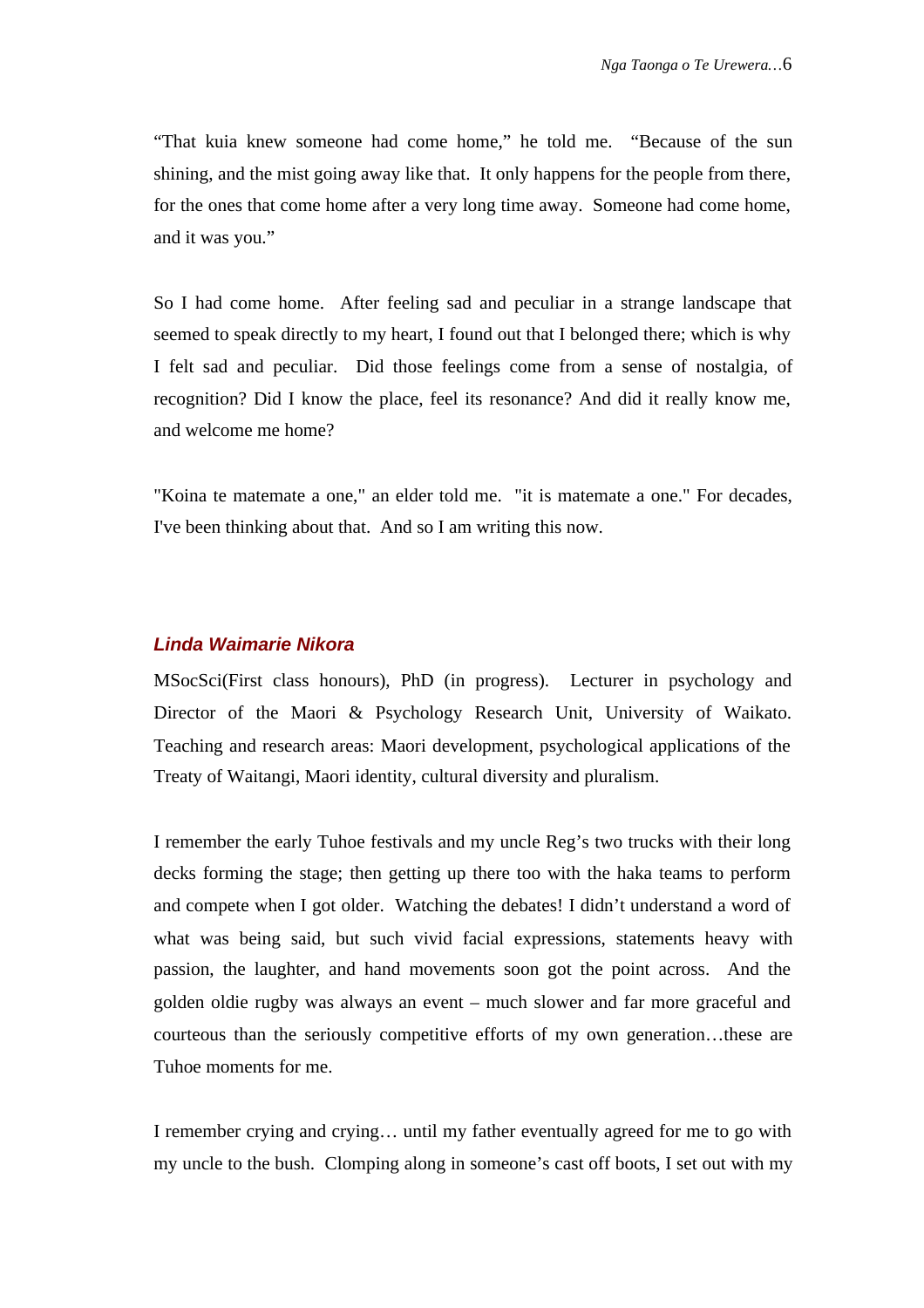“That kuia knew someone had come home,” he told me. “Because of the sun shining, and the mist going away like that. It only happens for the people from there, for the ones that come home after a very long time away. Someone had come home, and it was you.”

So I had come home. After feeling sad and peculiar in a strange landscape that seemed to speak directly to my heart, I found out that I belonged there; which is why I felt sad and peculiar. Did those feelings come from a sense of nostalgia, of recognition? Did I know the place, feel its resonance? And did it really know me, and welcome me home?

"Koina te matemate a one," an elder told me. "it is matemate a one." For decades, I've been thinking about that. And so I am writing this now.

### *Linda Waimarie Nikora*

MSocSci(First class honours), PhD (in progress). Lecturer in psychology and Director of the Maori & Psychology Research Unit, University of Waikato. Teaching and research areas: Maori development, psychological applications of the Treaty of Waitangi, Maori identity, cultural diversity and pluralism.

I remember the early Tuhoe festivals and my uncle Reg’s two trucks with their long decks forming the stage; then getting up there too with the haka teams to perform and compete when I got older. Watching the debates! I didn’t understand a word of what was being said, but such vivid facial expressions, statements heavy with passion, the laughter, and hand movements soon got the point across. And the golden oldie rugby was always an event – much slower and far more graceful and courteous than the seriously competitive efforts of my own generation…these are Tuhoe moments for me.

I remember crying and crying… until my father eventually agreed for me to go with my uncle to the bush. Clomping along in someone’s cast off boots, I set out with my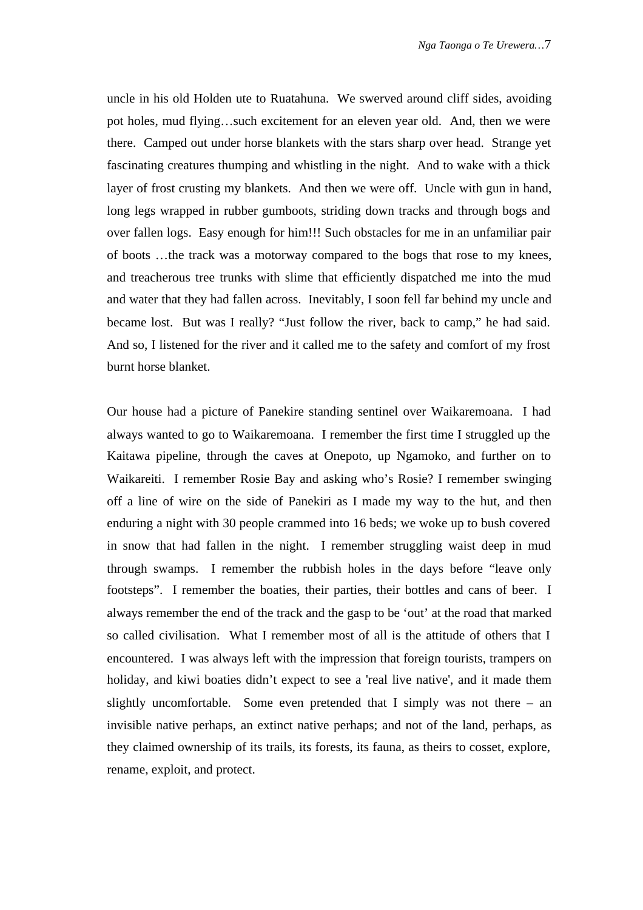uncle in his old Holden ute to Ruatahuna. We swerved around cliff sides, avoiding pot holes, mud flying…such excitement for an eleven year old. And, then we were there. Camped out under horse blankets with the stars sharp over head. Strange yet fascinating creatures thumping and whistling in the night. And to wake with a thick layer of frost crusting my blankets. And then we were off. Uncle with gun in hand, long legs wrapped in rubber gumboots, striding down tracks and through bogs and over fallen logs. Easy enough for him!!! Such obstacles for me in an unfamiliar pair of boots …the track was a motorway compared to the bogs that rose to my knees, and treacherous tree trunks with slime that efficiently dispatched me into the mud and water that they had fallen across. Inevitably, I soon fell far behind my uncle and became lost. But was I really? "Just follow the river, back to camp," he had said. And so, I listened for the river and it called me to the safety and comfort of my frost burnt horse blanket.

Our house had a picture of Panekire standing sentinel over Waikaremoana. I had always wanted to go to Waikaremoana. I remember the first time I struggled up the Kaitawa pipeline, through the caves at Onepoto, up Ngamoko, and further on to Waikareiti. I remember Rosie Bay and asking who's Rosie? I remember swinging off a line of wire on the side of Panekiri as I made my way to the hut, and then enduring a night with 30 people crammed into 16 beds; we woke up to bush covered in snow that had fallen in the night. I remember struggling waist deep in mud through swamps. I remember the rubbish holes in the days before "leave only footsteps". I remember the boaties, their parties, their bottles and cans of beer. I always remember the end of the track and the gasp to be 'out' at the road that marked so called civilisation. What I remember most of all is the attitude of others that I encountered. I was always left with the impression that foreign tourists, trampers on holiday, and kiwi boaties didn't expect to see a 'real live native', and it made them slightly uncomfortable. Some even pretended that I simply was not there – an invisible native perhaps, an extinct native perhaps; and not of the land, perhaps, as they claimed ownership of its trails, its forests, its fauna, as theirs to cosset, explore, rename, exploit, and protect.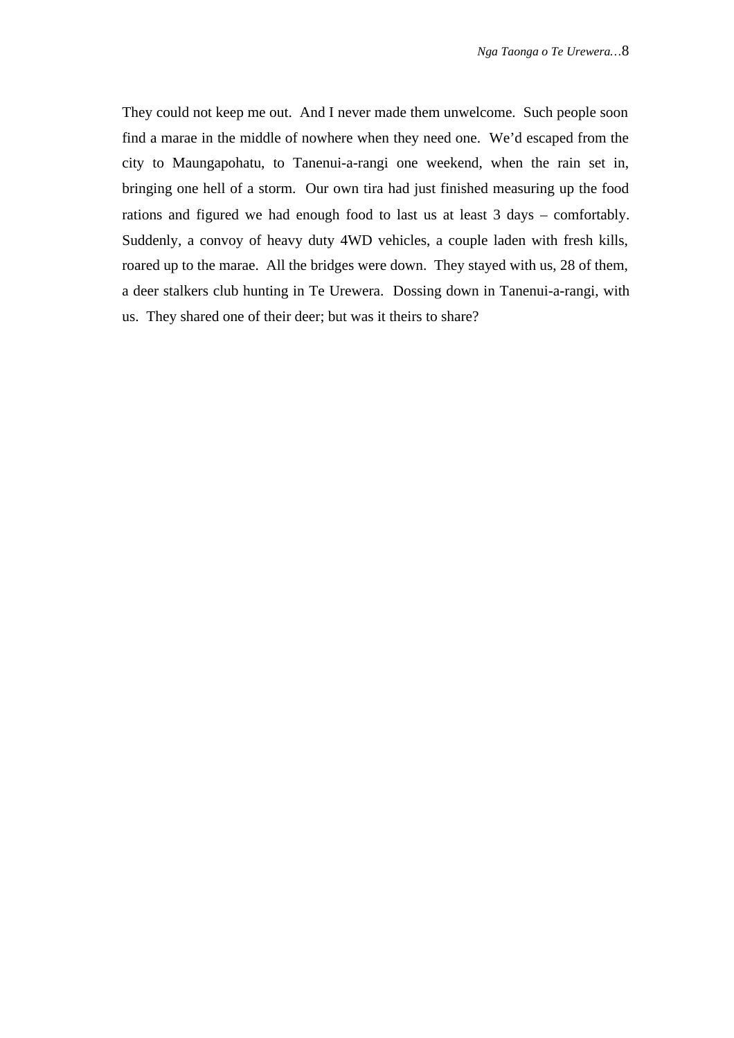They could not keep me out.  And I never made them unwelcome.  Such people soon find a marae in the middle of nowhere when they need one.  We'd escaped from the city to Maungapohatu, to Tanenui-a-rangi one weekend, when the rain set in, bringing one hell of a storm.  Our own tira had just finished measuring up the food rations and figured we had enough food to last us at least 3 days – comfortably. Suddenly, a convoy of heavy duty 4WD vehicles, a couple laden with fresh kills, roared up to the marae.  All the bridges were down.  They stayed with us, 28 of them, a deer stalkers club hunting in Te Urewera.  Dossing down in Tanenui-a-rangi, with us.  They shared one of their deer; but was it theirs to share?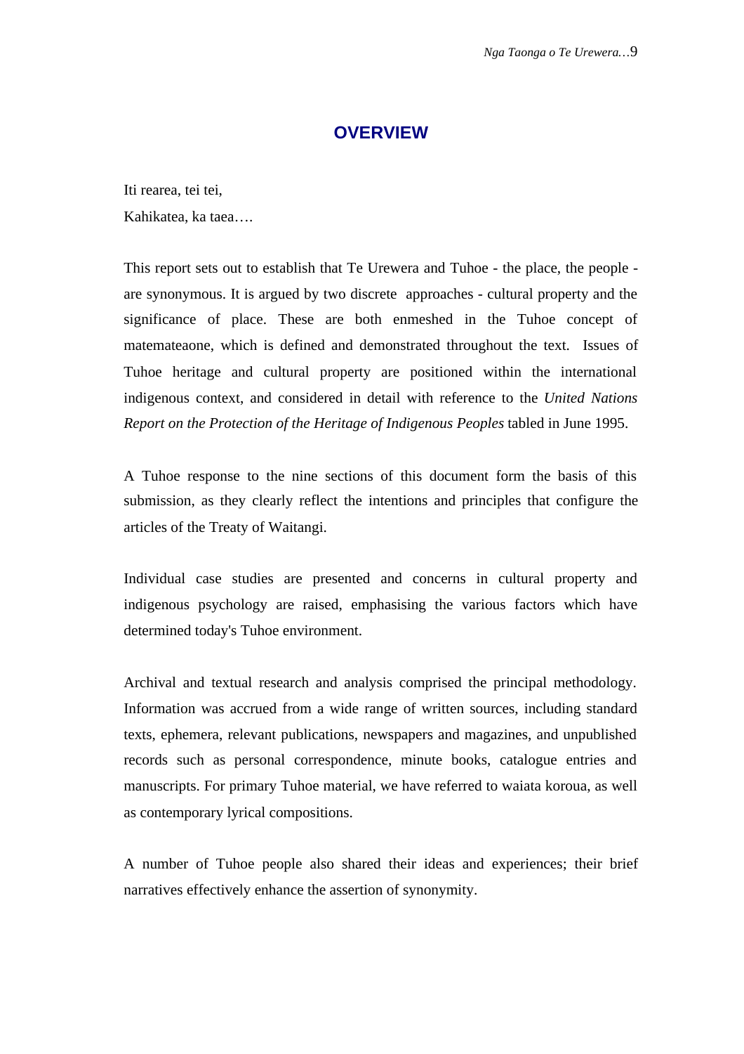## OVERVIEW

Iti rearea, tei tei,
Kahikatea, ka taea….

This report sets out to establish that Te Urewera and Tuhoe - the place, the people - are synonymous. It is argued by two discrete approaches - cultural property and the significance of place. These are both enmeshed in the Tuhoe concept of matemateaone, which is defined and demonstrated throughout the text. Issues of Tuhoe heritage and cultural property are positioned within the international indigenous context, and considered in detail with reference to the *United Nations Report on the Protection of the Heritage of Indigenous Peoples* tabled in June 1995.

A Tuhoe response to the nine sections of this document form the basis of this submission, as they clearly reflect the intentions and principles that configure the articles of the Treaty of Waitangi.

Individual case studies are presented and concerns in cultural property and indigenous psychology are raised, emphasising the various factors which have determined today's Tuhoe environment.

Archival and textual research and analysis comprised the principal methodology. Information was accrued from a wide range of written sources, including standard texts, ephemera, relevant publications, newspapers and magazines, and unpublished records such as personal correspondence, minute books, catalogue entries and manuscripts. For primary Tuhoe material, we have referred to waiata koroua, as well as contemporary lyrical compositions.

A number of Tuhoe people also shared their ideas and experiences; their brief narratives effectively enhance the assertion of synonymity.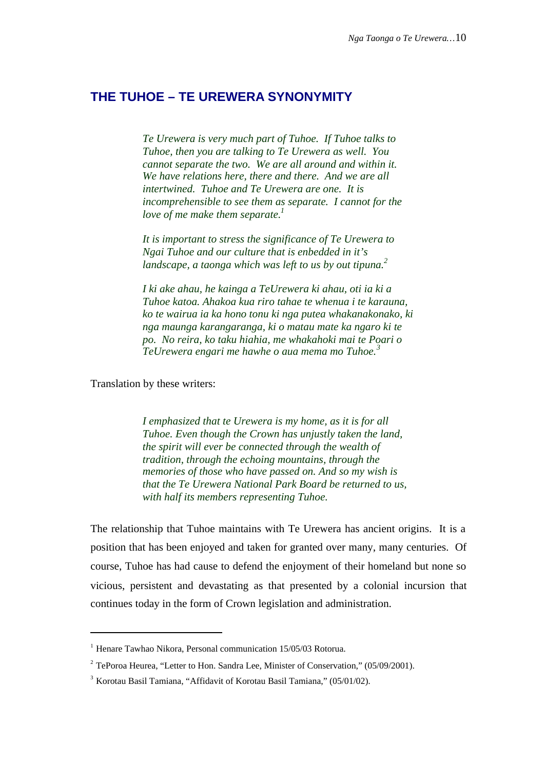## THE TUHOE – TE UREWERA SYNONYMITY

> *Te Urewera is very much part of Tuhoe. If Tuhoe talks to Tuhoe, then you are talking to Te Urewera as well. You cannot separate the two. We are all around and within it. We have relations here, there and there. And we are all intertwined. Tuhoe and Te Urewera are one. It is incomprehensible to see them as separate. I cannot for the love of me make them separate.*[1]

> *It is important to stress the significance of Te Urewera to Ngai Tuhoe and our culture that is enbedded in it's landscape, a taonga which was left to us by out tipuna.*[2]

> *I ki ake ahau, he kainga a TeUrewera ki ahau, oti ia ki a Tuhoe katoa. Ahakoa kua riro tahae te whenua i te karauna, ko te wairua ia ka hono tonu ki nga putea whakanakonako, ki nga maunga karangaranga, ki o matau mate ka ngaro ki te po. No reira, ko taku hiahia, me whakahoki mai te Poari o TeUrewera engari me hawhe o aua mema mo Tuhoe.*[3]

Translation by these writers:

> *I emphasized that te Urewera is my home, as it is for all Tuhoe. Even though the Crown has unjustly taken the land, the spirit will ever be connected through the wealth of tradition, through the echoing mountains, through the memories of those who have passed on. And so my wish is that the Te Urewera National Park Board be returned to us, with half its members representing Tuhoe.*

The relationship that Tuhoe maintains with Te Urewera has ancient origins. It is a position that has been enjoyed and taken for granted over many, many centuries. Of course, Tuhoe has had cause to defend the enjoyment of their homeland but none so vicious, persistent and devastating as that presented by a colonial incursion that continues today in the form of Crown legislation and administration.

---

[1] Henare Tawhao Nikora, Personal communication 15/05/03 Rotorua.

[2] TePoroa Heurea, "Letter to Hon. Sandra Lee, Minister of Conservation," (05/09/2001).

[3] Korotau Basil Tamiana, "Affidavit of Korotau Basil Tamiana," (05/01/02).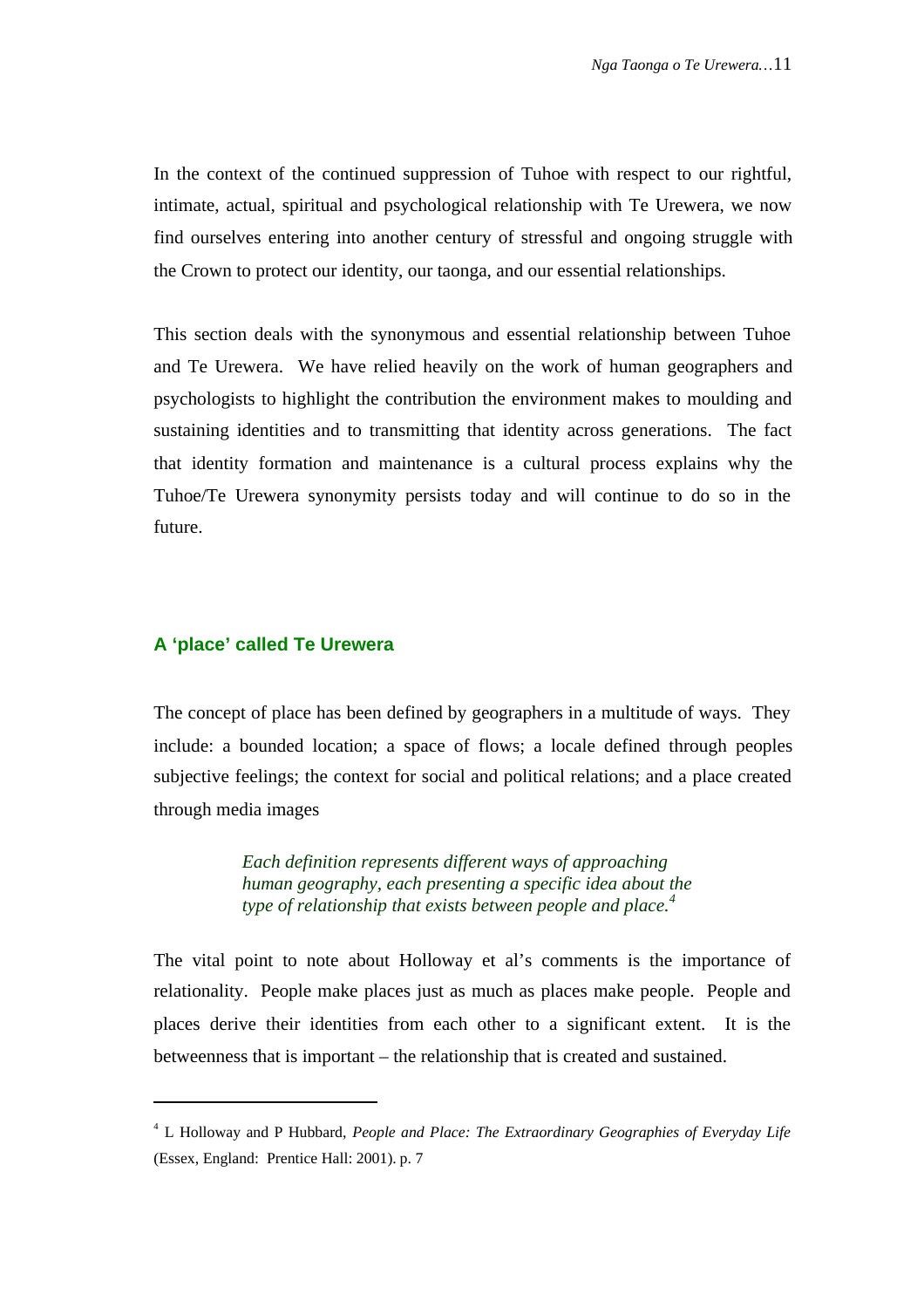In the context of the continued suppression of Tuhoe with respect to our rightful, intimate, actual, spiritual and psychological relationship with Te Urewera, we now find ourselves entering into another century of stressful and ongoing struggle with the Crown to protect our identity, our taonga, and our essential relationships.

This section deals with the synonymous and essential relationship between Tuhoe and Te Urewera. We have relied heavily on the work of human geographers and psychologists to highlight the contribution the environment makes to moulding and sustaining identities and to transmitting that identity across generations. The fact that identity formation and maintenance is a cultural process explains why the Tuhoe/Te Urewera synonymity persists today and will continue to do so in the future.

## A 'place' called Te Urewera

The concept of place has been defined by geographers in a multitude of ways. They include: a bounded location; a space of flows; a locale defined through peoples subjective feelings; the context for social and political relations; and a place created through media images

> *Each definition represents different ways of approaching human geography, each presenting a specific idea about the type of relationship that exists between people and place.*[4]

The vital point to note about Holloway et al's comments is the importance of relationality. People make places just as much as places make people. People and places derive their identities from each other to a significant extent. It is the betweenness that is important – the relationship that is created and sustained.

---

[4] L Holloway and P Hubbard, *People and Place: The Extraordinary Geographies of Everyday Life* (Essex, England: Prentice Hall: 2001). p. 7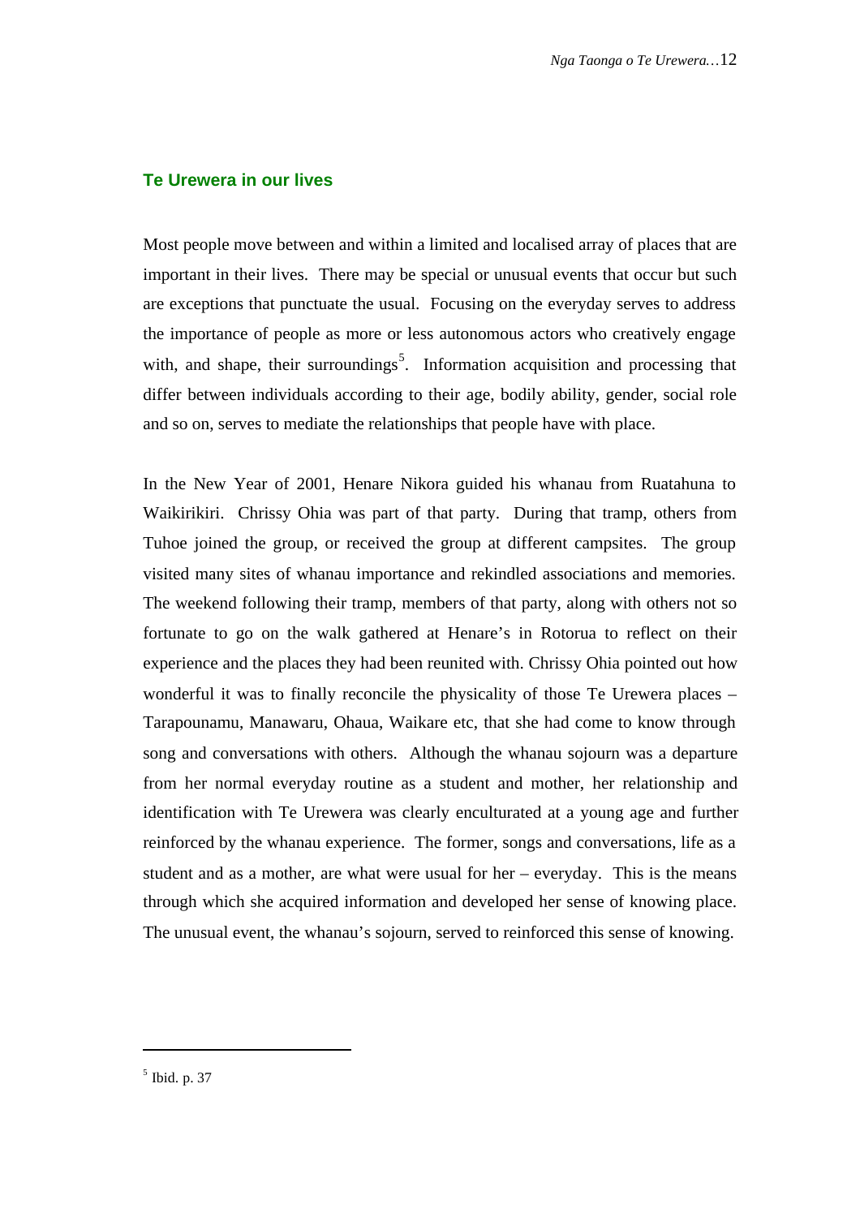## Te Urewera in our lives

Most people move between and within a limited and localised array of places that are important in their lives. There may be special or unusual events that occur but such are exceptions that punctuate the usual. Focusing on the everyday serves to address the importance of people as more or less autonomous actors who creatively engage with, and shape, their surroundings[5]. Information acquisition and processing that differ between individuals according to their age, bodily ability, gender, social role and so on, serves to mediate the relationships that people have with place.

In the New Year of 2001, Henare Nikora guided his whanau from Ruatahuna to Waikirikiri. Chrissy Ohia was part of that party. During that tramp, others from Tuhoe joined the group, or received the group at different campsites. The group visited many sites of whanau importance and rekindled associations and memories. The weekend following their tramp, members of that party, along with others not so fortunate to go on the walk gathered at Henare's in Rotorua to reflect on their experience and the places they had been reunited with. Chrissy Ohia pointed out how wonderful it was to finally reconcile the physicality of those Te Urewera places – Tarapounamu, Manawaru, Ohaua, Waikare etc, that she had come to know through song and conversations with others. Although the whanau sojourn was a departure from her normal everyday routine as a student and mother, her relationship and identification with Te Urewera was clearly enculturated at a young age and further reinforced by the whanau experience. The former, songs and conversations, life as a student and as a mother, are what were usual for her – everyday. This is the means through which she acquired information and developed her sense of knowing place. The unusual event, the whanau's sojourn, served to reinforced this sense of knowing.

---

[5] Ibid. p. 37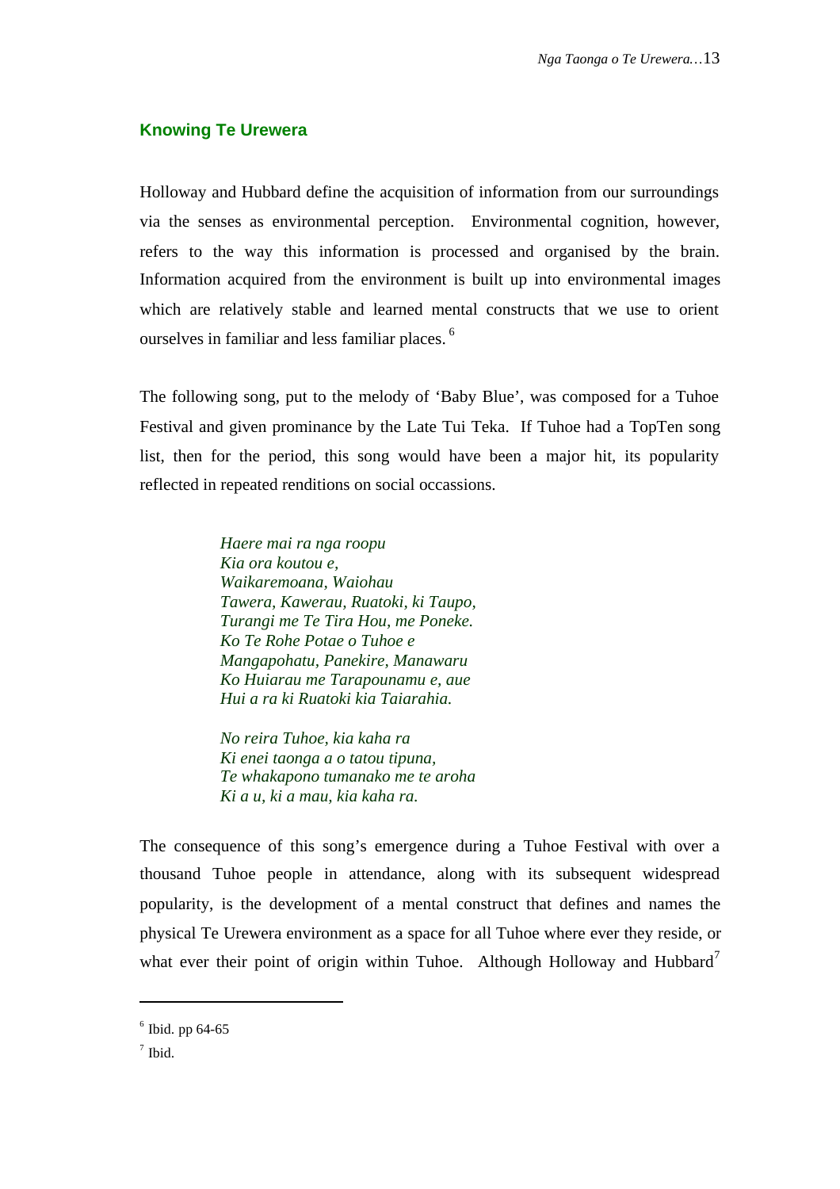## Knowing Te Urewera

Holloway and Hubbard define the acquisition of information from our surroundings via the senses as environmental perception. Environmental cognition, however, refers to the way this information is processed and organised by the brain. Information acquired from the environment is built up into environmental images which are relatively stable and learned mental constructs that we use to orient ourselves in familiar and less familiar places. [6]

The following song, put to the melody of 'Baby Blue', was composed for a Tuhoe Festival and given prominance by the Late Tui Teka. If Tuhoe had a TopTen song list, then for the period, this song would have been a major hit, its popularity reflected in repeated renditions on social occassions.

> *Haere mai ra nga roopu*
> *Kia ora koutou e,*
> *Waikaremoana, Waiohau*
> *Tawera, Kawerau, Ruatoki, ki Taupo,*
> *Turangi me Te Tira Hou, me Poneke.*
> *Ko Te Rohe Potae o Tuhoe e*
> *Mangapohatu, Panekire, Manawaru*
> *Ko Huiarau me Tarapounamu e, aue*
> *Hui a ra ki Ruatoki kia Taiarahia.*
>
> *No reira Tuhoe, kia kaha ra*
> *Ki enei taonga a o tatou tipuna,*
> *Te whakapono tumanako me te aroha*
> *Ki a u, ki a mau, kia kaha ra.*

The consequence of this song's emergence during a Tuhoe Festival with over a thousand Tuhoe people in attendance, along with its subsequent widespread popularity, is the development of a mental construct that defines and names the physical Te Urewera environment as a space for all Tuhoe where ever they reside, or what ever their point of origin within Tuhoe. Although Holloway and Hubbard[7]

---

[6] Ibid. pp 64-65

[7] Ibid.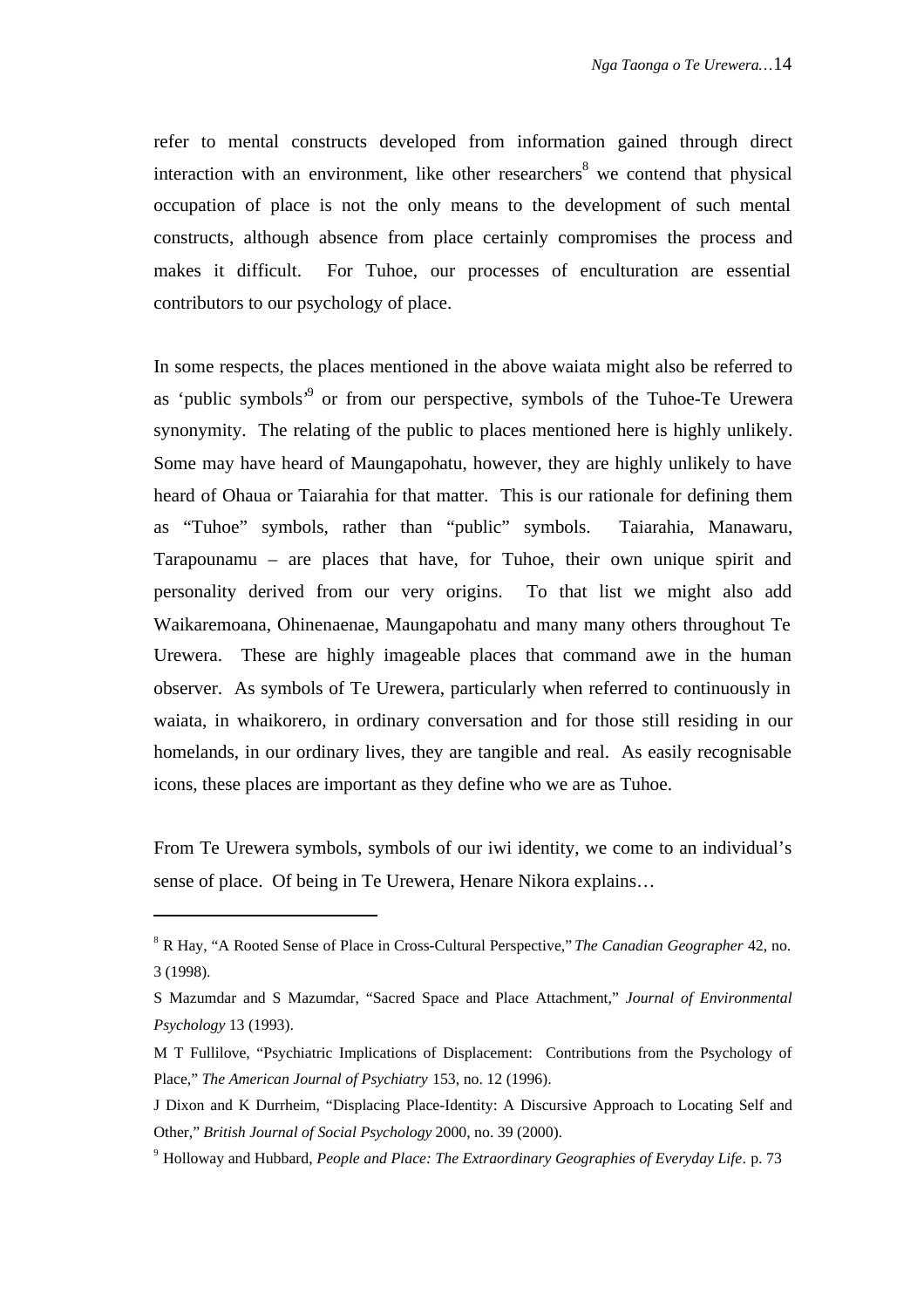refer to mental constructs developed from information gained through direct interaction with an environment, like other researchers[8] we contend that physical occupation of place is not the only means to the development of such mental constructs, although absence from place certainly compromises the process and makes it difficult. For Tuhoe, our processes of enculturation are essential contributors to our psychology of place.

In some respects, the places mentioned in the above waiata might also be referred to as 'public symbols'[9] or from our perspective, symbols of the Tuhoe-Te Urewera synonymity. The relating of the public to places mentioned here is highly unlikely. Some may have heard of Maungapohatu, however, they are highly unlikely to have heard of Ohaua or Taiarahia for that matter. This is our rationale for defining them as "Tuhoe" symbols, rather than "public" symbols. Taiarahia, Manawaru, Tarapounamu – are places that have, for Tuhoe, their own unique spirit and personality derived from our very origins. To that list we might also add Waikaremoana, Ohinenaenae, Maungapohatu and many many others throughout Te Urewera. These are highly imageable places that command awe in the human observer. As symbols of Te Urewera, particularly when referred to continuously in waiata, in whaikorero, in ordinary conversation and for those still residing in our homelands, in our ordinary lives, they are tangible and real. As easily recognisable icons, these places are important as they define who we are as Tuhoe.

From Te Urewera symbols, symbols of our iwi identity, we come to an individual's sense of place. Of being in Te Urewera, Henare Nikora explains…

---

[8] R Hay, "A Rooted Sense of Place in Cross-Cultural Perspective," *The Canadian Geographer* 42, no. 3 (1998).

S Mazumdar and S Mazumdar, "Sacred Space and Place Attachment," *Journal of Environmental Psychology* 13 (1993).

M T Fullilove, "Psychiatric Implications of Displacement: Contributions from the Psychology of Place," *The American Journal of Psychiatry* 153, no. 12 (1996).

J Dixon and K Durrheim, "Displacing Place-Identity: A Discursive Approach to Locating Self and Other," *British Journal of Social Psychology* 2000, no. 39 (2000).

[9] Holloway and Hubbard, *People and Place: The Extraordinary Geographies of Everyday Life*. p. 73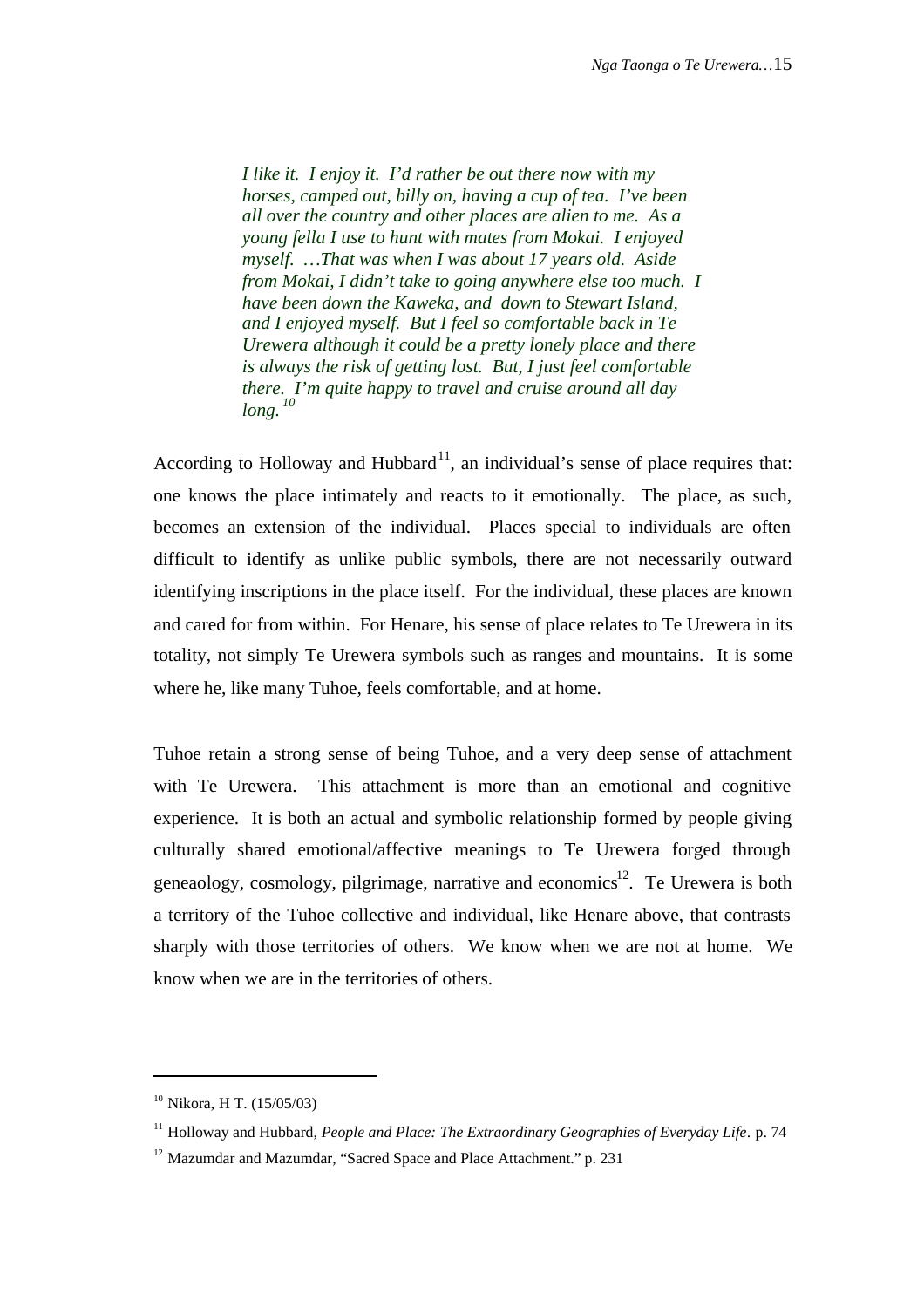> *I like it. I enjoy it. I'd rather be out there now with my horses, camped out, billy on, having a cup of tea. I've been all over the country and other places are alien to me. As a young fella I use to hunt with mates from Mokai. I enjoyed myself. …That was when I was about 17 years old. Aside from Mokai, I didn't take to going anywhere else too much. I have been down the Kaweka, and down to Stewart Island, and I enjoyed myself. But I feel so comfortable back in Te Urewera although it could be a pretty lonely place and there is always the risk of getting lost. But, I just feel comfortable there. I'm quite happy to travel and cruise around all day long.*[10]

According to Holloway and Hubbard[11], an individual's sense of place requires that: one knows the place intimately and reacts to it emotionally. The place, as such, becomes an extension of the individual. Places special to individuals are often difficult to identify as unlike public symbols, there are not necessarily outward identifying inscriptions in the place itself. For the individual, these places are known and cared for from within. For Henare, his sense of place relates to Te Urewera in its totality, not simply Te Urewera symbols such as ranges and mountains. It is some where he, like many Tuhoe, feels comfortable, and at home.

Tuhoe retain a strong sense of being Tuhoe, and a very deep sense of attachment with Te Urewera. This attachment is more than an emotional and cognitive experience. It is both an actual and symbolic relationship formed by people giving culturally shared emotional/affective meanings to Te Urewera forged through geneaology, cosmology, pilgrimage, narrative and economics[12]. Te Urewera is both a territory of the Tuhoe collective and individual, like Henare above, that contrasts sharply with those territories of others. We know when we are not at home. We know when we are in the territories of others.

---

[10] Nikora, H T. (15/05/03)

[11] Holloway and Hubbard, *People and Place: The Extraordinary Geographies of Everyday Life*. p. 74

[12] Mazumdar and Mazumdar, "Sacred Space and Place Attachment." p. 231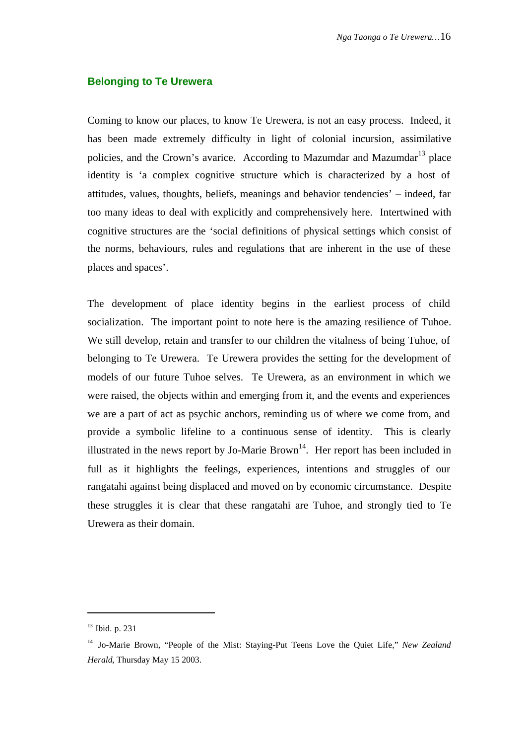## Belonging to Te Urewera

Coming to know our places, to know Te Urewera, is not an easy process. Indeed, it has been made extremely difficulty in light of colonial incursion, assimilative policies, and the Crown's avarice. According to Mazumdar and Mazumdar[13] place identity is 'a complex cognitive structure which is characterized by a host of attitudes, values, thoughts, beliefs, meanings and behavior tendencies' – indeed, far too many ideas to deal with explicitly and comprehensively here. Intertwined with cognitive structures are the 'social definitions of physical settings which consist of the norms, behaviours, rules and regulations that are inherent in the use of these places and spaces'.

The development of place identity begins in the earliest process of child socialization. The important point to note here is the amazing resilience of Tuhoe. We still develop, retain and transfer to our children the vitalness of being Tuhoe, of belonging to Te Urewera. Te Urewera provides the setting for the development of models of our future Tuhoe selves. Te Urewera, as an environment in which we were raised, the objects within and emerging from it, and the events and experiences we are a part of act as psychic anchors, reminding us of where we come from, and provide a symbolic lifeline to a continuous sense of identity. This is clearly illustrated in the news report by Jo-Marie Brown[14]. Her report has been included in full as it highlights the feelings, experiences, intentions and struggles of our rangatahi against being displaced and moved on by economic circumstance. Despite these struggles it is clear that these rangatahi are Tuhoe, and strongly tied to Te Urewera as their domain.

---

[13] Ibid. p. 231

[14] Jo-Marie Brown, "People of the Mist: Staying-Put Teens Love the Quiet Life," *New Zealand Herald*, Thursday May 15 2003.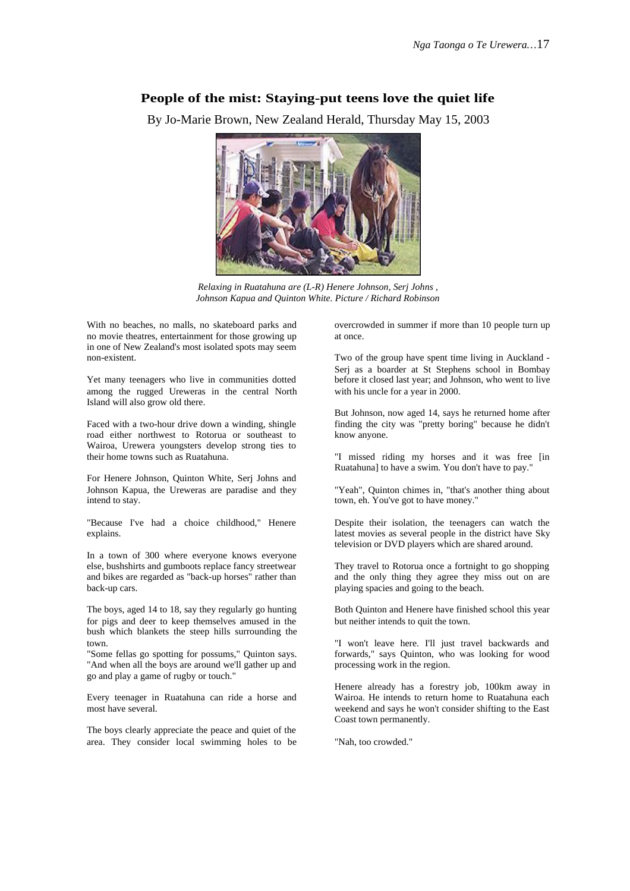## People of the mist: Staying-put teens love the quiet life

By Jo-Marie Brown, New Zealand Herald, Thursday May 15, 2003

*Relaxing in Ruatahuna are (L-R) Henere Johnson, Serj Johns , Johnson Kapua and Quinton White. Picture / Richard Robinson*

With no beaches, no malls, no skateboard parks and no movie theatres, entertainment for those growing up in one of New Zealand's most isolated spots may seem non-existent.

Yet many teenagers who live in communities dotted among the rugged Ureweras in the central North Island will also grow old there.

Faced with a two-hour drive down a winding, shingle road either northwest to Rotorua or southeast to Wairoa, Urewera youngsters develop strong ties to their home towns such as Ruatahuna.

For Henere Johnson, Quinton White, Serj Johns and Johnson Kapua, the Ureweras are paradise and they intend to stay.

"Because I've had a choice childhood," Henere explains.

In a town of 300 where everyone knows everyone else, bushshirts and gumboots replace fancy streetwear and bikes are regarded as "back-up horses" rather than back-up cars.

The boys, aged 14 to 18, say they regularly go hunting for pigs and deer to keep themselves amused in the bush which blankets the steep hills surrounding the town.

"Some fellas go spotting for possums," Quinton says. "And when all the boys are around we'll gather up and go and play a game of rugby or touch."

Every teenager in Ruatahuna can ride a horse and most have several.

The boys clearly appreciate the peace and quiet of the area. They consider local swimming holes to be overcrowded in summer if more than 10 people turn up at once.

Two of the group have spent time living in Auckland - Serj as a boarder at St Stephens school in Bombay before it closed last year; and Johnson, who went to live with his uncle for a year in 2000.

But Johnson, now aged 14, says he returned home after finding the city was "pretty boring" because he didn't know anyone.

"I missed riding my horses and it was free [in Ruatahuna] to have a swim. You don't have to pay."

"Yeah", Quinton chimes in, "that's another thing about town, eh. You've got to have money."

Despite their isolation, the teenagers can watch the latest movies as several people in the district have Sky television or DVD players which are shared around.

They travel to Rotorua once a fortnight to go shopping and the only thing they agree they miss out on are playing spacies and going to the beach.

Both Quinton and Henere have finished school this year but neither intends to quit the town.

"I won't leave here. I'll just travel backwards and forwards," says Quinton, who was looking for wood processing work in the region.

Henere already has a forestry job, 100km away in Wairoa. He intends to return home to Ruatahuna each weekend and says he won't consider shifting to the East Coast town permanently.

"Nah, too crowded."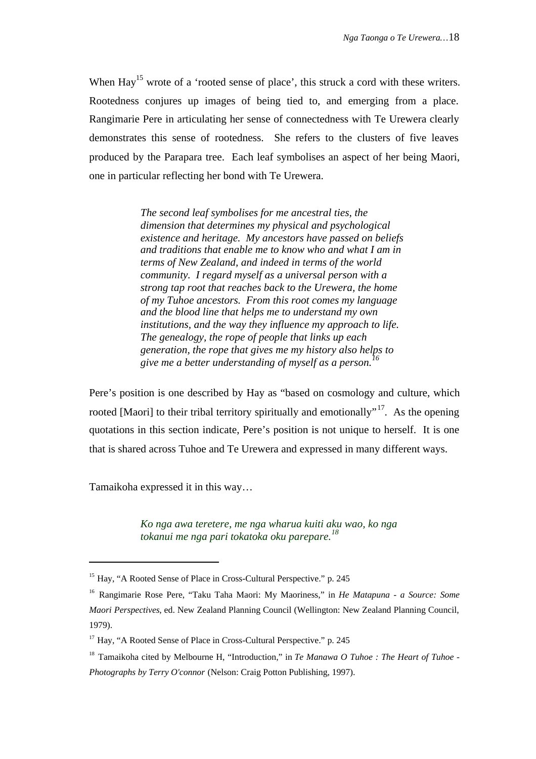When Hay[15] wrote of a 'rooted sense of place', this struck a cord with these writers. Rootedness conjures up images of being tied to, and emerging from a place. Rangimarie Pere in articulating her sense of connectedness with Te Urewera clearly demonstrates this sense of rootedness. She refers to the clusters of five leaves produced by the Parapara tree. Each leaf symbolises an aspect of her being Maori, one in particular reflecting her bond with Te Urewera.

> *The second leaf symbolises for me ancestral ties, the dimension that determines my physical and psychological existence and heritage. My ancestors have passed on beliefs and traditions that enable me to know who and what I am in terms of New Zealand, and indeed in terms of the world community. I regard myself as a universal person with a strong tap root that reaches back to the Urewera, the home of my Tuhoe ancestors. From this root comes my language and the blood line that helps me to understand my own institutions, and the way they influence my approach to life. The genealogy, the rope of people that links up each generation, the rope that gives me my history also helps to give me a better understanding of myself as a person.*[16]

Pere's position is one described by Hay as "based on cosmology and culture, which rooted [Maori] to their tribal territory spiritually and emotionally"[17]. As the opening quotations in this section indicate, Pere's position is not unique to herself. It is one that is shared across Tuhoe and Te Urewera and expressed in many different ways.

Tamaikoha expressed it in this way…

> *Ko nga awa teretere, me nga wharua kuiti aku wao, ko nga tokanui me nga pari tokatoka oku parepare.*[18]

---

[15] Hay, "A Rooted Sense of Place in Cross-Cultural Perspective." p. 245

[16] Rangimarie Rose Pere, "Taku Taha Maori: My Maoriness," in *He Matapuna - a Source: Some Maori Perspectives*, ed. New Zealand Planning Council (Wellington: New Zealand Planning Council, 1979).

[17] Hay, "A Rooted Sense of Place in Cross-Cultural Perspective." p. 245

[18] Tamaikoha cited by Melbourne H, "Introduction," in *Te Manawa O Tuhoe : The Heart of Tuhoe - Photographs by Terry O'connor* (Nelson: Craig Potton Publishing, 1997).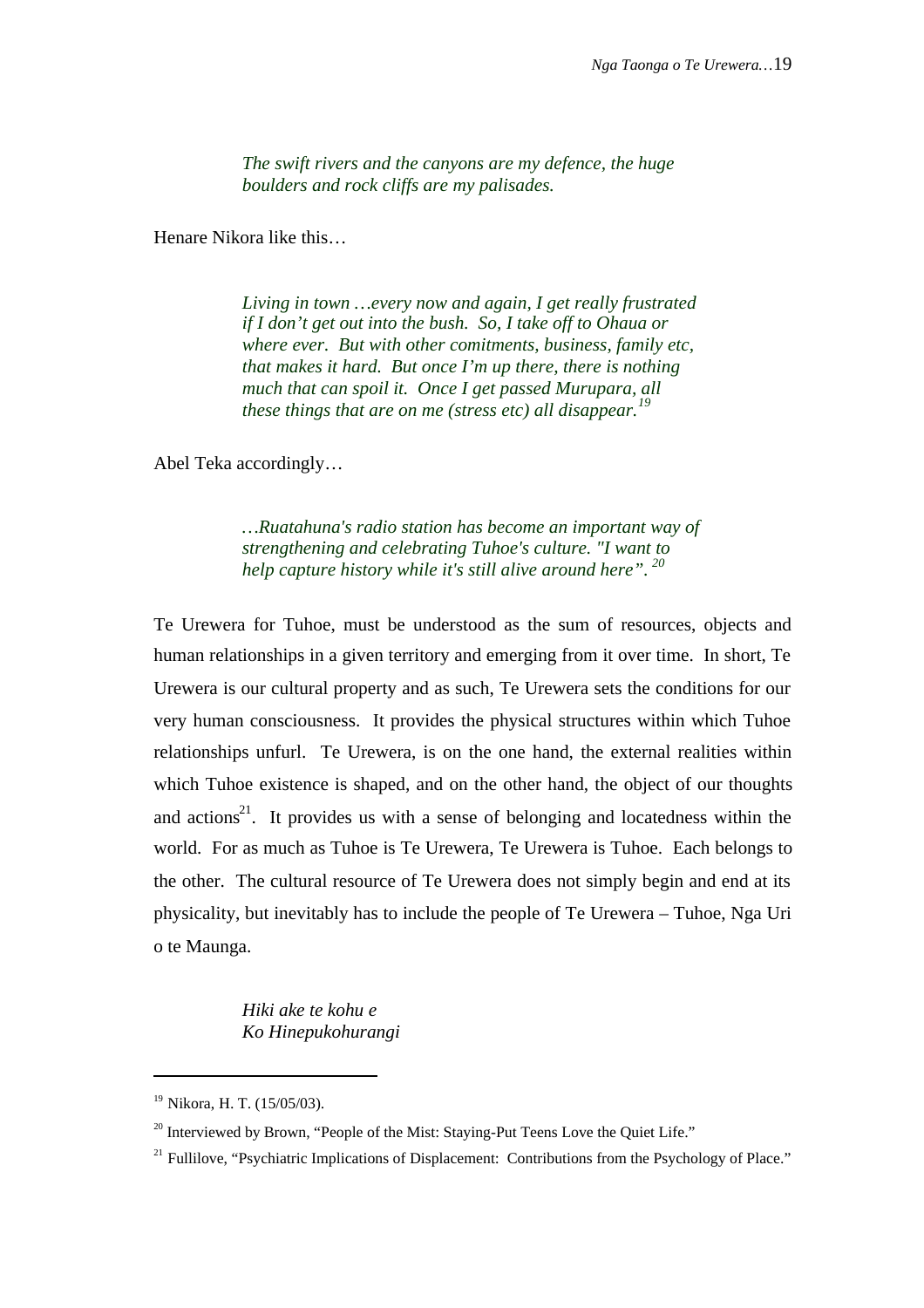> *The swift rivers and the canyons are my defence, the huge boulders and rock cliffs are my palisades.*

Henare Nikora like this…

> *Living in town …every now and again, I get really frustrated if I don't get out into the bush. So, I take off to Ohaua or where ever. But with other comitments, business, family etc, that makes it hard. But once I'm up there, there is nothing much that can spoil it. Once I get passed Murupara, all these things that are on me (stress etc) all disappear.*[19]

Abel Teka accordingly…

> *…Ruatahuna's radio station has become an important way of strengthening and celebrating Tuhoe's culture. "I want to help capture history while it's still alive around here".* [20]

Te Urewera for Tuhoe, must be understood as the sum of resources, objects and human relationships in a given territory and emerging from it over time. In short, Te Urewera is our cultural property and as such, Te Urewera sets the conditions for our very human consciousness. It provides the physical structures within which Tuhoe relationships unfurl. Te Urewera, is on the one hand, the external realities within which Tuhoe existence is shaped, and on the other hand, the object of our thoughts and actions[21]. It provides us with a sense of belonging and locatedness within the world. For as much as Tuhoe is Te Urewera, Te Urewera is Tuhoe. Each belongs to the other. The cultural resource of Te Urewera does not simply begin and end at its physicality, but inevitably has to include the people of Te Urewera – Tuhoe, Nga Uri o te Maunga.

> *Hiki ake te kohu e*
> *Ko Hinepukohurangi*

---

[19] Nikora, H. T. (15/05/03).

[20] Interviewed by Brown, "People of the Mist: Staying-Put Teens Love the Quiet Life."

[21] Fullilove, "Psychiatric Implications of Displacement: Contributions from the Psychology of Place."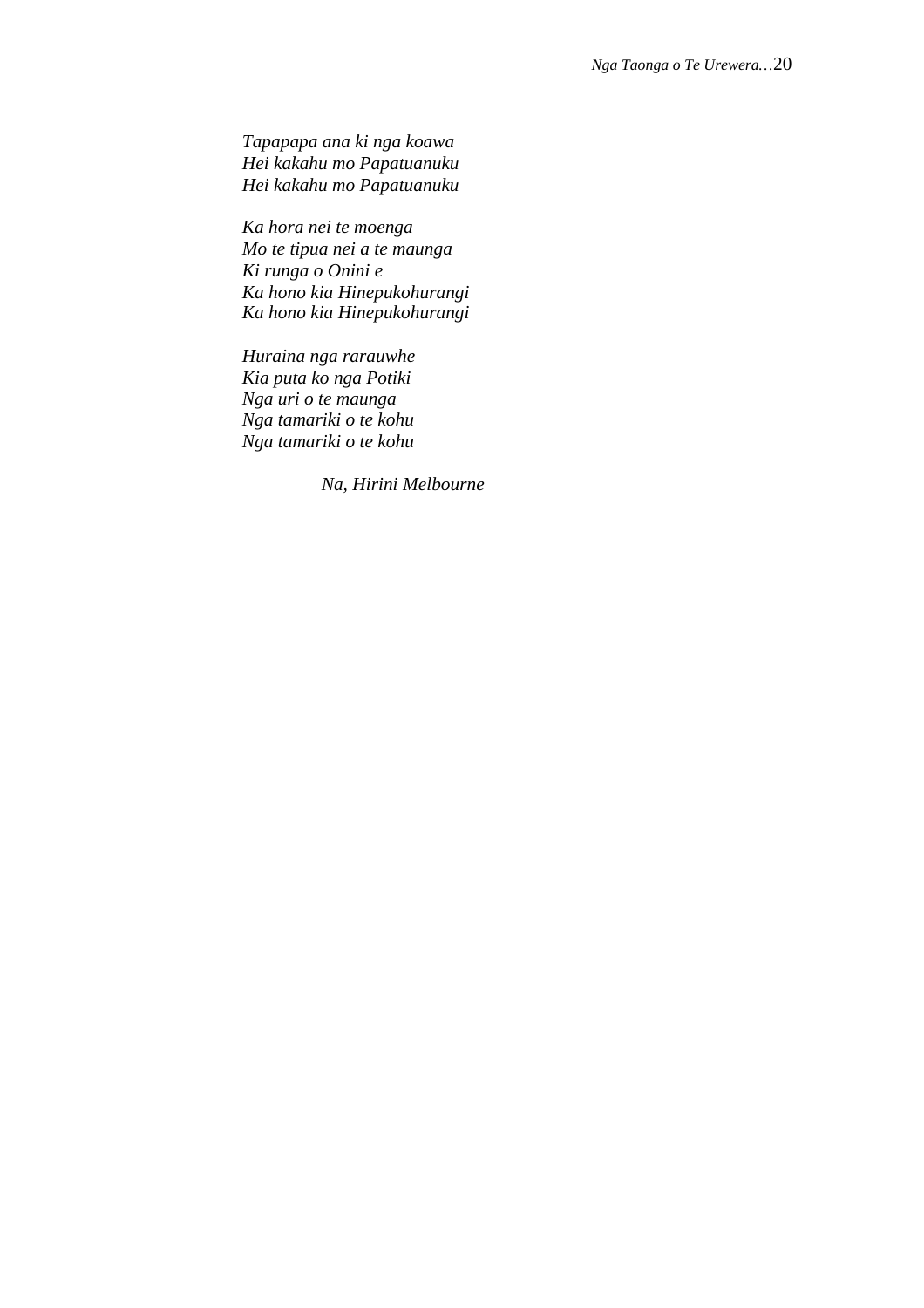*Tapapapa ana ki nga koawa*  
*Hei kakahu mo Papatuanuku*  
*Hei kakahu mo Papatuanuku*

*Ka hora nei te moenga*  
*Mo te tipua nei a te maunga*  
*Ki runga o Onini e*  
*Ka hono kia Hinepukohurangi*  
*Ka hono kia Hinepukohurangi*

*Huraina nga rarauwhe*  
*Kia puta ko nga Potiki*  
*Nga uri o te maunga*  
*Nga tamariki o te kohu*  
*Nga tamariki o te kohu*

*Na, Hirini Melbourne*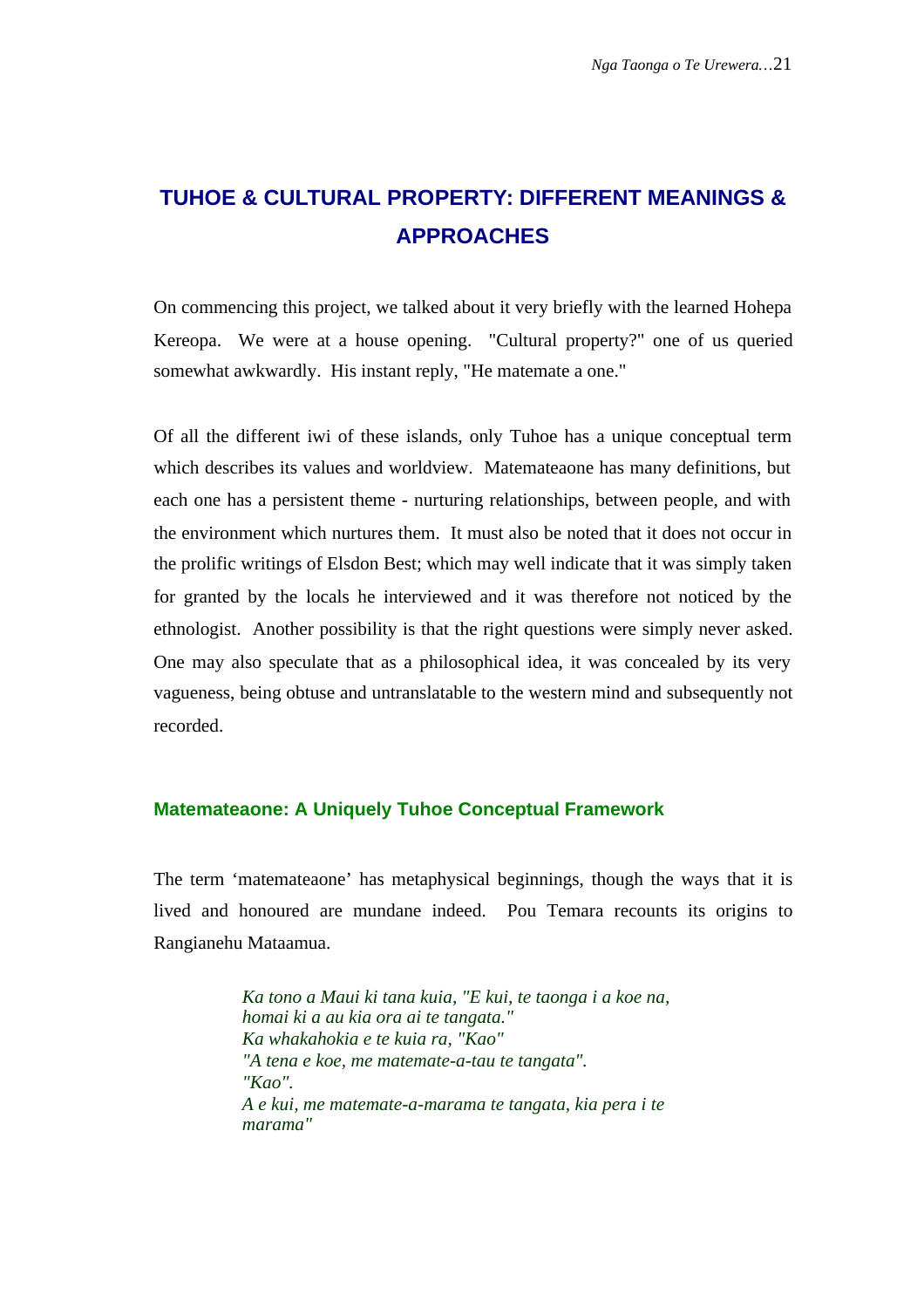## TUHOE & CULTURAL PROPERTY: DIFFERENT MEANINGS & APPROACHES

On commencing this project, we talked about it very briefly with the learned Hohepa Kereopa. We were at a house opening. "Cultural property?" one of us queried somewhat awkwardly. His instant reply, "He matemate a one."

Of all the different iwi of these islands, only Tuhoe has a unique conceptual term which describes its values and worldview. Matemateaone has many definitions, but each one has a persistent theme - nurturing relationships, between people, and with the environment which nurtures them. It must also be noted that it does not occur in the prolific writings of Elsdon Best; which may well indicate that it was simply taken for granted by the locals he interviewed and it was therefore not noticed by the ethnologist. Another possibility is that the right questions were simply never asked. One may also speculate that as a philosophical idea, it was concealed by its very vagueness, being obtuse and untranslatable to the western mind and subsequently not recorded.

### Matemateaone: A Uniquely Tuhoe Conceptual Framework

The term 'matemateaone' has metaphysical beginnings, though the ways that it is lived and honoured are mundane indeed. Pou Temara recounts its origins to Rangianehu Mataamua.

> *Ka tono a Maui ki tana kuia, "E kui, te taonga i a koe na, homai ki a au kia ora ai te tangata."*
> *Ka whakahokia e te kuia ra, "Kao"*
> *"A tena e koe, me matemate-a-tau te tangata".*
> *"Kao".*
> *A e kui, me matemate-a-marama te tangata, kia pera i te marama"*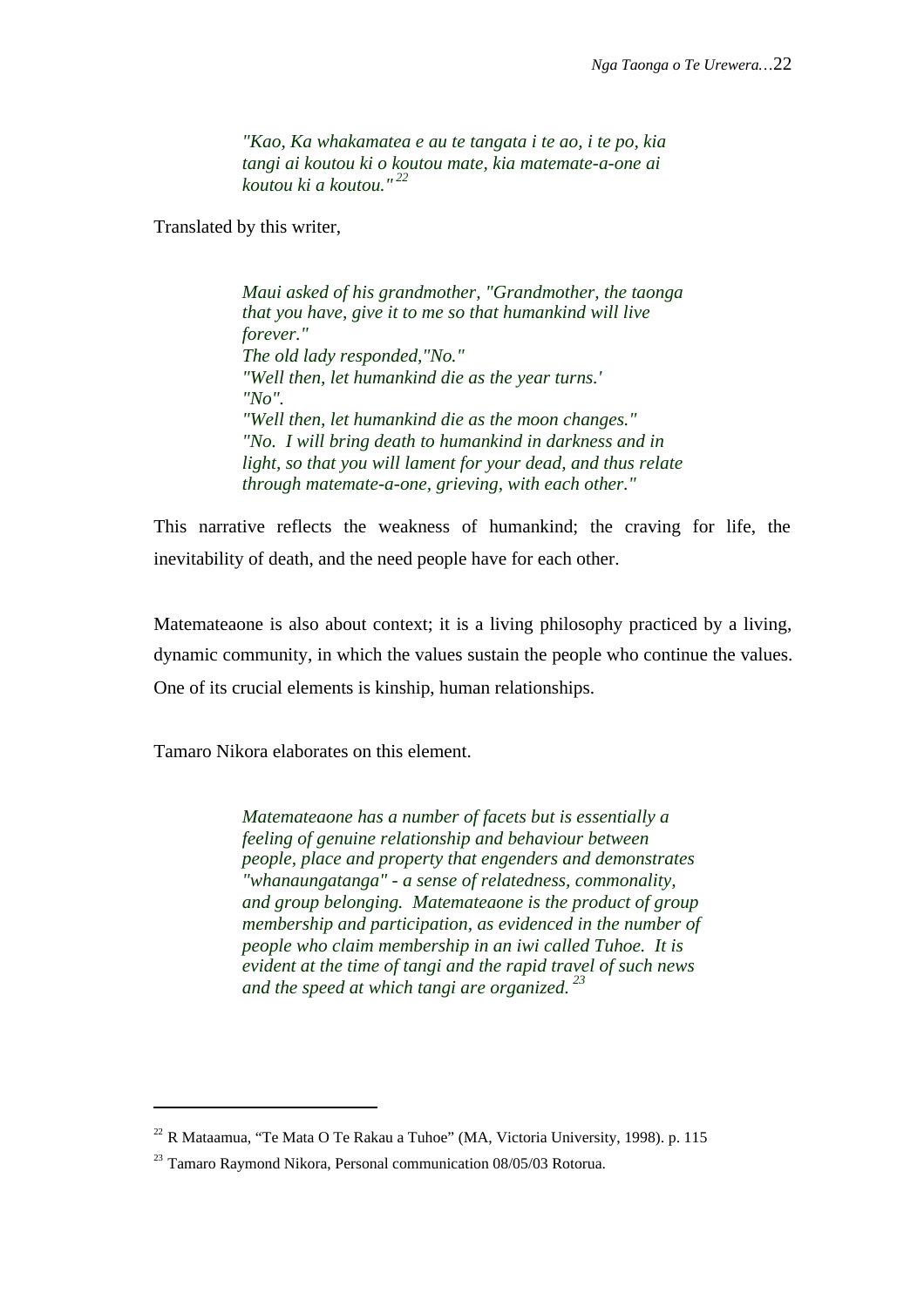> *"Kao, Ka whakamatea e au te tangata i te ao, i te po, kia tangi ai koutou ki o koutou mate, kia matemate-a-one ai koutou ki a koutou."*[22]

Translated by this writer,

> *Maui asked of his grandmother, "Grandmother, the taonga that you have, give it to me so that humankind will live forever."*
> *The old lady responded,"No."*
> *"Well then, let humankind die as the year turns.'*
> *"No".*
> *"Well then, let humankind die as the moon changes."*
> *"No. I will bring death to humankind in darkness and in light, so that you will lament for your dead, and thus relate through matemate-a-one, grieving, with each other."*

This narrative reflects the weakness of humankind; the craving for life, the inevitability of death, and the need people have for each other.

Matemateaone is also about context; it is a living philosophy practiced by a living, dynamic community, in which the values sustain the people who continue the values. One of its crucial elements is kinship, human relationships.

Tamaro Nikora elaborates on this element.

> *Matemateaone has a number of facets but is essentially a feeling of genuine relationship and behaviour between people, place and property that engenders and demonstrates "whanaungatanga" - a sense of relatedness, commonality, and group belonging. Matemateaone is the product of group membership and participation, as evidenced in the number of people who claim membership in an iwi called Tuhoe. It is evident at the time of tangi and the rapid travel of such news and the speed at which tangi are organized.*[23]

---

[22] R Mataamua, "Te Mata O Te Rakau a Tuhoe" (MA, Victoria University, 1998). p. 115

[23] Tamaro Raymond Nikora, Personal communication 08/05/03 Rotorua.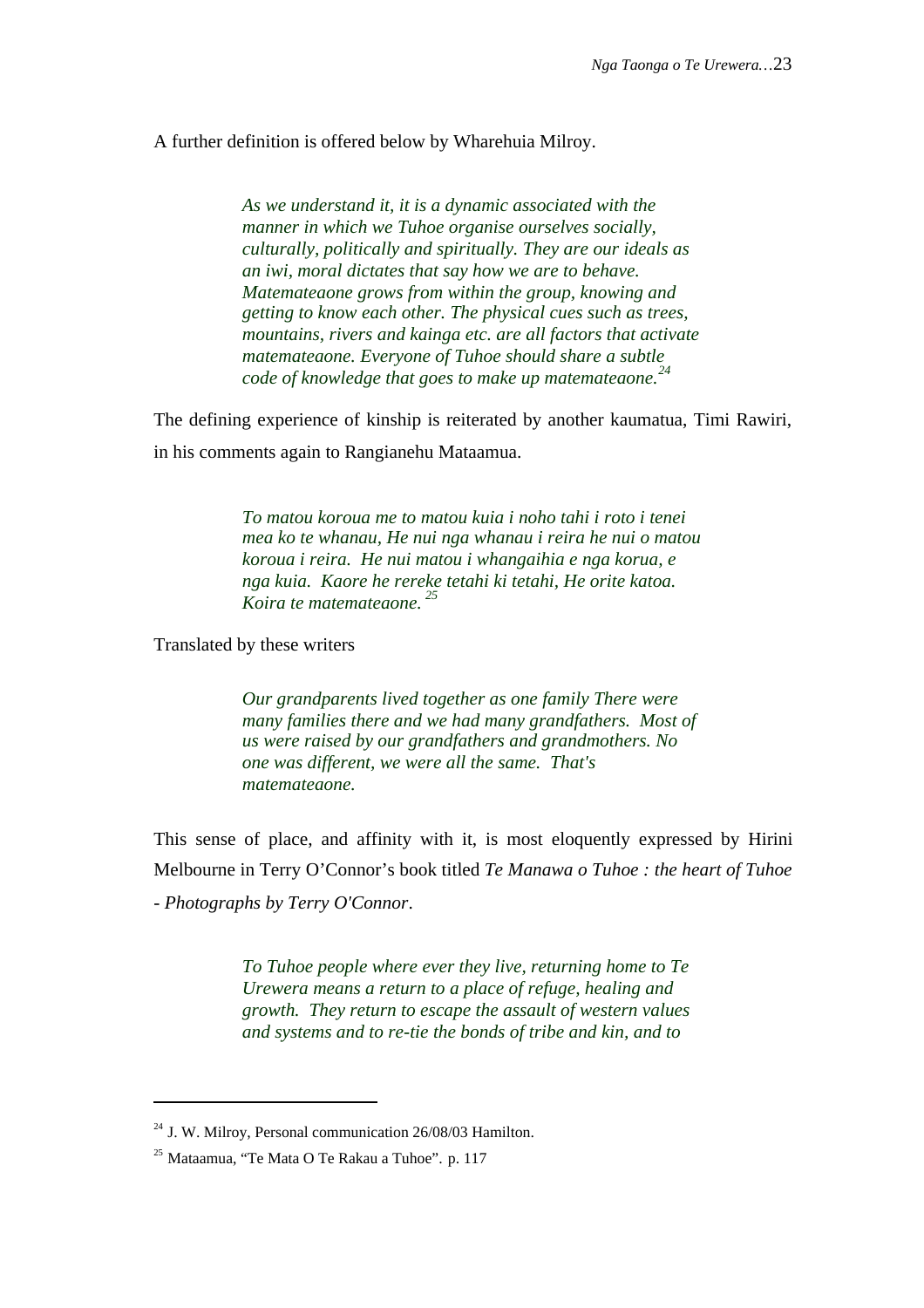A further definition is offered below by Wharehuia Milroy.

> *As we understand it, it is a dynamic associated with the manner in which we Tuhoe organise ourselves socially, culturally, politically and spiritually. They are our ideals as an iwi, moral dictates that say how we are to behave. Matemateaone grows from within the group, knowing and getting to know each other. The physical cues such as trees, mountains, rivers and kainga etc. are all factors that activate matemateaone. Everyone of Tuhoe should share a subtle code of knowledge that goes to make up matemateaone.*[24]

The defining experience of kinship is reiterated by another kaumatua, Timi Rawiri, in his comments again to Rangianehu Mataamua.

> *To matou koroua me to matou kuia i noho tahi i roto i tenei mea ko te whanau, He nui nga whanau i reira he nui o matou koroua i reira. He nui matou i whangaihia e nga korua, e nga kuia. Kaore he rereke tetahi ki tetahi, He orite katoa. Koira te matemateaone.*[25]

Translated by these writers

> *Our grandparents lived together as one family There were many families there and we had many grandfathers. Most of us were raised by our grandfathers and grandmothers. No one was different, we were all the same. That's matemateaone.*

This sense of place, and affinity with it, is most eloquently expressed by Hirini Melbourne in Terry O'Connor's book titled *Te Manawa o Tuhoe : the heart of Tuhoe - Photographs by Terry O'Connor*.

> *To Tuhoe people where ever they live, returning home to Te Urewera means a return to a place of refuge, healing and growth. They return to escape the assault of western values and systems and to re-tie the bonds of tribe and kin, and to*

---

[24] J. W. Milroy, Personal communication 26/08/03 Hamilton.

[25] Mataamua, "Te Mata O Te Rakau a Tuhoe". p. 117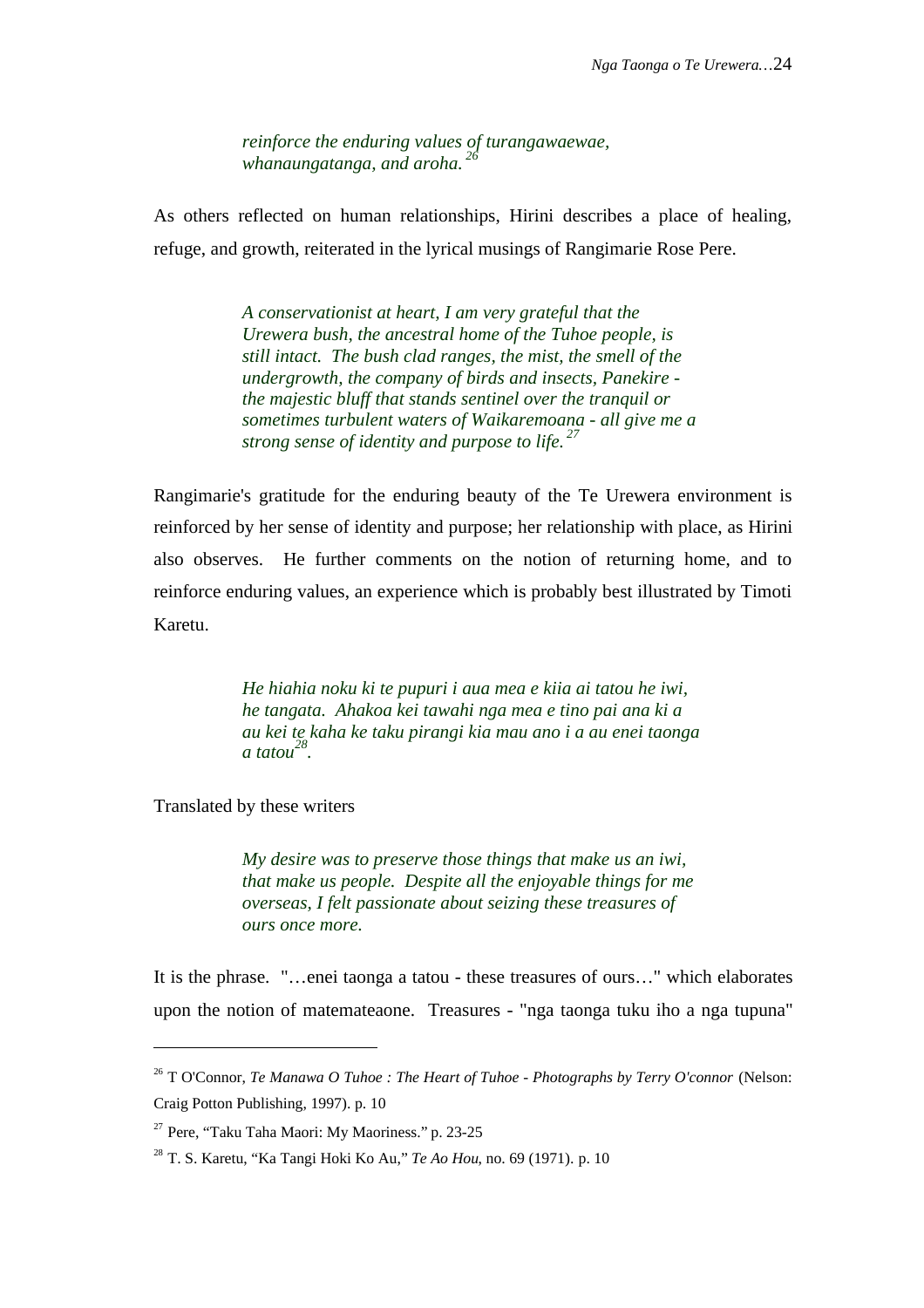> *reinforce the enduring values of turangawaewae, whanaungatanga, and aroha.* [26]

As others reflected on human relationships, Hirini describes a place of healing, refuge, and growth, reiterated in the lyrical musings of Rangimarie Rose Pere.

> *A conservationist at heart, I am very grateful that the Urewera bush, the ancestral home of the Tuhoe people, is still intact. The bush clad ranges, the mist, the smell of the undergrowth, the company of birds and insects, Panekire - the majestic bluff that stands sentinel over the tranquil or sometimes turbulent waters of Waikaremoana - all give me a strong sense of identity and purpose to life.* [27]

Rangimarie's gratitude for the enduring beauty of the Te Urewera environment is reinforced by her sense of identity and purpose; her relationship with place, as Hirini also observes. He further comments on the notion of returning home, and to reinforce enduring values, an experience which is probably best illustrated by Timoti Karetu.

> *He hiahia noku ki te pupuri i aua mea e kiia ai tatou he iwi, he tangata. Ahakoa kei tawahi nga mea e tino pai ana ki a au kei te kaha ke taku pirangi kia mau ano i a au enei taonga a tatou*[28].

Translated by these writers

> *My desire was to preserve those things that make us an iwi, that make us people. Despite all the enjoyable things for me overseas, I felt passionate about seizing these treasures of ours once more.*

It is the phrase. "…enei taonga a tatou - these treasures of ours…" which elaborates upon the notion of matemateaone. Treasures - "nga taonga tuku iho a nga tupuna"

---

[26] T O'Connor, *Te Manawa O Tuhoe : The Heart of Tuhoe - Photographs by Terry O'connor* (Nelson: Craig Potton Publishing, 1997). p. 10

[27] Pere, "Taku Taha Maori: My Maoriness." p. 23-25

[28] T. S. Karetu, "Ka Tangi Hoki Ko Au," *Te Ao Hou*, no. 69 (1971). p. 10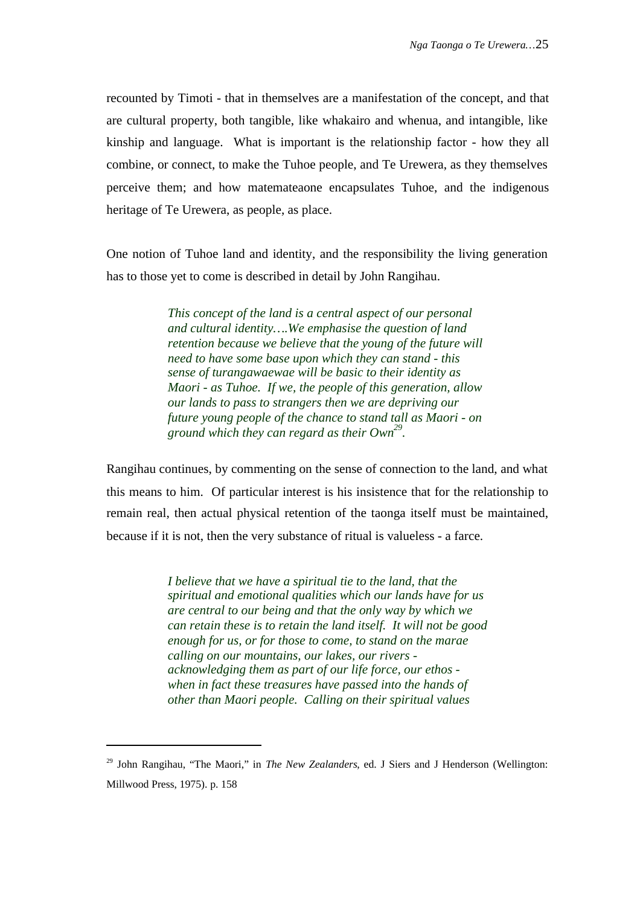recounted by Timoti - that in themselves are a manifestation of the concept, and that are cultural property, both tangible, like whakairo and whenua, and intangible, like kinship and language. What is important is the relationship factor - how they all combine, or connect, to make the Tuhoe people, and Te Urewera, as they themselves perceive them; and how matemateaone encapsulates Tuhoe, and the indigenous heritage of Te Urewera, as people, as place.

One notion of Tuhoe land and identity, and the responsibility the living generation has to those yet to come is described in detail by John Rangihau.

> *This concept of the land is a central aspect of our personal and cultural identity….We emphasise the question of land retention because we believe that the young of the future will need to have some base upon which they can stand - this sense of turangawaewae will be basic to their identity as Maori - as Tuhoe. If we, the people of this generation, allow our lands to pass to strangers then we are depriving our future young people of the chance to stand tall as Maori - on ground which they can regard as their Own*[29].

Rangihau continues, by commenting on the sense of connection to the land, and what this means to him. Of particular interest is his insistence that for the relationship to remain real, then actual physical retention of the taonga itself must be maintained, because if it is not, then the very substance of ritual is valueless - a farce.

> *I believe that we have a spiritual tie to the land, that the spiritual and emotional qualities which our lands have for us are central to our being and that the only way by which we can retain these is to retain the land itself. It will not be good enough for us, or for those to come, to stand on the marae calling on our mountains, our lakes, our rivers - acknowledging them as part of our life force, our ethos - when in fact these treasures have passed into the hands of other than Maori people. Calling on their spiritual values*

---

[29] John Rangihau, "The Maori," in *The New Zealanders*, ed. J Siers and J Henderson (Wellington: Millwood Press, 1975). p. 158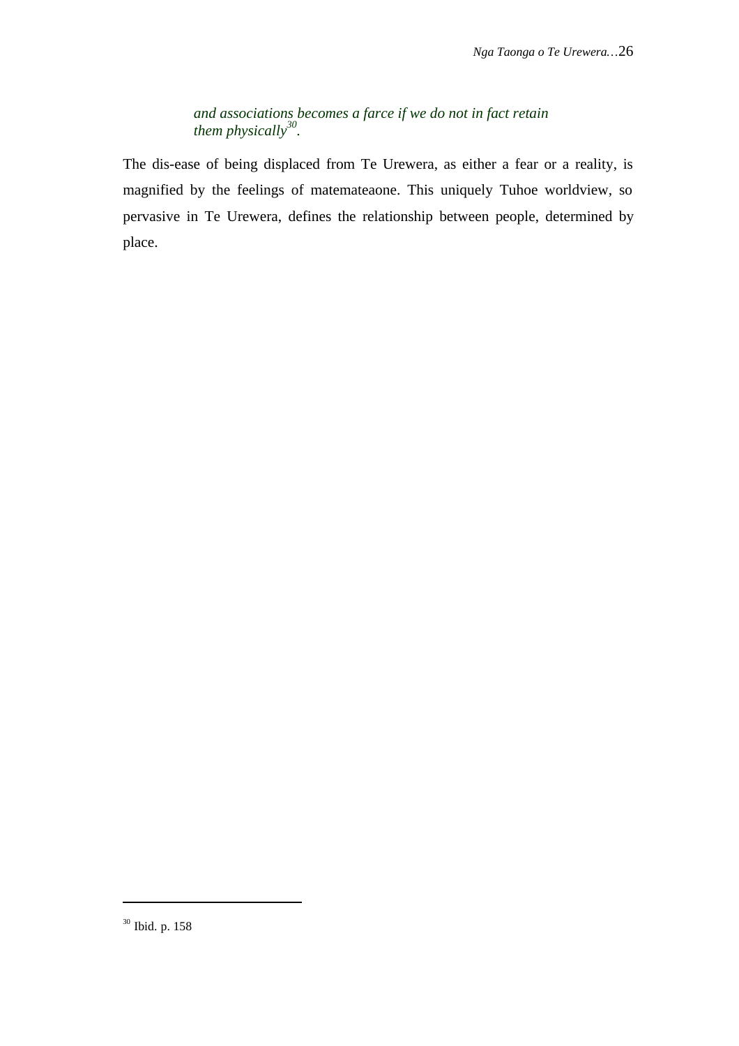> *and associations becomes a farce if we do not in fact retain them physically*[30].

The dis-ease of being displaced from Te Urewera, as either a fear or a reality, is magnified by the feelings of matemateaone. This uniquely Tuhoe worldview, so pervasive in Te Urewera, defines the relationship between people, determined by place.

[30] Ibid. p. 158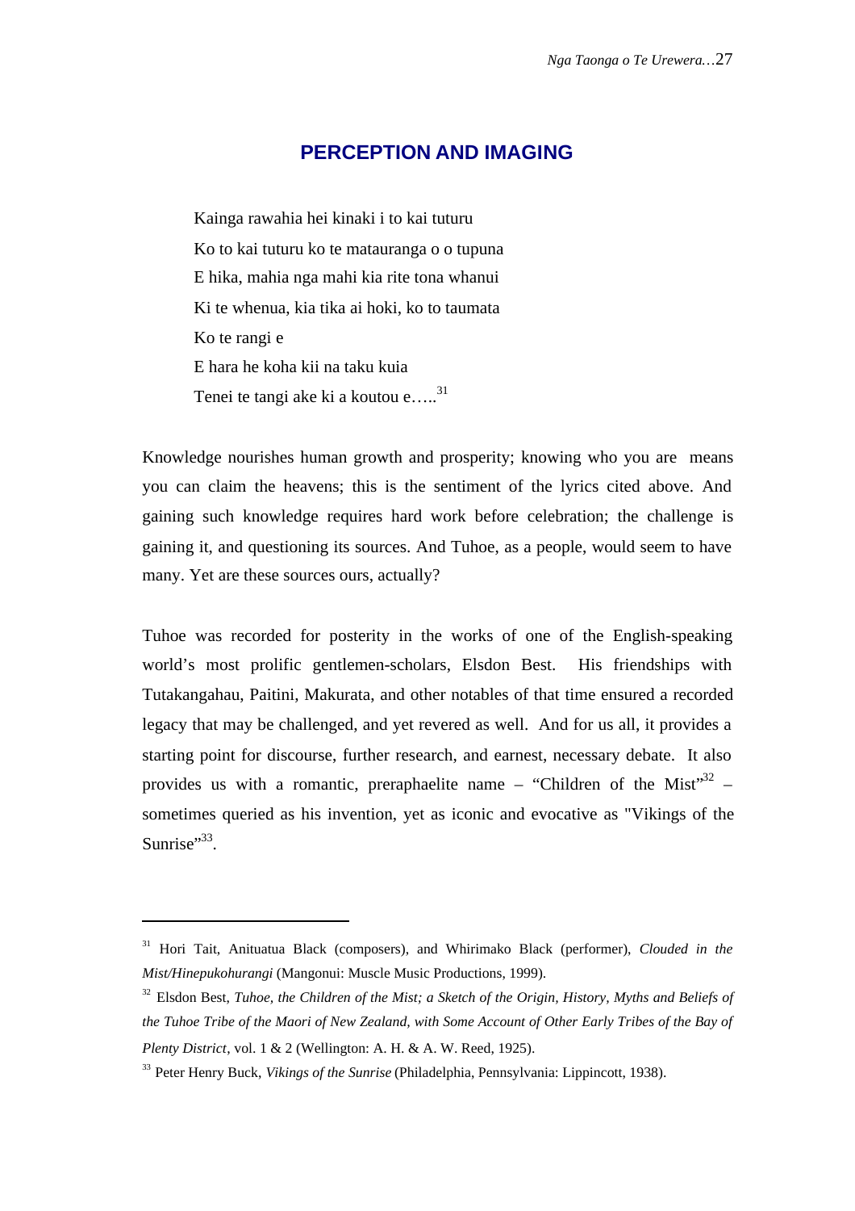## PERCEPTION AND IMAGING

> Kainga rawahia hei kinaki i to kai tuturu
> Ko to kai tuturu ko te matauranga o o tupuna
> E hika, mahia nga mahi kia rite tona whanui
> Ki te whenua, kia tika ai hoki, ko to taumata
> Ko te rangi e
> E hara he koha kii na taku kuia
> Tenei te tangi ake ki a koutou e…..[31]

Knowledge nourishes human growth and prosperity; knowing who you are means you can claim the heavens; this is the sentiment of the lyrics cited above. And gaining such knowledge requires hard work before celebration; the challenge is gaining it, and questioning its sources. And Tuhoe, as a people, would seem to have many. Yet are these sources ours, actually?

Tuhoe was recorded for posterity in the works of one of the English-speaking world's most prolific gentlemen-scholars, Elsdon Best. His friendships with Tutakangahau, Paitini, Makurata, and other notables of that time ensured a recorded legacy that may be challenged, and yet revered as well. And for us all, it provides a starting point for discourse, further research, and earnest, necessary debate. It also provides us with a romantic, preraphaelite name – "Children of the Mist"[32] – sometimes queried as his invention, yet as iconic and evocative as "Vikings of the Sunrise"[33].

---

[31] Hori Tait, Anituatua Black (composers), and Whirimako Black (performer), *Clouded in the Mist/Hinepukohurangi* (Mangonui: Muscle Music Productions, 1999).

[32] Elsdon Best, *Tuhoe, the Children of the Mist; a Sketch of the Origin, History, Myths and Beliefs of the Tuhoe Tribe of the Maori of New Zealand, with Some Account of Other Early Tribes of the Bay of Plenty District*, vol. 1 & 2 (Wellington: A. H. & A. W. Reed, 1925).

[33] Peter Henry Buck, *Vikings of the Sunrise* (Philadelphia, Pennsylvania: Lippincott, 1938).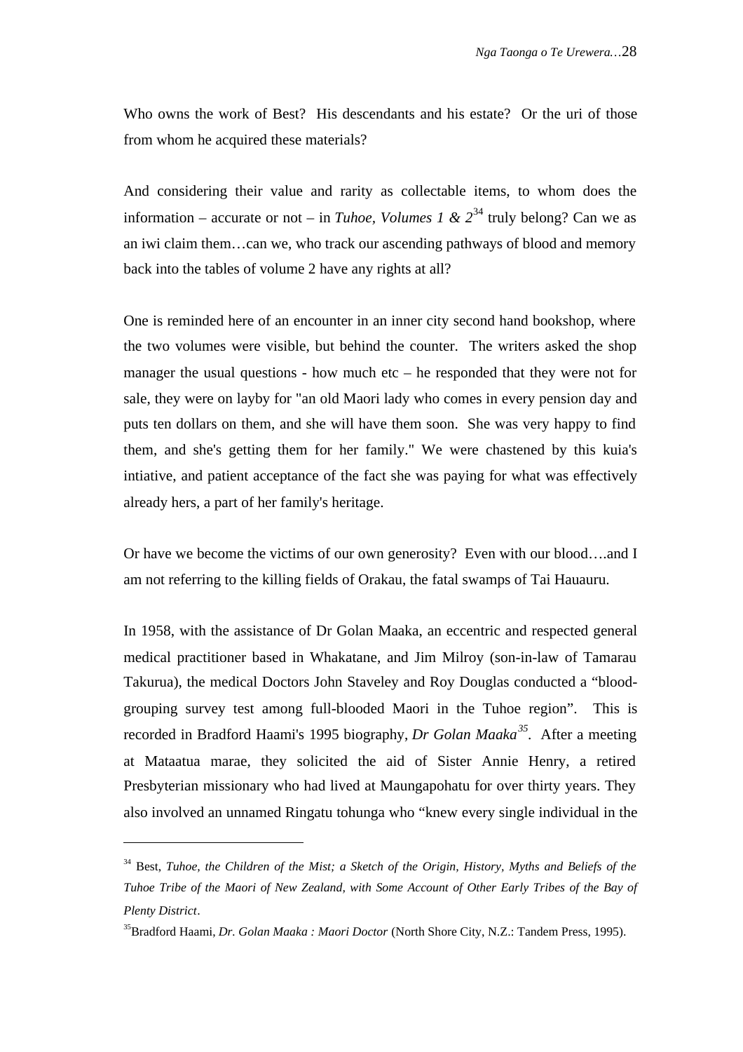Who owns the work of Best? His descendants and his estate? Or the uri of those from whom he acquired these materials?

And considering their value and rarity as collectable items, to whom does the information – accurate or not – in *Tuhoe, Volumes 1 & 2*[34] truly belong? Can we as an iwi claim them…can we, who track our ascending pathways of blood and memory back into the tables of volume 2 have any rights at all?

One is reminded here of an encounter in an inner city second hand bookshop, where the two volumes were visible, but behind the counter. The writers asked the shop manager the usual questions - how much etc – he responded that they were not for sale, they were on layby for "an old Maori lady who comes in every pension day and puts ten dollars on them, and she will have them soon. She was very happy to find them, and she's getting them for her family." We were chastened by this kuia's intiative, and patient acceptance of the fact she was paying for what was effectively already hers, a part of her family's heritage.

Or have we become the victims of our own generosity? Even with our blood….and I am not referring to the killing fields of Orakau, the fatal swamps of Tai Hauauru.

In 1958, with the assistance of Dr Golan Maaka, an eccentric and respected general medical practitioner based in Whakatane, and Jim Milroy (son-in-law of Tamarau Takurua), the medical Doctors John Staveley and Roy Douglas conducted a "blood-grouping survey test among full-blooded Maori in the Tuhoe region". This is recorded in Bradford Haami's 1995 biography, *Dr Golan Maaka*[35]. After a meeting at Mataatua marae, they solicited the aid of Sister Annie Henry, a retired Presbyterian missionary who had lived at Maungapohatu for over thirty years. They also involved an unnamed Ringatu tohunga who "knew every single individual in the

---

[34] Best, *Tuhoe, the Children of the Mist; a Sketch of the Origin, History, Myths and Beliefs of the Tuhoe Tribe of the Maori of New Zealand, with Some Account of Other Early Tribes of the Bay of Plenty District*.

[35] Bradford Haami, *Dr. Golan Maaka : Maori Doctor* (North Shore City, N.Z.: Tandem Press, 1995).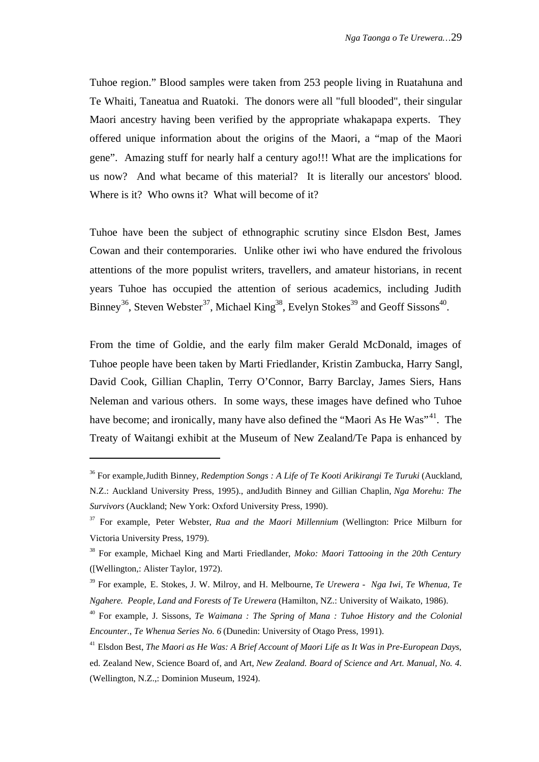Tuhoe region." Blood samples were taken from 253 people living in Ruatahuna and Te Whaiti, Taneatua and Ruatoki. The donors were all "full blooded", their singular Maori ancestry having been verified by the appropriate whakapapa experts. They offered unique information about the origins of the Maori, a "map of the Maori gene". Amazing stuff for nearly half a century ago!!! What are the implications for us now? And what became of this material? It is literally our ancestors' blood. Where is it? Who owns it? What will become of it?

Tuhoe have been the subject of ethnographic scrutiny since Elsdon Best, James Cowan and their contemporaries. Unlike other iwi who have endured the frivolous attentions of the more populist writers, travellers, and amateur historians, in recent years Tuhoe has occupied the attention of serious academics, including Judith Binney[36], Steven Webster[37], Michael King[38], Evelyn Stokes[39] and Geoff Sissons[40].

From the time of Goldie, and the early film maker Gerald McDonald, images of Tuhoe people have been taken by Marti Friedlander, Kristin Zambucka, Harry Sangl, David Cook, Gillian Chaplin, Terry O'Connor, Barry Barclay, James Siers, Hans Neleman and various others. In some ways, these images have defined who Tuhoe have become; and ironically, many have also defined the "Maori As He Was"[41]. The Treaty of Waitangi exhibit at the Museum of New Zealand/Te Papa is enhanced by

---

[36] For example,Judith Binney, *Redemption Songs : A Life of Te Kooti Arikirangi Te Turuki* (Auckland, N.Z.: Auckland University Press, 1995)., andJudith Binney and Gillian Chaplin, *Nga Morehu: The Survivors* (Auckland; New York: Oxford University Press, 1990).

[37] For example, Peter Webster, *Rua and the Maori Millennium* (Wellington: Price Milburn for Victoria University Press, 1979).

[38] For example, Michael King and Marti Friedlander, *Moko: Maori Tattooing in the 20th Century* ([Wellington,: Alister Taylor, 1972).

[39] For example, E. Stokes, J. W. Milroy, and H. Melbourne, *Te Urewera - Nga Iwi, Te Whenua, Te Ngahere. People, Land and Forests of Te Urewera* (Hamilton, NZ.: University of Waikato, 1986).

[40] For example, J. Sissons, *Te Waimana : The Spring of Mana : Tuhoe History and the Colonial Encounter.*, *Te Whenua Series No. 6* (Dunedin: University of Otago Press, 1991).

[41] Elsdon Best, *The Maori as He Was: A Brief Account of Maori Life as It Was in Pre-European Days*, ed. Zealand New, Science Board of, and Art, *New Zealand. Board of Science and Art. Manual, No. 4.* (Wellington, N.Z.,: Dominion Museum, 1924).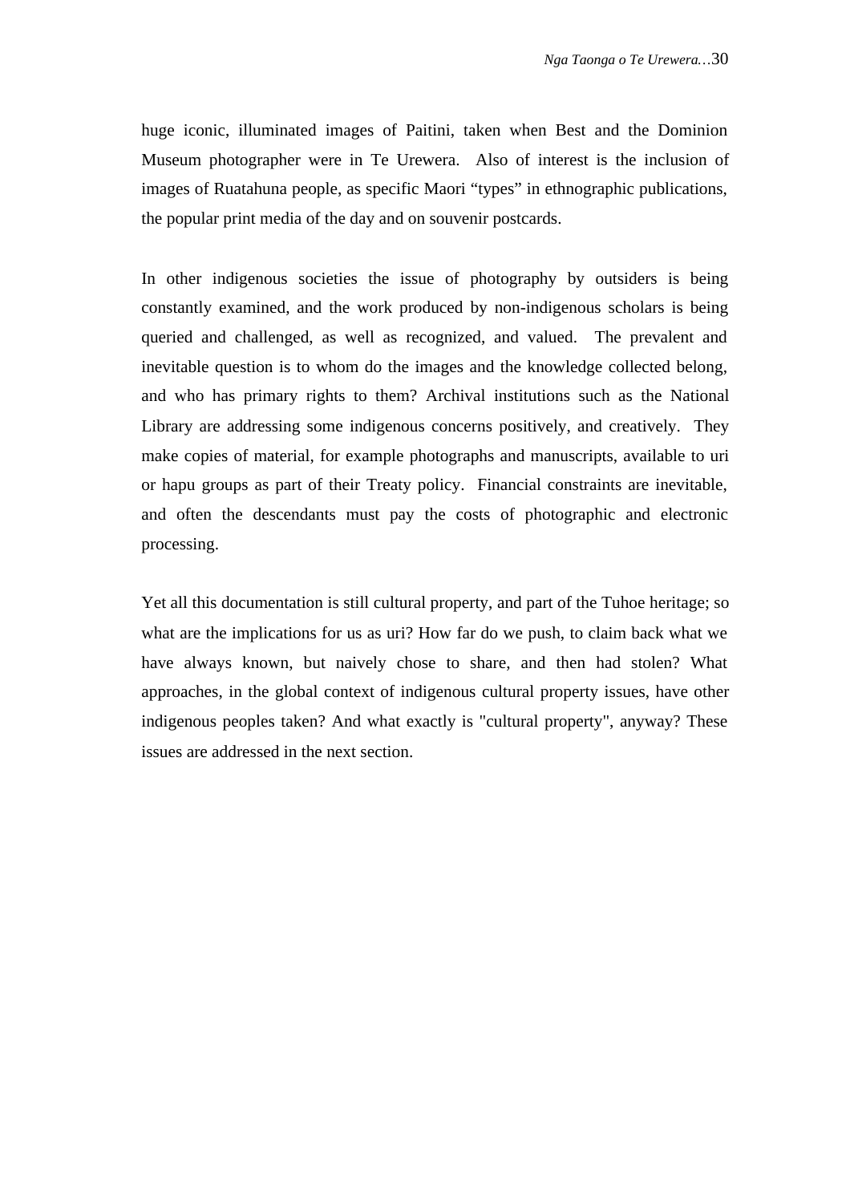huge iconic, illuminated images of Paitini, taken when Best and the Dominion Museum photographer were in Te Urewera. Also of interest is the inclusion of images of Ruatahuna people, as specific Maori “types” in ethnographic publications, the popular print media of the day and on souvenir postcards.

In other indigenous societies the issue of photography by outsiders is being constantly examined, and the work produced by non-indigenous scholars is being queried and challenged, as well as recognized, and valued. The prevalent and inevitable question is to whom do the images and the knowledge collected belong, and who has primary rights to them? Archival institutions such as the National Library are addressing some indigenous concerns positively, and creatively. They make copies of material, for example photographs and manuscripts, available to uri or hapu groups as part of their Treaty policy. Financial constraints are inevitable, and often the descendants must pay the costs of photographic and electronic processing.

Yet all this documentation is still cultural property, and part of the Tuhoe heritage; so what are the implications for us as uri? How far do we push, to claim back what we have always known, but naively chose to share, and then had stolen? What approaches, in the global context of indigenous cultural property issues, have other indigenous peoples taken? And what exactly is "cultural property", anyway? These issues are addressed in the next section.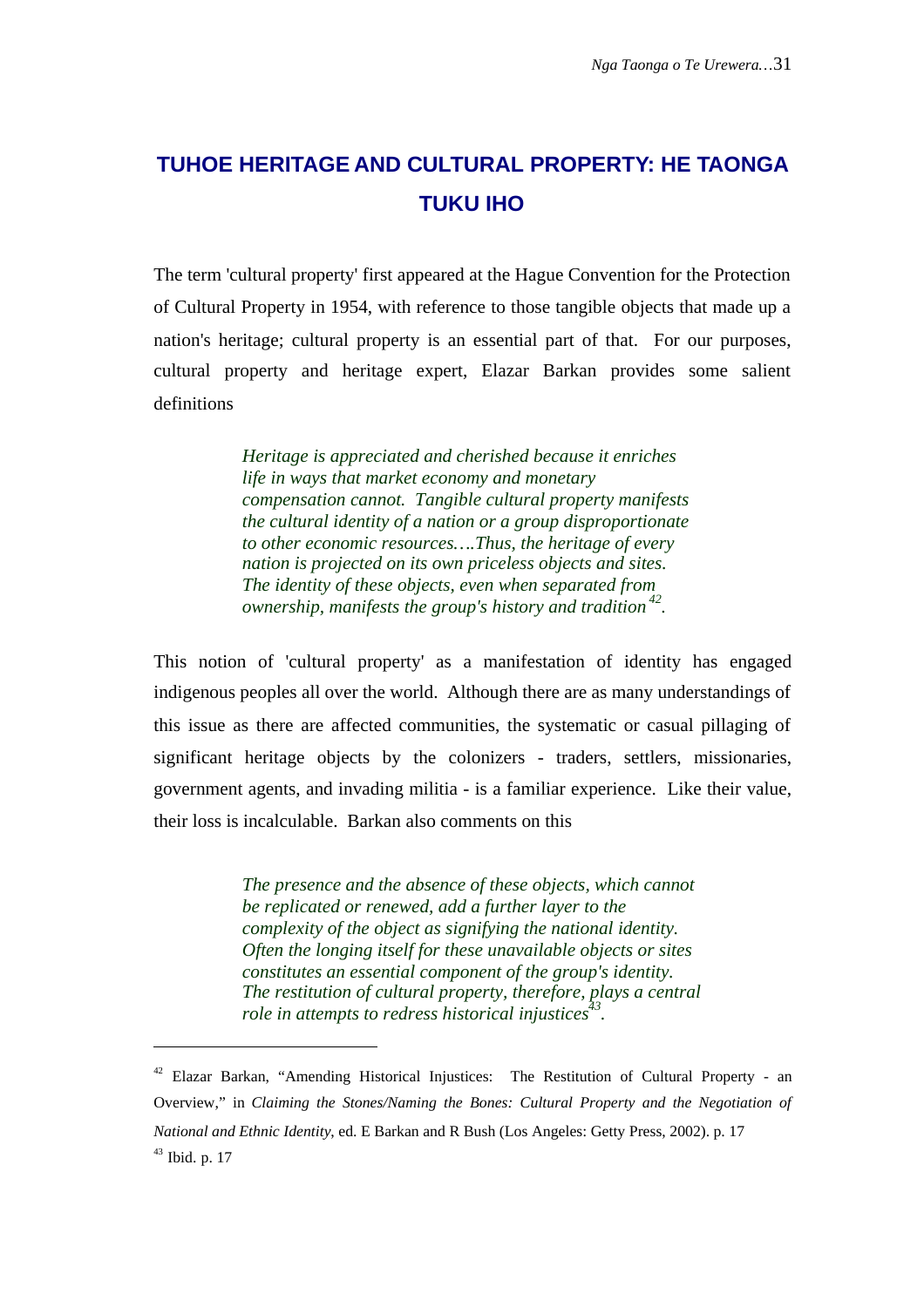# TUHOE HERITAGE AND CULTURAL PROPERTY: HE TAONGA TUKU IHO

The term 'cultural property' first appeared at the Hague Convention for the Protection of Cultural Property in 1954, with reference to those tangible objects that made up a nation's heritage; cultural property is an essential part of that. For our purposes, cultural property and heritage expert, Elazar Barkan provides some salient definitions

> *Heritage is appreciated and cherished because it enriches life in ways that market economy and monetary compensation cannot. Tangible cultural property manifests the cultural identity of a nation or a group disproportionate to other economic resources….Thus, the heritage of every nation is projected on its own priceless objects and sites. The identity of these objects, even when separated from ownership, manifests the group's history and tradition*[42]*.*

This notion of 'cultural property' as a manifestation of identity has engaged indigenous peoples all over the world. Although there are as many understandings of this issue as there are affected communities, the systematic or casual pillaging of significant heritage objects by the colonizers - traders, settlers, missionaries, government agents, and invading militia - is a familiar experience. Like their value, their loss is incalculable. Barkan also comments on this

> *The presence and the absence of these objects, which cannot be replicated or renewed, add a further layer to the complexity of the object as signifying the national identity. Often the longing itself for these unavailable objects or sites constitutes an essential component of the group's identity. The restitution of cultural property, therefore, plays a central role in attempts to redress historical injustices*[43]*.*

---

[42] Elazar Barkan, "Amending Historical Injustices: The Restitution of Cultural Property - an Overview," in *Claiming the Stones/Naming the Bones: Cultural Property and the Negotiation of National and Ethnic Identity*, ed. E Barkan and R Bush (Los Angeles: Getty Press, 2002). p. 17

[43] Ibid. p. 17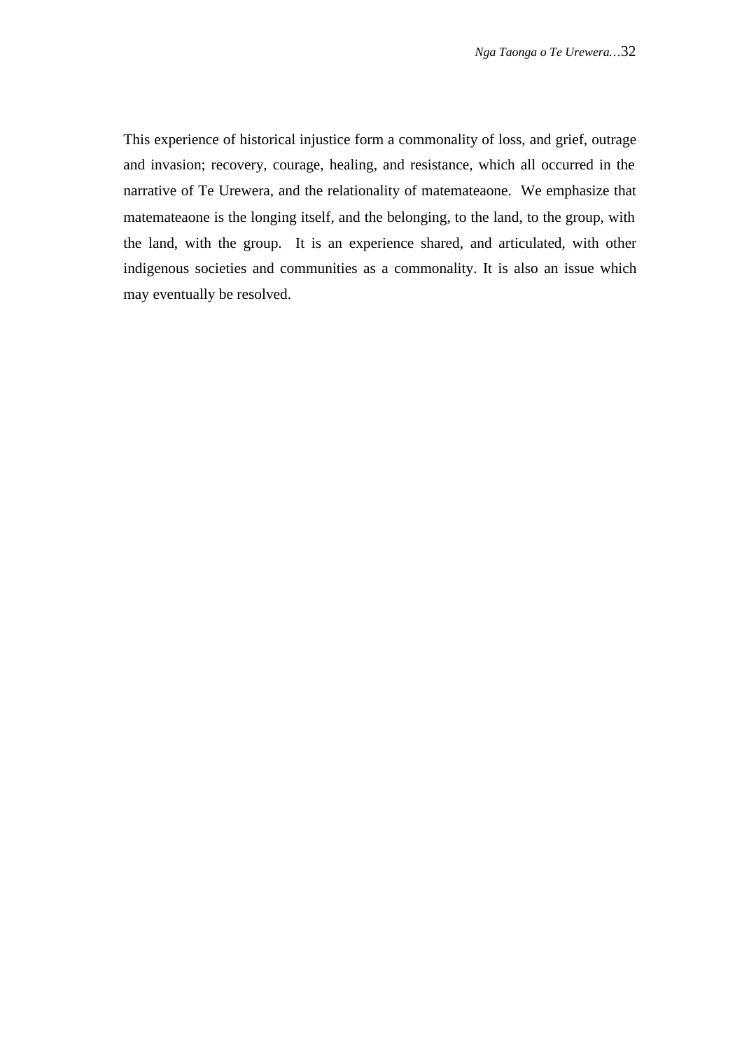This experience of historical injustice form a commonality of loss, and grief, outrage and invasion; recovery, courage, healing, and resistance, which all occurred in the narrative of Te Urewera, and the relationality of matemateaone. We emphasize that matemateaone is the longing itself, and the belonging, to the land, to the group, with the land, with the group. It is an experience shared, and articulated, with other indigenous societies and communities as a commonality. It is also an issue which may eventually be resolved.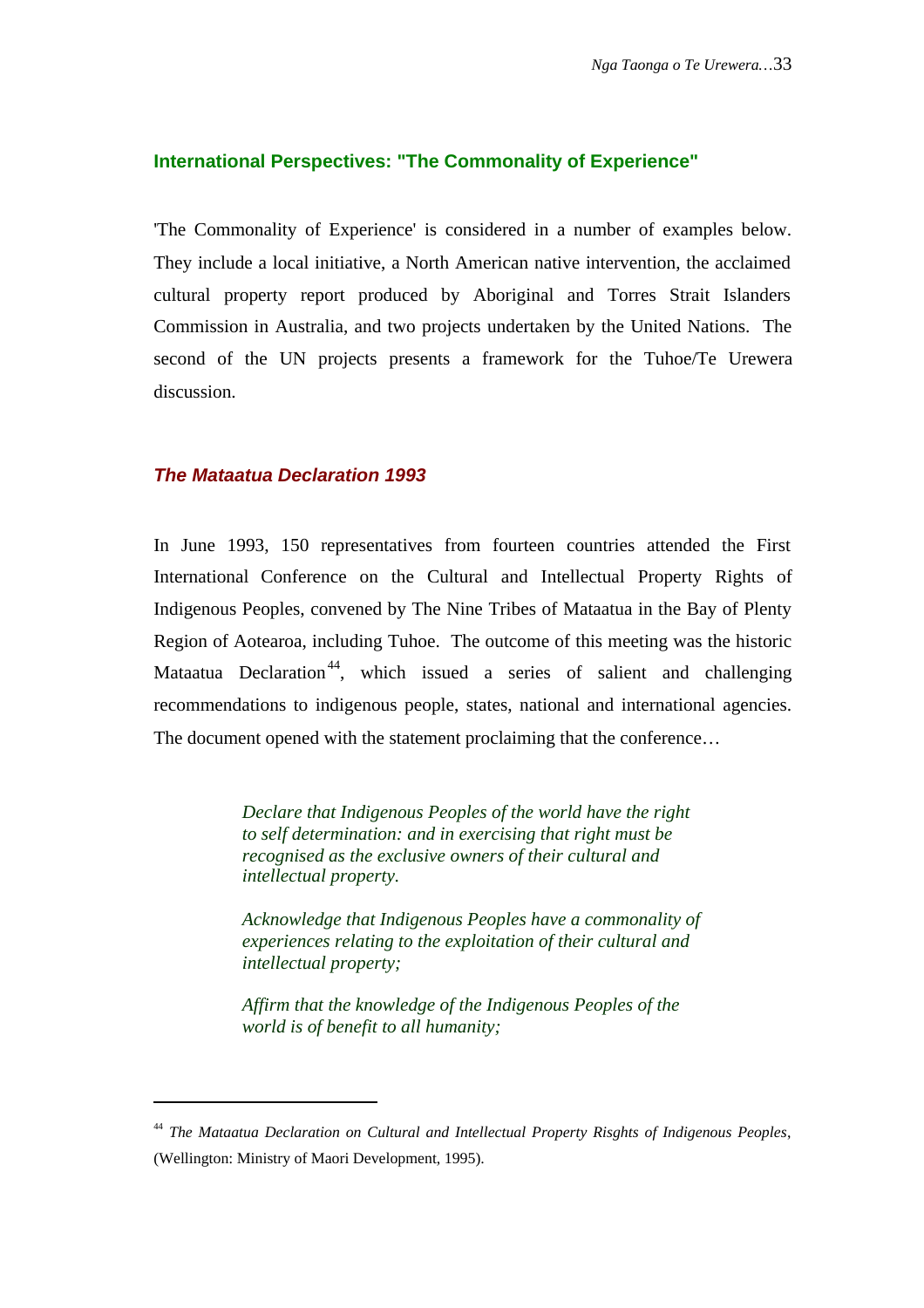## International Perspectives: "The Commonality of Experience"

'The Commonality of Experience' is considered in a number of examples below. They include a local initiative, a North American native intervention, the acclaimed cultural property report produced by Aboriginal and Torres Strait Islanders Commission in Australia, and two projects undertaken by the United Nations. The second of the UN projects presents a framework for the Tuhoe/Te Urewera discussion.

### *The Mataatua Declaration 1993*

In June 1993, 150 representatives from fourteen countries attended the First International Conference on the Cultural and Intellectual Property Rights of Indigenous Peoples, convened by The Nine Tribes of Mataatua in the Bay of Plenty Region of Aotearoa, including Tuhoe. The outcome of this meeting was the historic Mataatua Declaration[44], which issued a series of salient and challenging recommendations to indigenous people, states, national and international agencies. The document opened with the statement proclaiming that the conference…

> *Declare that Indigenous Peoples of the world have the right to self determination: and in exercising that right must be recognised as the exclusive owners of their cultural and intellectual property.*
>
> *Acknowledge that Indigenous Peoples have a commonality of experiences relating to the exploitation of their cultural and intellectual property;*
>
> *Affirm that the knowledge of the Indigenous Peoples of the world is of benefit to all humanity;*

---

[44] *The Mataatua Declaration on Cultural and Intellectual Property Risghts of Indigenous Peoples*, (Wellington: Ministry of Maori Development, 1995).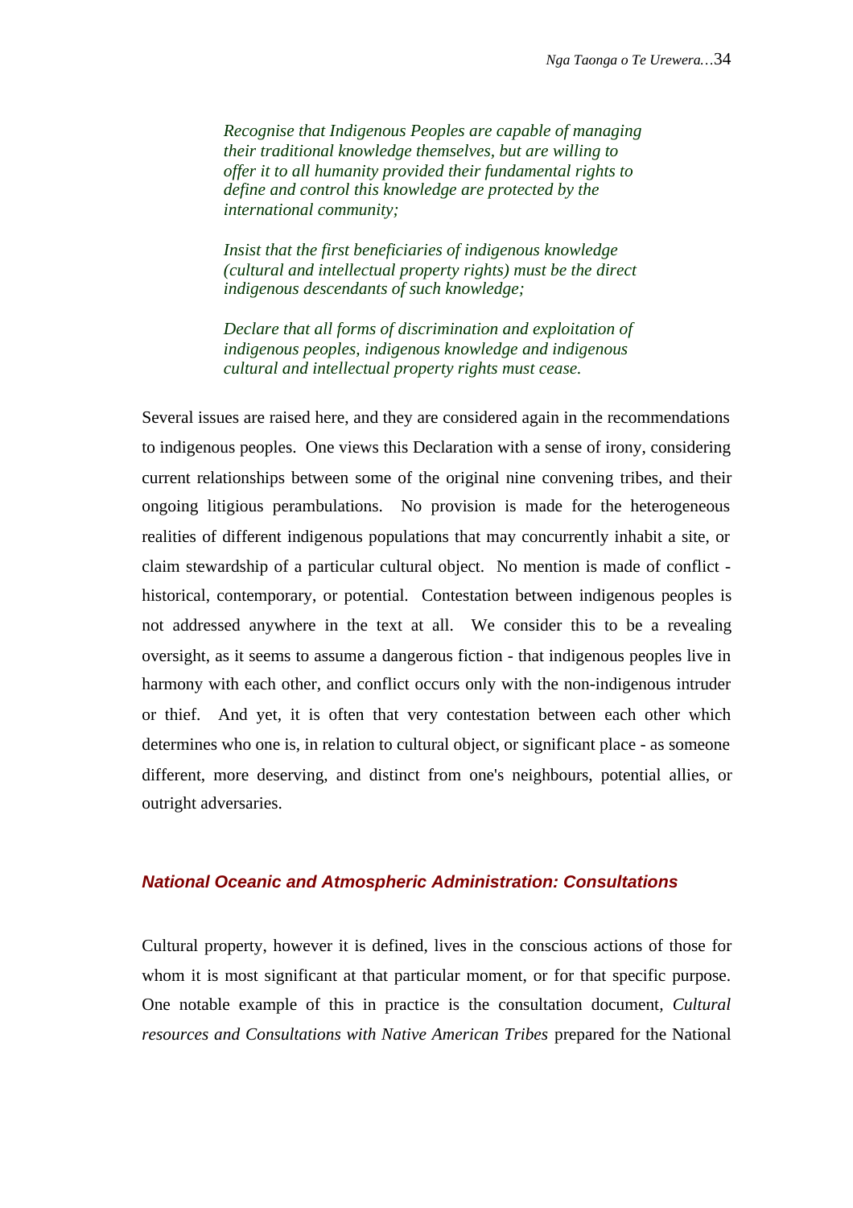> *Recognise that Indigenous Peoples are capable of managing their traditional knowledge themselves, but are willing to offer it to all humanity provided their fundamental rights to define and control this knowledge are protected by the international community;*
>
> *Insist that the first beneficiaries of indigenous knowledge (cultural and intellectual property rights) must be the direct indigenous descendants of such knowledge;*
>
> *Declare that all forms of discrimination and exploitation of indigenous peoples, indigenous knowledge and indigenous cultural and intellectual property rights must cease.*

Several issues are raised here, and they are considered again in the recommendations to indigenous peoples. One views this Declaration with a sense of irony, considering current relationships between some of the original nine convening tribes, and their ongoing litigious perambulations. No provision is made for the heterogeneous realities of different indigenous populations that may concurrently inhabit a site, or claim stewardship of a particular cultural object. No mention is made of conflict - historical, contemporary, or potential. Contestation between indigenous peoples is not addressed anywhere in the text at all. We consider this to be a revealing oversight, as it seems to assume a dangerous fiction - that indigenous peoples live in harmony with each other, and conflict occurs only with the non-indigenous intruder or thief. And yet, it is often that very contestation between each other which determines who one is, in relation to cultural object, or significant place - as someone different, more deserving, and distinct from one's neighbours, potential allies, or outright adversaries.

### *National Oceanic and Atmospheric Administration: Consultations*

Cultural property, however it is defined, lives in the conscious actions of those for whom it is most significant at that particular moment, or for that specific purpose. One notable example of this in practice is the consultation document, *Cultural resources and Consultations with Native American Tribes* prepared for the National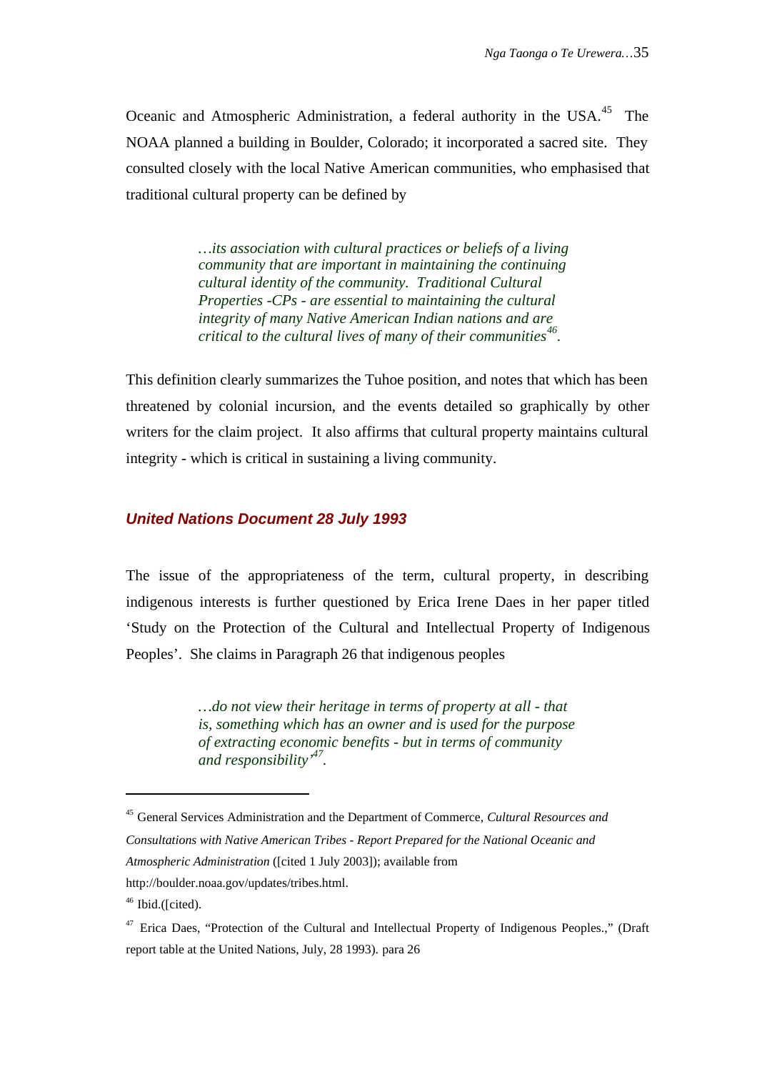Oceanic and Atmospheric Administration, a federal authority in the USA.[45] The NOAA planned a building in Boulder, Colorado; it incorporated a sacred site. They consulted closely with the local Native American communities, who emphasised that traditional cultural property can be defined by

> *…its association with cultural practices or beliefs of a living community that are important in maintaining the continuing cultural identity of the community. Traditional Cultural Properties -CPs - are essential to maintaining the cultural integrity of many Native American Indian nations and are critical to the cultural lives of many of their communities*[46]*.*

This definition clearly summarizes the Tuhoe position, and notes that which has been threatened by colonial incursion, and the events detailed so graphically by other writers for the claim project. It also affirms that cultural property maintains cultural integrity - which is critical in sustaining a living community.

### *United Nations Document 28 July 1993*

The issue of the appropriateness of the term, cultural property, in describing indigenous interests is further questioned by Erica Irene Daes in her paper titled 'Study on the Protection of the Cultural and Intellectual Property of Indigenous Peoples'. She claims in Paragraph 26 that indigenous peoples

> *…do not view their heritage in terms of property at all - that is, something which has an owner and is used for the purpose of extracting economic benefits - but in terms of community and responsibility'*[47]*.*

---

[45] General Services Administration and the Department of Commerce, *Cultural Resources and Consultations with Native American Tribes - Report Prepared for the National Oceanic and Atmospheric Administration* ([cited 1 July 2003]); available from http://boulder.noaa.gov/updates/tribes.html.

[46] Ibid.([cited).

[47] Erica Daes, "Protection of the Cultural and Intellectual Property of Indigenous Peoples.," (Draft report table at the United Nations, July, 28 1993). para 26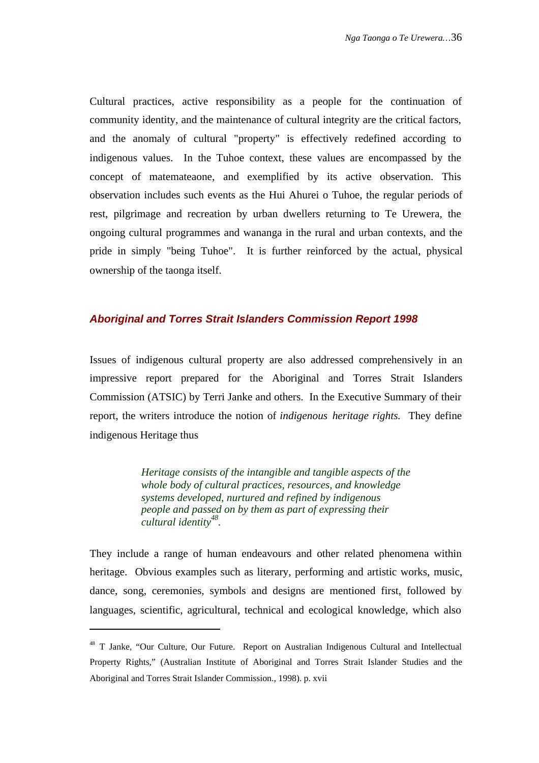Cultural practices, active responsibility as a people for the continuation of community identity, and the maintenance of cultural integrity are the critical factors, and the anomaly of cultural "property" is effectively redefined according to indigenous values. In the Tuhoe context, these values are encompassed by the concept of matemateaone, and exemplified by its active observation. This observation includes such events as the Hui Ahurei o Tuhoe, the regular periods of rest, pilgrimage and recreation by urban dwellers returning to Te Urewera, the ongoing cultural programmes and wananga in the rural and urban contexts, and the pride in simply "being Tuhoe". It is further reinforced by the actual, physical ownership of the taonga itself.

### *Aboriginal and Torres Strait Islanders Commission Report 1998*

Issues of indigenous cultural property are also addressed comprehensively in an impressive report prepared for the Aboriginal and Torres Strait Islanders Commission (ATSIC) by Terri Janke and others. In the Executive Summary of their report, the writers introduce the notion of *indigenous heritage rights.* They define indigenous Heritage thus

> *Heritage consists of the intangible and tangible aspects of the whole body of cultural practices, resources, and knowledge systems developed, nurtured and refined by indigenous people and passed on by them as part of expressing their cultural identity*[48].

They include a range of human endeavours and other related phenomena within heritage. Obvious examples such as literary, performing and artistic works, music, dance, song, ceremonies, symbols and designs are mentioned first, followed by languages, scientific, agricultural, technical and ecological knowledge, which also

---

[48] T Janke, "Our Culture, Our Future. Report on Australian Indigenous Cultural and Intellectual Property Rights," (Australian Institute of Aboriginal and Torres Strait Islander Studies and the Aboriginal and Torres Strait Islander Commission., 1998). p. xvii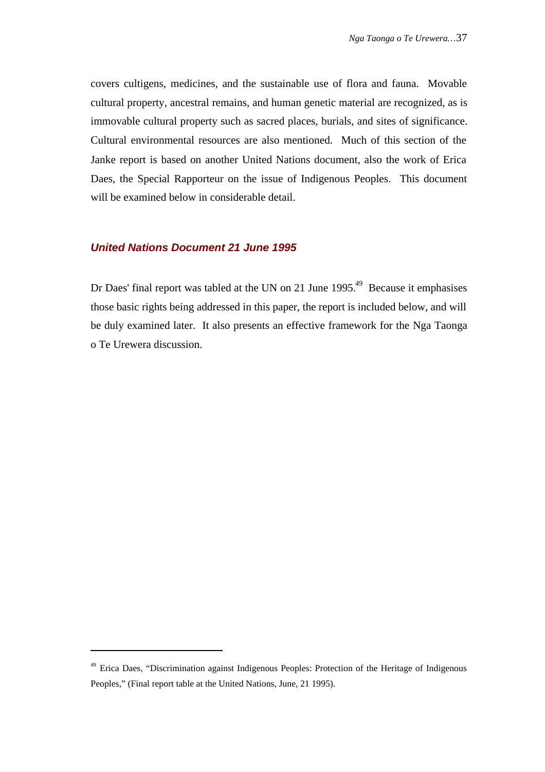covers cultigens, medicines, and the sustainable use of flora and fauna. Movable cultural property, ancestral remains, and human genetic material are recognized, as is immovable cultural property such as sacred places, burials, and sites of significance. Cultural environmental resources are also mentioned. Much of this section of the Janke report is based on another United Nations document, also the work of Erica Daes, the Special Rapporteur on the issue of Indigenous Peoples. This document will be examined below in considerable detail.

### *United Nations Document 21 June 1995*

Dr Daes' final report was tabled at the UN on 21 June 1995.[49] Because it emphasises those basic rights being addressed in this paper, the report is included below, and will be duly examined later. It also presents an effective framework for the Nga Taonga o Te Urewera discussion.

---

[49] Erica Daes, "Discrimination against Indigenous Peoples: Protection of the Heritage of Indigenous Peoples," (Final report table at the United Nations, June, 21 1995).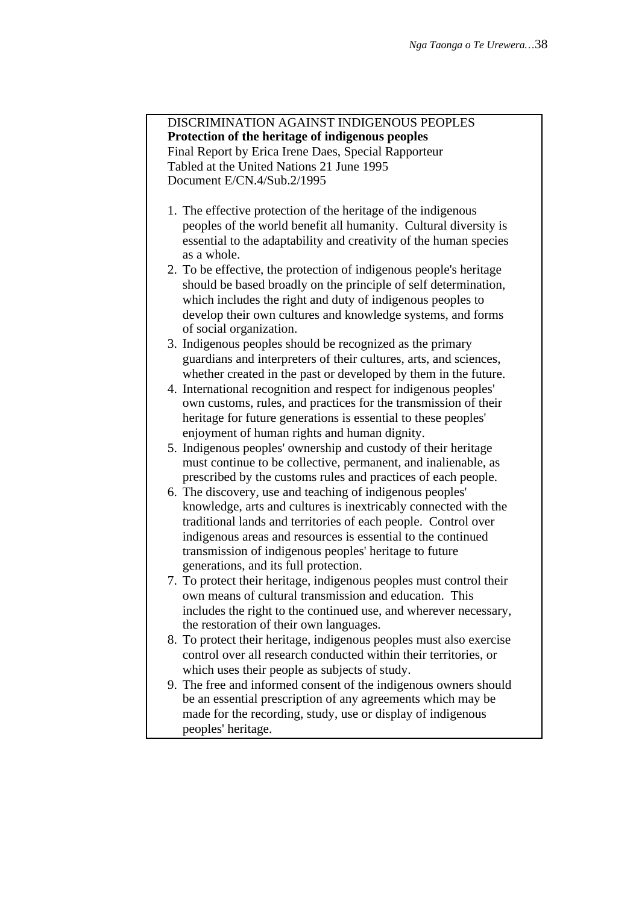DISCRIMINATION AGAINST INDIGENOUS PEOPLES
**Protection of the heritage of indigenous peoples**
Final Report by Erica Irene Daes, Special Rapporteur
Tabled at the United Nations 21 June 1995
Document E/CN.4/Sub.2/1995

1. The effective protection of the heritage of the indigenous peoples of the world benefit all humanity. Cultural diversity is essential to the adaptability and creativity of the human species as a whole.
2. To be effective, the protection of indigenous people's heritage should be based broadly on the principle of self determination, which includes the right and duty of indigenous peoples to develop their own cultures and knowledge systems, and forms of social organization.
3. Indigenous peoples should be recognized as the primary guardians and interpreters of their cultures, arts, and sciences, whether created in the past or developed by them in the future.
4. International recognition and respect for indigenous peoples' own customs, rules, and practices for the transmission of their heritage for future generations is essential to these peoples' enjoyment of human rights and human dignity.
5. Indigenous peoples' ownership and custody of their heritage must continue to be collective, permanent, and inalienable, as prescribed by the customs rules and practices of each people.
6. The discovery, use and teaching of indigenous peoples' knowledge, arts and cultures is inextricably connected with the traditional lands and territories of each people. Control over indigenous areas and resources is essential to the continued transmission of indigenous peoples' heritage to future generations, and its full protection.
7. To protect their heritage, indigenous peoples must control their own means of cultural transmission and education. This includes the right to the continued use, and wherever necessary, the restoration of their own languages.
8. To protect their heritage, indigenous peoples must also exercise control over all research conducted within their territories, or which uses their people as subjects of study.
9. The free and informed consent of the indigenous owners should be an essential prescription of any agreements which may be made for the recording, study, use or display of indigenous peoples' heritage.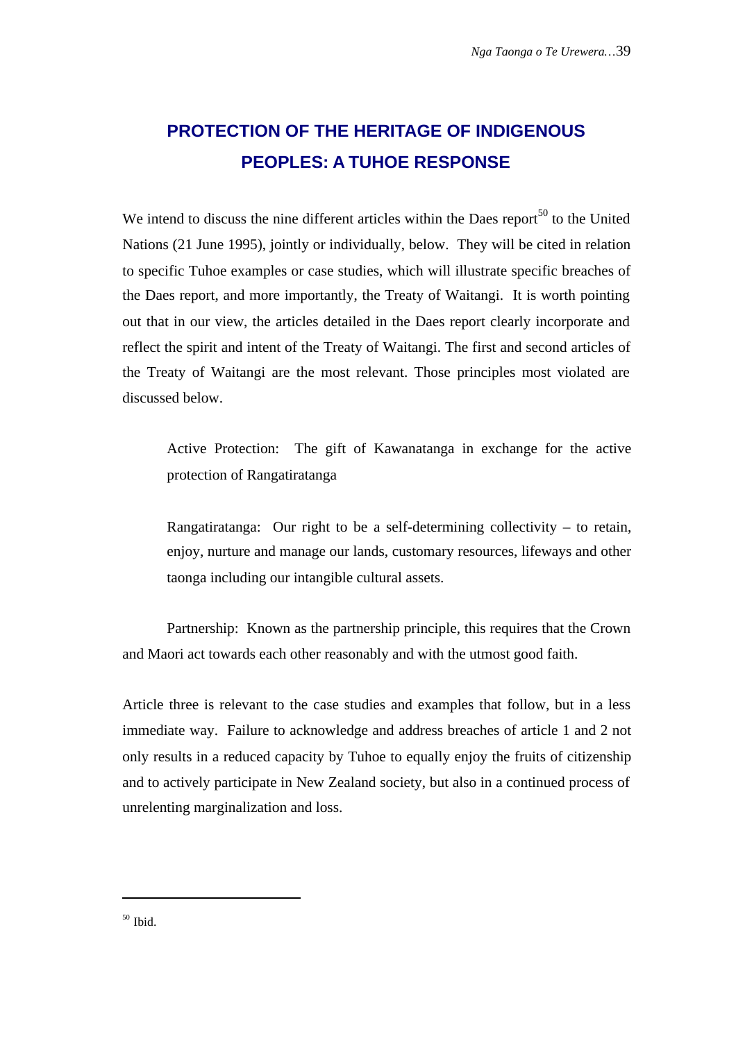# PROTECTION OF THE HERITAGE OF INDIGENOUS PEOPLES: A TUHOE RESPONSE

We intend to discuss the nine different articles within the Daes report[50] to the United Nations (21 June 1995), jointly or individually, below. They will be cited in relation to specific Tuhoe examples or case studies, which will illustrate specific breaches of the Daes report, and more importantly, the Treaty of Waitangi. It is worth pointing out that in our view, the articles detailed in the Daes report clearly incorporate and reflect the spirit and intent of the Treaty of Waitangi. The first and second articles of the Treaty of Waitangi are the most relevant. Those principles most violated are discussed below.

> Active Protection: The gift of Kawanatanga in exchange for the active protection of Rangatiratanga
>
> Rangatiratanga: Our right to be a self-determining collectivity – to retain, enjoy, nurture and manage our lands, customary resources, lifeways and other taonga including our intangible cultural assets.

Partnership: Known as the partnership principle, this requires that the Crown and Maori act towards each other reasonably and with the utmost good faith.

Article three is relevant to the case studies and examples that follow, but in a less immediate way. Failure to acknowledge and address breaches of article 1 and 2 not only results in a reduced capacity by Tuhoe to equally enjoy the fruits of citizenship and to actively participate in New Zealand society, but also in a continued process of unrelenting marginalization and loss.

---

[50] Ibid.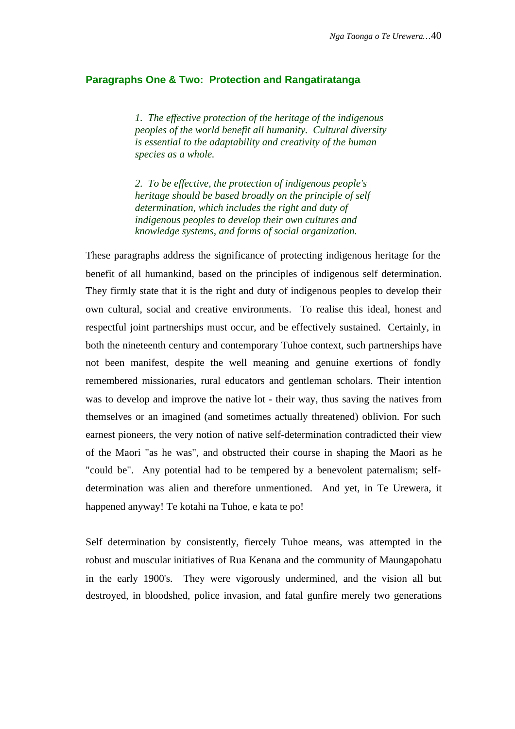## Paragraphs One & Two: Protection and Rangatiratanga

> *1. The effective protection of the heritage of the indigenous peoples of the world benefit all humanity. Cultural diversity is essential to the adaptability and creativity of the human species as a whole.*
>
> *2. To be effective, the protection of indigenous people's heritage should be based broadly on the principle of self determination, which includes the right and duty of indigenous peoples to develop their own cultures and knowledge systems, and forms of social organization.*

These paragraphs address the significance of protecting indigenous heritage for the benefit of all humankind, based on the principles of indigenous self determination. They firmly state that it is the right and duty of indigenous peoples to develop their own cultural, social and creative environments. To realise this ideal, honest and respectful joint partnerships must occur, and be effectively sustained. Certainly, in both the nineteenth century and contemporary Tuhoe context, such partnerships have not been manifest, despite the well meaning and genuine exertions of fondly remembered missionaries, rural educators and gentleman scholars. Their intention was to develop and improve the native lot - their way, thus saving the natives from themselves or an imagined (and sometimes actually threatened) oblivion. For such earnest pioneers, the very notion of native self-determination contradicted their view of the Maori "as he was", and obstructed their course in shaping the Maori as he "could be". Any potential had to be tempered by a benevolent paternalism; self-determination was alien and therefore unmentioned. And yet, in Te Urewera, it happened anyway! Te kotahi na Tuhoe, e kata te po!

Self determination by consistently, fiercely Tuhoe means, was attempted in the robust and muscular initiatives of Rua Kenana and the community of Maungapohatu in the early 1900's. They were vigorously undermined, and the vision all but destroyed, in bloodshed, police invasion, and fatal gunfire merely two generations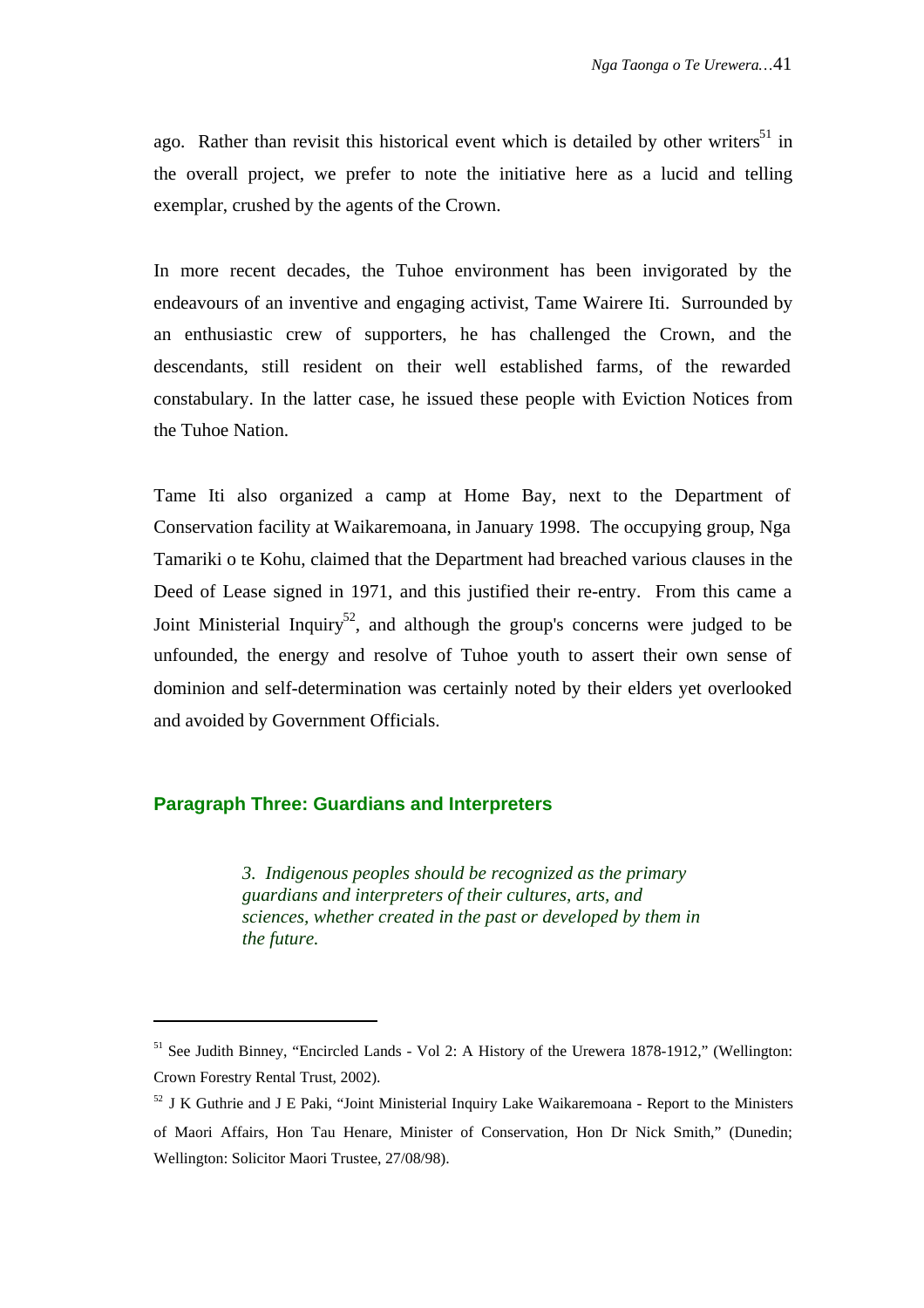ago. Rather than revisit this historical event which is detailed by other writers[51] in the overall project, we prefer to note the initiative here as a lucid and telling exemplar, crushed by the agents of the Crown.

In more recent decades, the Tuhoe environment has been invigorated by the endeavours of an inventive and engaging activist, Tame Wairere Iti. Surrounded by an enthusiastic crew of supporters, he has challenged the Crown, and the descendants, still resident on their well established farms, of the rewarded constabulary. In the latter case, he issued these people with Eviction Notices from the Tuhoe Nation.

Tame Iti also organized a camp at Home Bay, next to the Department of Conservation facility at Waikaremoana, in January 1998. The occupying group, Nga Tamariki o te Kohu, claimed that the Department had breached various clauses in the Deed of Lease signed in 1971, and this justified their re-entry. From this came a Joint Ministerial Inquiry[52], and although the group's concerns were judged to be unfounded, the energy and resolve of Tuhoe youth to assert their own sense of dominion and self-determination was certainly noted by their elders yet overlooked and avoided by Government Officials.

### Paragraph Three: Guardians and Interpreters

> *3. Indigenous peoples should be recognized as the primary guardians and interpreters of their cultures, arts, and sciences, whether created in the past or developed by them in the future.*

---

[51] See Judith Binney, "Encircled Lands - Vol 2: A History of the Urewera 1878-1912," (Wellington: Crown Forestry Rental Trust, 2002).

[52] J K Guthrie and J E Paki, "Joint Ministerial Inquiry Lake Waikaremoana - Report to the Ministers of Maori Affairs, Hon Tau Henare, Minister of Conservation, Hon Dr Nick Smith," (Dunedin; Wellington: Solicitor Maori Trustee, 27/08/98).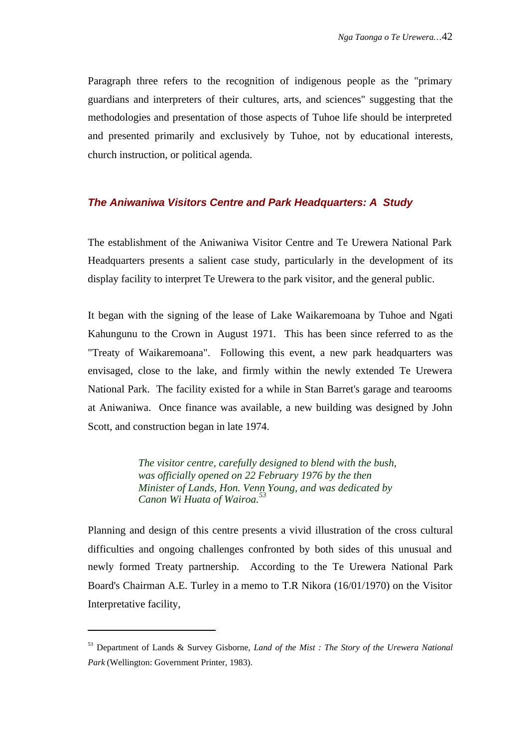Paragraph three refers to the recognition of indigenous people as the "primary guardians and interpreters of their cultures, arts, and sciences" suggesting that the methodologies and presentation of those aspects of Tuhoe life should be interpreted and presented primarily and exclusively by Tuhoe, not by educational interests, church instruction, or political agenda.

### *The Aniwaniwa Visitors Centre and Park Headquarters: A Study*

The establishment of the Aniwaniwa Visitor Centre and Te Urewera National Park Headquarters presents a salient case study, particularly in the development of its display facility to interpret Te Urewera to the park visitor, and the general public.

It began with the signing of the lease of Lake Waikaremoana by Tuhoe and Ngati Kahungunu to the Crown in August 1971. This has been since referred to as the "Treaty of Waikaremoana". Following this event, a new park headquarters was envisaged, close to the lake, and firmly within the newly extended Te Urewera National Park. The facility existed for a while in Stan Barret's garage and tearooms at Aniwaniwa. Once finance was available, a new building was designed by John Scott, and construction began in late 1974.

> *The visitor centre, carefully designed to blend with the bush, was officially opened on 22 February 1976 by the then Minister of Lands, Hon. Venn Young, and was dedicated by Canon Wi Huata of Wairoa.*[53]

Planning and design of this centre presents a vivid illustration of the cross cultural difficulties and ongoing challenges confronted by both sides of this unusual and newly formed Treaty partnership. According to the Te Urewera National Park Board's Chairman A.E. Turley in a memo to T.R Nikora (16/01/1970) on the Visitor Interpretative facility,

---

[53] Department of Lands & Survey Gisborne, *Land of the Mist : The Story of the Urewera National Park* (Wellington: Government Printer, 1983).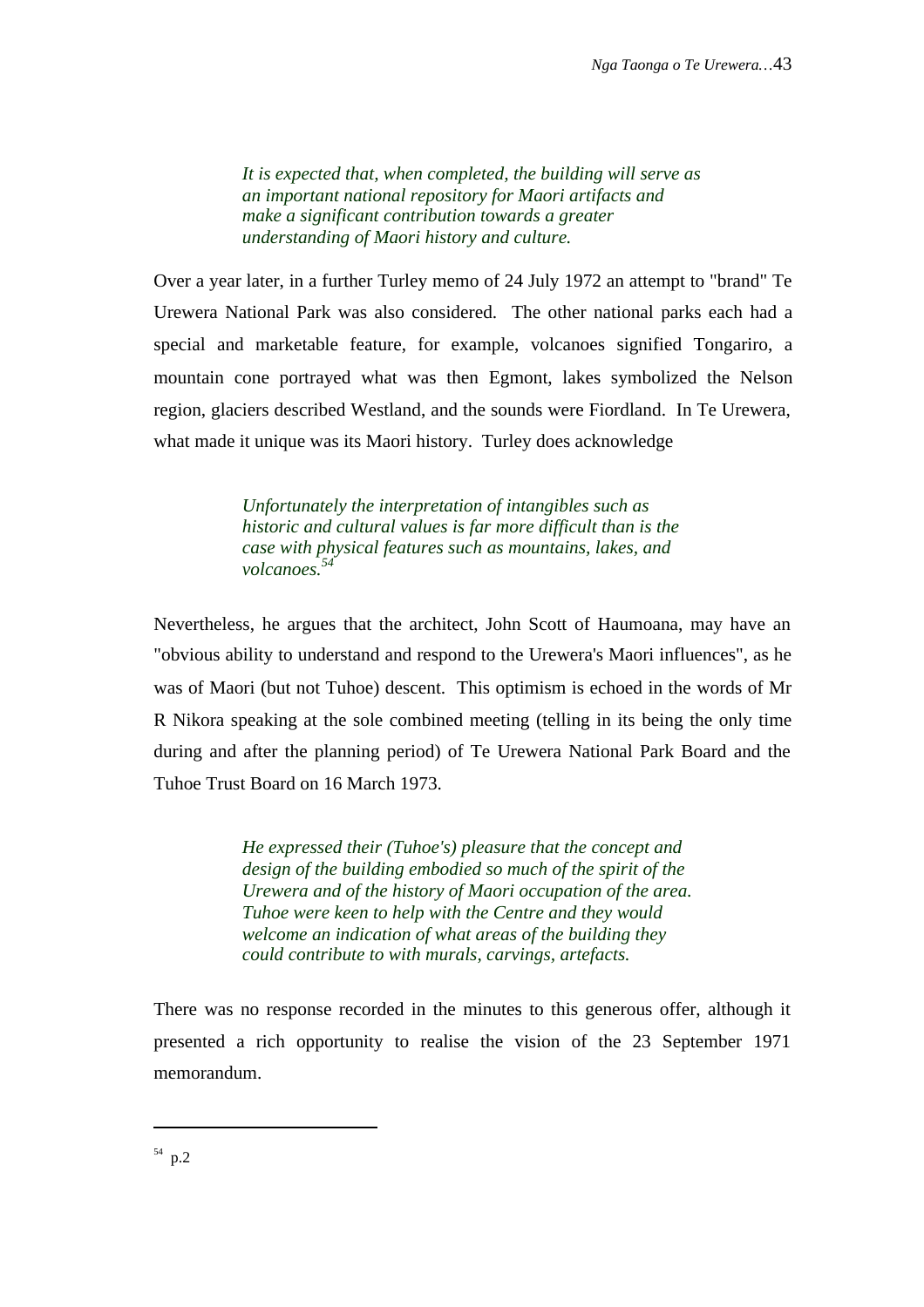> *It is expected that, when completed, the building will serve as an important national repository for Maori artifacts and make a significant contribution towards a greater understanding of Maori history and culture.*

Over a year later, in a further Turley memo of 24 July 1972 an attempt to "brand" Te Urewera National Park was also considered. The other national parks each had a special and marketable feature, for example, volcanoes signified Tongariro, a mountain cone portrayed what was then Egmont, lakes symbolized the Nelson region, glaciers described Westland, and the sounds were Fiordland. In Te Urewera, what made it unique was its Maori history. Turley does acknowledge

> *Unfortunately the interpretation of intangibles such as historic and cultural values is far more difficult than is the case with physical features such as mountains, lakes, and volcanoes.*[54]

Nevertheless, he argues that the architect, John Scott of Haumoana, may have an "obvious ability to understand and respond to the Urewera's Maori influences", as he was of Maori (but not Tuhoe) descent. This optimism is echoed in the words of Mr R Nikora speaking at the sole combined meeting (telling in its being the only time during and after the planning period) of Te Urewera National Park Board and the Tuhoe Trust Board on 16 March 1973.

> *He expressed their (Tuhoe's) pleasure that the concept and design of the building embodied so much of the spirit of the Urewera and of the history of Maori occupation of the area. Tuhoe were keen to help with the Centre and they would welcome an indication of what areas of the building they could contribute to with murals, carvings, artefacts.*

There was no response recorded in the minutes to this generous offer, although it presented a rich opportunity to realise the vision of the 23 September 1971 memorandum.

---

[54] p.2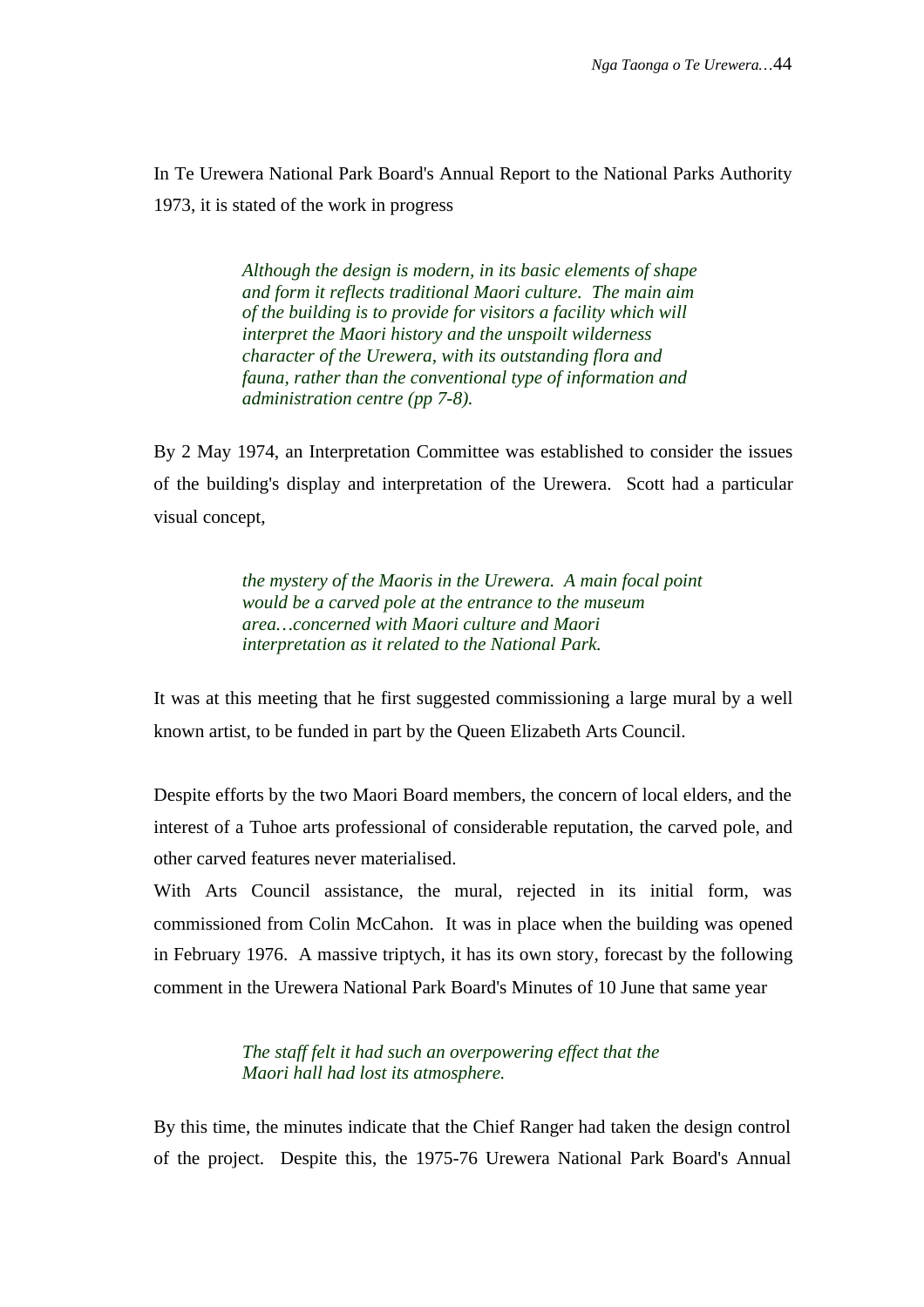In Te Urewera National Park Board's Annual Report to the National Parks Authority 1973, it is stated of the work in progress

> *Although the design is modern, in its basic elements of shape and form it reflects traditional Maori culture. The main aim of the building is to provide for visitors a facility which will interpret the Maori history and the unspoilt wilderness character of the Urewera, with its outstanding flora and fauna, rather than the conventional type of information and administration centre (pp 7-8).*

By 2 May 1974, an Interpretation Committee was established to consider the issues of the building's display and interpretation of the Urewera. Scott had a particular visual concept,

> *the mystery of the Maoris in the Urewera. A main focal point would be a carved pole at the entrance to the museum area…concerned with Maori culture and Maori interpretation as it related to the National Park.*

It was at this meeting that he first suggested commissioning a large mural by a well known artist, to be funded in part by the Queen Elizabeth Arts Council.

Despite efforts by the two Maori Board members, the concern of local elders, and the interest of a Tuhoe arts professional of considerable reputation, the carved pole, and other carved features never materialised.

With Arts Council assistance, the mural, rejected in its initial form, was commissioned from Colin McCahon. It was in place when the building was opened in February 1976. A massive triptych, it has its own story, forecast by the following comment in the Urewera National Park Board's Minutes of 10 June that same year

> *The staff felt it had such an overpowering effect that the Maori hall had lost its atmosphere.*

By this time, the minutes indicate that the Chief Ranger had taken the design control of the project. Despite this, the 1975-76 Urewera National Park Board's Annual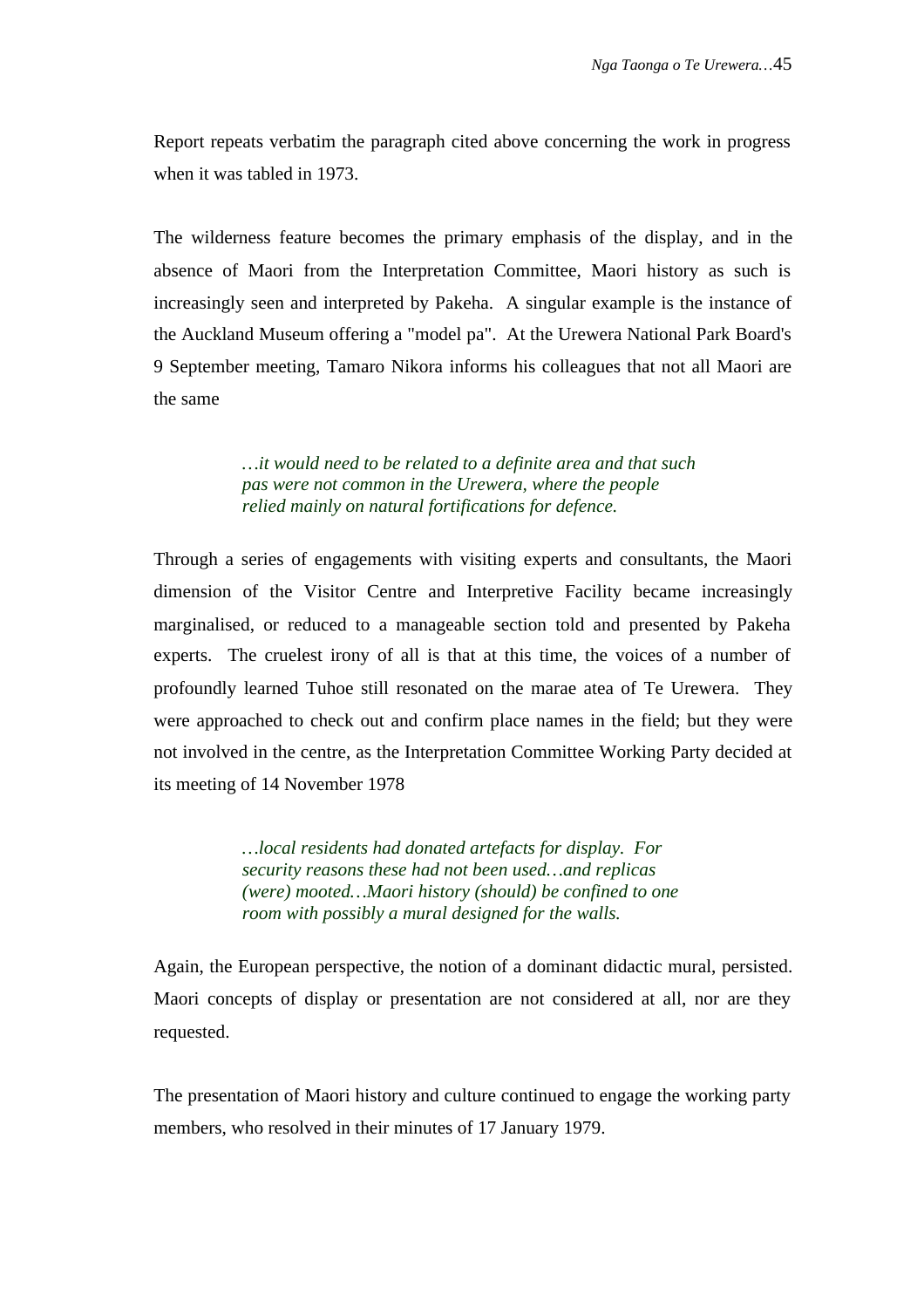Report repeats verbatim the paragraph cited above concerning the work in progress when it was tabled in 1973.

The wilderness feature becomes the primary emphasis of the display, and in the absence of Maori from the Interpretation Committee, Maori history as such is increasingly seen and interpreted by Pakeha. A singular example is the instance of the Auckland Museum offering a "model pa". At the Urewera National Park Board's 9 September meeting, Tamaro Nikora informs his colleagues that not all Maori are the same

> *…it would need to be related to a definite area and that such pas were not common in the Urewera, where the people relied mainly on natural fortifications for defence.*

Through a series of engagements with visiting experts and consultants, the Maori dimension of the Visitor Centre and Interpretive Facility became increasingly marginalised, or reduced to a manageable section told and presented by Pakeha experts. The cruelest irony of all is that at this time, the voices of a number of profoundly learned Tuhoe still resonated on the marae atea of Te Urewera. They were approached to check out and confirm place names in the field; but they were not involved in the centre, as the Interpretation Committee Working Party decided at its meeting of 14 November 1978

> *…local residents had donated artefacts for display. For security reasons these had not been used…and replicas (were) mooted…Maori history (should) be confined to one room with possibly a mural designed for the walls.*

Again, the European perspective, the notion of a dominant didactic mural, persisted. Maori concepts of display or presentation are not considered at all, nor are they requested.

The presentation of Maori history and culture continued to engage the working party members, who resolved in their minutes of 17 January 1979.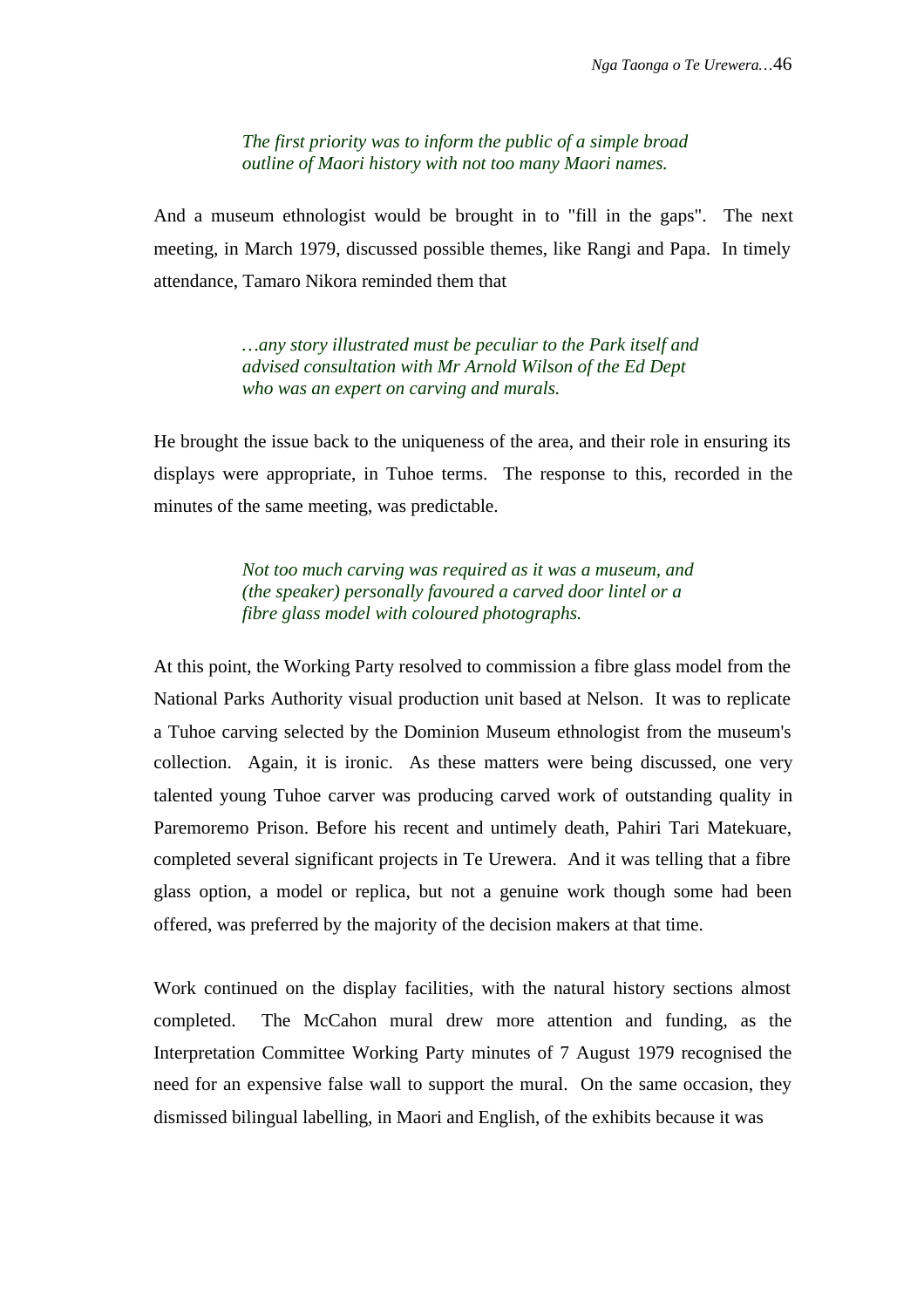> *The first priority was to inform the public of a simple broad outline of Maori history with not too many Maori names.*

And a museum ethnologist would be brought in to "fill in the gaps". The next meeting, in March 1979, discussed possible themes, like Rangi and Papa. In timely attendance, Tamaro Nikora reminded them that

> *…any story illustrated must be peculiar to the Park itself and advised consultation with Mr Arnold Wilson of the Ed Dept who was an expert on carving and murals.*

He brought the issue back to the uniqueness of the area, and their role in ensuring its displays were appropriate, in Tuhoe terms. The response to this, recorded in the minutes of the same meeting, was predictable.

> *Not too much carving was required as it was a museum, and (the speaker) personally favoured a carved door lintel or a fibre glass model with coloured photographs.*

At this point, the Working Party resolved to commission a fibre glass model from the National Parks Authority visual production unit based at Nelson. It was to replicate a Tuhoe carving selected by the Dominion Museum ethnologist from the museum's collection. Again, it is ironic. As these matters were being discussed, one very talented young Tuhoe carver was producing carved work of outstanding quality in Paremoremo Prison. Before his recent and untimely death, Pahiri Tari Matekuare, completed several significant projects in Te Urewera. And it was telling that a fibre glass option, a model or replica, but not a genuine work though some had been offered, was preferred by the majority of the decision makers at that time.

Work continued on the display facilities, with the natural history sections almost completed. The McCahon mural drew more attention and funding, as the Interpretation Committee Working Party minutes of 7 August 1979 recognised the need for an expensive false wall to support the mural. On the same occasion, they dismissed bilingual labelling, in Maori and English, of the exhibits because it was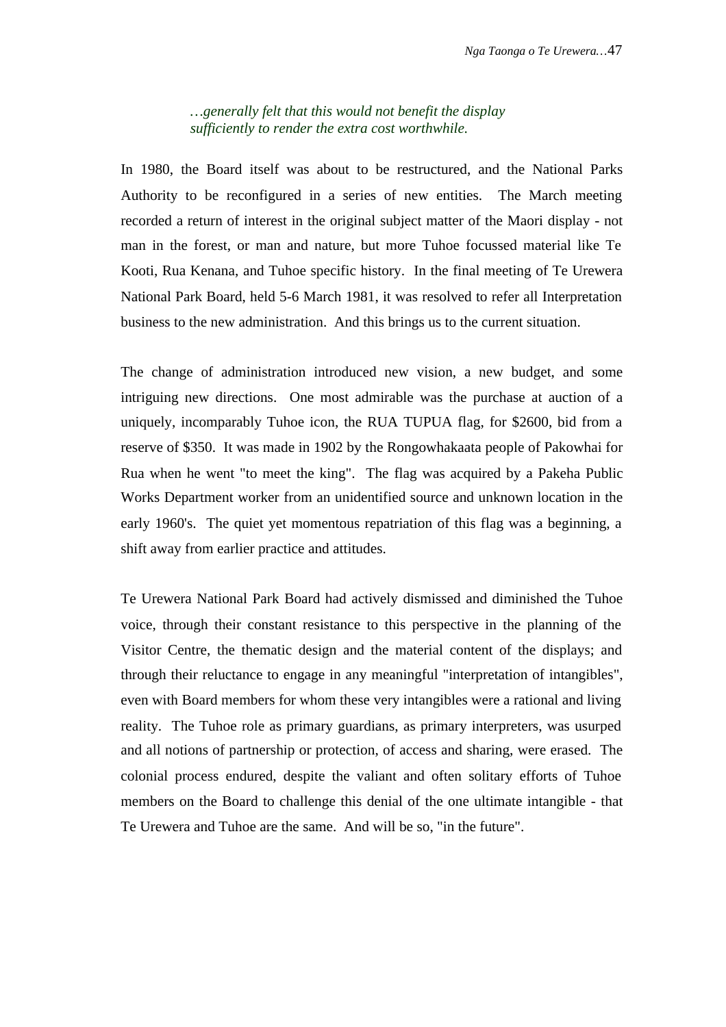> *…generally felt that this would not benefit the display sufficiently to render the extra cost worthwhile.*

In 1980, the Board itself was about to be restructured, and the National Parks Authority to be reconfigured in a series of new entities. The March meeting recorded a return of interest in the original subject matter of the Maori display - not man in the forest, or man and nature, but more Tuhoe focussed material like Te Kooti, Rua Kenana, and Tuhoe specific history. In the final meeting of Te Urewera National Park Board, held 5-6 March 1981, it was resolved to refer all Interpretation business to the new administration. And this brings us to the current situation.

The change of administration introduced new vision, a new budget, and some intriguing new directions. One most admirable was the purchase at auction of a uniquely, incomparably Tuhoe icon, the RUA TUPUA flag, for $2600, bid from a reserve of $350. It was made in 1902 by the Rongowhakaata people of Pakowhai for Rua when he went "to meet the king". The flag was acquired by a Pakeha Public Works Department worker from an unidentified source and unknown location in the early 1960's. The quiet yet momentous repatriation of this flag was a beginning, a shift away from earlier practice and attitudes.

Te Urewera National Park Board had actively dismissed and diminished the Tuhoe voice, through their constant resistance to this perspective in the planning of the Visitor Centre, the thematic design and the material content of the displays; and through their reluctance to engage in any meaningful "interpretation of intangibles", even with Board members for whom these very intangibles were a rational and living reality. The Tuhoe role as primary guardians, as primary interpreters, was usurped and all notions of partnership or protection, of access and sharing, were erased. The colonial process endured, despite the valiant and often solitary efforts of Tuhoe members on the Board to challenge this denial of the one ultimate intangible - that Te Urewera and Tuhoe are the same. And will be so, "in the future".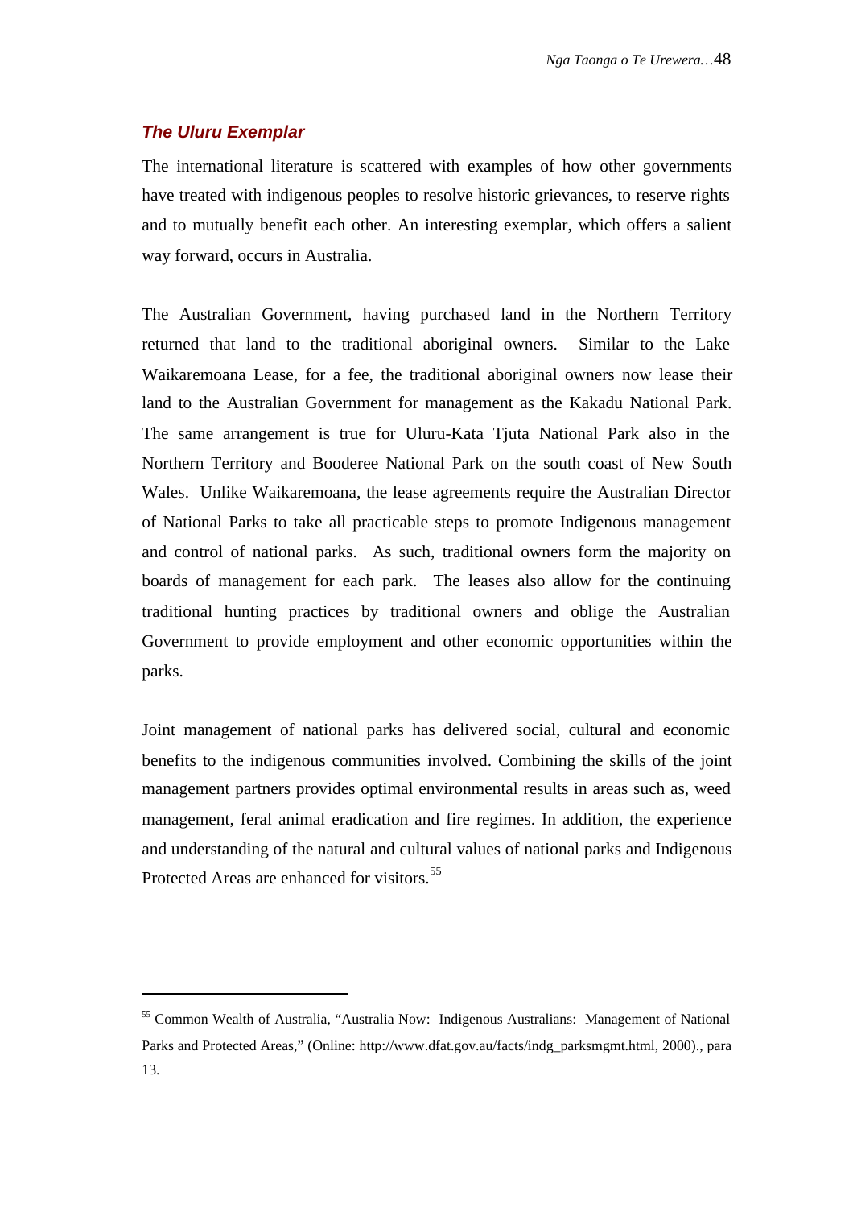### *The Uluru Exemplar*

The international literature is scattered with examples of how other governments have treated with indigenous peoples to resolve historic grievances, to reserve rights and to mutually benefit each other. An interesting exemplar, which offers a salient way forward, occurs in Australia.

The Australian Government, having purchased land in the Northern Territory returned that land to the traditional aboriginal owners. Similar to the Lake Waikaremoana Lease, for a fee, the traditional aboriginal owners now lease their land to the Australian Government for management as the Kakadu National Park. The same arrangement is true for Uluru-Kata Tjuta National Park also in the Northern Territory and Booderee National Park on the south coast of New South Wales. Unlike Waikaremoana, the lease agreements require the Australian Director of National Parks to take all practicable steps to promote Indigenous management and control of national parks. As such, traditional owners form the majority on boards of management for each park. The leases also allow for the continuing traditional hunting practices by traditional owners and oblige the Australian Government to provide employment and other economic opportunities within the parks.

Joint management of national parks has delivered social, cultural and economic benefits to the indigenous communities involved. Combining the skills of the joint management partners provides optimal environmental results in areas such as, weed management, feral animal eradication and fire regimes. In addition, the experience and understanding of the natural and cultural values of national parks and Indigenous Protected Areas are enhanced for visitors.[55]

---

[55] Common Wealth of Australia, "Australia Now: Indigenous Australians: Management of National Parks and Protected Areas," (Online: http://www.dfat.gov.au/facts/indg_parksmgmt.html, 2000)., para 13.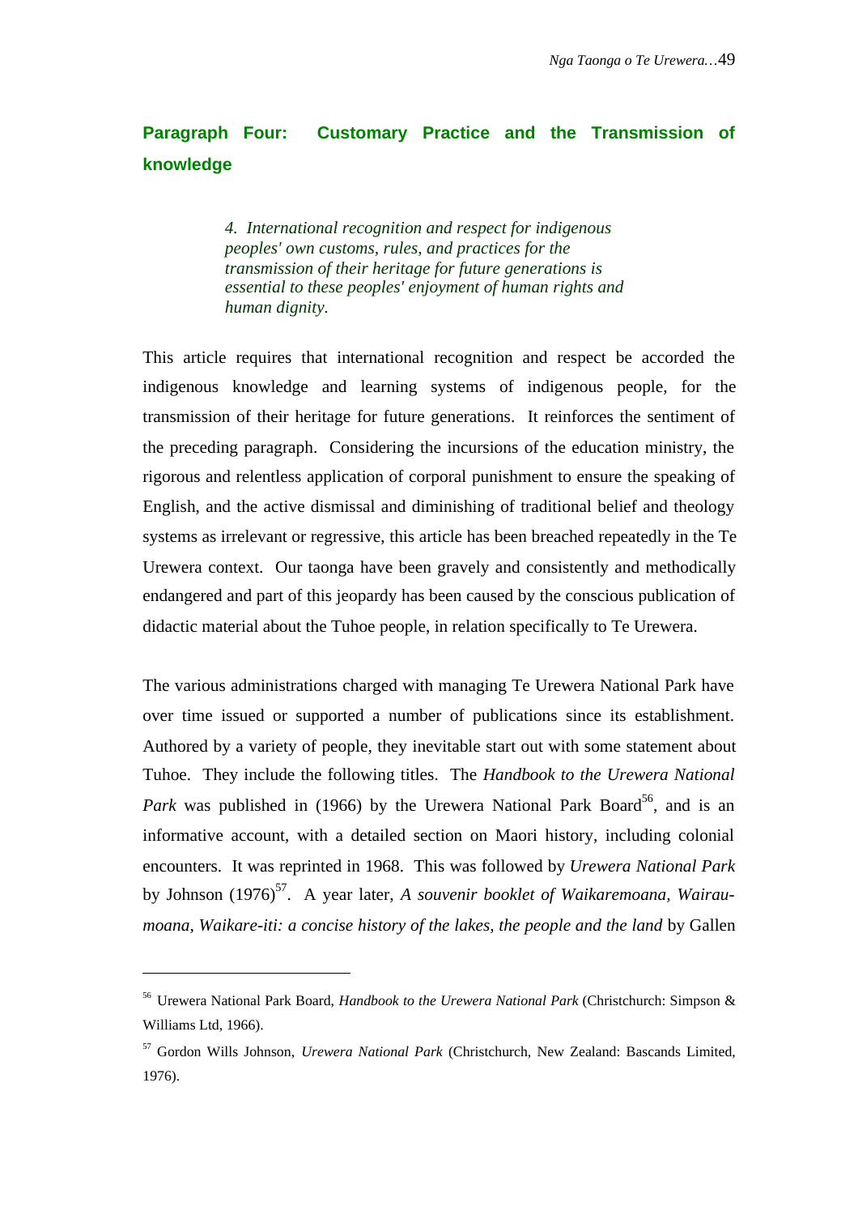## Paragraph Four: Customary Practice and the Transmission of knowledge

> *4. International recognition and respect for indigenous peoples' own customs, rules, and practices for the transmission of their heritage for future generations is essential to these peoples' enjoyment of human rights and human dignity.*

This article requires that international recognition and respect be accorded the indigenous knowledge and learning systems of indigenous people, for the transmission of their heritage for future generations. It reinforces the sentiment of the preceding paragraph. Considering the incursions of the education ministry, the rigorous and relentless application of corporal punishment to ensure the speaking of English, and the active dismissal and diminishing of traditional belief and theology systems as irrelevant or regressive, this article has been breached repeatedly in the Te Urewera context. Our taonga have been gravely and consistently and methodically endangered and part of this jeopardy has been caused by the conscious publication of didactic material about the Tuhoe people, in relation specifically to Te Urewera.

The various administrations charged with managing Te Urewera National Park have over time issued or supported a number of publications since its establishment. Authored by a variety of people, they inevitable start out with some statement about Tuhoe. They include the following titles. The *Handbook to the Urewera National Park* was published in (1966) by the Urewera National Park Board[56], and is an informative account, with a detailed section on Maori history, including colonial encounters. It was reprinted in 1968. This was followed by *Urewera National Park* by Johnson (1976)[57]. A year later, *A souvenir booklet of Waikaremoana, Wairau-moana, Waikare-iti: a concise history of the lakes, the people and the land* by Gallen

---

[56] Urewera National Park Board, *Handbook to the Urewera National Park* (Christchurch: Simpson & Williams Ltd, 1966).

[57] Gordon Wills Johnson, *Urewera National Park* (Christchurch, New Zealand: Bascands Limited, 1976).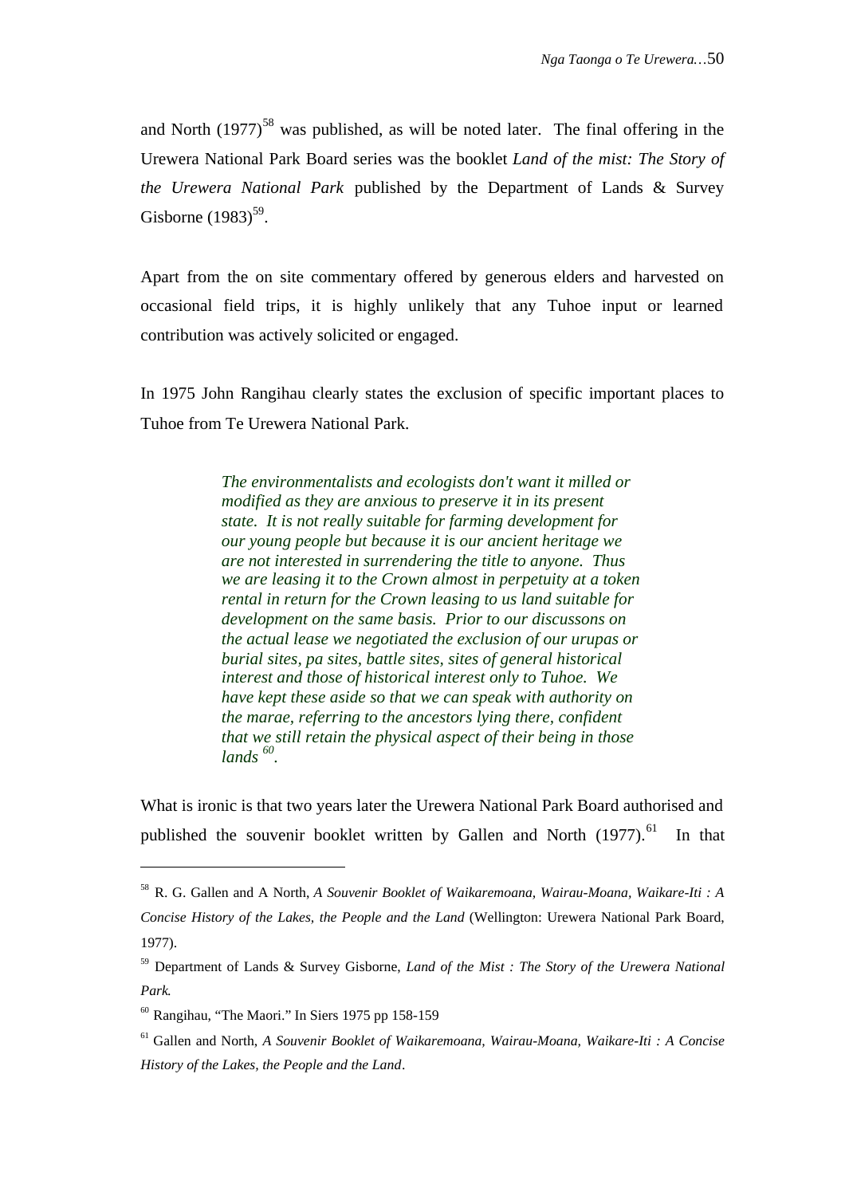and North (1977)[58] was published, as will be noted later. The final offering in the Urewera National Park Board series was the booklet *Land of the mist: The Story of the Urewera National Park* published by the Department of Lands & Survey Gisborne (1983)[59].

Apart from the on site commentary offered by generous elders and harvested on occasional field trips, it is highly unlikely that any Tuhoe input or learned contribution was actively solicited or engaged.

In 1975 John Rangihau clearly states the exclusion of specific important places to Tuhoe from Te Urewera National Park.

> *The environmentalists and ecologists don't want it milled or modified as they are anxious to preserve it in its present state. It is not really suitable for farming development for our young people but because it is our ancient heritage we are not interested in surrendering the title to anyone. Thus we are leasing it to the Crown almost in perpetuity at a token rental in return for the Crown leasing to us land suitable for development on the same basis. Prior to our discussons on the actual lease we negotiated the exclusion of our urupas or burial sites, pa sites, battle sites, sites of general historical interest and those of historical interest only to Tuhoe. We have kept these aside so that we can speak with authority on the marae, referring to the ancestors lying there, confident that we still retain the physical aspect of their being in those lands [60].*

What is ironic is that two years later the Urewera National Park Board authorised and published the souvenir booklet written by Gallen and North (1977).[61] In that

---

[58] R. G. Gallen and A North, *A Souvenir Booklet of Waikaremoana, Wairau-Moana, Waikare-Iti : A Concise History of the Lakes, the People and the Land* (Wellington: Urewera National Park Board, 1977).

[59] Department of Lands & Survey Gisborne, *Land of the Mist : The Story of the Urewera National Park.*

[60] Rangihau, "The Maori." In Siers 1975 pp 158-159

[61] Gallen and North, *A Souvenir Booklet of Waikaremoana, Wairau-Moana, Waikare-Iti : A Concise History of the Lakes, the People and the Land*.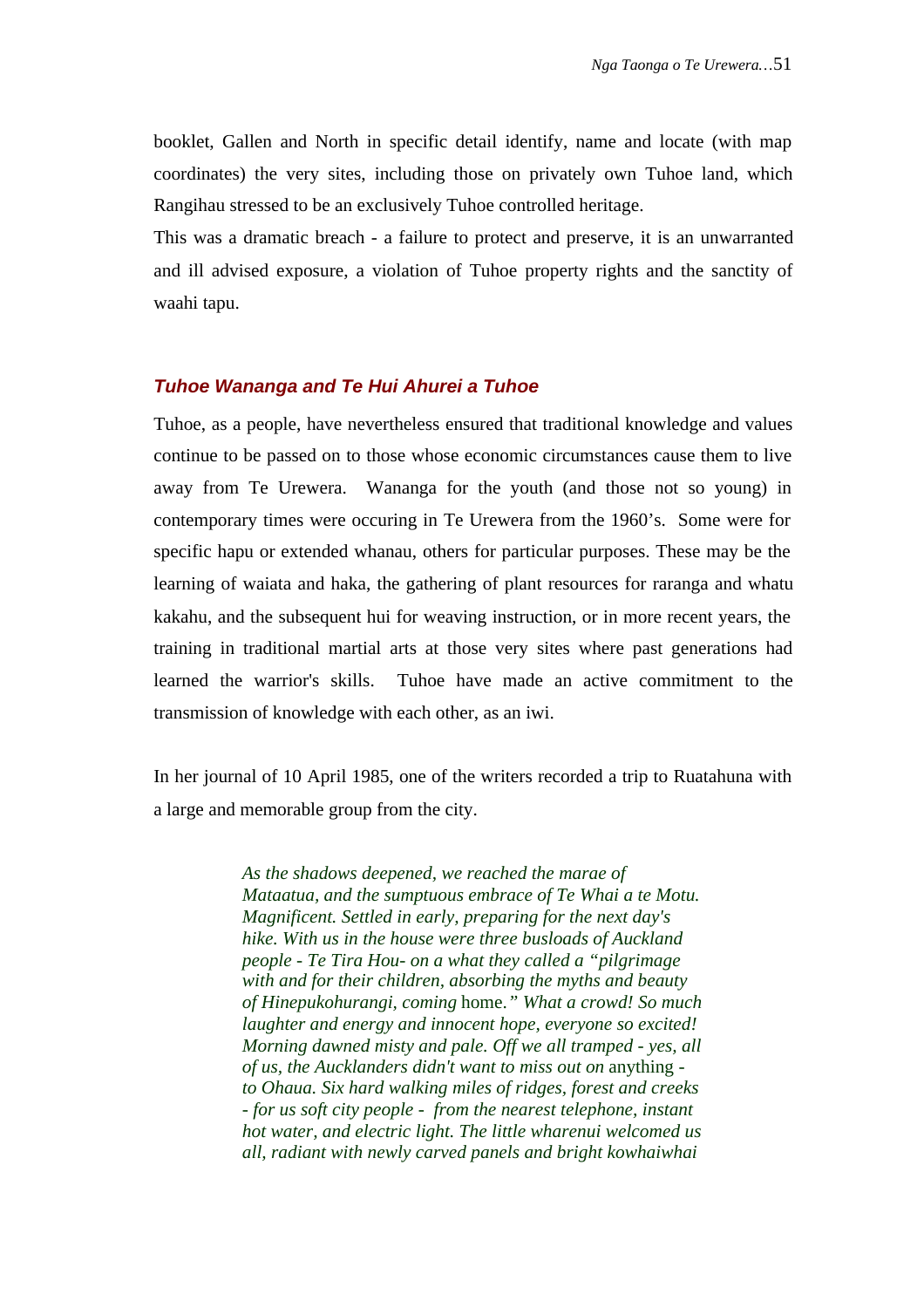booklet, Gallen and North in specific detail identify, name and locate (with map coordinates) the very sites, including those on privately own Tuhoe land, which Rangihau stressed to be an exclusively Tuhoe controlled heritage.

This was a dramatic breach - a failure to protect and preserve, it is an unwarranted and ill advised exposure, a violation of Tuhoe property rights and the sanctity of waahi tapu.

### *Tuhoe Wananga and Te Hui Ahurei a Tuhoe*

Tuhoe, as a people, have nevertheless ensured that traditional knowledge and values continue to be passed on to those whose economic circumstances cause them to live away from Te Urewera. Wananga for the youth (and those not so young) in contemporary times were occuring in Te Urewera from the 1960's. Some were for specific hapu or extended whanau, others for particular purposes. These may be the learning of waiata and haka, the gathering of plant resources for raranga and whatu kakahu, and the subsequent hui for weaving instruction, or in more recent years, the training in traditional martial arts at those very sites where past generations had learned the warrior's skills. Tuhoe have made an active commitment to the transmission of knowledge with each other, as an iwi.

In her journal of 10 April 1985, one of the writers recorded a trip to Ruatahuna with a large and memorable group from the city.

> *As the shadows deepened, we reached the marae of Mataatua, and the sumptuous embrace of Te Whai a te Motu. Magnificent. Settled in early, preparing for the next day's hike. With us in the house were three busloads of Auckland people - Te Tira Hou- on a what they called a "pilgrimage with and for their children, absorbing the myths and beauty of Hinepukohurangi, coming* home.*" What a crowd! So much laughter and energy and innocent hope, everyone so excited! Morning dawned misty and pale. Off we all tramped - yes, all of us, the Aucklanders didn't want to miss out on* anything *- to Ohaua. Six hard walking miles of ridges, forest and creeks - for us soft city people - from the nearest telephone, instant hot water, and electric light. The little wharenui welcomed us all, radiant with newly carved panels and bright kowhaiwhai*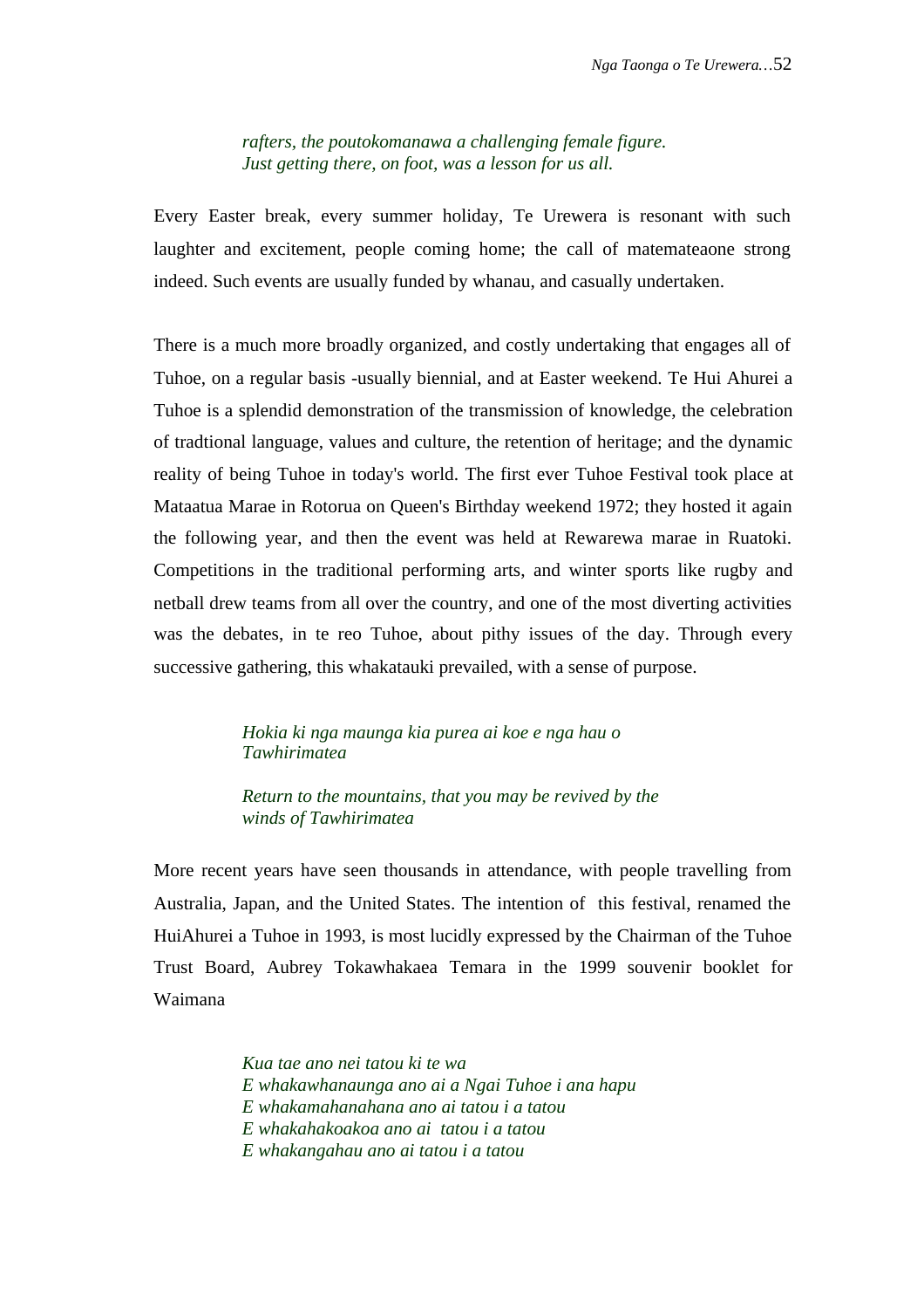*rafters, the poutokomanawa a challenging female figure.*
*Just getting there, on foot, was a lesson for us all.*

Every Easter break, every summer holiday, Te Urewera is resonant with such laughter and excitement, people coming home; the call of matemateaone strong indeed. Such events are usually funded by whanau, and casually undertaken.

There is a much more broadly organized, and costly undertaking that engages all of Tuhoe, on a regular basis -usually biennial, and at Easter weekend. Te Hui Ahurei a Tuhoe is a splendid demonstration of the transmission of knowledge, the celebration of tradtional language, values and culture, the retention of heritage; and the dynamic reality of being Tuhoe in today's world. The first ever Tuhoe Festival took place at Mataatua Marae in Rotorua on Queen's Birthday weekend 1972; they hosted it again the following year, and then the event was held at Rewarewa marae in Ruatoki. Competitions in the traditional performing arts, and winter sports like rugby and netball drew teams from all over the country, and one of the most diverting activities was the debates, in te reo Tuhoe, about pithy issues of the day. Through every successive gathering, this whakatauki prevailed, with a sense of purpose.

*Hokia ki nga maunga kia purea ai koe e nga hau o Tawhirimatea*

*Return to the mountains, that you may be revived by the winds of Tawhirimatea*

More recent years have seen thousands in attendance, with people travelling from Australia, Japan, and the United States. The intention of this festival, renamed the HuiAhurei a Tuhoe in 1993, is most lucidly expressed by the Chairman of the Tuhoe Trust Board, Aubrey Tokawhakaea Temara in the 1999 souvenir booklet for Waimana

*Kua tae ano nei tatou ki te wa*
*E whakawhanaunga ano ai a Ngai Tuhoe i ana hapu*
*E whakamahanahana ano ai tatou i a tatou*
*E whakahakoakoa ano ai tatou i a tatou*
*E whakangahau ano ai tatou i a tatou*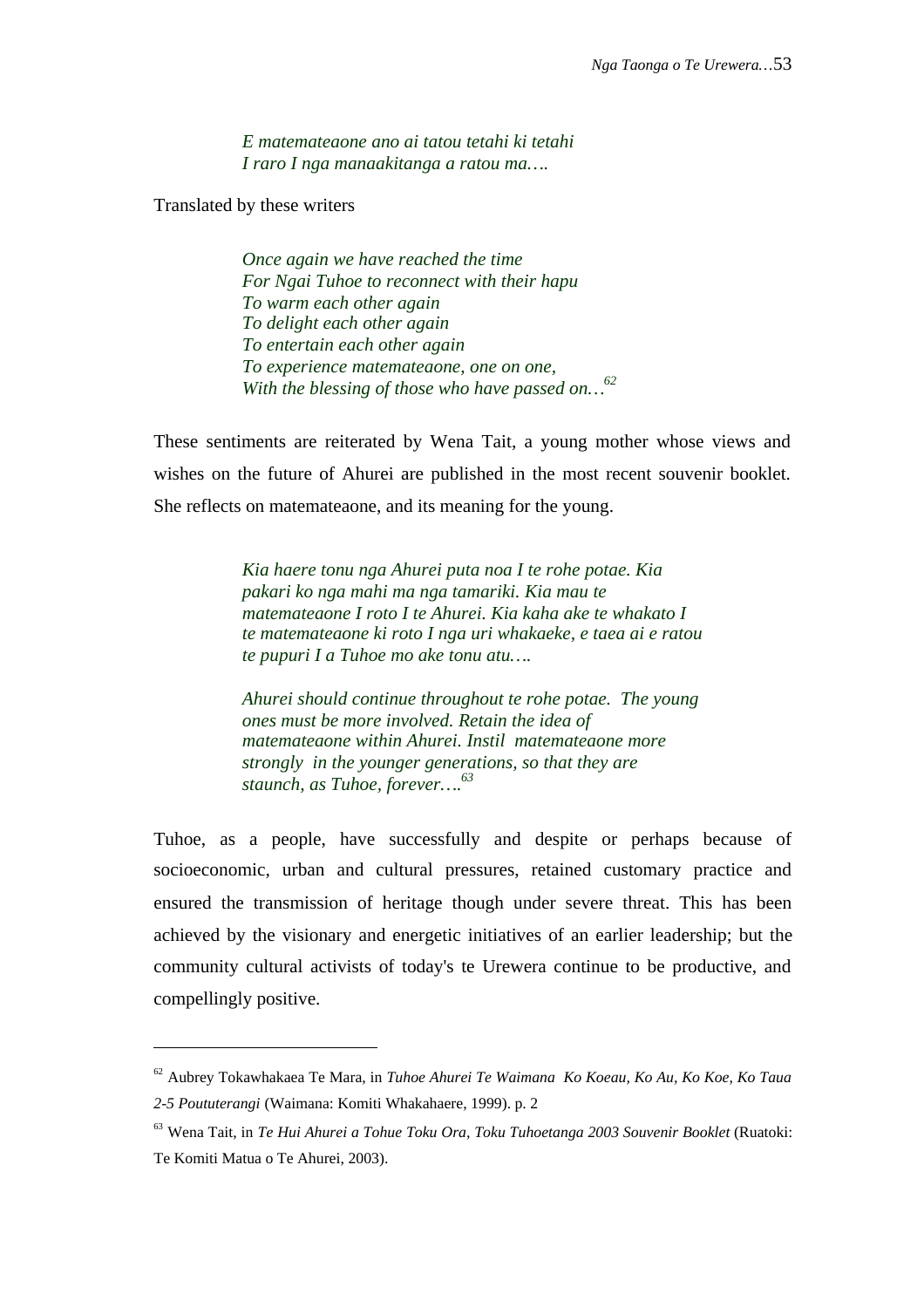> *E matemateaone ano ai tatou tetahi ki tetahi*
> *I raro I nga manaakitanga a ratou ma….*

Translated by these writers

> *Once again we have reached the time*
> *For Ngai Tuhoe to reconnect with their hapu*
> *To warm each other again*
> *To delight each other again*
> *To entertain each other again*
> *To experience matemateaone, one on one,*
> *With the blessing of those who have passed on…*[62]

These sentiments are reiterated by Wena Tait, a young mother whose views and wishes on the future of Ahurei are published in the most recent souvenir booklet. She reflects on matemateaone, and its meaning for the young.

> *Kia haere tonu nga Ahurei puta noa I te rohe potae. Kia pakari ko nga mahi ma nga tamariki. Kia mau te matemateaone I roto I te Ahurei. Kia kaha ake te whakato I te matemateaone ki roto I nga uri whakaeke, e taea ai e ratou te pupuri I a Tuhoe mo ake tonu atu….*
>
> *Ahurei should continue throughout te rohe potae. The young ones must be more involved. Retain the idea of matemateaone within Ahurei. Instil matemateaone more strongly in the younger generations, so that they are staunch, as Tuhoe, forever….*[63]

Tuhoe, as a people, have successfully and despite or perhaps because of socioeconomic, urban and cultural pressures, retained customary practice and ensured the transmission of heritage though under severe threat. This has been achieved by the visionary and energetic initiatives of an earlier leadership; but the community cultural activists of today's te Urewera continue to be productive, and compellingly positive.

---

[62] Aubrey Tokawhakaea Te Mara, in *Tuhoe Ahurei Te Waimana Ko Koeau, Ko Au, Ko Koe, Ko Taua 2-5 Poututerangi* (Waimana: Komiti Whakahaere, 1999). p. 2

[63] Wena Tait, in *Te Hui Ahurei a Tohue Toku Ora, Toku Tuhoetanga 2003 Souvenir Booklet* (Ruatoki: Te Komiti Matua o Te Ahurei, 2003).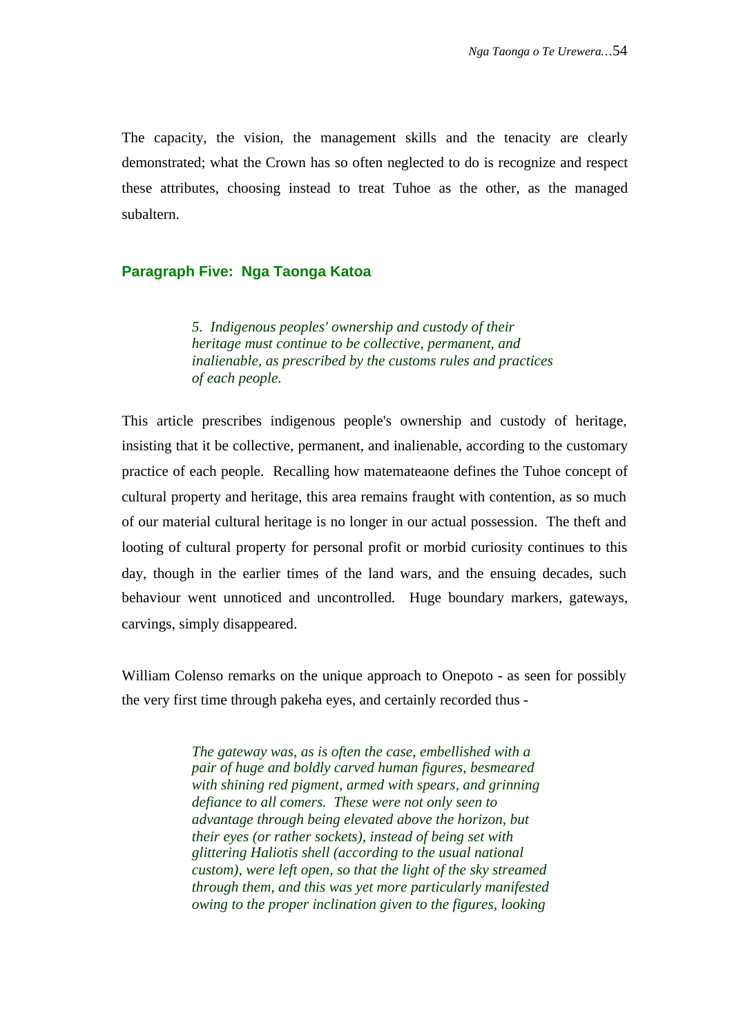The capacity, the vision, the management skills and the tenacity are clearly demonstrated; what the Crown has so often neglected to do is recognize and respect these attributes, choosing instead to treat Tuhoe as the other, as the managed subaltern.

## Paragraph Five: Nga Taonga Katoa

> *5. Indigenous peoples' ownership and custody of their heritage must continue to be collective, permanent, and inalienable, as prescribed by the customs rules and practices of each people.*

This article prescribes indigenous people's ownership and custody of heritage, insisting that it be collective, permanent, and inalienable, according to the customary practice of each people. Recalling how matemateaone defines the Tuhoe concept of cultural property and heritage, this area remains fraught with contention, as so much of our material cultural heritage is no longer in our actual possession. The theft and looting of cultural property for personal profit or morbid curiosity continues to this day, though in the earlier times of the land wars, and the ensuing decades, such behaviour went unnoticed and uncontrolled. Huge boundary markers, gateways, carvings, simply disappeared.

William Colenso remarks on the unique approach to Onepoto - as seen for possibly the very first time through pakeha eyes, and certainly recorded thus -

> *The gateway was, as is often the case, embellished with a pair of huge and boldly carved human figures, besmeared with shining red pigment, armed with spears, and grinning defiance to all comers. These were not only seen to advantage through being elevated above the horizon, but their eyes (or rather sockets), instead of being set with glittering Haliotis shell (according to the usual national custom), were left open, so that the light of the sky streamed through them, and this was yet more particularly manifested owing to the proper inclination given to the figures, looking*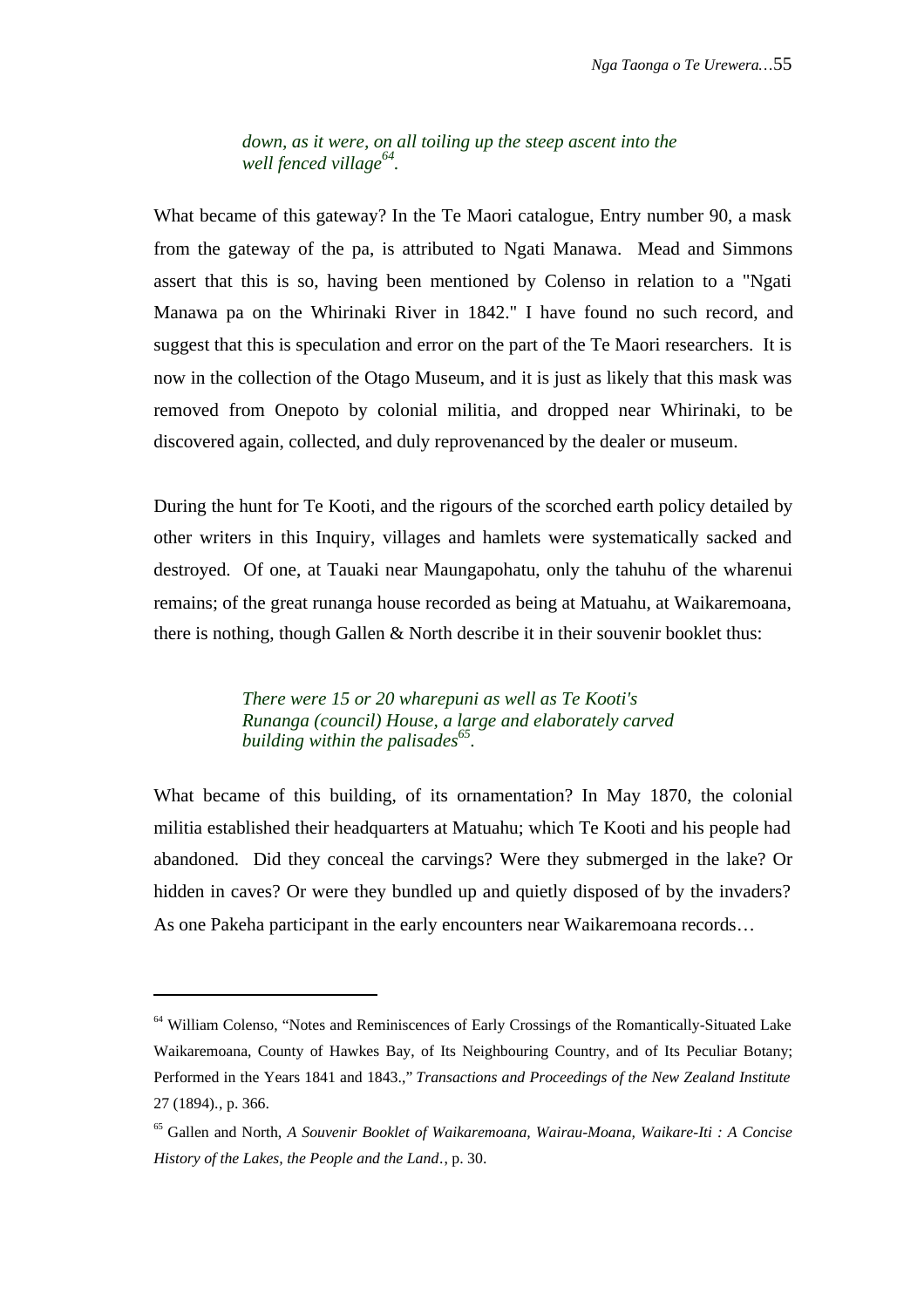> *down, as it were, on all toiling up the steep ascent into the well fenced village*[64].

What became of this gateway? In the Te Maori catalogue, Entry number 90, a mask from the gateway of the pa, is attributed to Ngati Manawa. Mead and Simmons assert that this is so, having been mentioned by Colenso in relation to a "Ngati Manawa pa on the Whirinaki River in 1842." I have found no such record, and suggest that this is speculation and error on the part of the Te Maori researchers. It is now in the collection of the Otago Museum, and it is just as likely that this mask was removed from Onepoto by colonial militia, and dropped near Whirinaki, to be discovered again, collected, and duly reprovenanced by the dealer or museum.

During the hunt for Te Kooti, and the rigours of the scorched earth policy detailed by other writers in this Inquiry, villages and hamlets were systematically sacked and destroyed. Of one, at Tauaki near Maungapohatu, only the tahuhu of the wharenui remains; of the great runanga house recorded as being at Matuahu, at Waikaremoana, there is nothing, though Gallen & North describe it in their souvenir booklet thus:

> *There were 15 or 20 wharepuni as well as Te Kooti's Runanga (council) House, a large and elaborately carved building within the palisades*[65].

What became of this building, of its ornamentation? In May 1870, the colonial militia established their headquarters at Matuahu; which Te Kooti and his people had abandoned. Did they conceal the carvings? Were they submerged in the lake? Or hidden in caves? Or were they bundled up and quietly disposed of by the invaders? As one Pakeha participant in the early encounters near Waikaremoana records…

---

[64] William Colenso, "Notes and Reminiscences of Early Crossings of the Romantically-Situated Lake Waikaremoana, County of Hawkes Bay, of Its Neighbouring Country, and of Its Peculiar Botany; Performed in the Years 1841 and 1843.," *Transactions and Proceedings of the New Zealand Institute* 27 (1894)., p. 366.

[65] Gallen and North, *A Souvenir Booklet of Waikaremoana, Wairau-Moana, Waikare-Iti : A Concise History of the Lakes, the People and the Land.*, p. 30.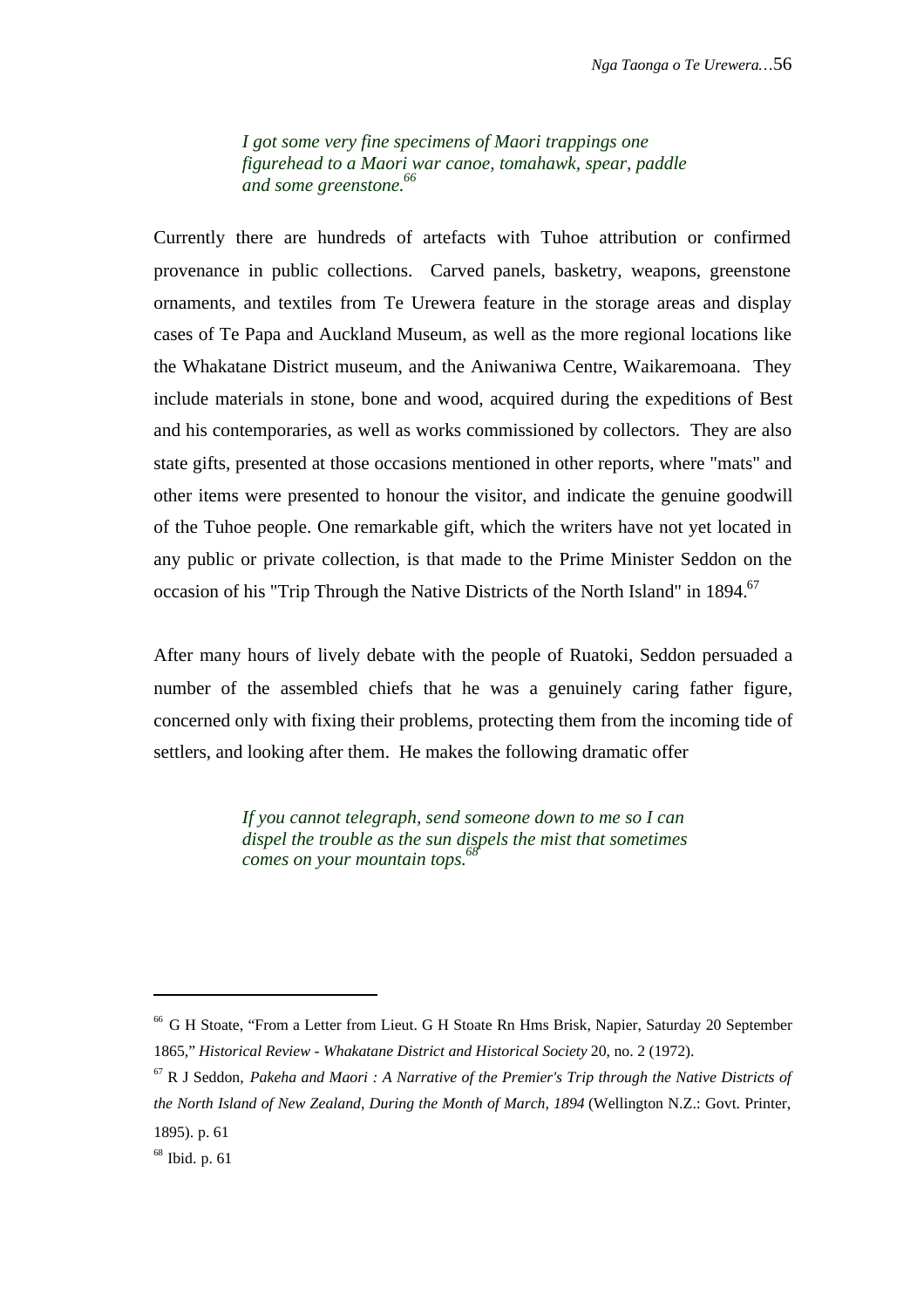> *I got some very fine specimens of Maori trappings one figurehead to a Maori war canoe, tomahawk, spear, paddle and some greenstone.*[66]

Currently there are hundreds of artefacts with Tuhoe attribution or confirmed provenance in public collections. Carved panels, basketry, weapons, greenstone ornaments, and textiles from Te Urewera feature in the storage areas and display cases of Te Papa and Auckland Museum, as well as the more regional locations like the Whakatane District museum, and the Aniwaniwa Centre, Waikaremoana. They include materials in stone, bone and wood, acquired during the expeditions of Best and his contemporaries, as well as works commissioned by collectors. They are also state gifts, presented at those occasions mentioned in other reports, where "mats" and other items were presented to honour the visitor, and indicate the genuine goodwill of the Tuhoe people. One remarkable gift, which the writers have not yet located in any public or private collection, is that made to the Prime Minister Seddon on the occasion of his "Trip Through the Native Districts of the North Island" in 1894.[67]

After many hours of lively debate with the people of Ruatoki, Seddon persuaded a number of the assembled chiefs that he was a genuinely caring father figure, concerned only with fixing their problems, protecting them from the incoming tide of settlers, and looking after them. He makes the following dramatic offer

> *If you cannot telegraph, send someone down to me so I can dispel the trouble as the sun dispels the mist that sometimes comes on your mountain tops.*[68]

---

[66] G H Stoate, "From a Letter from Lieut. G H Stoate Rn Hms Brisk, Napier, Saturday 20 September 1865," *Historical Review - Whakatane District and Historical Society* 20, no. 2 (1972).

[67] R J Seddon, *Pakeha and Maori : A Narrative of the Premier's Trip through the Native Districts of the North Island of New Zealand, During the Month of March, 1894* (Wellington N.Z.: Govt. Printer, 1895). p. 61

[68] Ibid. p. 61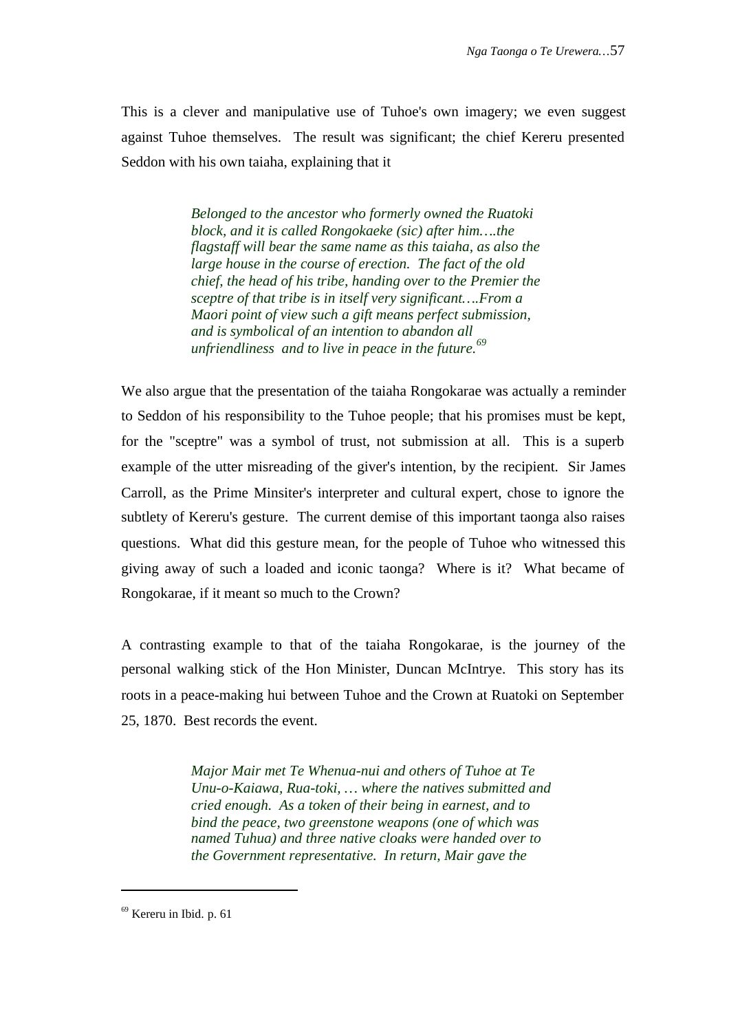This is a clever and manipulative use of Tuhoe's own imagery; we even suggest against Tuhoe themselves. The result was significant; the chief Kereru presented Seddon with his own taiaha, explaining that it

> *Belonged to the ancestor who formerly owned the Ruatoki block, and it is called Rongokaeke (sic) after him….the flagstaff will bear the same name as this taiaha, as also the large house in the course of erection. The fact of the old chief, the head of his tribe, handing over to the Premier the sceptre of that tribe is in itself very significant….From a Maori point of view such a gift means perfect submission, and is symbolical of an intention to abandon all unfriendliness and to live in peace in the future.*[69]

We also argue that the presentation of the taiaha Rongokarae was actually a reminder to Seddon of his responsibility to the Tuhoe people; that his promises must be kept, for the "sceptre" was a symbol of trust, not submission at all. This is a superb example of the utter misreading of the giver's intention, by the recipient. Sir James Carroll, as the Prime Minsiter's interpreter and cultural expert, chose to ignore the subtlety of Kereru's gesture. The current demise of this important taonga also raises questions. What did this gesture mean, for the people of Tuhoe who witnessed this giving away of such a loaded and iconic taonga? Where is it? What became of Rongokarae, if it meant so much to the Crown?

A contrasting example to that of the taiaha Rongokarae, is the journey of the personal walking stick of the Hon Minister, Duncan McIntrye. This story has its roots in a peace-making hui between Tuhoe and the Crown at Ruatoki on September 25, 1870. Best records the event.

> *Major Mair met Te Whenua-nui and others of Tuhoe at Te Unu-o-Kaiawa, Rua-toki, … where the natives submitted and cried enough. As a token of their being in earnest, and to bind the peace, two greenstone weapons (one of which was named Tuhua) and three native cloaks were handed over to the Government representative. In return, Mair gave the*

---

[69] Kereru in Ibid. p. 61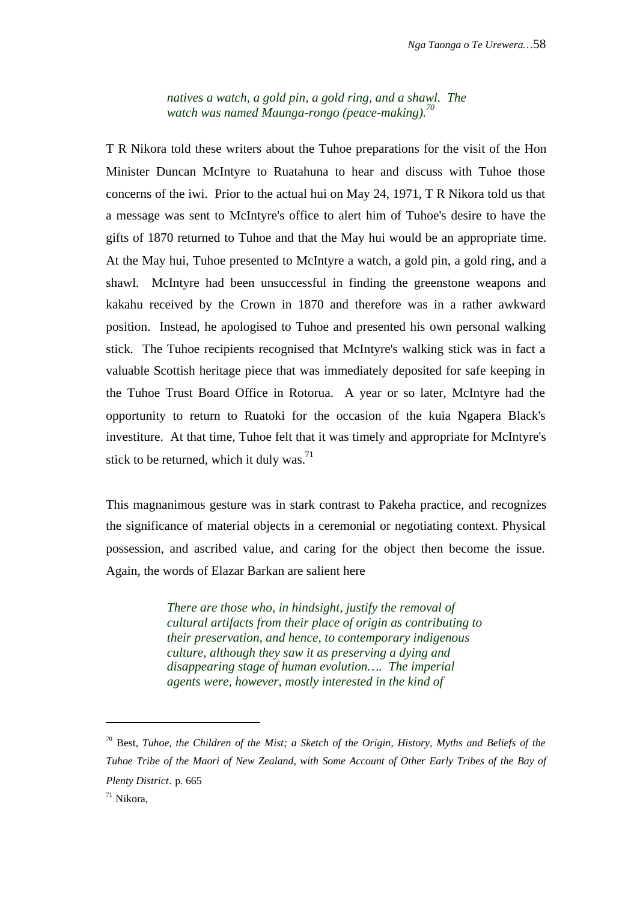> *natives a watch, a gold pin, a gold ring, and a shawl. The watch was named Maunga-rongo (peace-making).*[70]

T R Nikora told these writers about the Tuhoe preparations for the visit of the Hon Minister Duncan McIntyre to Ruatahuna to hear and discuss with Tuhoe those concerns of the iwi. Prior to the actual hui on May 24, 1971, T R Nikora told us that a message was sent to McIntyre's office to alert him of Tuhoe's desire to have the gifts of 1870 returned to Tuhoe and that the May hui would be an appropriate time. At the May hui, Tuhoe presented to McIntyre a watch, a gold pin, a gold ring, and a shawl. McIntyre had been unsuccessful in finding the greenstone weapons and kakahu received by the Crown in 1870 and therefore was in a rather awkward position. Instead, he apologised to Tuhoe and presented his own personal walking stick. The Tuhoe recipients recognised that McIntyre's walking stick was in fact a valuable Scottish heritage piece that was immediately deposited for safe keeping in the Tuhoe Trust Board Office in Rotorua. A year or so later, McIntyre had the opportunity to return to Ruatoki for the occasion of the kuia Ngapera Black's investiture. At that time, Tuhoe felt that it was timely and appropriate for McIntyre's stick to be returned, which it duly was.[71]

This magnanimous gesture was in stark contrast to Pakeha practice, and recognizes the significance of material objects in a ceremonial or negotiating context. Physical possession, and ascribed value, and caring for the object then become the issue. Again, the words of Elazar Barkan are salient here

> *There are those who, in hindsight, justify the removal of cultural artifacts from their place of origin as contributing to their preservation, and hence, to contemporary indigenous culture, although they saw it as preserving a dying and disappearing stage of human evolution…. The imperial agents were, however, mostly interested in the kind of*

---

[70] Best, *Tuhoe, the Children of the Mist; a Sketch of the Origin, History, Myths and Beliefs of the Tuhoe Tribe of the Maori of New Zealand, with Some Account of Other Early Tribes of the Bay of Plenty District*. p. 665

[71] Nikora,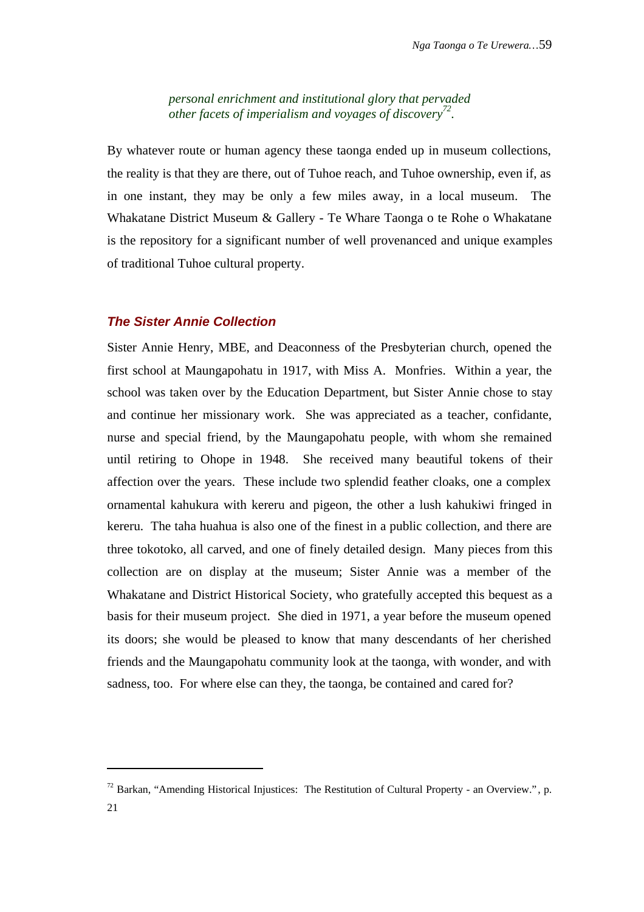> *personal enrichment and institutional glory that pervaded other facets of imperialism and voyages of discovery*[72].

By whatever route or human agency these taonga ended up in museum collections, the reality is that they are there, out of Tuhoe reach, and Tuhoe ownership, even if, as in one instant, they may be only a few miles away, in a local museum. The Whakatane District Museum & Gallery - Te Whare Taonga o te Rohe o Whakatane is the repository for a significant number of well provenanced and unique examples of traditional Tuhoe cultural property.

### *The Sister Annie Collection*

Sister Annie Henry, MBE, and Deaconness of the Presbyterian church, opened the first school at Maungapohatu in 1917, with Miss A. Monfries. Within a year, the school was taken over by the Education Department, but Sister Annie chose to stay and continue her missionary work. She was appreciated as a teacher, confidante, nurse and special friend, by the Maungapohatu people, with whom she remained until retiring to Ohope in 1948. She received many beautiful tokens of their affection over the years. These include two splendid feather cloaks, one a complex ornamental kahukura with kereru and pigeon, the other a lush kahukiwi fringed in kereru. The taha huahua is also one of the finest in a public collection, and there are three tokotoko, all carved, and one of finely detailed design. Many pieces from this collection are on display at the museum; Sister Annie was a member of the Whakatane and District Historical Society, who gratefully accepted this bequest as a basis for their museum project. She died in 1971, a year before the museum opened its doors; she would be pleased to know that many descendants of her cherished friends and the Maungapohatu community look at the taonga, with wonder, and with sadness, too. For where else can they, the taonga, be contained and cared for?

---

[72] Barkan, "Amending Historical Injustices: The Restitution of Cultural Property - an Overview.", p. 21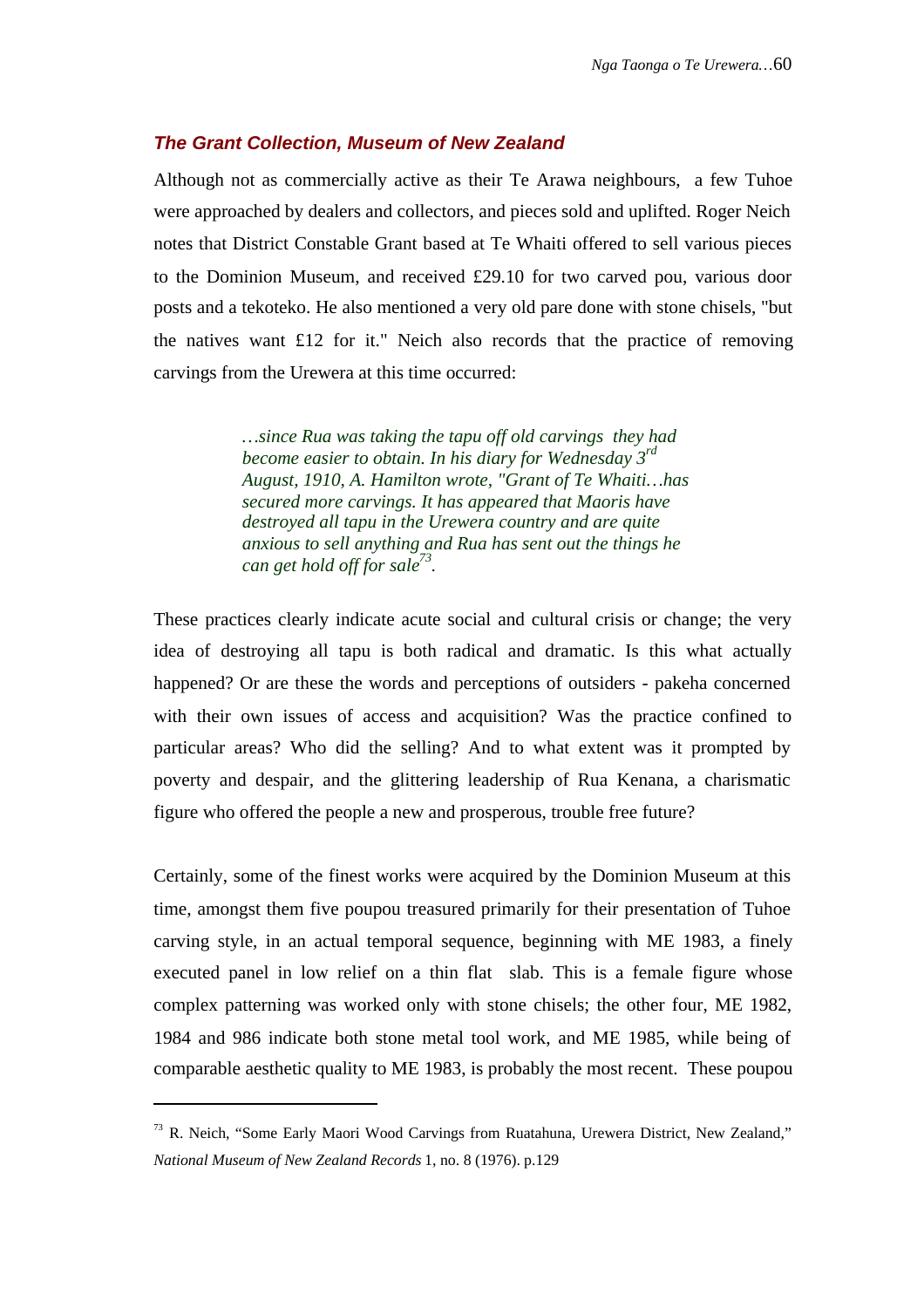### *The Grant Collection, Museum of New Zealand*

Although not as commercially active as their Te Arawa neighbours, a few Tuhoe were approached by dealers and collectors, and pieces sold and uplifted. Roger Neich notes that District Constable Grant based at Te Whaiti offered to sell various pieces to the Dominion Museum, and received £29.10 for two carved pou, various door posts and a tekoteko. He also mentioned a very old pare done with stone chisels, "but the natives want £12 for it." Neich also records that the practice of removing carvings from the Urewera at this time occurred:

> *…since Rua was taking the tapu off old carvings they had become easier to obtain. In his diary for Wednesday 3rd August, 1910, A. Hamilton wrote, "Grant of Te Whaiti…has secured more carvings. It has appeared that Maoris have destroyed all tapu in the Urewera country and are quite anxious to sell anything and Rua has sent out the things he can get hold off for sale*[73]*.*

These practices clearly indicate acute social and cultural crisis or change; the very idea of destroying all tapu is both radical and dramatic. Is this what actually happened? Or are these the words and perceptions of outsiders - pakeha concerned with their own issues of access and acquisition? Was the practice confined to particular areas? Who did the selling? And to what extent was it prompted by poverty and despair, and the glittering leadership of Rua Kenana, a charismatic figure who offered the people a new and prosperous, trouble free future?

Certainly, some of the finest works were acquired by the Dominion Museum at this time, amongst them five poupou treasured primarily for their presentation of Tuhoe carving style, in an actual temporal sequence, beginning with ME 1983, a finely executed panel in low relief on a thin flat slab. This is a female figure whose complex patterning was worked only with stone chisels; the other four, ME 1982, 1984 and 986 indicate both stone metal tool work, and ME 1985, while being of comparable aesthetic quality to ME 1983, is probably the most recent. These poupou

---

[73] R. Neich, "Some Early Maori Wood Carvings from Ruatahuna, Urewera District, New Zealand," *National Museum of New Zealand Records* 1, no. 8 (1976). p.129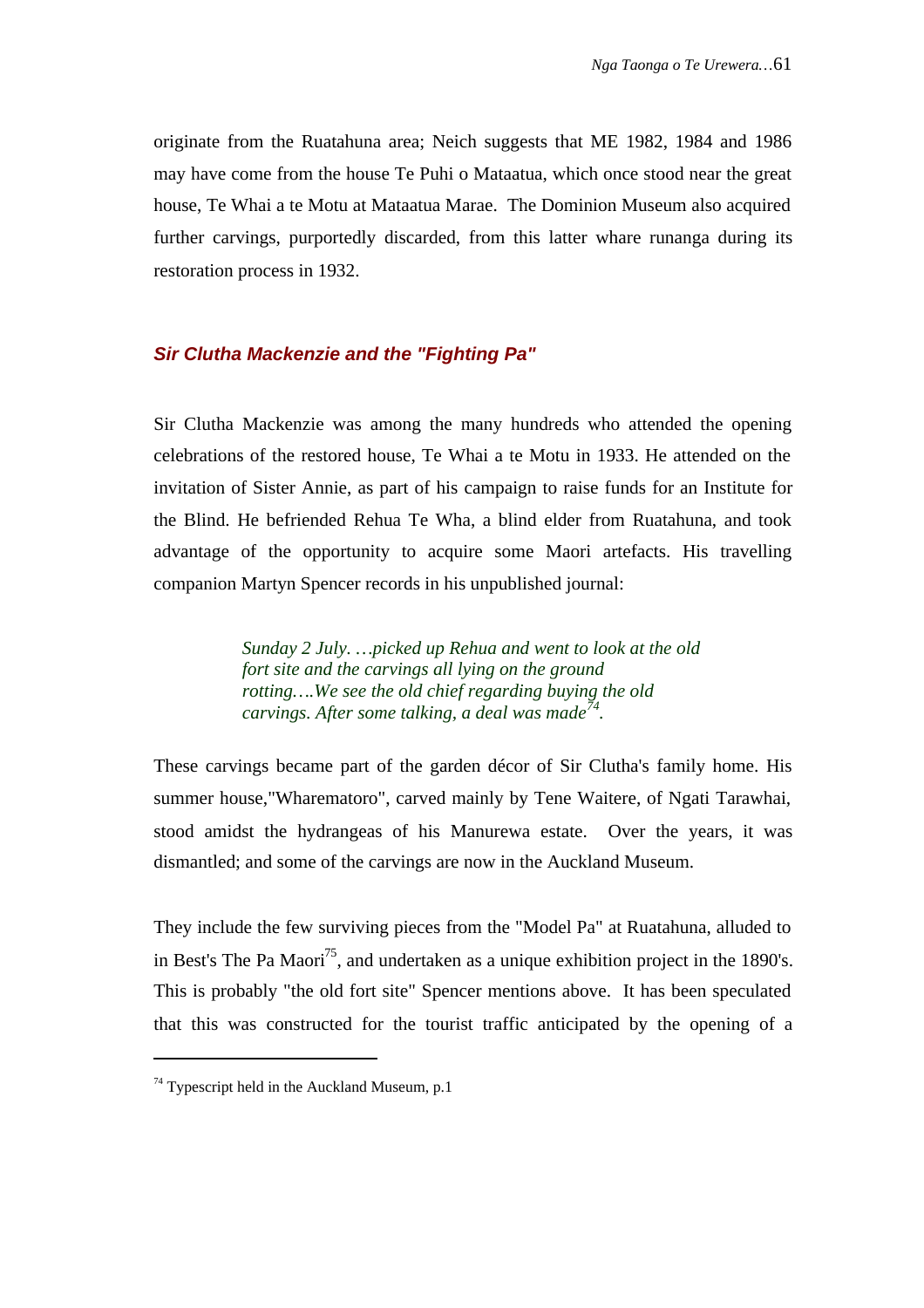originate from the Ruatahuna area; Neich suggests that ME 1982, 1984 and 1986 may have come from the house Te Puhi o Mataatua, which once stood near the great house, Te Whai a te Motu at Mataatua Marae. The Dominion Museum also acquired further carvings, purportedly discarded, from this latter whare runanga during its restoration process in 1932.

### *Sir Clutha Mackenzie and the "Fighting Pa"*

Sir Clutha Mackenzie was among the many hundreds who attended the opening celebrations of the restored house, Te Whai a te Motu in 1933. He attended on the invitation of Sister Annie, as part of his campaign to raise funds for an Institute for the Blind. He befriended Rehua Te Wha, a blind elder from Ruatahuna, and took advantage of the opportunity to acquire some Maori artefacts. His travelling companion Martyn Spencer records in his unpublished journal:

> *Sunday 2 July. …picked up Rehua and went to look at the old fort site and the carvings all lying on the ground rotting….We see the old chief regarding buying the old carvings. After some talking, a deal was made*[74]*.*

These carvings became part of the garden décor of Sir Clutha's family home. His summer house,"Wharematoro", carved mainly by Tene Waitere, of Ngati Tarawhai, stood amidst the hydrangeas of his Manurewa estate. Over the years, it was dismantled; and some of the carvings are now in the Auckland Museum.

They include the few surviving pieces from the "Model Pa" at Ruatahuna, alluded to in Best's The Pa Maori[75], and undertaken as a unique exhibition project in the 1890's. This is probably "the old fort site" Spencer mentions above. It has been speculated that this was constructed for the tourist traffic anticipated by the opening of a

---

[74] Typescript held in the Auckland Museum, p.1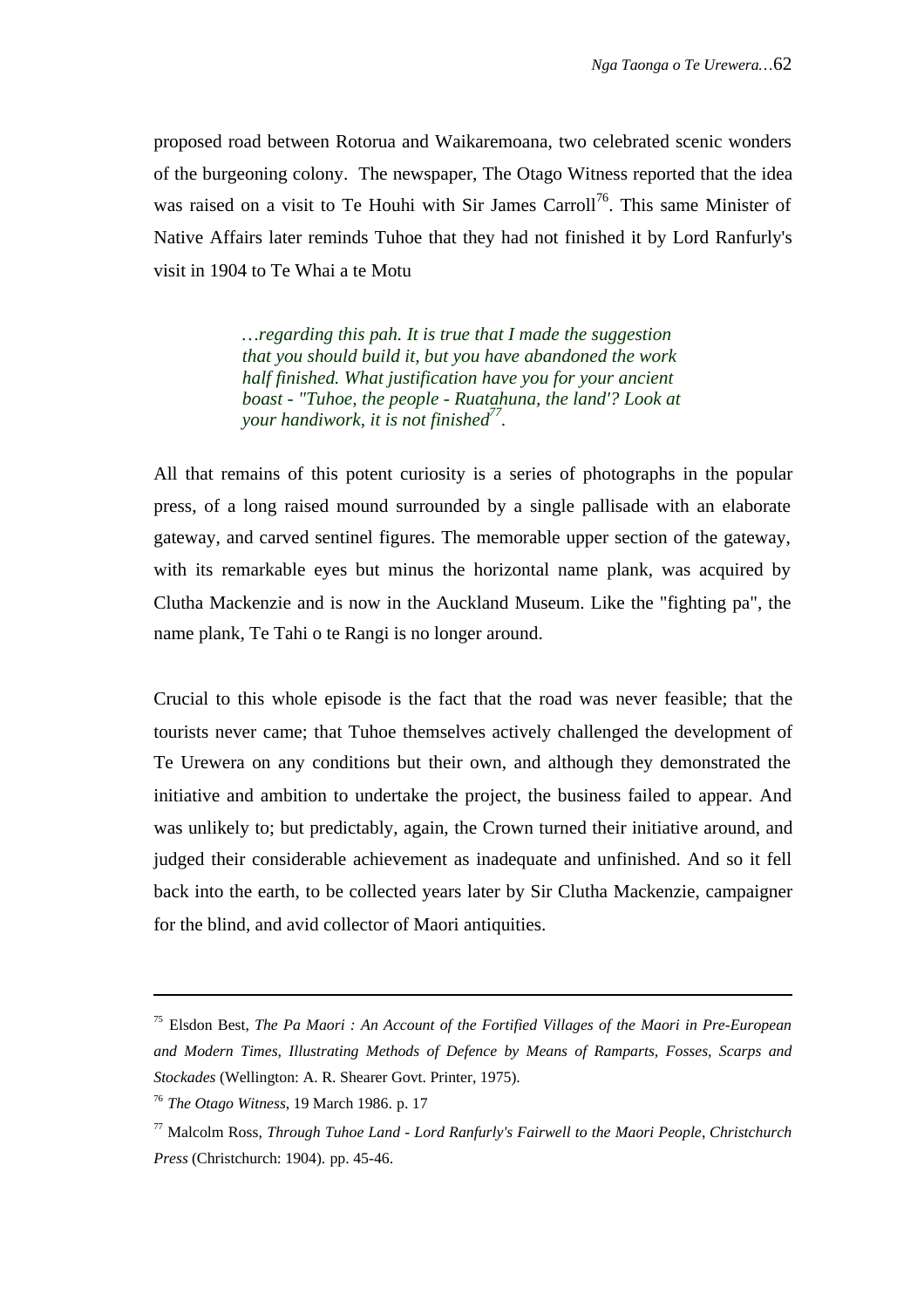proposed road between Rotorua and Waikaremoana, two celebrated scenic wonders of the burgeoning colony. The newspaper, The Otago Witness reported that the idea was raised on a visit to Te Houhi with Sir James Carroll[76]. This same Minister of Native Affairs later reminds Tuhoe that they had not finished it by Lord Ranfurly's visit in 1904 to Te Whai a te Motu

> *…regarding this pah. It is true that I made the suggestion that you should build it, but you have abandoned the work half finished. What justification have you for your ancient boast - "Tuhoe, the people - Ruatahuna, the land'? Look at your handiwork, it is not finished*[77].

All that remains of this potent curiosity is a series of photographs in the popular press, of a long raised mound surrounded by a single pallisade with an elaborate gateway, and carved sentinel figures. The memorable upper section of the gateway, with its remarkable eyes but minus the horizontal name plank, was acquired by Clutha Mackenzie and is now in the Auckland Museum. Like the "fighting pa", the name plank, Te Tahi o te Rangi is no longer around.

Crucial to this whole episode is the fact that the road was never feasible; that the tourists never came; that Tuhoe themselves actively challenged the development of Te Urewera on any conditions but their own, and although they demonstrated the initiative and ambition to undertake the project, the business failed to appear. And was unlikely to; but predictably, again, the Crown turned their initiative around, and judged their considerable achievement as inadequate and unfinished. And so it fell back into the earth, to be collected years later by Sir Clutha Mackenzie, campaigner for the blind, and avid collector of Maori antiquities.

---

[75] Elsdon Best, *The Pa Maori : An Account of the Fortified Villages of the Maori in Pre-European and Modern Times, Illustrating Methods of Defence by Means of Ramparts, Fosses, Scarps and Stockades* (Wellington: A. R. Shearer Govt. Printer, 1975).

[76] *The Otago Witness*, 19 March 1986. p. 17

[77] Malcolm Ross, *Through Tuhoe Land - Lord Ranfurly's Fairwell to the Maori People*, *Christchurch Press* (Christchurch: 1904). pp. 45-46.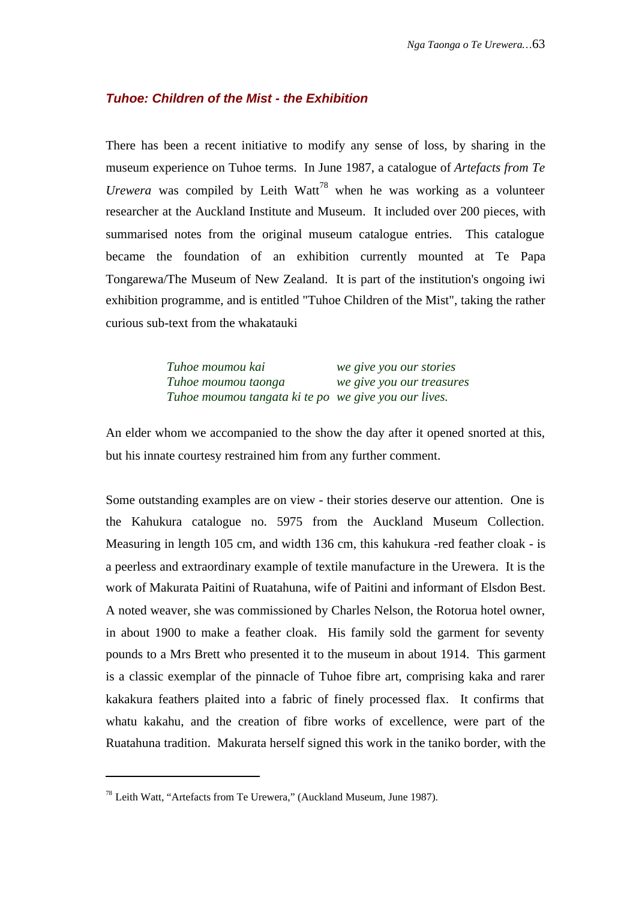### *Tuhoe: Children of the Mist - the Exhibition*

There has been a recent initiative to modify any sense of loss, by sharing in the museum experience on Tuhoe terms. In June 1987, a catalogue of *Artefacts from Te Urewera* was compiled by Leith Watt[78] when he was working as a volunteer researcher at the Auckland Institute and Museum. It included over 200 pieces, with summarised notes from the original museum catalogue entries. This catalogue became the foundation of an exhibition currently mounted at Te Papa Tongarewa/The Museum of New Zealand. It is part of the institution's ongoing iwi exhibition programme, and is entitled "Tuhoe Children of the Mist", taking the rather curious sub-text from the whakatauki

| | |
|---|---|
| *Tuhoe moumou kai* | *we give you our stories* |
| *Tuhoe moumou taonga* | *we give you our treasures* |
| *Tuhoe moumou tangata ki te po* | *we give you our lives.* |

An elder whom we accompanied to the show the day after it opened snorted at this, but his innate courtesy restrained him from any further comment.

Some outstanding examples are on view - their stories deserve our attention. One is the Kahukura catalogue no. 5975 from the Auckland Museum Collection. Measuring in length 105 cm, and width 136 cm, this kahukura -red feather cloak - is a peerless and extraordinary example of textile manufacture in the Urewera. It is the work of Makurata Paitini of Ruatahuna, wife of Paitini and informant of Elsdon Best. A noted weaver, she was commissioned by Charles Nelson, the Rotorua hotel owner, in about 1900 to make a feather cloak. His family sold the garment for seventy pounds to a Mrs Brett who presented it to the museum in about 1914. This garment is a classic exemplar of the pinnacle of Tuhoe fibre art, comprising kaka and rarer kakakura feathers plaited into a fabric of finely processed flax. It confirms that whatu kakahu, and the creation of fibre works of excellence, were part of the Ruatahuna tradition. Makurata herself signed this work in the taniko border, with the

---

[78] Leith Watt, "Artefacts from Te Urewera," (Auckland Museum, June 1987).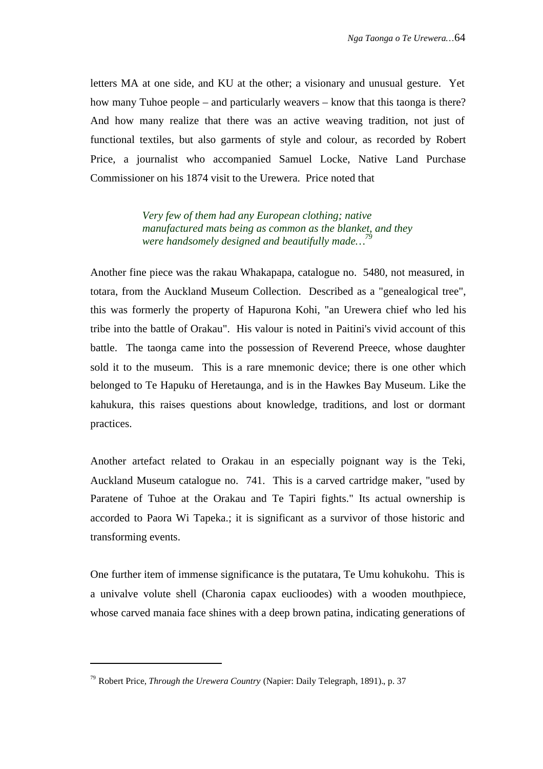letters MA at one side, and KU at the other; a visionary and unusual gesture. Yet how many Tuhoe people – and particularly weavers – know that this taonga is there? And how many realize that there was an active weaving tradition, not just of functional textiles, but also garments of style and colour, as recorded by Robert Price, a journalist who accompanied Samuel Locke, Native Land Purchase Commissioner on his 1874 visit to the Urewera. Price noted that

> *Very few of them had any European clothing; native manufactured mats being as common as the blanket, and they were handsomely designed and beautifully made…*[79]

Another fine piece was the rakau Whakapapa, catalogue no. 5480, not measured, in totara, from the Auckland Museum Collection. Described as a "genealogical tree", this was formerly the property of Hapurona Kohi, "an Urewera chief who led his tribe into the battle of Orakau". His valour is noted in Paitini's vivid account of this battle. The taonga came into the possession of Reverend Preece, whose daughter sold it to the museum. This is a rare mnemonic device; there is one other which belonged to Te Hapuku of Heretaunga, and is in the Hawkes Bay Museum. Like the kahukura, this raises questions about knowledge, traditions, and lost or dormant practices.

Another artefact related to Orakau in an especially poignant way is the Teki, Auckland Museum catalogue no. 741. This is a carved cartridge maker, "used by Paratene of Tuhoe at the Orakau and Te Tapiri fights." Its actual ownership is accorded to Paora Wi Tapeka.; it is significant as a survivor of those historic and transforming events.

One further item of immense significance is the putatara, Te Umu kohukohu. This is a univalve volute shell (Charonia capax euclioodes) with a wooden mouthpiece, whose carved manaia face shines with a deep brown patina, indicating generations of

---

[79] Robert Price, *Through the Urewera Country* (Napier: Daily Telegraph, 1891)., p. 37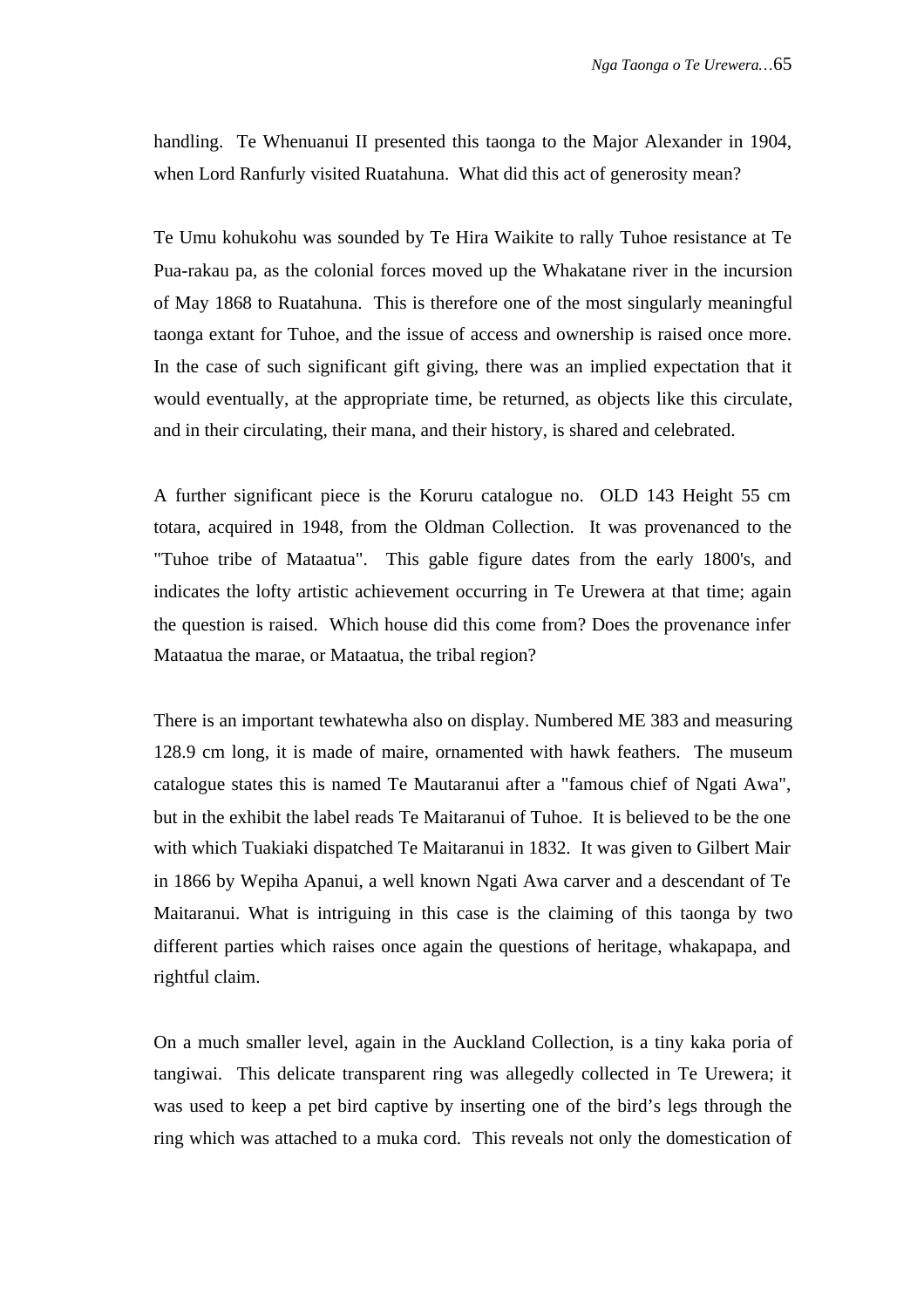handling. Te Whenuanui II presented this taonga to the Major Alexander in 1904, when Lord Ranfurly visited Ruatahuna. What did this act of generosity mean?

Te Umu kohukohu was sounded by Te Hira Waikite to rally Tuhoe resistance at Te Pua-rakau pa, as the colonial forces moved up the Whakatane river in the incursion of May 1868 to Ruatahuna. This is therefore one of the most singularly meaningful taonga extant for Tuhoe, and the issue of access and ownership is raised once more. In the case of such significant gift giving, there was an implied expectation that it would eventually, at the appropriate time, be returned, as objects like this circulate, and in their circulating, their mana, and their history, is shared and celebrated.

A further significant piece is the Koruru catalogue no. OLD 143 Height 55 cm totara, acquired in 1948, from the Oldman Collection. It was provenanced to the "Tuhoe tribe of Mataatua". This gable figure dates from the early 1800's, and indicates the lofty artistic achievement occurring in Te Urewera at that time; again the question is raised. Which house did this come from? Does the provenance infer Mataatua the marae, or Mataatua, the tribal region?

There is an important tewhatewha also on display. Numbered ME 383 and measuring 128.9 cm long, it is made of maire, ornamented with hawk feathers. The museum catalogue states this is named Te Mautaranui after a "famous chief of Ngati Awa", but in the exhibit the label reads Te Maitaranui of Tuhoe. It is believed to be the one with which Tuakiaki dispatched Te Maitaranui in 1832. It was given to Gilbert Mair in 1866 by Wepiha Apanui, a well known Ngati Awa carver and a descendant of Te Maitaranui. What is intriguing in this case is the claiming of this taonga by two different parties which raises once again the questions of heritage, whakapapa, and rightful claim.

On a much smaller level, again in the Auckland Collection, is a tiny kaka poria of tangiwai. This delicate transparent ring was allegedly collected in Te Urewera; it was used to keep a pet bird captive by inserting one of the bird's legs through the ring which was attached to a muka cord. This reveals not only the domestication of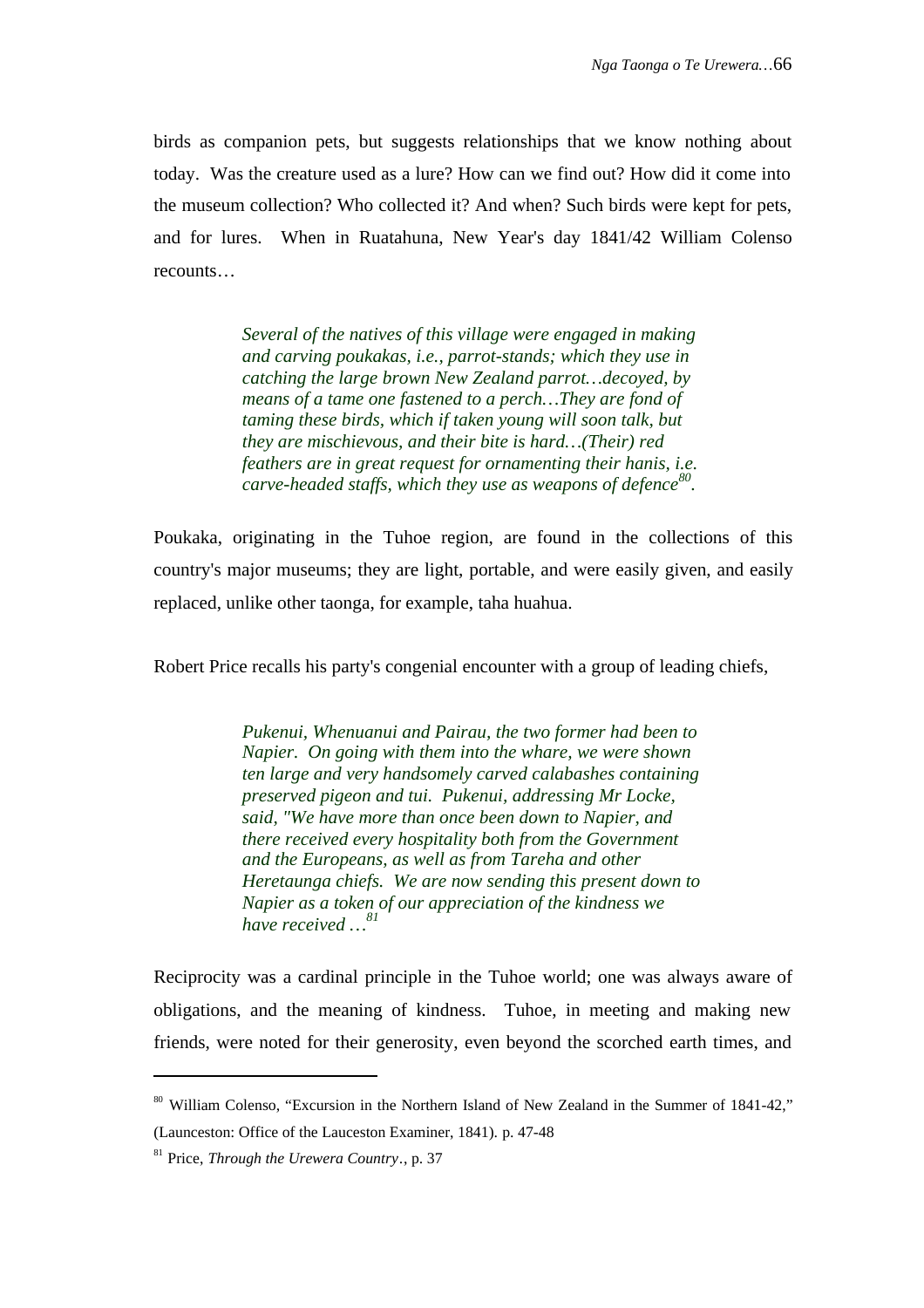birds as companion pets, but suggests relationships that we know nothing about today. Was the creature used as a lure? How can we find out? How did it come into the museum collection? Who collected it? And when? Such birds were kept for pets, and for lures. When in Ruatahuna, New Year's day 1841/42 William Colenso recounts…

> *Several of the natives of this village were engaged in making and carving poukakas, i.e., parrot-stands; which they use in catching the large brown New Zealand parrot…decoyed, by means of a tame one fastened to a perch…They are fond of taming these birds, which if taken young will soon talk, but they are mischievous, and their bite is hard…(Their) red feathers are in great request for ornamenting their hanis, i.e. carve-headed staffs, which they use as weapons of defence*[80].

Poukaka, originating in the Tuhoe region, are found in the collections of this country's major museums; they are light, portable, and were easily given, and easily replaced, unlike other taonga, for example, taha huahua.

Robert Price recalls his party's congenial encounter with a group of leading chiefs,

> *Pukenui, Whenuanui and Pairau, the two former had been to Napier. On going with them into the whare, we were shown ten large and very handsomely carved calabashes containing preserved pigeon and tui. Pukenui, addressing Mr Locke, said, "We have more than once been down to Napier, and there received every hospitality both from the Government and the Europeans, as well as from Tareha and other Heretaunga chiefs. We are now sending this present down to Napier as a token of our appreciation of the kindness we have received …*[81]

Reciprocity was a cardinal principle in the Tuhoe world; one was always aware of obligations, and the meaning of kindness. Tuhoe, in meeting and making new friends, were noted for their generosity, even beyond the scorched earth times, and

---

[80] William Colenso, "Excursion in the Northern Island of New Zealand in the Summer of 1841-42," (Launceston: Office of the Lauceston Examiner, 1841). p. 47-48

[81] Price, *Through the Urewera Country*., p. 37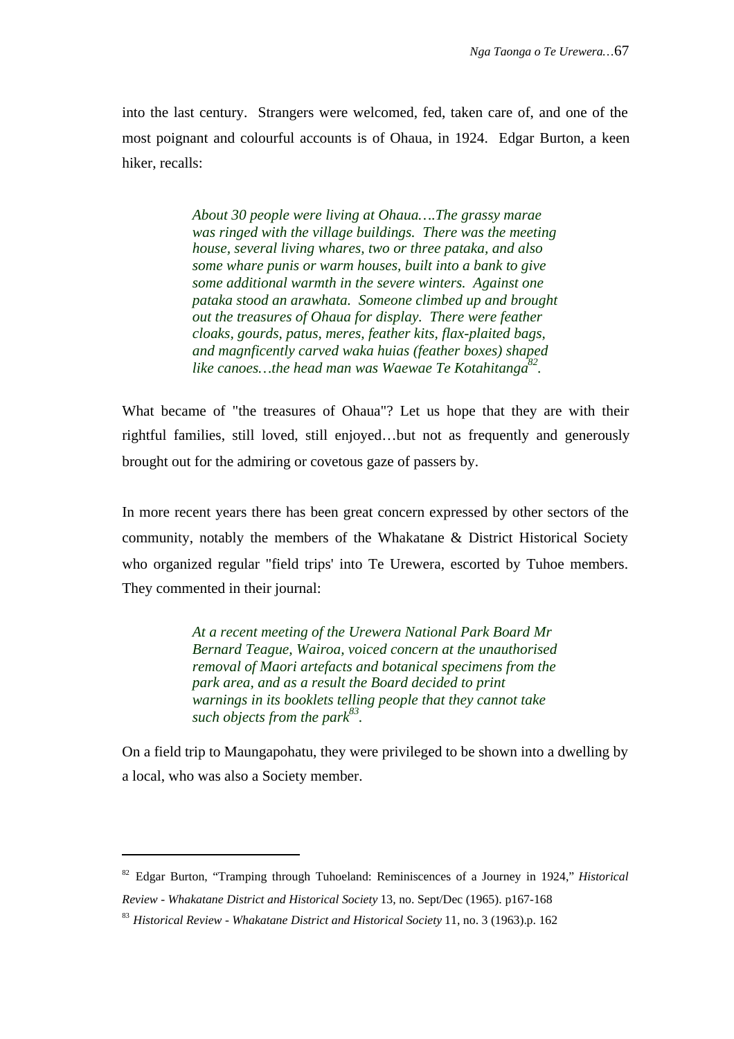into the last century. Strangers were welcomed, fed, taken care of, and one of the most poignant and colourful accounts is of Ohaua, in 1924. Edgar Burton, a keen hiker, recalls:

> *About 30 people were living at Ohaua….The grassy marae was ringed with the village buildings. There was the meeting house, several living whares, two or three pataka, and also some whare punis or warm houses, built into a bank to give some additional warmth in the severe winters. Against one pataka stood an arawhata. Someone climbed up and brought out the treasures of Ohaua for display. There were feather cloaks, gourds, patus, meres, feather kits, flax-plaited bags, and magnficently carved waka huias (feather boxes) shaped like canoes…the head man was Waewae Te Kotahitanga*[82].

What became of "the treasures of Ohaua"? Let us hope that they are with their rightful families, still loved, still enjoyed…but not as frequently and generously brought out for the admiring or covetous gaze of passers by.

In more recent years there has been great concern expressed by other sectors of the community, notably the members of the Whakatane & District Historical Society who organized regular "field trips' into Te Urewera, escorted by Tuhoe members. They commented in their journal:

> *At a recent meeting of the Urewera National Park Board Mr Bernard Teague, Wairoa, voiced concern at the unauthorised removal of Maori artefacts and botanical specimens from the park area, and as a result the Board decided to print warnings in its booklets telling people that they cannot take such objects from the park*[83].

On a field trip to Maungapohatu, they were privileged to be shown into a dwelling by a local, who was also a Society member.

---

[82] Edgar Burton, "Tramping through Tuhoeland: Reminiscences of a Journey in 1924," *Historical Review - Whakatane District and Historical Society* 13, no. Sept/Dec (1965). p167-168

[83] *Historical Review - Whakatane District and Historical Society* 11, no. 3 (1963).p. 162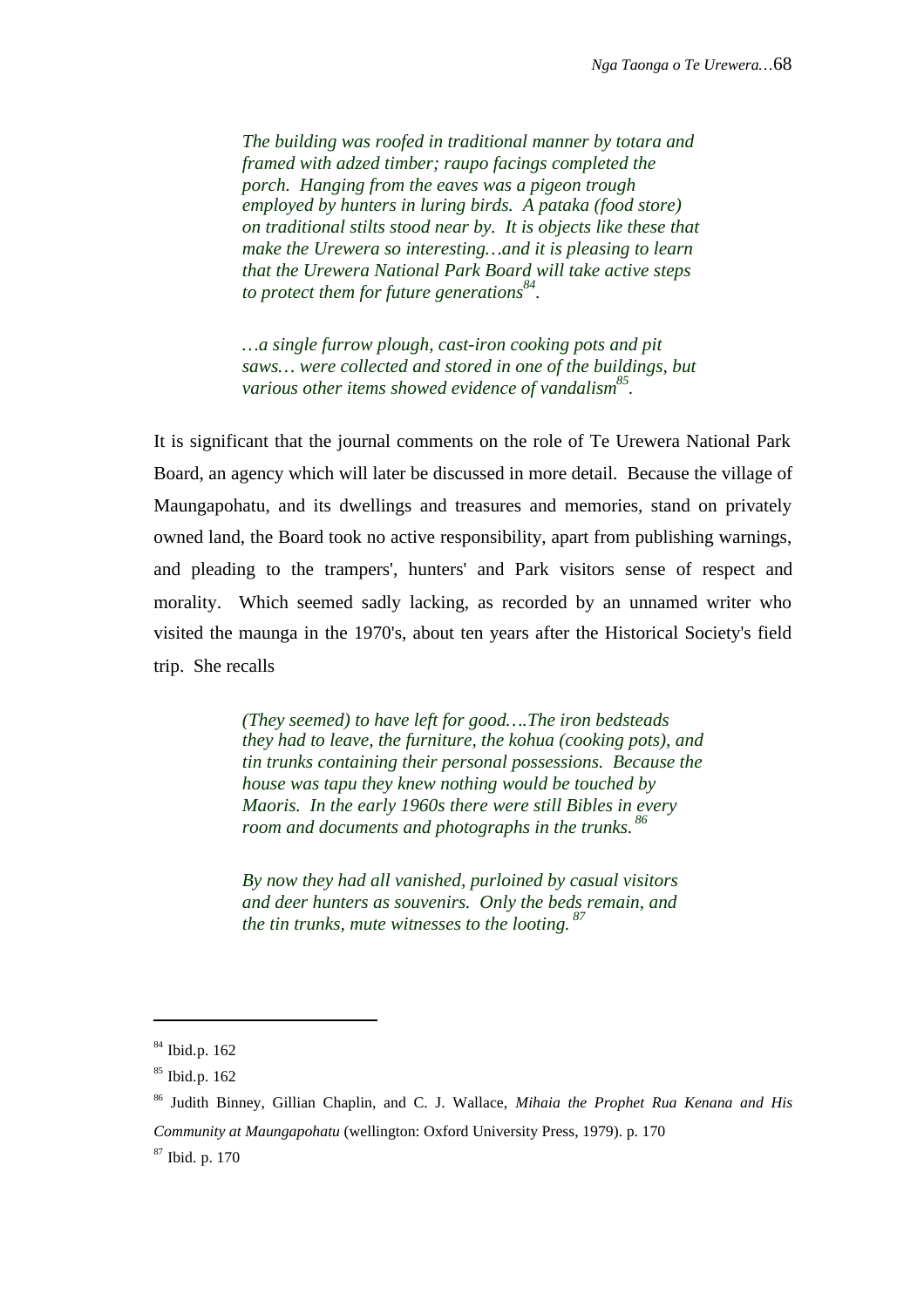> *The building was roofed in traditional manner by totara and framed with adzed timber; raupo facings completed the porch. Hanging from the eaves was a pigeon trough employed by hunters in luring birds. A pataka (food store) on traditional stilts stood near by. It is objects like these that make the Urewera so interesting…and it is pleasing to learn that the Urewera National Park Board will take active steps to protect them for future generations*[84]*.*

> *…a single furrow plough, cast-iron cooking pots and pit saws… were collected and stored in one of the buildings, but various other items showed evidence of vandalism*[85]*.*

It is significant that the journal comments on the role of Te Urewera National Park Board, an agency which will later be discussed in more detail. Because the village of Maungapohatu, and its dwellings and treasures and memories, stand on privately owned land, the Board took no active responsibility, apart from publishing warnings, and pleading to the trampers', hunters' and Park visitors sense of respect and morality. Which seemed sadly lacking, as recorded by an unnamed writer who visited the maunga in the 1970's, about ten years after the Historical Society's field trip. She recalls

> *(They seemed) to have left for good….The iron bedsteads they had to leave, the furniture, the kohua (cooking pots), and tin trunks containing their personal possessions. Because the house was tapu they knew nothing would be touched by Maoris. In the early 1960s there were still Bibles in every room and documents and photographs in the trunks.*[86]

> *By now they had all vanished, purloined by casual visitors and deer hunters as souvenirs. Only the beds remain, and the tin trunks, mute witnesses to the looting.*[87]

---

[84] Ibid.p. 162

[85] Ibid.p. 162

[86] Judith Binney, Gillian Chaplin, and C. J. Wallace, *Mihaia the Prophet Rua Kenana and His Community at Maungapohatu* (wellington: Oxford University Press, 1979). p. 170

[87] Ibid. p. 170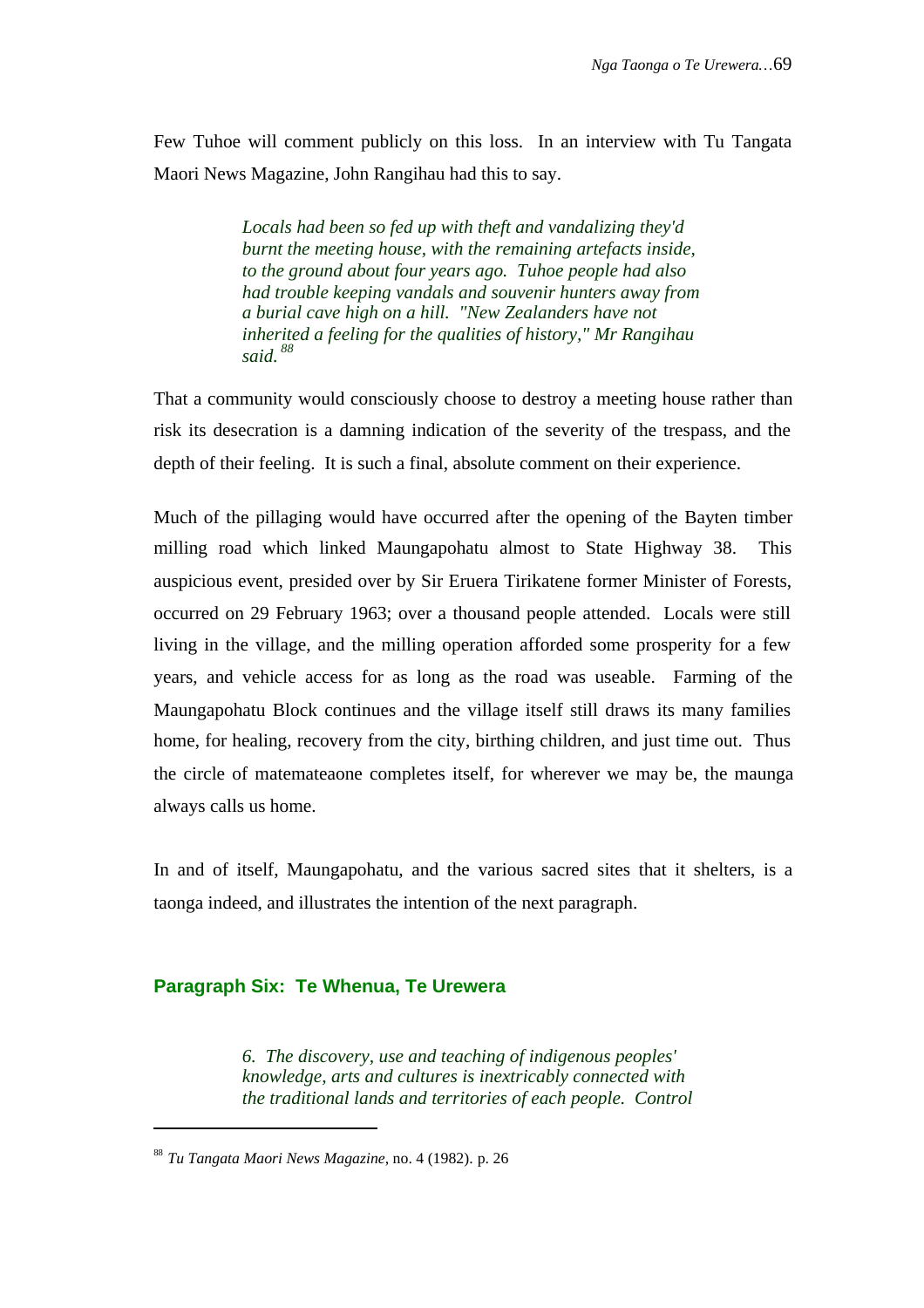Few Tuhoe will comment publicly on this loss. In an interview with Tu Tangata Maori News Magazine, John Rangihau had this to say.

> *Locals had been so fed up with theft and vandalizing they'd burnt the meeting house, with the remaining artefacts inside, to the ground about four years ago. Tuhoe people had also had trouble keeping vandals and souvenir hunters away from a burial cave high on a hill. "New Zealanders have not inherited a feeling for the qualities of history," Mr Rangihau said.* [88]

That a community would consciously choose to destroy a meeting house rather than risk its desecration is a damning indication of the severity of the trespass, and the depth of their feeling. It is such a final, absolute comment on their experience.

Much of the pillaging would have occurred after the opening of the Bayten timber milling road which linked Maungapohatu almost to State Highway 38. This auspicious event, presided over by Sir Eruera Tirikatene former Minister of Forests, occurred on 29 February 1963; over a thousand people attended. Locals were still living in the village, and the milling operation afforded some prosperity for a few years, and vehicle access for as long as the road was useable. Farming of the Maungapohatu Block continues and the village itself still draws its many families home, for healing, recovery from the city, birthing children, and just time out. Thus the circle of matemateaone completes itself, for wherever we may be, the maunga always calls us home.

In and of itself, Maungapohatu, and the various sacred sites that it shelters, is a taonga indeed, and illustrates the intention of the next paragraph.

### Paragraph Six: Te Whenua, Te Urewera

> *6. The discovery, use and teaching of indigenous peoples' knowledge, arts and cultures is inextricably connected with the traditional lands and territories of each people. Control*

[88] *Tu Tangata Maori News Magazine*, no. 4 (1982). p. 26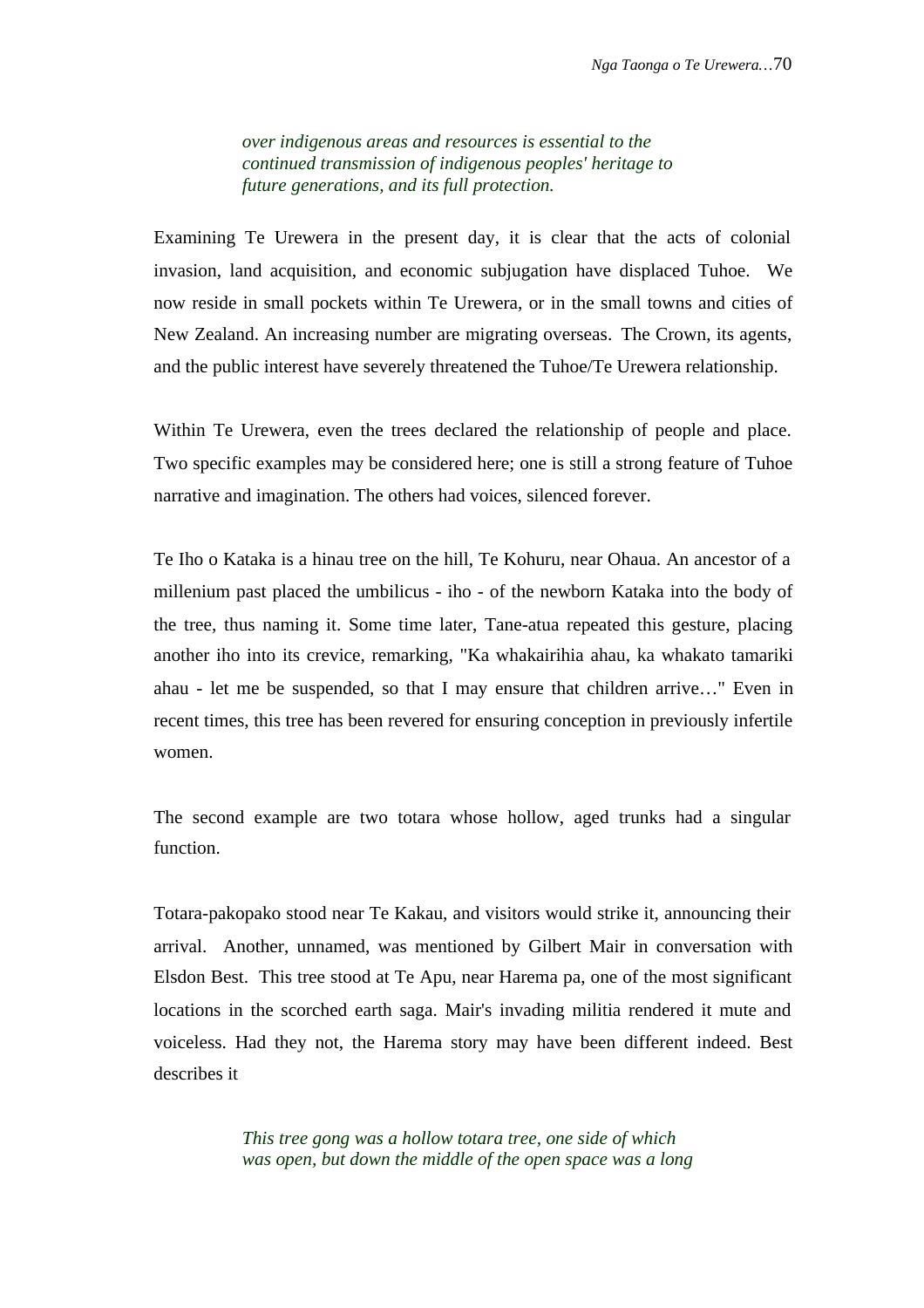> *over indigenous areas and resources is essential to the continued transmission of indigenous peoples' heritage to future generations, and its full protection.*

Examining Te Urewera in the present day, it is clear that the acts of colonial invasion, land acquisition, and economic subjugation have displaced Tuhoe. We now reside in small pockets within Te Urewera, or in the small towns and cities of New Zealand. An increasing number are migrating overseas. The Crown, its agents, and the public interest have severely threatened the Tuhoe/Te Urewera relationship.

Within Te Urewera, even the trees declared the relationship of people and place. Two specific examples may be considered here; one is still a strong feature of Tuhoe narrative and imagination. The others had voices, silenced forever.

Te Iho o Kataka is a hinau tree on the hill, Te Kohuru, near Ohaua. An ancestor of a millenium past placed the umbilicus - iho - of the newborn Kataka into the body of the tree, thus naming it. Some time later, Tane-atua repeated this gesture, placing another iho into its crevice, remarking, "Ka whakairihia ahau, ka whakato tamariki ahau - let me be suspended, so that I may ensure that children arrive…" Even in recent times, this tree has been revered for ensuring conception in previously infertile women.

The second example are two totara whose hollow, aged trunks had a singular function.

Totara-pakopako stood near Te Kakau, and visitors would strike it, announcing their arrival. Another, unnamed, was mentioned by Gilbert Mair in conversation with Elsdon Best. This tree stood at Te Apu, near Harema pa, one of the most significant locations in the scorched earth saga. Mair's invading militia rendered it mute and voiceless. Had they not, the Harema story may have been different indeed. Best describes it

> *This tree gong was a hollow totara tree, one side of which was open, but down the middle of the open space was a long*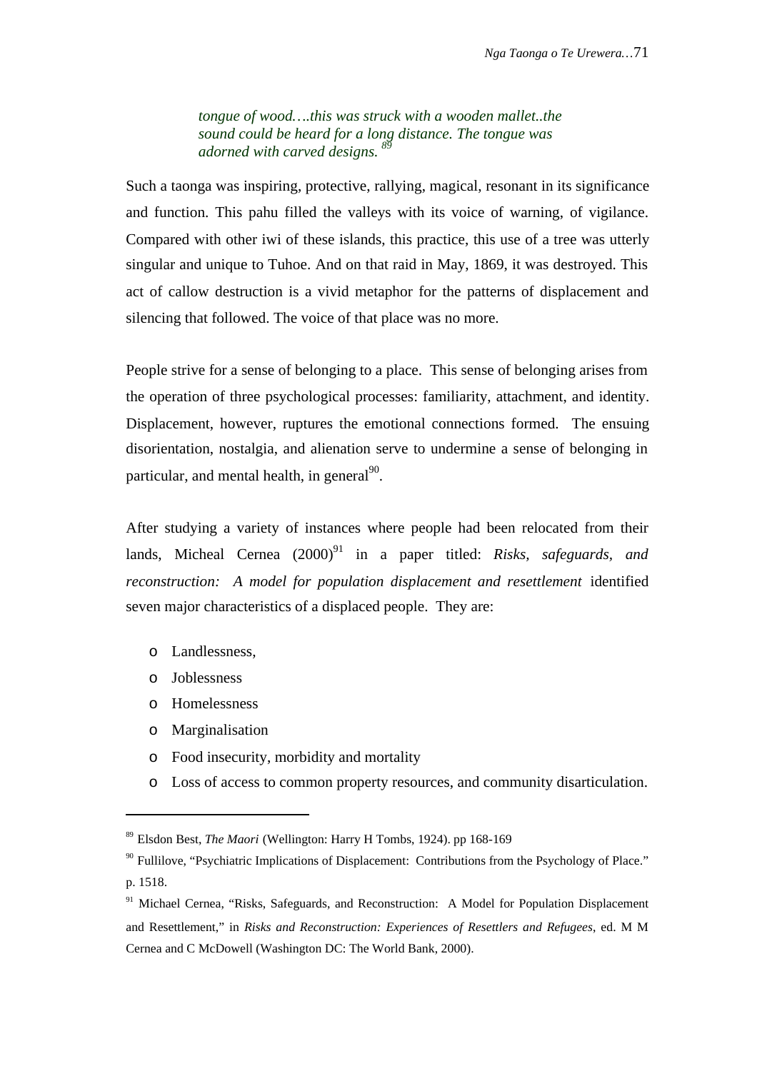> *tongue of wood….this was struck with a wooden mallet..the sound could be heard for a long distance. The tongue was adorned with carved designs.* [89]

Such a taonga was inspiring, protective, rallying, magical, resonant in its significance and function. This pahu filled the valleys with its voice of warning, of vigilance. Compared with other iwi of these islands, this practice, this use of a tree was utterly singular and unique to Tuhoe. And on that raid in May, 1869, it was destroyed. This act of callow destruction is a vivid metaphor for the patterns of displacement and silencing that followed. The voice of that place was no more.

People strive for a sense of belonging to a place. This sense of belonging arises from the operation of three psychological processes: familiarity, attachment, and identity. Displacement, however, ruptures the emotional connections formed. The ensuing disorientation, nostalgia, and alienation serve to undermine a sense of belonging in particular, and mental health, in general[90].

After studying a variety of instances where people had been relocated from their lands, Micheal Cernea (2000)[91] in a paper titled: *Risks, safeguards, and reconstruction: A model for population displacement and resettlement* identified seven major characteristics of a displaced people. They are:

- Landlessness,
- Joblessness
- Homelessness
- Marginalisation
- Food insecurity, morbidity and mortality
- Loss of access to common property resources, and community disarticulation.

---

[89] Elsdon Best, *The Maori* (Wellington: Harry H Tombs, 1924). pp 168-169

[90] Fullilove, "Psychiatric Implications of Displacement: Contributions from the Psychology of Place." p. 1518.

[91] Michael Cernea, "Risks, Safeguards, and Reconstruction: A Model for Population Displacement and Resettlement," in *Risks and Reconstruction: Experiences of Resettlers and Refugees*, ed. M M Cernea and C McDowell (Washington DC: The World Bank, 2000).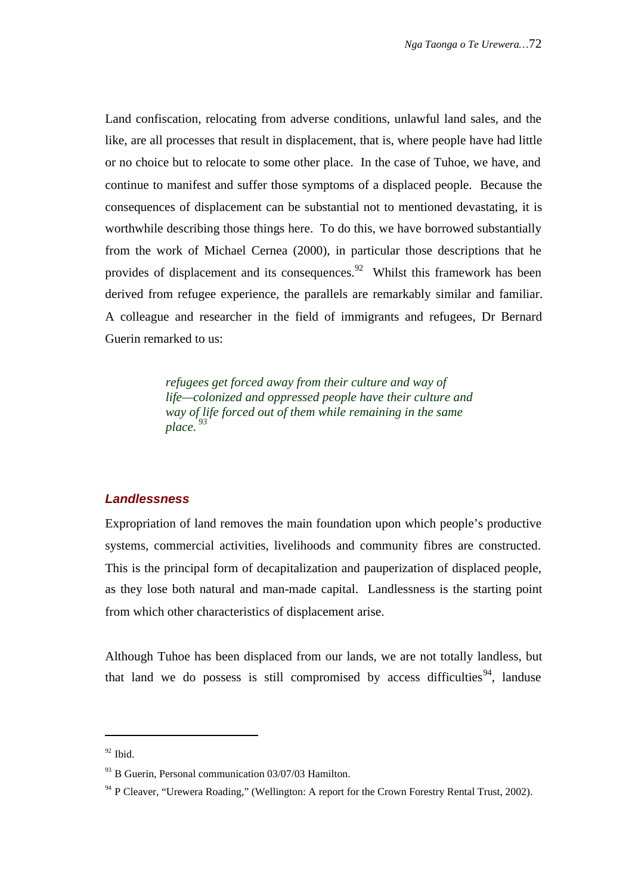Land confiscation, relocating from adverse conditions, unlawful land sales, and the like, are all processes that result in displacement, that is, where people have had little or no choice but to relocate to some other place. In the case of Tuhoe, we have, and continue to manifest and suffer those symptoms of a displaced people. Because the consequences of displacement can be substantial not to mentioned devastating, it is worthwhile describing those things here. To do this, we have borrowed substantially from the work of Michael Cernea (2000), in particular those descriptions that he provides of displacement and its consequences.[92] Whilst this framework has been derived from refugee experience, the parallels are remarkably similar and familiar. A colleague and researcher in the field of immigrants and refugees, Dr Bernard Guerin remarked to us:

> *refugees get forced away from their culture and way of life—colonized and oppressed people have their culture and way of life forced out of them while remaining in the same place.*[93]

### ***Landlessness***

Expropriation of land removes the main foundation upon which people's productive systems, commercial activities, livelihoods and community fibres are constructed. This is the principal form of decapitalization and pauperization of displaced people, as they lose both natural and man-made capital. Landlessness is the starting point from which other characteristics of displacement arise.

Although Tuhoe has been displaced from our lands, we are not totally landless, but that land we do possess is still compromised by access difficulties[94], landuse

---

[92] Ibid.

[93] B Guerin, Personal communication 03/07/03 Hamilton.

[94] P Cleaver, "Urewera Roading," (Wellington: A report for the Crown Forestry Rental Trust, 2002).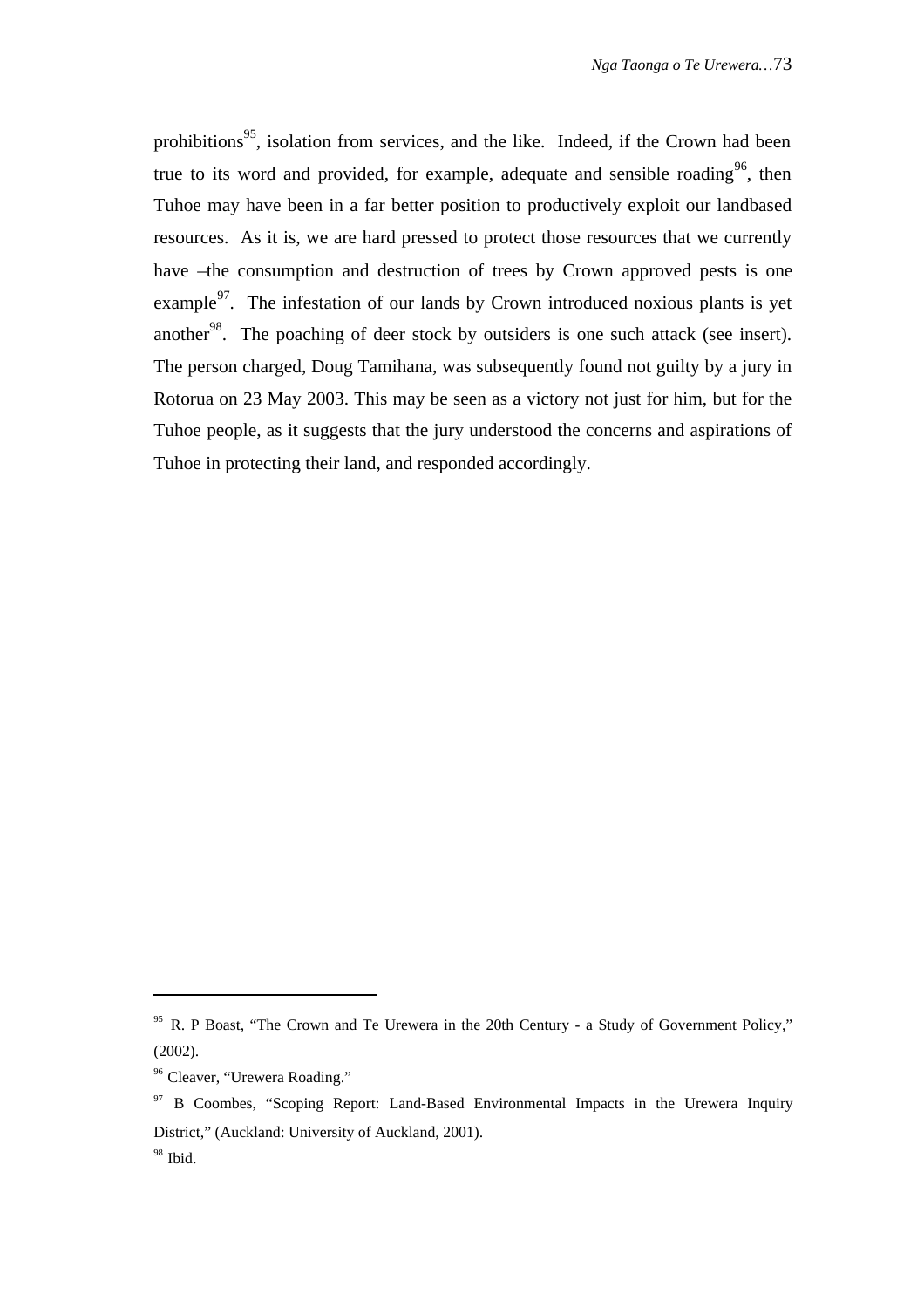prohibitions[95], isolation from services, and the like. Indeed, if the Crown had been true to its word and provided, for example, adequate and sensible roading[96], then Tuhoe may have been in a far better position to productively exploit our landbased resources. As it is, we are hard pressed to protect those resources that we currently have –the consumption and destruction of trees by Crown approved pests is one example[97]. The infestation of our lands by Crown introduced noxious plants is yet another[98]. The poaching of deer stock by outsiders is one such attack (see insert). The person charged, Doug Tamihana, was subsequently found not guilty by a jury in Rotorua on 23 May 2003. This may be seen as a victory not just for him, but for the Tuhoe people, as it suggests that the jury understood the concerns and aspirations of Tuhoe in protecting their land, and responded accordingly.

---

[95] R. P Boast, "The Crown and Te Urewera in the 20th Century - a Study of Government Policy," (2002).

[96] Cleaver, "Urewera Roading."

[97] B Coombes, "Scoping Report: Land-Based Environmental Impacts in the Urewera Inquiry District," (Auckland: University of Auckland, 2001).

[98] Ibid.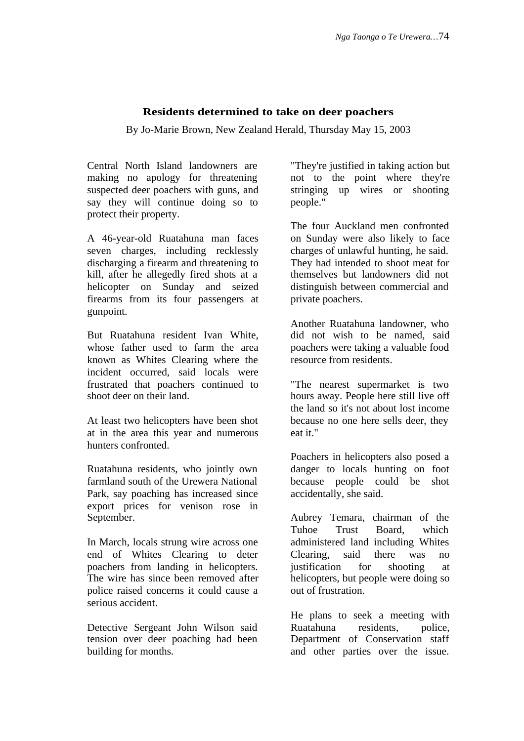## Residents determined to take on deer poachers

By Jo-Marie Brown, New Zealand Herald, Thursday May 15, 2003

Central North Island landowners are making no apology for threatening suspected deer poachers with guns, and say they will continue doing so to protect their property.

A 46-year-old Ruatahuna man faces seven charges, including recklessly discharging a firearm and threatening to kill, after he allegedly fired shots at a helicopter on Sunday and seized firearms from its four passengers at gunpoint.

But Ruatahuna resident Ivan White, whose father used to farm the area known as Whites Clearing where the incident occurred, said locals were frustrated that poachers continued to shoot deer on their land.

At least two helicopters have been shot at in the area this year and numerous hunters confronted.

Ruatahuna residents, who jointly own farmland south of the Urewera National Park, say poaching has increased since export prices for venison rose in September.

In March, locals strung wire across one end of Whites Clearing to deter poachers from landing in helicopters. The wire has since been removed after police raised concerns it could cause a serious accident.

Detective Sergeant John Wilson said tension over deer poaching had been building for months.

"They're justified in taking action but not to the point where they're stringing up wires or shooting people."

The four Auckland men confronted on Sunday were also likely to face charges of unlawful hunting, he said. They had intended to shoot meat for themselves but landowners did not distinguish between commercial and private poachers.

Another Ruatahuna landowner, who did not wish to be named, said poachers were taking a valuable food resource from residents.

"The nearest supermarket is two hours away. People here still live off the land so it's not about lost income because no one here sells deer, they eat it."

Poachers in helicopters also posed a danger to locals hunting on foot because people could be shot accidentally, she said.

Aubrey Temara, chairman of the Tuhoe Trust Board, which administered land including Whites Clearing, said there was no justification for shooting at helicopters, but people were doing so out of frustration.

He plans to seek a meeting with Ruatahuna residents, police, Department of Conservation staff and other parties over the issue.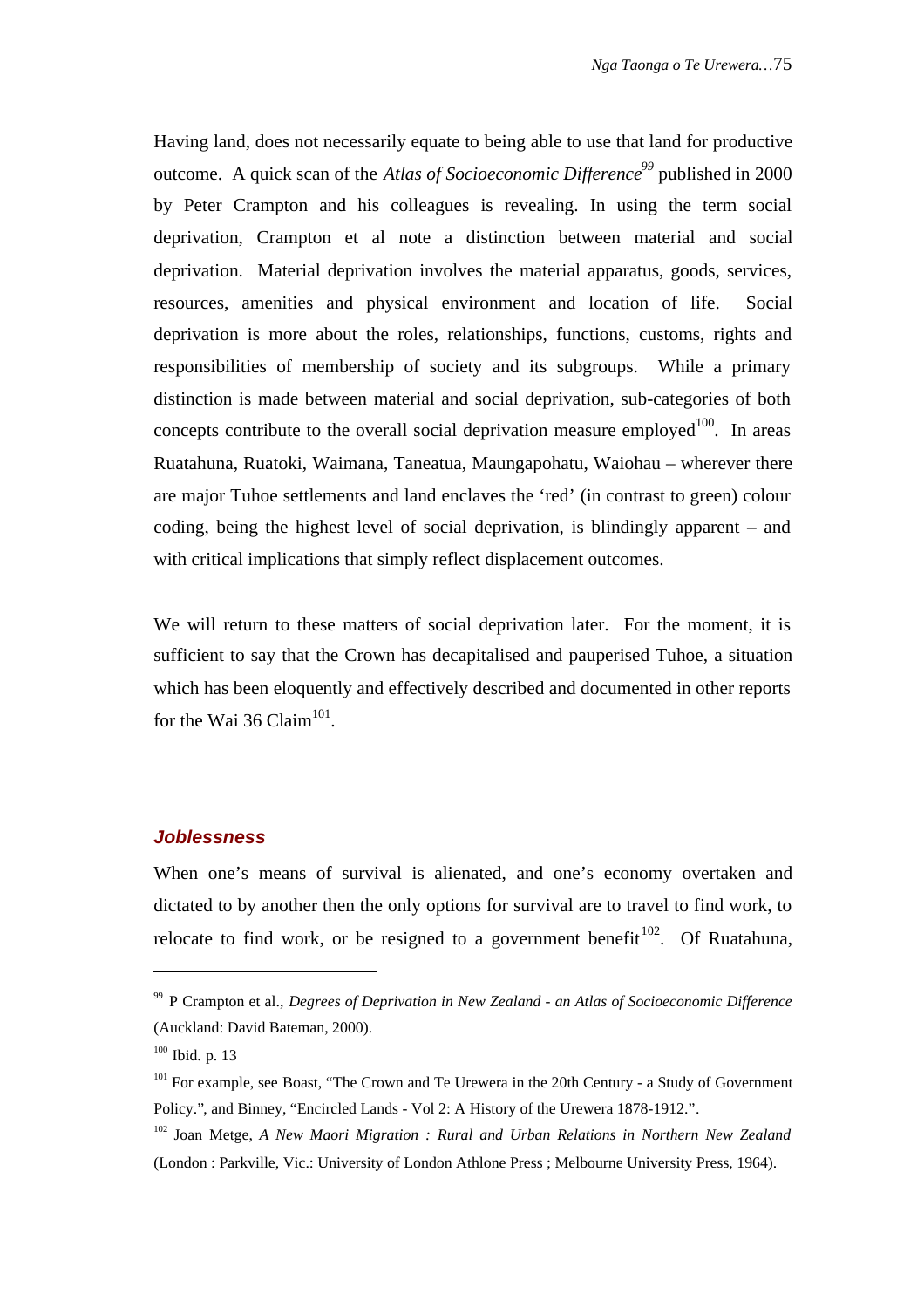Having land, does not necessarily equate to being able to use that land for productive outcome. A quick scan of the *Atlas of Socioeconomic Difference*[99] published in 2000 by Peter Crampton and his colleagues is revealing. In using the term social deprivation, Crampton et al note a distinction between material and social deprivation. Material deprivation involves the material apparatus, goods, services, resources, amenities and physical environment and location of life. Social deprivation is more about the roles, relationships, functions, customs, rights and responsibilities of membership of society and its subgroups. While a primary distinction is made between material and social deprivation, sub-categories of both concepts contribute to the overall social deprivation measure employed[100]. In areas Ruatahuna, Ruatoki, Waimana, Taneatua, Maungapohatu, Waiohau – wherever there are major Tuhoe settlements and land enclaves the 'red' (in contrast to green) colour coding, being the highest level of social deprivation, is blindingly apparent – and with critical implications that simply reflect displacement outcomes.

We will return to these matters of social deprivation later. For the moment, it is sufficient to say that the Crown has decapitalised and pauperised Tuhoe, a situation which has been eloquently and effectively described and documented in other reports for the Wai 36 Claim[101].

### *Joblessness*

When one's means of survival is alienated, and one's economy overtaken and dictated to by another then the only options for survival are to travel to find work, to relocate to find work, or be resigned to a government benefit[102]. Of Ruatahuna,

---

[99] P Crampton et al., *Degrees of Deprivation in New Zealand - an Atlas of Socioeconomic Difference* (Auckland: David Bateman, 2000).

[100] Ibid. p. 13

[101] For example, see Boast, "The Crown and Te Urewera in the 20th Century - a Study of Government Policy.", and Binney, "Encircled Lands - Vol 2: A History of the Urewera 1878-1912.".

[102] Joan Metge, *A New Maori Migration : Rural and Urban Relations in Northern New Zealand* (London : Parkville, Vic.: University of London Athlone Press ; Melbourne University Press, 1964).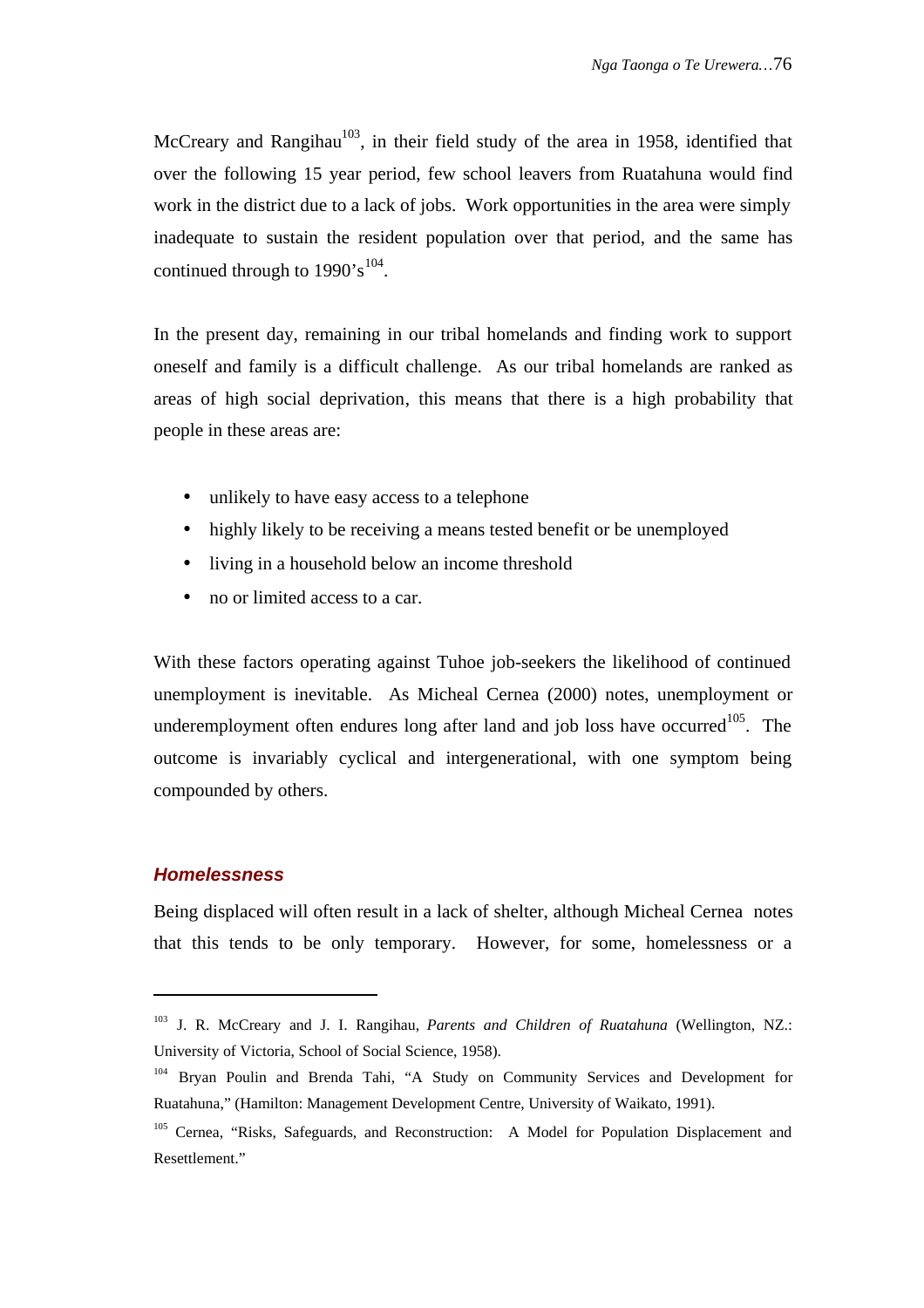McCreary and Rangihau[103], in their field study of the area in 1958, identified that over the following 15 year period, few school leavers from Ruatahuna would find work in the district due to a lack of jobs. Work opportunities in the area were simply inadequate to sustain the resident population over that period, and the same has continued through to 1990's[104].

In the present day, remaining in our tribal homelands and finding work to support oneself and family is a difficult challenge. As our tribal homelands are ranked as areas of high social deprivation, this means that there is a high probability that people in these areas are:

- unlikely to have easy access to a telephone
- highly likely to be receiving a means tested benefit or be unemployed
- living in a household below an income threshold
- no or limited access to a car.

With these factors operating against Tuhoe job-seekers the likelihood of continued unemployment is inevitable. As Micheal Cernea (2000) notes, unemployment or underemployment often endures long after land and job loss have occurred[105]. The outcome is invariably cyclical and intergenerational, with one symptom being compounded by others.

### *Homelessness*

Being displaced will often result in a lack of shelter, although Micheal Cernea notes that this tends to be only temporary. However, for some, homelessness or a

---

[103] J. R. McCreary and J. I. Rangihau, *Parents and Children of Ruatahuna* (Wellington, NZ.: University of Victoria, School of Social Science, 1958).

[104] Bryan Poulin and Brenda Tahi, "A Study on Community Services and Development for Ruatahuna," (Hamilton: Management Development Centre, University of Waikato, 1991).

[105] Cernea, "Risks, Safeguards, and Reconstruction: A Model for Population Displacement and Resettlement."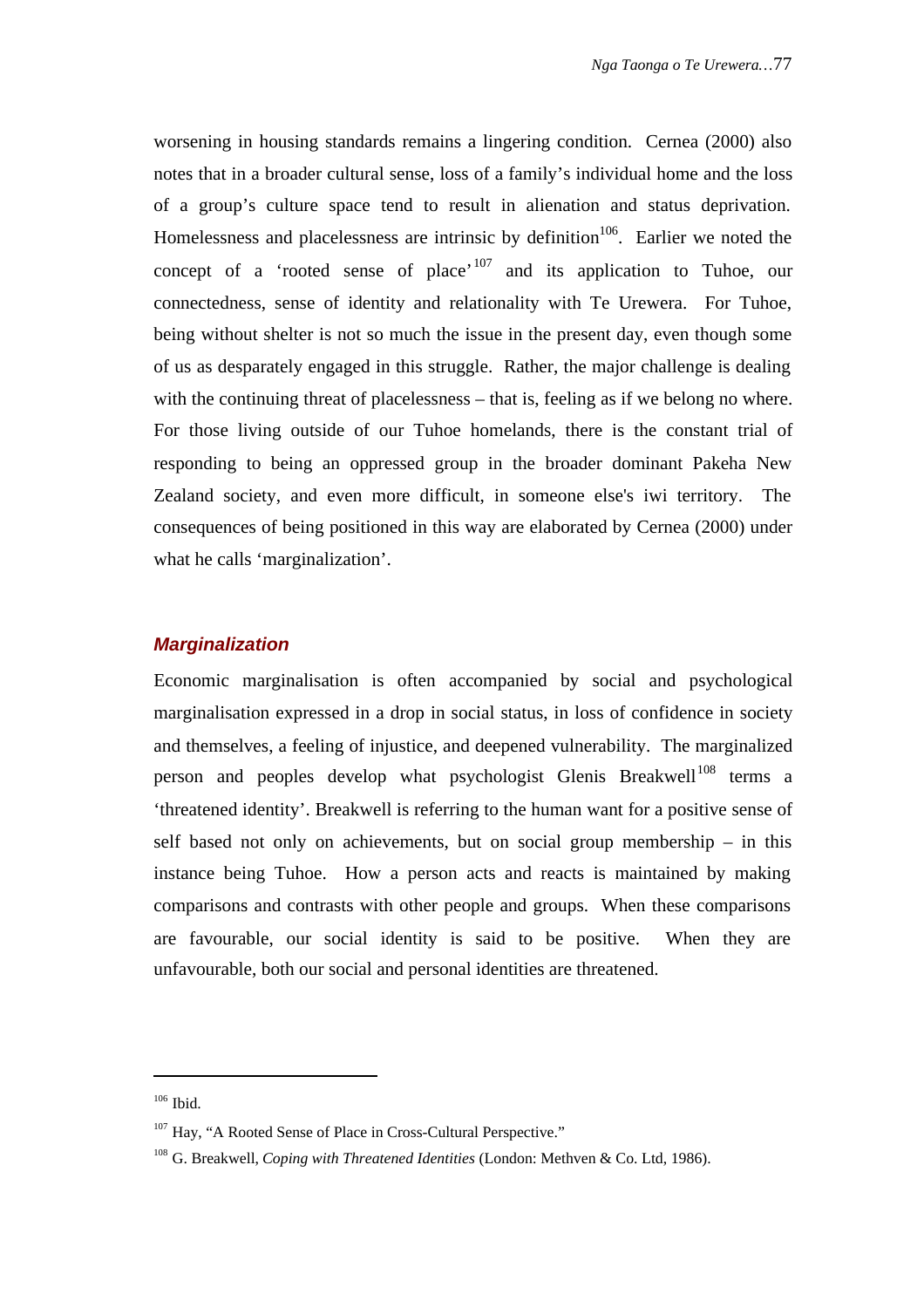worsening in housing standards remains a lingering condition. Cernea (2000) also notes that in a broader cultural sense, loss of a family's individual home and the loss of a group's culture space tend to result in alienation and status deprivation. Homelessness and placelessness are intrinsic by definition[106]. Earlier we noted the concept of a 'rooted sense of place'[107] and its application to Tuhoe, our connectedness, sense of identity and relationality with Te Urewera. For Tuhoe, being without shelter is not so much the issue in the present day, even though some of us as desparately engaged in this struggle. Rather, the major challenge is dealing with the continuing threat of placelessness – that is, feeling as if we belong no where. For those living outside of our Tuhoe homelands, there is the constant trial of responding to being an oppressed group in the broader dominant Pakeha New Zealand society, and even more difficult, in someone else's iwi territory. The consequences of being positioned in this way are elaborated by Cernea (2000) under what he calls 'marginalization'.

### *Marginalization*

Economic marginalisation is often accompanied by social and psychological marginalisation expressed in a drop in social status, in loss of confidence in society and themselves, a feeling of injustice, and deepened vulnerability. The marginalized person and peoples develop what psychologist Glenis Breakwell[108] terms a 'threatened identity'. Breakwell is referring to the human want for a positive sense of self based not only on achievements, but on social group membership – in this instance being Tuhoe. How a person acts and reacts is maintained by making comparisons and contrasts with other people and groups. When these comparisons are favourable, our social identity is said to be positive. When they are unfavourable, both our social and personal identities are threatened.

---

[106] Ibid.

[107] Hay, "A Rooted Sense of Place in Cross-Cultural Perspective."

[108] G. Breakwell, *Coping with Threatened Identities* (London: Methven & Co. Ltd, 1986).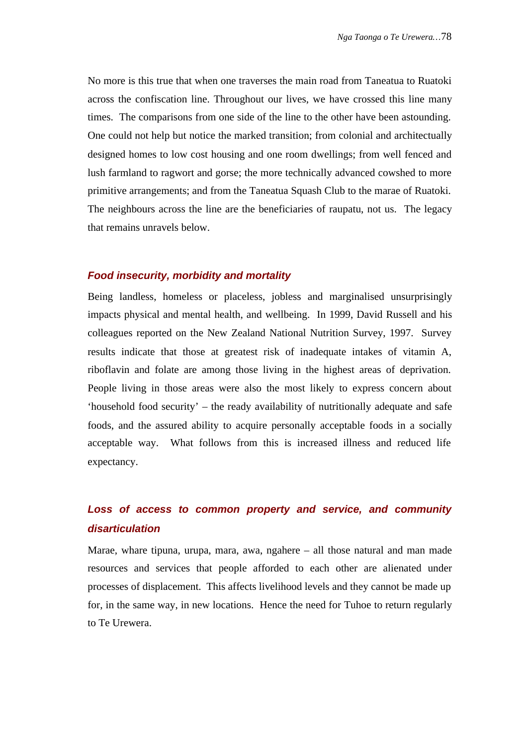No more is this true that when one traverses the main road from Taneatua to Ruatoki across the confiscation line. Throughout our lives, we have crossed this line many times. The comparisons from one side of the line to the other have been astounding. One could not help but notice the marked transition; from colonial and architectually designed homes to low cost housing and one room dwellings; from well fenced and lush farmland to ragwort and gorse; the more technically advanced cowshed to more primitive arrangements; and from the Taneatua Squash Club to the marae of Ruatoki. The neighbours across the line are the beneficiaries of raupatu, not us. The legacy that remains unravels below.

### *Food insecurity, morbidity and mortality*

Being landless, homeless or placeless, jobless and marginalised unsurprisingly impacts physical and mental health, and wellbeing. In 1999, David Russell and his colleagues reported on the New Zealand National Nutrition Survey, 1997. Survey results indicate that those at greatest risk of inadequate intakes of vitamin A, riboflavin and folate are among those living in the highest areas of deprivation. People living in those areas were also the most likely to express concern about 'household food security' – the ready availability of nutritionally adequate and safe foods, and the assured ability to acquire personally acceptable foods in a socially acceptable way. What follows from this is increased illness and reduced life expectancy.

### *Loss of access to common property and service, and community disarticulation*

Marae, whare tipuna, urupa, mara, awa, ngahere – all those natural and man made resources and services that people afforded to each other are alienated under processes of displacement. This affects livelihood levels and they cannot be made up for, in the same way, in new locations. Hence the need for Tuhoe to return regularly to Te Urewera.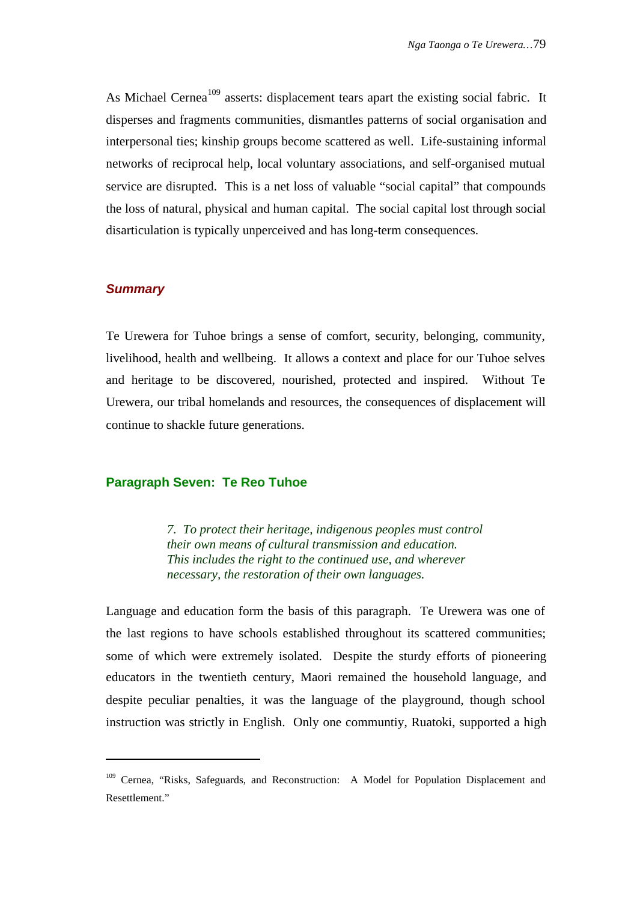As Michael Cernea[109] asserts: displacement tears apart the existing social fabric. It disperses and fragments communities, dismantles patterns of social organisation and interpersonal ties; kinship groups become scattered as well. Life-sustaining informal networks of reciprocal help, local voluntary associations, and self-organised mutual service are disrupted. This is a net loss of valuable "social capital" that compounds the loss of natural, physical and human capital. The social capital lost through social disarticulation is typically unperceived and has long-term consequences.

### *Summary*

Te Urewera for Tuhoe brings a sense of comfort, security, belonging, community, livelihood, health and wellbeing. It allows a context and place for our Tuhoe selves and heritage to be discovered, nourished, protected and inspired. Without Te Urewera, our tribal homelands and resources, the consequences of displacement will continue to shackle future generations.

### Paragraph Seven: Te Reo Tuhoe

> *7. To protect their heritage, indigenous peoples must control their own means of cultural transmission and education. This includes the right to the continued use, and wherever necessary, the restoration of their own languages.*

Language and education form the basis of this paragraph. Te Urewera was one of the last regions to have schools established throughout its scattered communities; some of which were extremely isolated. Despite the sturdy efforts of pioneering educators in the twentieth century, Maori remained the household language, and despite peculiar penalties, it was the language of the playground, though school instruction was strictly in English. Only one communtiy, Ruatoki, supported a high

---

[109] Cernea, "Risks, Safeguards, and Reconstruction: A Model for Population Displacement and Resettlement."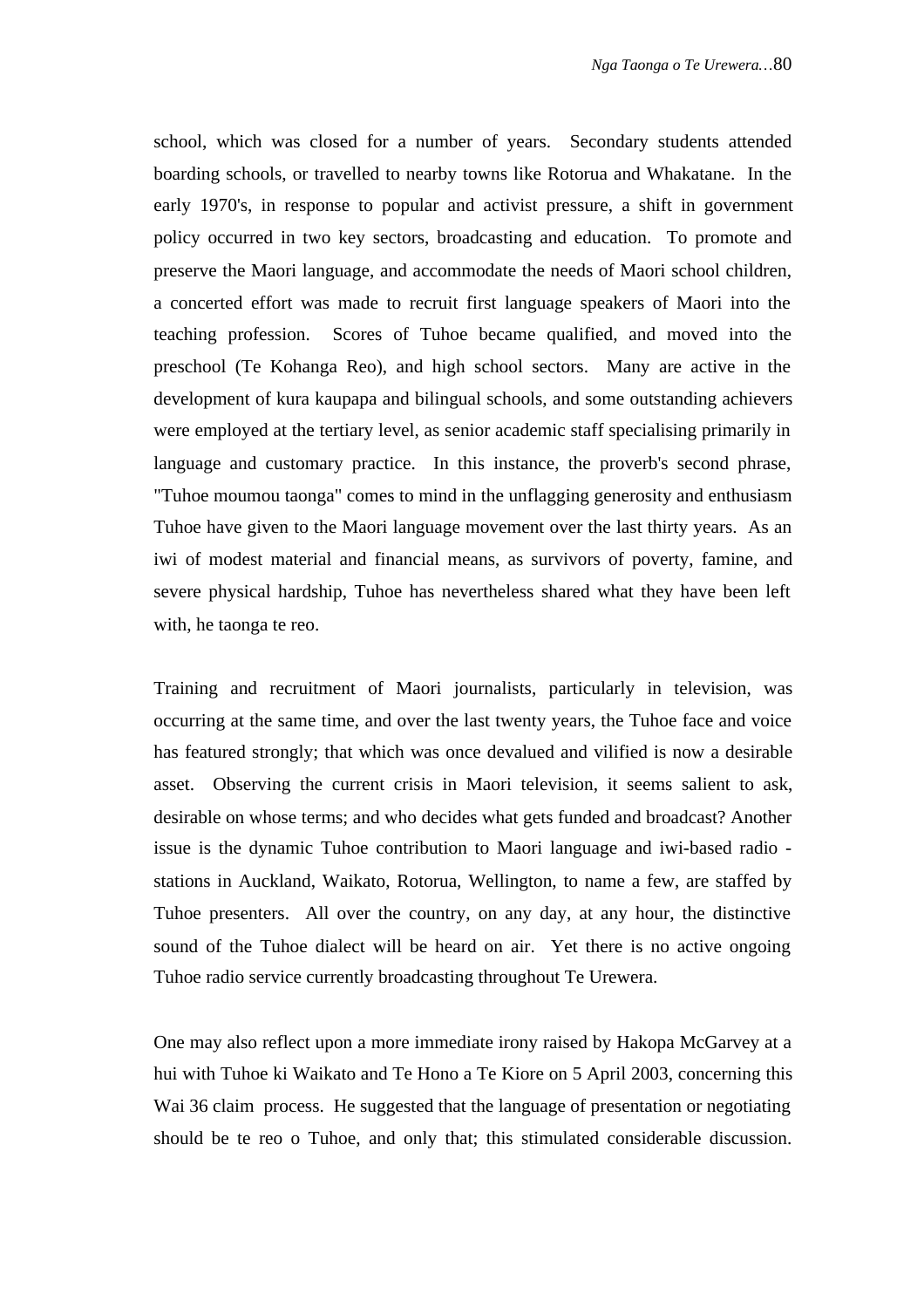school, which was closed for a number of years. Secondary students attended boarding schools, or travelled to nearby towns like Rotorua and Whakatane. In the early 1970's, in response to popular and activist pressure, a shift in government policy occurred in two key sectors, broadcasting and education. To promote and preserve the Maori language, and accommodate the needs of Maori school children, a concerted effort was made to recruit first language speakers of Maori into the teaching profession. Scores of Tuhoe became qualified, and moved into the preschool (Te Kohanga Reo), and high school sectors. Many are active in the development of kura kaupapa and bilingual schools, and some outstanding achievers were employed at the tertiary level, as senior academic staff specialising primarily in language and customary practice. In this instance, the proverb's second phrase, "Tuhoe moumou taonga" comes to mind in the unflagging generosity and enthusiasm Tuhoe have given to the Maori language movement over the last thirty years. As an iwi of modest material and financial means, as survivors of poverty, famine, and severe physical hardship, Tuhoe has nevertheless shared what they have been left with, he taonga te reo.

Training and recruitment of Maori journalists, particularly in television, was occurring at the same time, and over the last twenty years, the Tuhoe face and voice has featured strongly; that which was once devalued and vilified is now a desirable asset. Observing the current crisis in Maori television, it seems salient to ask, desirable on whose terms; and who decides what gets funded and broadcast? Another issue is the dynamic Tuhoe contribution to Maori language and iwi-based radio - stations in Auckland, Waikato, Rotorua, Wellington, to name a few, are staffed by Tuhoe presenters. All over the country, on any day, at any hour, the distinctive sound of the Tuhoe dialect will be heard on air. Yet there is no active ongoing Tuhoe radio service currently broadcasting throughout Te Urewera.

One may also reflect upon a more immediate irony raised by Hakopa McGarvey at a hui with Tuhoe ki Waikato and Te Hono a Te Kiore on 5 April 2003, concerning this Wai 36 claim process. He suggested that the language of presentation or negotiating should be te reo o Tuhoe, and only that; this stimulated considerable discussion.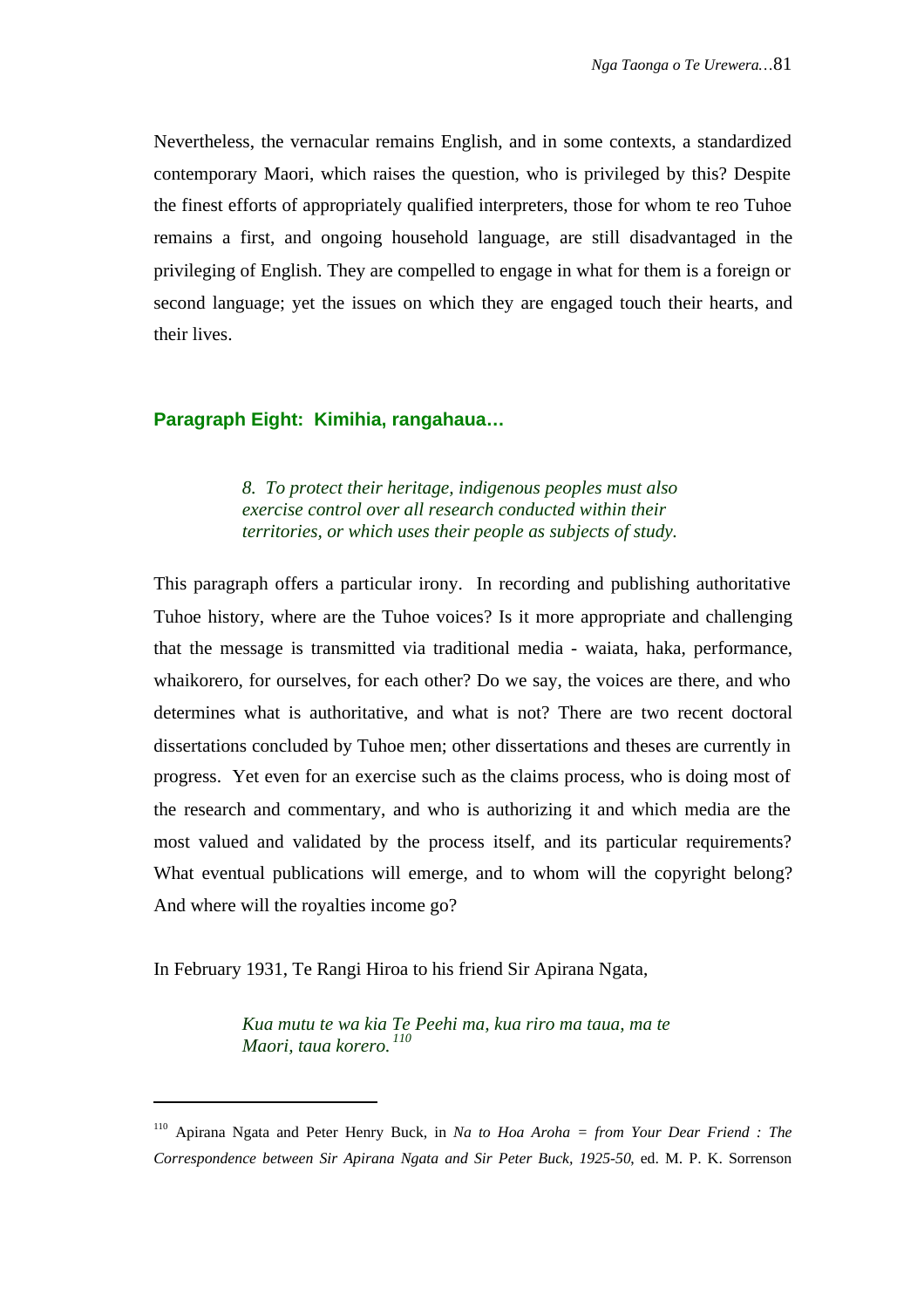Nevertheless, the vernacular remains English, and in some contexts, a standardized contemporary Maori, which raises the question, who is privileged by this? Despite the finest efforts of appropriately qualified interpreters, those for whom te reo Tuhoe remains a first, and ongoing household language, are still disadvantaged in the privileging of English. They are compelled to engage in what for them is a foreign or second language; yet the issues on which they are engaged touch their hearts, and their lives.

### Paragraph Eight: Kimihia, rangahaua…

> *8. To protect their heritage, indigenous peoples must also exercise control over all research conducted within their territories, or which uses their people as subjects of study.*

This paragraph offers a particular irony. In recording and publishing authoritative Tuhoe history, where are the Tuhoe voices? Is it more appropriate and challenging that the message is transmitted via traditional media - waiata, haka, performance, whaikorero, for ourselves, for each other? Do we say, the voices are there, and who determines what is authoritative, and what is not? There are two recent doctoral dissertations concluded by Tuhoe men; other dissertations and theses are currently in progress. Yet even for an exercise such as the claims process, who is doing most of the research and commentary, and who is authorizing it and which media are the most valued and validated by the process itself, and its particular requirements? What eventual publications will emerge, and to whom will the copyright belong? And where will the royalties income go?

In February 1931, Te Rangi Hiroa to his friend Sir Apirana Ngata,

> *Kua mutu te wa kia Te Peehi ma, kua riro ma taua, ma te Maori, taua korero.*[110]

[110] Apirana Ngata and Peter Henry Buck, in *Na to Hoa Aroha = from Your Dear Friend : The Correspondence between Sir Apirana Ngata and Sir Peter Buck, 1925-50*, ed. M. P. K. Sorrenson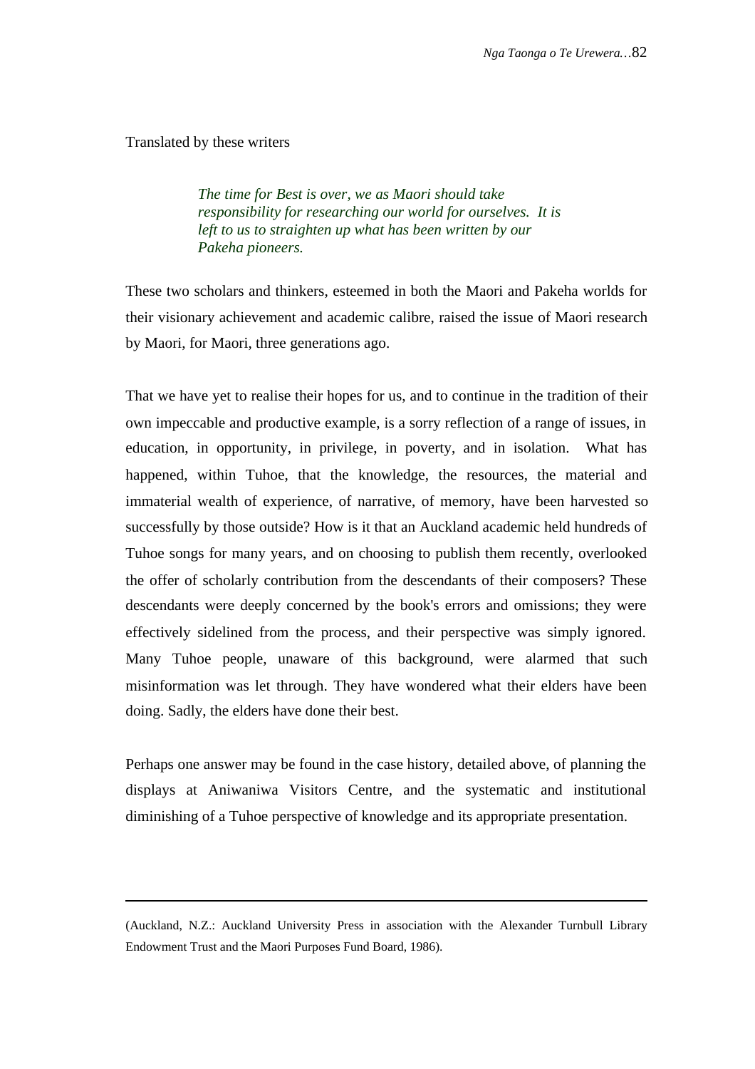Translated by these writers

> *The time for Best is over, we as Maori should take responsibility for researching our world for ourselves. It is left to us to straighten up what has been written by our Pakeha pioneers.*

These two scholars and thinkers, esteemed in both the Maori and Pakeha worlds for their visionary achievement and academic calibre, raised the issue of Maori research by Maori, for Maori, three generations ago.

That we have yet to realise their hopes for us, and to continue in the tradition of their own impeccable and productive example, is a sorry reflection of a range of issues, in education, in opportunity, in privilege, in poverty, and in isolation. What has happened, within Tuhoe, that the knowledge, the resources, the material and immaterial wealth of experience, of narrative, of memory, have been harvested so successfully by those outside? How is it that an Auckland academic held hundreds of Tuhoe songs for many years, and on choosing to publish them recently, overlooked the offer of scholarly contribution from the descendants of their composers? These descendants were deeply concerned by the book's errors and omissions; they were effectively sidelined from the process, and their perspective was simply ignored. Many Tuhoe people, unaware of this background, were alarmed that such misinformation was let through. They have wondered what their elders have been doing. Sadly, the elders have done their best.

Perhaps one answer may be found in the case history, detailed above, of planning the displays at Aniwaniwa Visitors Centre, and the systematic and institutional diminishing of a Tuhoe perspective of knowledge and its appropriate presentation.

---

(Auckland, N.Z.: Auckland University Press in association with the Alexander Turnbull Library Endowment Trust and the Maori Purposes Fund Board, 1986).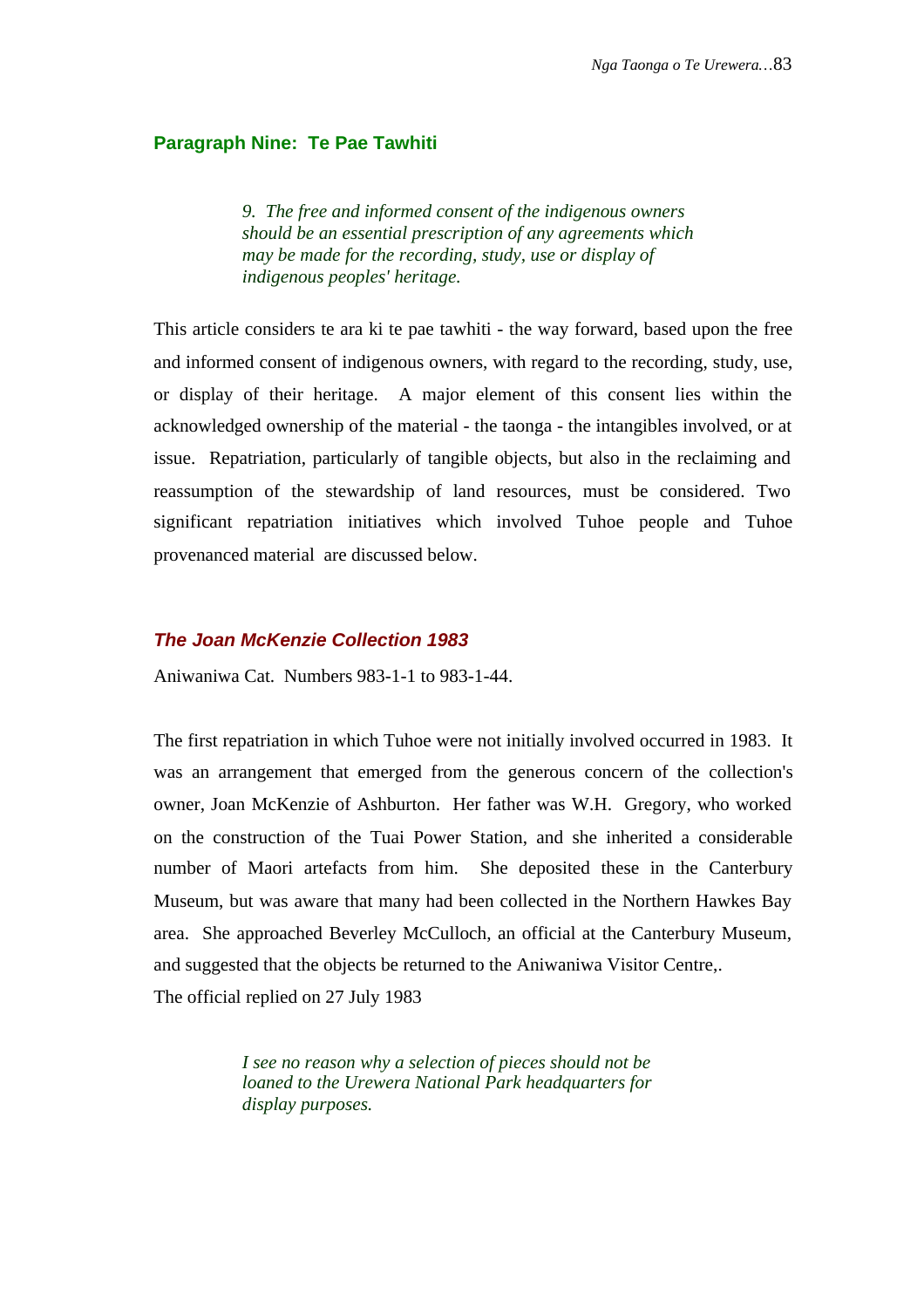## Paragraph Nine:  Te Pae Tawhiti

> *9. The free and informed consent of the indigenous owners should be an essential prescription of any agreements which may be made for the recording, study, use or display of indigenous peoples' heritage.*

This article considers te ara ki te pae tawhiti - the way forward, based upon the free and informed consent of indigenous owners, with regard to the recording, study, use, or display of their heritage.  A major element of this consent lies within the acknowledged ownership of the material - the taonga - the intangibles involved, or at issue.  Repatriation, particularly of tangible objects, but also in the reclaiming and reassumption of the stewardship of land resources, must be considered. Two significant repatriation initiatives which involved Tuhoe people and Tuhoe provenanced material  are discussed below.

### *The Joan McKenzie Collection 1983*

Aniwaniwa Cat.  Numbers 983-1-1 to 983-1-44.

The first repatriation in which Tuhoe were not initially involved occurred in 1983.  It was an arrangement that emerged from the generous concern of the collection's owner, Joan McKenzie of Ashburton.  Her father was W.H.  Gregory, who worked on the construction of the Tuai Power Station, and she inherited a considerable number of Maori artefacts from him.  She deposited these in the Canterbury Museum, but was aware that many had been collected in the Northern Hawkes Bay area.  She approached Beverley McCulloch, an official at the Canterbury Museum, and suggested that the objects be returned to the Aniwaniwa Visitor Centre,.
The official replied on 27 July 1983

> *I see no reason why a selection of pieces should not be loaned to the Urewera National Park headquarters for display purposes.*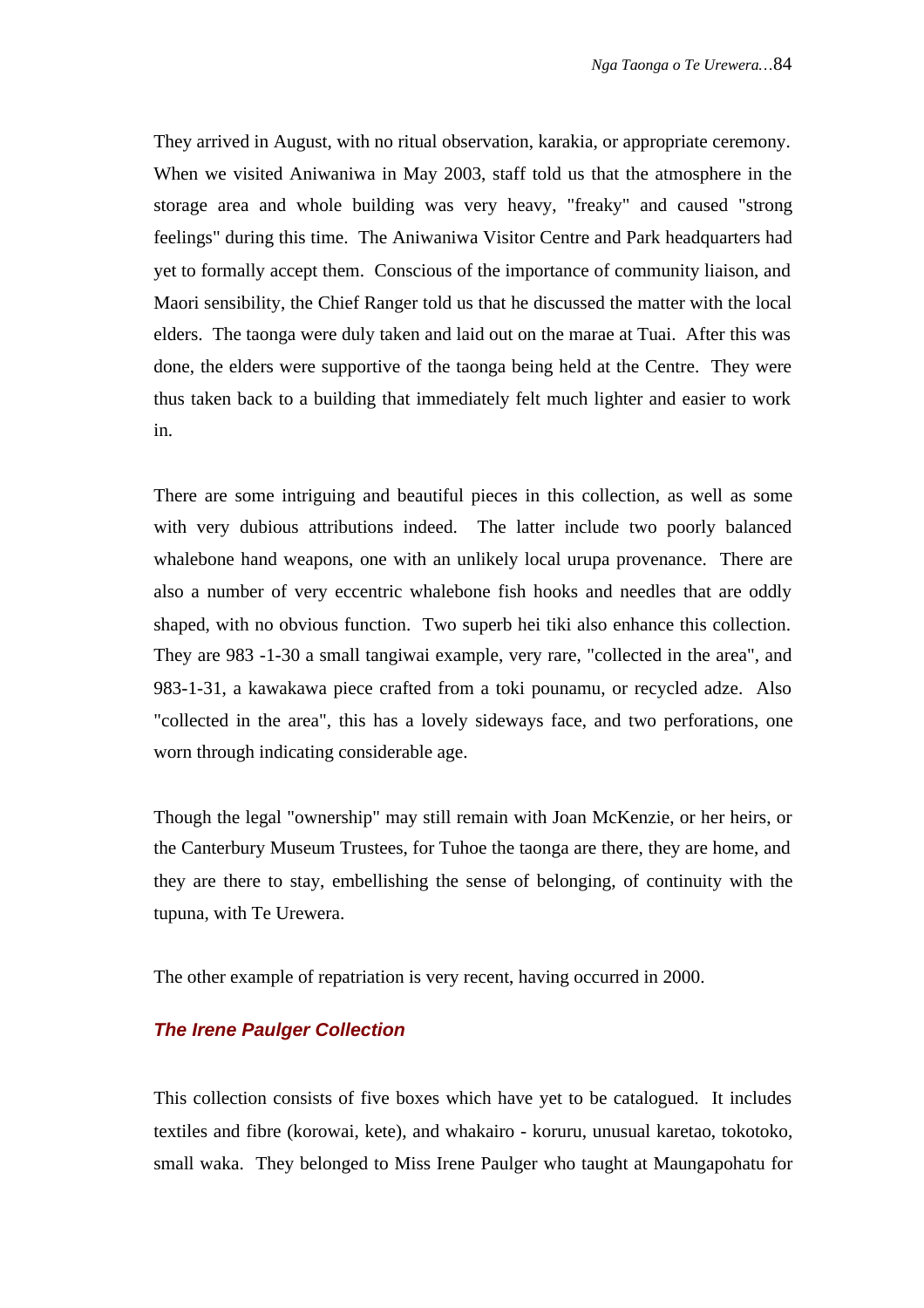They arrived in August, with no ritual observation, karakia, or appropriate ceremony. When we visited Aniwaniwa in May 2003, staff told us that the atmosphere in the storage area and whole building was very heavy, "freaky" and caused "strong feelings" during this time. The Aniwaniwa Visitor Centre and Park headquarters had yet to formally accept them. Conscious of the importance of community liaison, and Maori sensibility, the Chief Ranger told us that he discussed the matter with the local elders. The taonga were duly taken and laid out on the marae at Tuai. After this was done, the elders were supportive of the taonga being held at the Centre. They were thus taken back to a building that immediately felt much lighter and easier to work in.

There are some intriguing and beautiful pieces in this collection, as well as some with very dubious attributions indeed. The latter include two poorly balanced whalebone hand weapons, one with an unlikely local urupa provenance. There are also a number of very eccentric whalebone fish hooks and needles that are oddly shaped, with no obvious function. Two superb hei tiki also enhance this collection. They are 983 -1-30 a small tangiwai example, very rare, "collected in the area", and 983-1-31, a kawakawa piece crafted from a toki pounamu, or recycled adze. Also "collected in the area", this has a lovely sideways face, and two perforations, one worn through indicating considerable age.

Though the legal "ownership" may still remain with Joan McKenzie, or her heirs, or the Canterbury Museum Trustees, for Tuhoe the taonga are there, they are home, and they are there to stay, embellishing the sense of belonging, of continuity with the tupuna, with Te Urewera.

The other example of repatriation is very recent, having occurred in 2000.

### *The Irene Paulger Collection*

This collection consists of five boxes which have yet to be catalogued. It includes textiles and fibre (korowai, kete), and whakairo - koruru, unusual karetao, tokotoko, small waka. They belonged to Miss Irene Paulger who taught at Maungapohatu for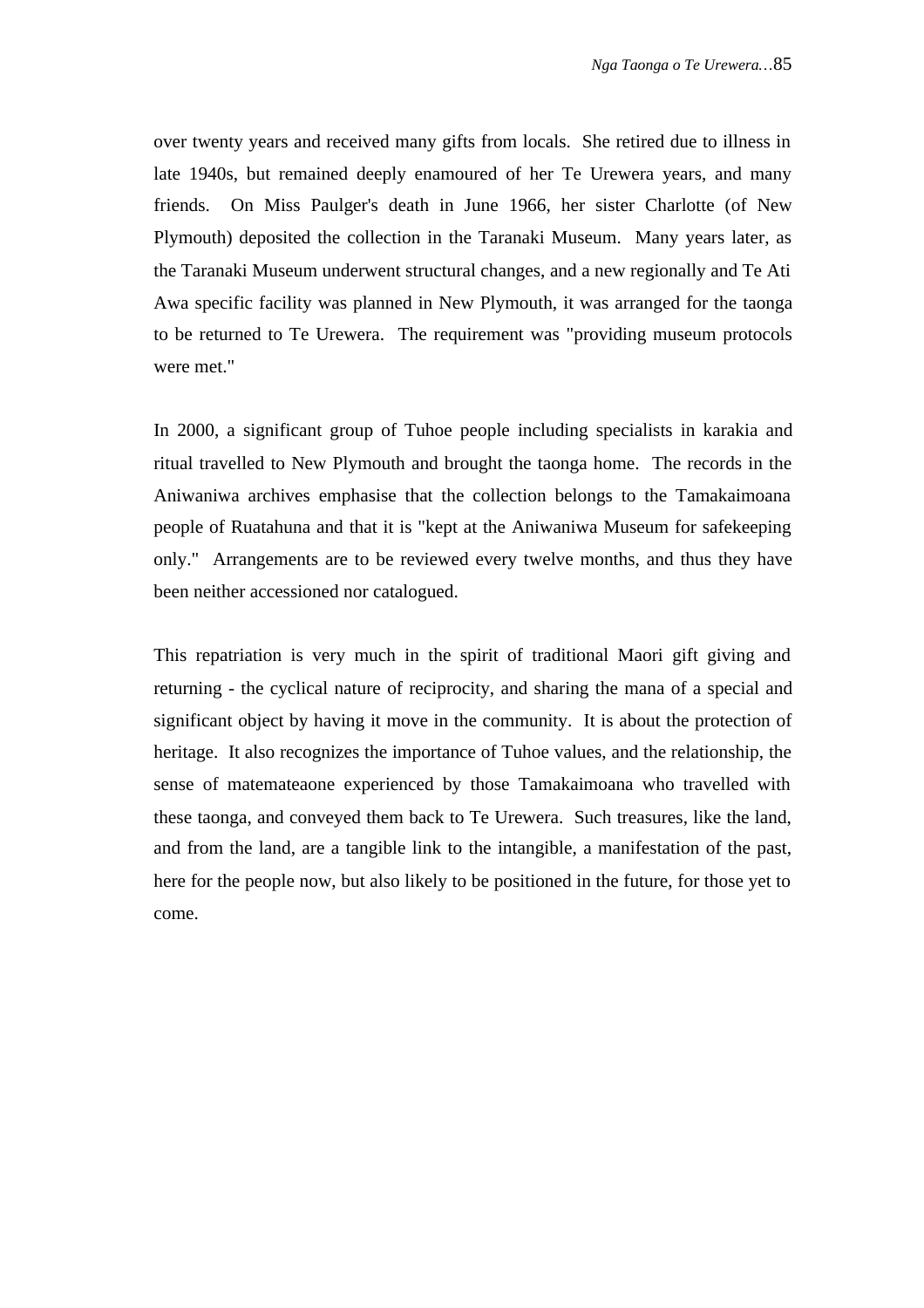over twenty years and received many gifts from locals.  She retired due to illness in late 1940s, but remained deeply enamoured of her Te Urewera years, and many friends.  On Miss Paulger's death in June 1966, her sister Charlotte (of New Plymouth) deposited the collection in the Taranaki Museum.  Many years later, as the Taranaki Museum underwent structural changes, and a new regionally and Te Ati Awa specific facility was planned in New Plymouth, it was arranged for the taonga to be returned to Te Urewera.  The requirement was "providing museum protocols were met."

In 2000, a significant group of Tuhoe people including specialists in karakia and ritual travelled to New Plymouth and brought the taonga home.  The records in the Aniwaniwa archives emphasise that the collection belongs to the Tamakaimoana people of Ruatahuna and that it is "kept at the Aniwaniwa Museum for safekeeping only."  Arrangements are to be reviewed every twelve months, and thus they have been neither accessioned nor catalogued.

This repatriation is very much in the spirit of traditional Maori gift giving and returning - the cyclical nature of reciprocity, and sharing the mana of a special and significant object by having it move in the community.  It is about the protection of heritage.  It also recognizes the importance of Tuhoe values, and the relationship, the sense of matemateaone experienced by those Tamakaimoana who travelled with these taonga, and conveyed them back to Te Urewera.  Such treasures, like the land, and from the land, are a tangible link to the intangible, a manifestation of the past, here for the people now, but also likely to be positioned in the future, for those yet to come.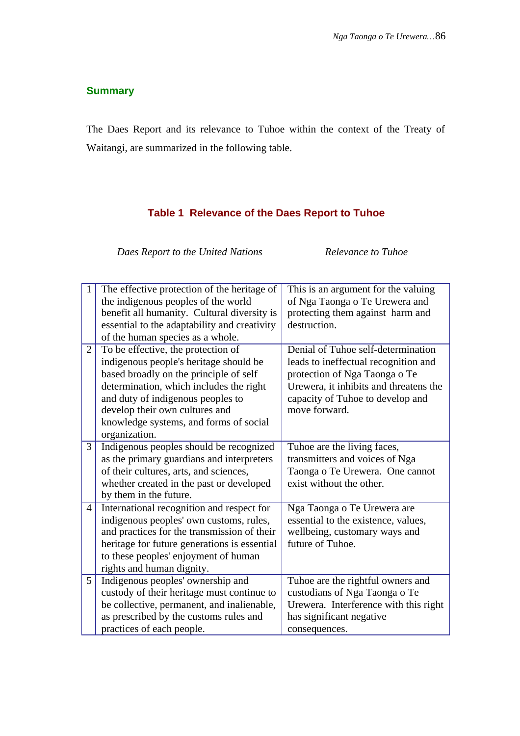## Summary

The Daes Report and its relevance to Tuhoe within the context of the Treaty of Waitangi, are summarized in the following table.

### Table 1 Relevance of the Daes Report to Tuhoe

| | *Daes Report to the United Nations* | *Relevance to Tuhoe* |
|---|---|---|
| 1 | The effective protection of the heritage of the indigenous peoples of the world benefit all humanity. Cultural diversity is essential to the adaptability and creativity of the human species as a whole. | This is an argument for the valuing of Nga Taonga o Te Urewera and protecting them against harm and destruction. |
| 2 | To be effective, the protection of indigenous people's heritage should be based broadly on the principle of self determination, which includes the right and duty of indigenous peoples to develop their own cultures and knowledge systems, and forms of social organization. | Denial of Tuhoe self-determination leads to ineffectual recognition and protection of Nga Taonga o Te Urewera, it inhibits and threatens the capacity of Tuhoe to develop and move forward. |
| 3 | Indigenous peoples should be recognized as the primary guardians and interpreters of their cultures, arts, and sciences, whether created in the past or developed by them in the future. | Tuhoe are the living faces, transmitters and voices of Nga Taonga o Te Urewera. One cannot exist without the other. |
| 4 | International recognition and respect for indigenous peoples' own customs, rules, and practices for the transmission of their heritage for future generations is essential to these peoples' enjoyment of human rights and human dignity. | Nga Taonga o Te Urewera are essential to the existence, values, wellbeing, customary ways and future of Tuhoe. |
| 5 | Indigenous peoples' ownership and custody of their heritage must continue to be collective, permanent, and inalienable, as prescribed by the customs rules and practices of each people. | Tuhoe are the rightful owners and custodians of Nga Taonga o Te Urewera. Interference with this right has significant negative consequences. |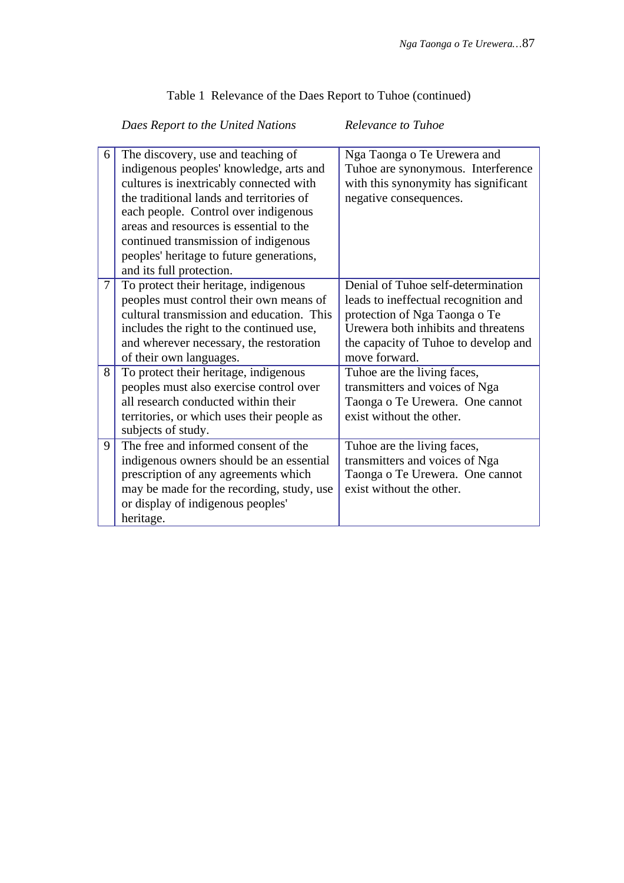Table 1 Relevance of the Daes Report to Tuhoe (continued)

| | *Daes Report to the United Nations* | *Relevance to Tuhoe* |
|---|---|---|
| 6 | The discovery, use and teaching of indigenous peoples' knowledge, arts and cultures is inextricably connected with the traditional lands and territories of each people. Control over indigenous areas and resources is essential to the continued transmission of indigenous peoples' heritage to future generations, and its full protection. | Nga Taonga o Te Urewera and Tuhoe are synonymous. Interference with this synonymity has significant negative consequences. |
| 7 | To protect their heritage, indigenous peoples must control their own means of cultural transmission and education. This includes the right to the continued use, and wherever necessary, the restoration of their own languages. | Denial of Tuhoe self-determination leads to ineffectual recognition and protection of Nga Taonga o Te Urewera both inhibits and threatens the capacity of Tuhoe to develop and move forward. |
| 8 | To protect their heritage, indigenous peoples must also exercise control over all research conducted within their territories, or which uses their people as subjects of study. | Tuhoe are the living faces, transmitters and voices of Nga Taonga o Te Urewera. One cannot exist without the other. |
| 9 | The free and informed consent of the indigenous owners should be an essential prescription of any agreements which may be made for the recording, study, use or display of indigenous peoples' heritage. | Tuhoe are the living faces, transmitters and voices of Nga Taonga o Te Urewera. One cannot exist without the other. |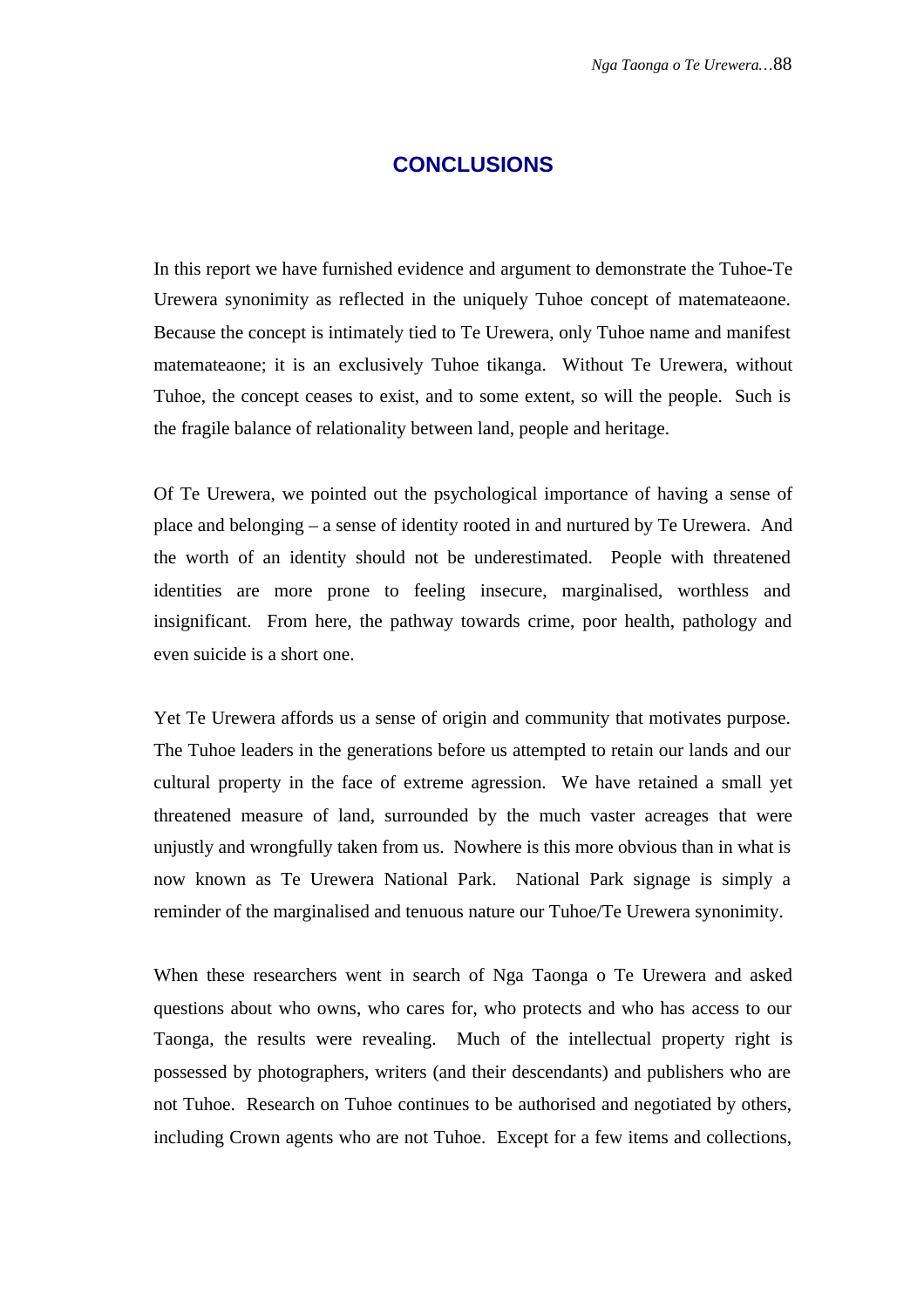# CONCLUSIONS

In this report we have furnished evidence and argument to demonstrate the Tuhoe-Te Urewera synonimity as reflected in the uniquely Tuhoe concept of matemateaone. Because the concept is intimately tied to Te Urewera, only Tuhoe name and manifest matemateaone; it is an exclusively Tuhoe tikanga. Without Te Urewera, without Tuhoe, the concept ceases to exist, and to some extent, so will the people. Such is the fragile balance of relationality between land, people and heritage.

Of Te Urewera, we pointed out the psychological importance of having a sense of place and belonging – a sense of identity rooted in and nurtured by Te Urewera. And the worth of an identity should not be underestimated. People with threatened identities are more prone to feeling insecure, marginalised, worthless and insignificant. From here, the pathway towards crime, poor health, pathology and even suicide is a short one.

Yet Te Urewera affords us a sense of origin and community that motivates purpose. The Tuhoe leaders in the generations before us attempted to retain our lands and our cultural property in the face of extreme agression. We have retained a small yet threatened measure of land, surrounded by the much vaster acreages that were unjustly and wrongfully taken from us. Nowhere is this more obvious than in what is now known as Te Urewera National Park. National Park signage is simply a reminder of the marginalised and tenuous nature our Tuhoe/Te Urewera synonimity.

When these researchers went in search of Nga Taonga o Te Urewera and asked questions about who owns, who cares for, who protects and who has access to our Taonga, the results were revealing. Much of the intellectual property right is possessed by photographers, writers (and their descendants) and publishers who are not Tuhoe. Research on Tuhoe continues to be authorised and negotiated by others, including Crown agents who are not Tuhoe. Except for a few items and collections,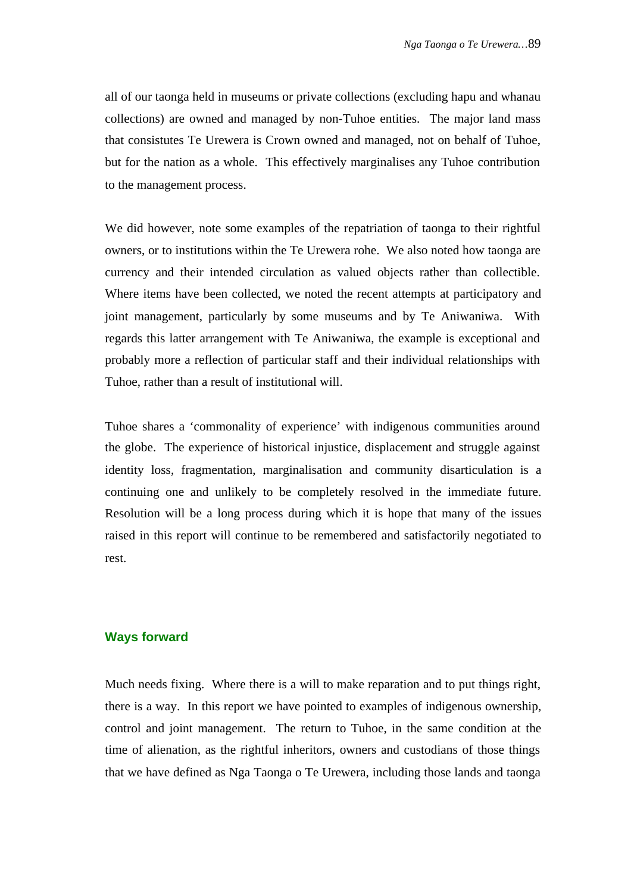all of our taonga held in museums or private collections (excluding hapu and whanau collections) are owned and managed by non-Tuhoe entities. The major land mass that consistutes Te Urewera is Crown owned and managed, not on behalf of Tuhoe, but for the nation as a whole. This effectively marginalises any Tuhoe contribution to the management process.

We did however, note some examples of the repatriation of taonga to their rightful owners, or to institutions within the Te Urewera rohe. We also noted how taonga are currency and their intended circulation as valued objects rather than collectible. Where items have been collected, we noted the recent attempts at participatory and joint management, particularly by some museums and by Te Aniwaniwa. With regards this latter arrangement with Te Aniwaniwa, the example is exceptional and probably more a reflection of particular staff and their individual relationships with Tuhoe, rather than a result of institutional will.

Tuhoe shares a 'commonality of experience' with indigenous communities around the globe. The experience of historical injustice, displacement and struggle against identity loss, fragmentation, marginalisation and community disarticulation is a continuing one and unlikely to be completely resolved in the immediate future. Resolution will be a long process during which it is hope that many of the issues raised in this report will continue to be remembered and satisfactorily negotiated to rest.

## Ways forward

Much needs fixing. Where there is a will to make reparation and to put things right, there is a way. In this report we have pointed to examples of indigenous ownership, control and joint management. The return to Tuhoe, in the same condition at the time of alienation, as the rightful inheritors, owners and custodians of those things that we have defined as Nga Taonga o Te Urewera, including those lands and taonga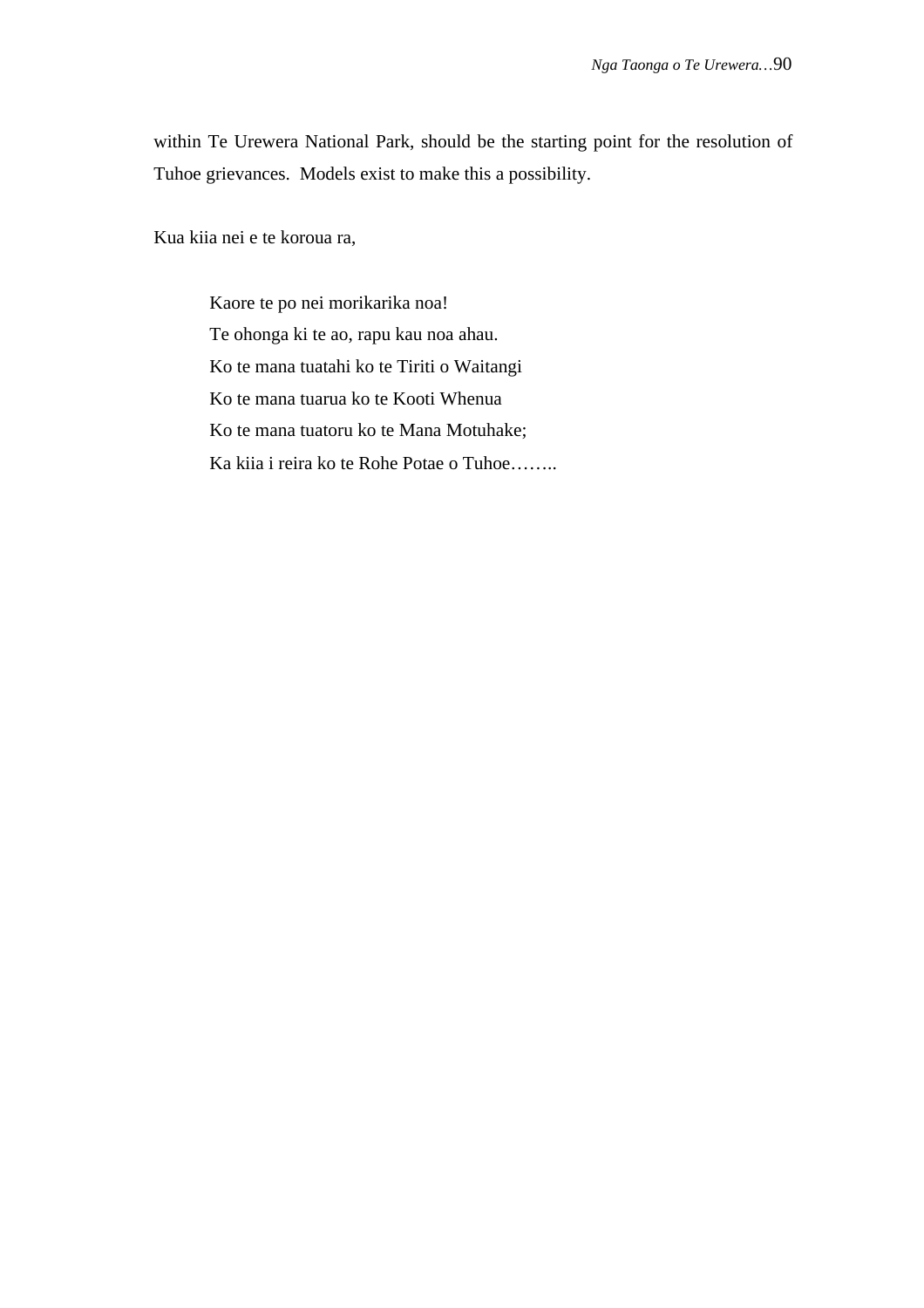within Te Urewera National Park, should be the starting point for the resolution of Tuhoe grievances. Models exist to make this a possibility.

Kua kiia nei e te koroua ra,

> Kaore te po nei morikarika noa!
> Te ohonga ki te ao, rapu kau noa ahau.
> Ko te mana tuatahi ko te Tiriti o Waitangi
> Ko te mana tuarua ko te Kooti Whenua
> Ko te mana tuatoru ko te Mana Motuhake;
> Ka kiia i reira ko te Rohe Potae o Tuhoe……..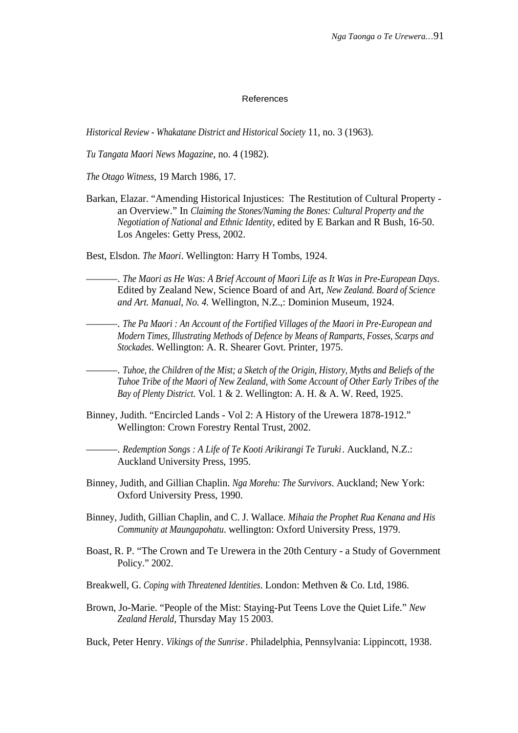## References

*Historical Review - Whakatane District and Historical Society* 11, no. 3 (1963).

*Tu Tangata Maori News Magazine*, no. 4 (1982).

*The Otago Witness*, 19 March 1986, 17.

Barkan, Elazar. “Amending Historical Injustices: The Restitution of Cultural Property - an Overview.” In *Claiming the Stones/Naming the Bones: Cultural Property and the Negotiation of National and Ethnic Identity*, edited by E Barkan and R Bush, 16-50. Los Angeles: Getty Press, 2002.

Best, Elsdon. *The Maori*. Wellington: Harry H Tombs, 1924.

———. *The Maori as He Was: A Brief Account of Maori Life as It Was in Pre-European Days*. Edited by Zealand New, Science Board of and Art, *New Zealand. Board of Science and Art. Manual, No. 4.* Wellington, N.Z.,: Dominion Museum, 1924.

———. *The Pa Maori : An Account of the Fortified Villages of the Maori in Pre-European and Modern Times, Illustrating Methods of Defence by Means of Ramparts, Fosses, Scarps and Stockades*. Wellington: A. R. Shearer Govt. Printer, 1975.

———. *Tuhoe, the Children of the Mist; a Sketch of the Origin, History, Myths and Beliefs of the Tuhoe Tribe of the Maori of New Zealand, with Some Account of Other Early Tribes of the Bay of Plenty District.* Vol. 1 & 2. Wellington: A. H. & A. W. Reed, 1925.

Binney, Judith. “Encircled Lands - Vol 2: A History of the Urewera 1878-1912.” Wellington: Crown Forestry Rental Trust, 2002.

———. *Redemption Songs : A Life of Te Kooti Arikirangi Te Turuki*. Auckland, N.Z.: Auckland University Press, 1995.

Binney, Judith, and Gillian Chaplin. *Nga Morehu: The Survivors*. Auckland; New York: Oxford University Press, 1990.

Binney, Judith, Gillian Chaplin, and C. J. Wallace. *Mihaia the Prophet Rua Kenana and His Community at Maungapohatu*. wellington: Oxford University Press, 1979.

Boast, R. P. “The Crown and Te Urewera in the 20th Century - a Study of Government Policy.” 2002.

Breakwell, G. *Coping with Threatened Identities*. London: Methven & Co. Ltd, 1986.

Brown, Jo-Marie. “People of the Mist: Staying-Put Teens Love the Quiet Life.” *New Zealand Herald*, Thursday May 15 2003.

Buck, Peter Henry. *Vikings of the Sunrise*. Philadelphia, Pennsylvania: Lippincott, 1938.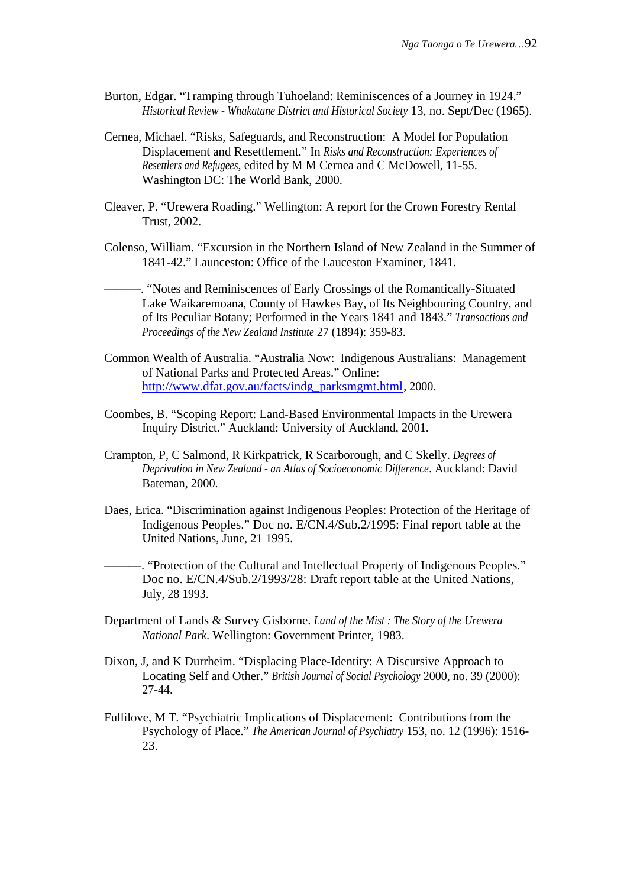Burton, Edgar. “Tramping through Tuhoeland: Reminiscences of a Journey in 1924.” *Historical Review - Whakatane District and Historical Society* 13, no. Sept/Dec (1965).

Cernea, Michael. “Risks, Safeguards, and Reconstruction: A Model for Population Displacement and Resettlement.” In *Risks and Reconstruction: Experiences of Resettlers and Refugees*, edited by M M Cernea and C McDowell, 11-55. Washington DC: The World Bank, 2000.

Cleaver, P. “Urewera Roading.” Wellington: A report for the Crown Forestry Rental Trust, 2002.

Colenso, William. “Excursion in the Northern Island of New Zealand in the Summer of 1841-42.” Launceston: Office of the Lauceston Examiner, 1841.

———. “Notes and Reminiscences of Early Crossings of the Romantically-Situated Lake Waikaremoana, County of Hawkes Bay, of Its Neighbouring Country, and of Its Peculiar Botany; Performed in the Years 1841 and 1843.” *Transactions and Proceedings of the New Zealand Institute* 27 (1894): 359-83.

Common Wealth of Australia. “Australia Now: Indigenous Australians: Management of National Parks and Protected Areas.” Online: [http://www.dfat.gov.au/facts/indg_parksmgmt.html](http://www.dfat.gov.au/facts/indg_parksmgmt.html), 2000.

Coombes, B. “Scoping Report: Land-Based Environmental Impacts in the Urewera Inquiry District.” Auckland: University of Auckland, 2001.

Crampton, P, C Salmond, R Kirkpatrick, R Scarborough, and C Skelly. *Degrees of Deprivation in New Zealand - an Atlas of Socioeconomic Difference*. Auckland: David Bateman, 2000.

Daes, Erica. “Discrimination against Indigenous Peoples: Protection of the Heritage of Indigenous Peoples.” Doc no. E/CN.4/Sub.2/1995: Final report table at the United Nations, June, 21 1995.

———. “Protection of the Cultural and Intellectual Property of Indigenous Peoples.” Doc no. E/CN.4/Sub.2/1993/28: Draft report table at the United Nations, July, 28 1993.

Department of Lands & Survey Gisborne. *Land of the Mist : The Story of the Urewera National Park*. Wellington: Government Printer, 1983.

Dixon, J, and K Durrheim. “Displacing Place-Identity: A Discursive Approach to Locating Self and Other.” *British Journal of Social Psychology* 2000, no. 39 (2000): 27-44.

Fullilove, M T. “Psychiatric Implications of Displacement: Contributions from the Psychology of Place.” *The American Journal of Psychiatry* 153, no. 12 (1996): 1516-23.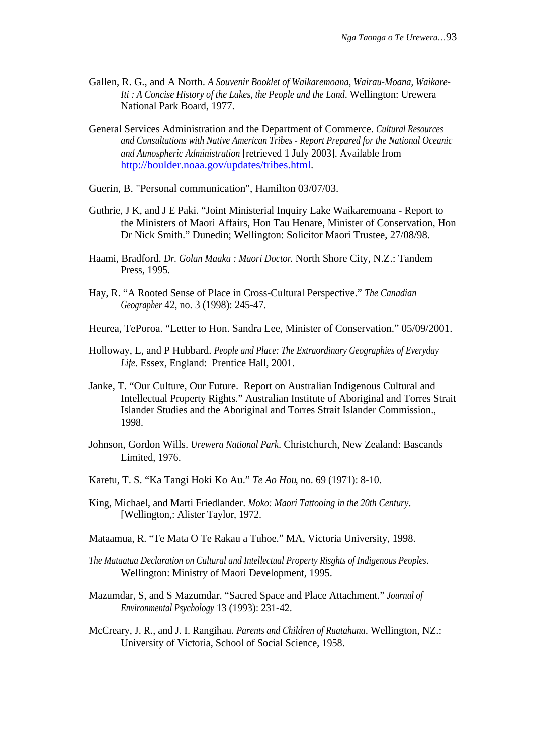Gallen, R. G., and A North. *A Souvenir Booklet of Waikaremoana, Wairau-Moana, Waikare-Iti : A Concise History of the Lakes, the People and the Land*. Wellington: Urewera National Park Board, 1977.

General Services Administration and the Department of Commerce. *Cultural Resources and Consultations with Native American Tribes - Report Prepared for the National Oceanic and Atmospheric Administration* [retrieved 1 July 2003]. Available from http://boulder.noaa.gov/updates/tribes.html.

Guerin, B. "Personal communication", Hamilton 03/07/03.

Guthrie, J K, and J E Paki. "Joint Ministerial Inquiry Lake Waikaremoana - Report to the Ministers of Maori Affairs, Hon Tau Henare, Minister of Conservation, Hon Dr Nick Smith." Dunedin; Wellington: Solicitor Maori Trustee, 27/08/98.

Haami, Bradford. *Dr. Golan Maaka : Maori Doctor.* North Shore City, N.Z.: Tandem Press, 1995.

Hay, R. "A Rooted Sense of Place in Cross-Cultural Perspective." *The Canadian Geographer* 42, no. 3 (1998): 245-47.

Heurea, TePoroa. "Letter to Hon. Sandra Lee, Minister of Conservation." 05/09/2001.

Holloway, L, and P Hubbard. *People and Place: The Extraordinary Geographies of Everyday Life*. Essex, England: Prentice Hall, 2001.

Janke, T. "Our Culture, Our Future. Report on Australian Indigenous Cultural and Intellectual Property Rights." Australian Institute of Aboriginal and Torres Strait Islander Studies and the Aboriginal and Torres Strait Islander Commission., 1998.

Johnson, Gordon Wills. *Urewera National Park*. Christchurch, New Zealand: Bascands Limited, 1976.

Karetu, T. S. "Ka Tangi Hoki Ko Au." *Te Ao Hou*, no. 69 (1971): 8-10.

King, Michael, and Marti Friedlander. *Moko: Maori Tattooing in the 20th Century*. [Wellington,: Alister Taylor, 1972.

Mataamua, R. "Te Mata O Te Rakau a Tuhoe." MA, Victoria University, 1998.

*The Mataatua Declaration on Cultural and Intellectual Property Risghts of Indigenous Peoples*. Wellington: Ministry of Maori Development, 1995.

Mazumdar, S, and S Mazumdar. "Sacred Space and Place Attachment." *Journal of Environmental Psychology* 13 (1993): 231-42.

McCreary, J. R., and J. I. Rangihau. *Parents and Children of Ruatahuna*. Wellington, NZ.: University of Victoria, School of Social Science, 1958.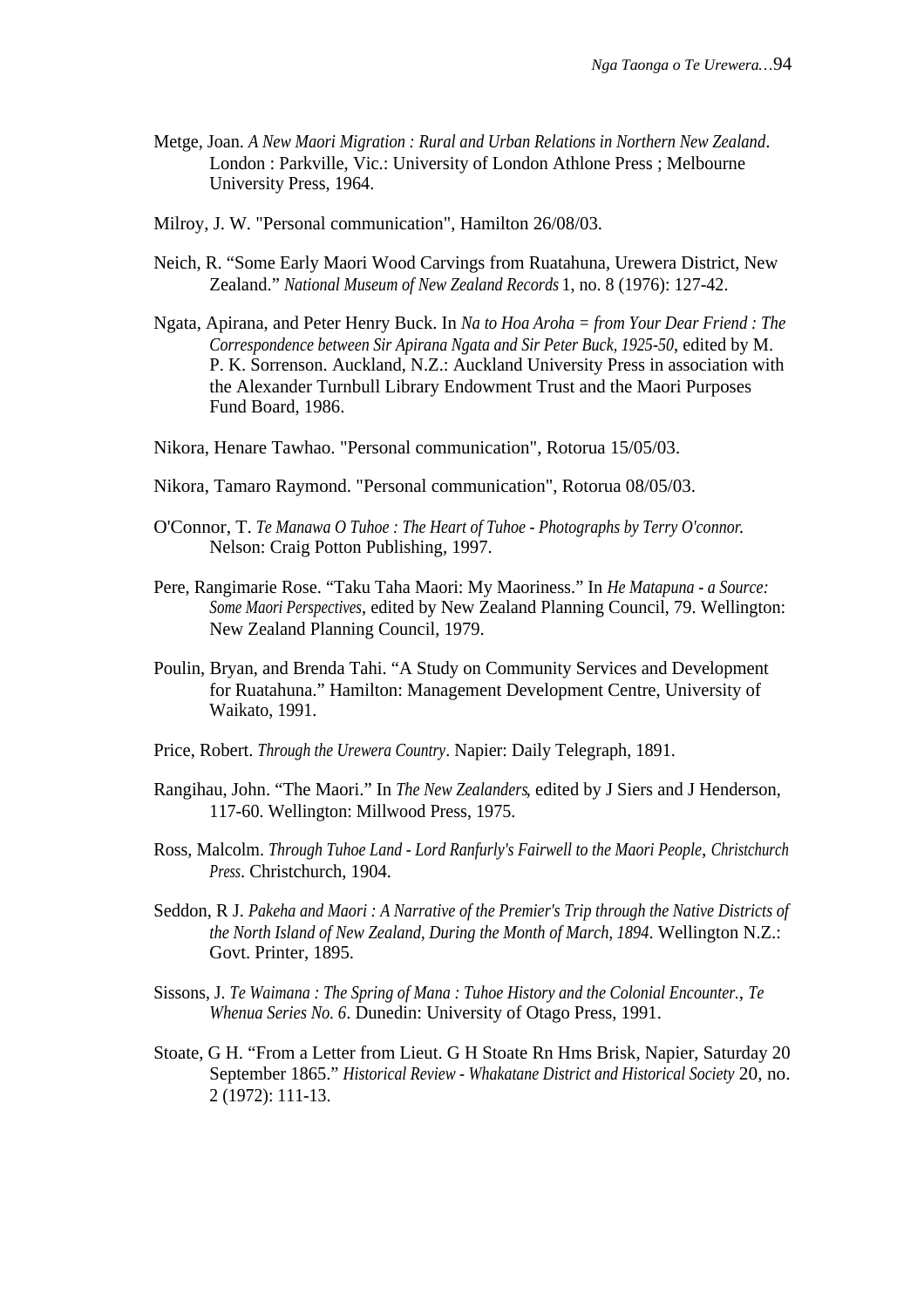Metge, Joan. *A New Maori Migration : Rural and Urban Relations in Northern New Zealand*. London : Parkville, Vic.: University of London Athlone Press ; Melbourne University Press, 1964.

Milroy, J. W. "Personal communication", Hamilton 26/08/03.

Neich, R. "Some Early Maori Wood Carvings from Ruatahuna, Urewera District, New Zealand." *National Museum of New Zealand Records* 1, no. 8 (1976): 127-42.

Ngata, Apirana, and Peter Henry Buck. In *Na to Hoa Aroha = from Your Dear Friend : The Correspondence between Sir Apirana Ngata and Sir Peter Buck, 1925-50*, edited by M. P. K. Sorrenson. Auckland, N.Z.: Auckland University Press in association with the Alexander Turnbull Library Endowment Trust and the Maori Purposes Fund Board, 1986.

Nikora, Henare Tawhao. "Personal communication", Rotorua 15/05/03.

Nikora, Tamaro Raymond. "Personal communication", Rotorua 08/05/03.

O'Connor, T. *Te Manawa O Tuhoe : The Heart of Tuhoe - Photographs by Terry O'connor.* Nelson: Craig Potton Publishing, 1997.

Pere, Rangimarie Rose. "Taku Taha Maori: My Maoriness." In *He Matapuna - a Source: Some Maori Perspectives*, edited by New Zealand Planning Council, 79. Wellington: New Zealand Planning Council, 1979.

Poulin, Bryan, and Brenda Tahi. "A Study on Community Services and Development for Ruatahuna." Hamilton: Management Development Centre, University of Waikato, 1991.

Price, Robert. *Through the Urewera Country*. Napier: Daily Telegraph, 1891.

Rangihau, John. "The Maori." In *The New Zealanders*, edited by J Siers and J Henderson, 117-60. Wellington: Millwood Press, 1975.

Ross, Malcolm. *Through Tuhoe Land - Lord Ranfurly's Fairwell to the Maori People*, *Christchurch Press*. Christchurch, 1904.

Seddon, R J. *Pakeha and Maori : A Narrative of the Premier's Trip through the Native Districts of the North Island of New Zealand, During the Month of March, 1894*. Wellington N.Z.: Govt. Printer, 1895.

Sissons, J. *Te Waimana : The Spring of Mana : Tuhoe History and the Colonial Encounter.*, *Te Whenua Series No. 6*. Dunedin: University of Otago Press, 1991.

Stoate, G H. "From a Letter from Lieut. G H Stoate Rn Hms Brisk, Napier, Saturday 20 September 1865." *Historical Review - Whakatane District and Historical Society* 20, no. 2 (1972): 111-13.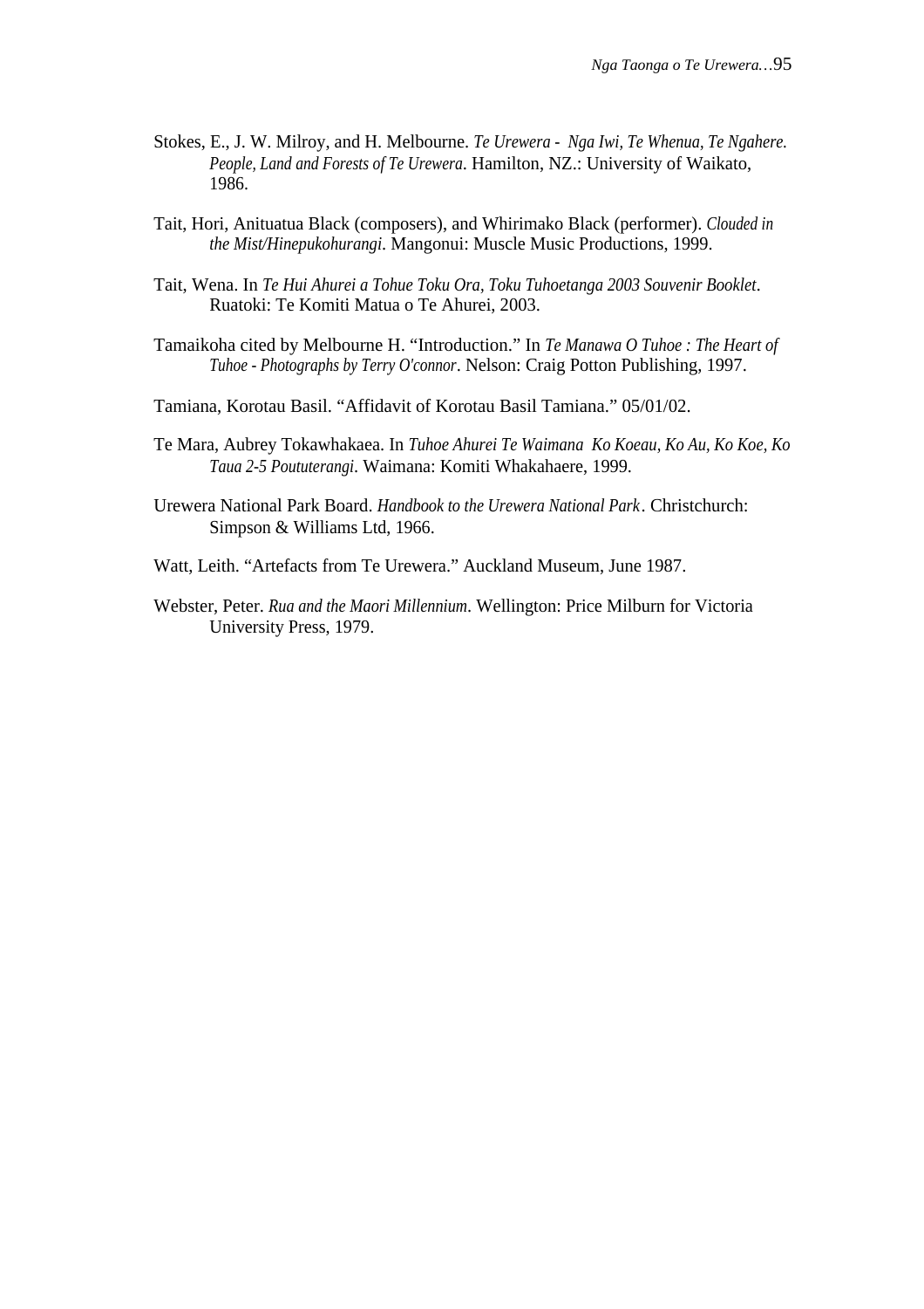Stokes, E., J. W. Milroy, and H. Melbourne. *Te Urewera - Nga Iwi, Te Whenua, Te Ngahere. People, Land and Forests of Te Urewera*. Hamilton, NZ.: University of Waikato, 1986.

Tait, Hori, Anituatua Black (composers), and Whirimako Black (performer). *Clouded in the Mist/Hinepukohurangi*. Mangonui: Muscle Music Productions, 1999.

Tait, Wena. In *Te Hui Ahurei a Tohue Toku Ora, Toku Tuhoetanga 2003 Souvenir Booklet*. Ruatoki: Te Komiti Matua o Te Ahurei, 2003.

Tamaikoha cited by Melbourne H. "Introduction." In *Te Manawa O Tuhoe : The Heart of Tuhoe - Photographs by Terry O'connor*. Nelson: Craig Potton Publishing, 1997.

Tamiana, Korotau Basil. "Affidavit of Korotau Basil Tamiana." 05/01/02.

Te Mara, Aubrey Tokawhakaea. In *Tuhoe Ahurei Te Waimana Ko Koeau, Ko Au, Ko Koe, Ko Taua 2-5 Poututerangi*. Waimana: Komiti Whakahaere, 1999.

Urewera National Park Board. *Handbook to the Urewera National Park*. Christchurch: Simpson & Williams Ltd, 1966.

Watt, Leith. "Artefacts from Te Urewera." Auckland Museum, June 1987.

Webster, Peter. *Rua and the Maori Millennium*. Wellington: Price Milburn for Victoria University Press, 1979.